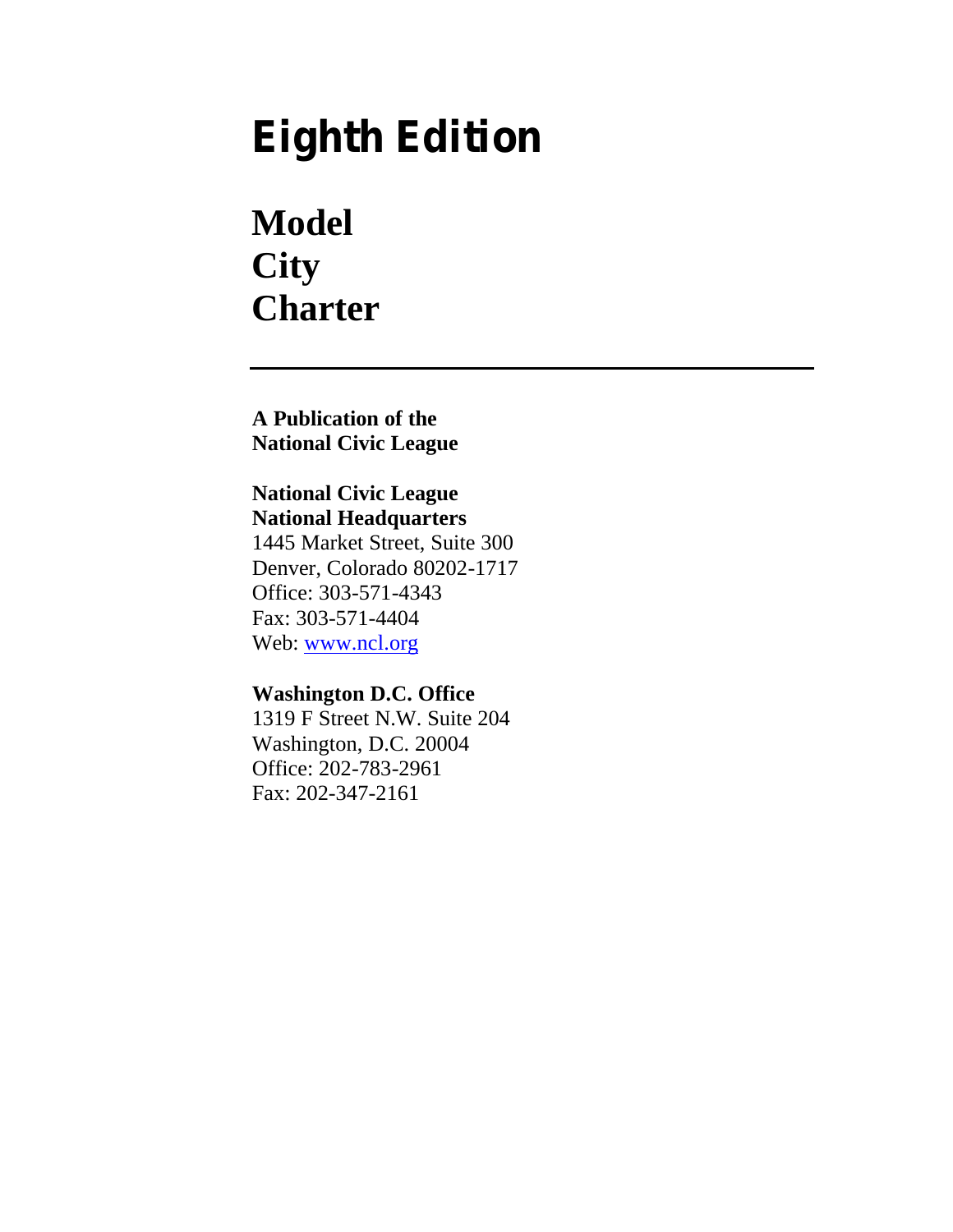# Eighth Edition

## Model City Charter

---

**A Publication of the National Civic League**

**National Civic League**
**National Headquarters**
1445 Market Street, Suite 300
Denver, Colorado 80202-1717
Office: 303-571-4343
Fax: 303-571-4404
Web: www.ncl.org

**Washington D.C. Office**
1319 F Street N.W. Suite 204
Washington, D.C. 20004
Office: 202-783-2961
Fax: 202-347-2161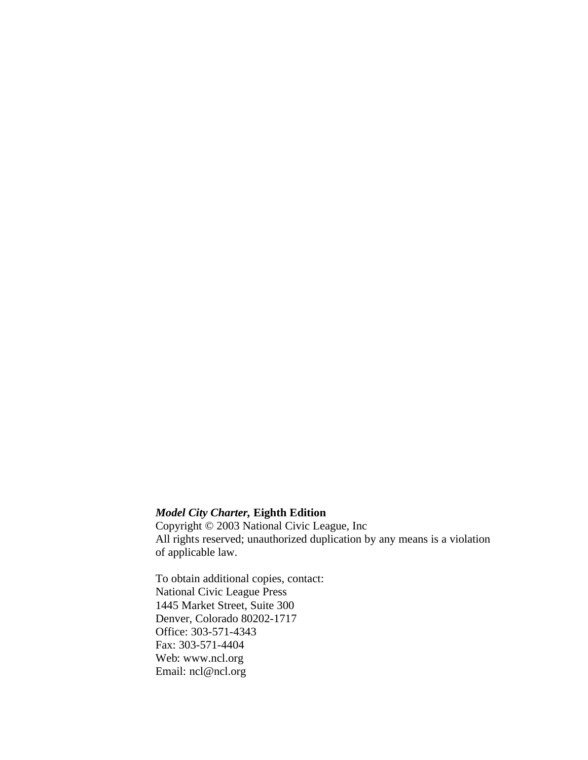***Model City Charter,* Eighth Edition**
Copyright © 2003 National Civic League, Inc
All rights reserved; unauthorized duplication by any means is a violation of applicable law.

To obtain additional copies, contact:
National Civic League Press
1445 Market Street, Suite 300
Denver, Colorado 80202-1717
Office: 303-571-4343
Fax: 303-571-4404
Web: www.ncl.org
Email: ncl@ncl.org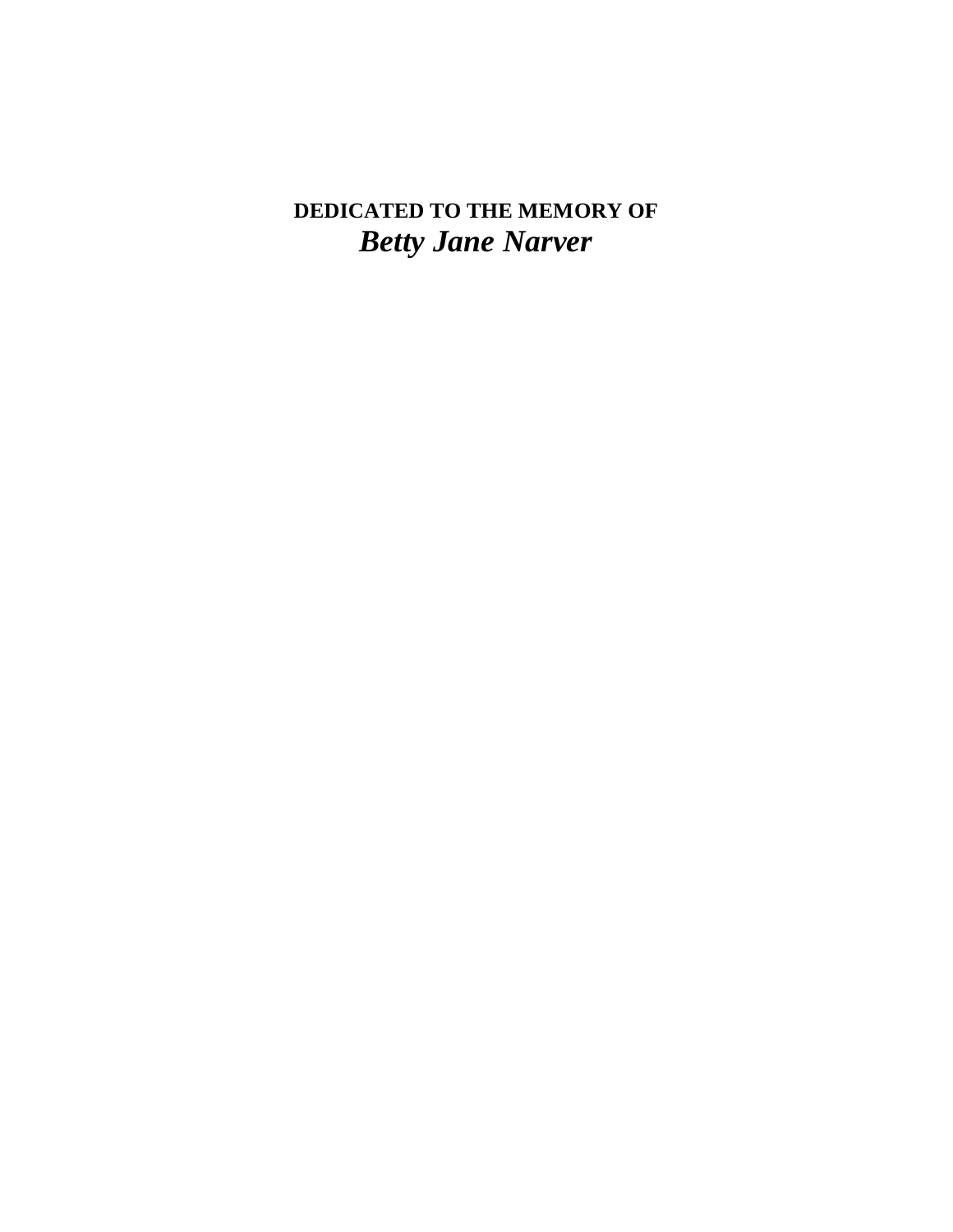**DEDICATED TO THE MEMORY OF**

***Betty Jane Narver***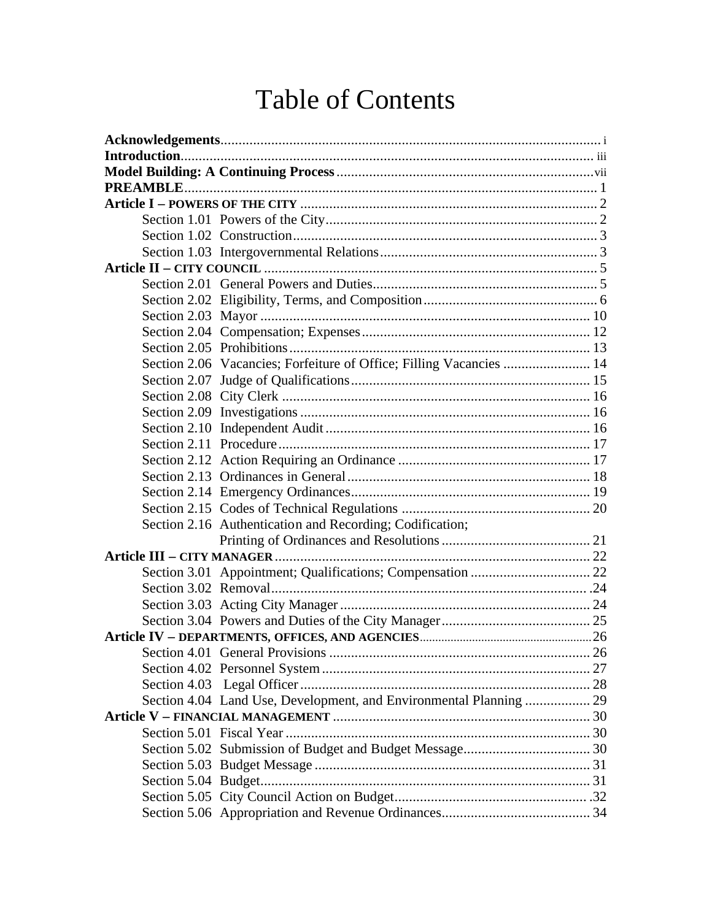# Table of Contents

**Acknowledgements** ..... i
**Introduction** ..... iii
**Model Building: A Continuing Process** ..... vii
**PREAMBLE** ..... 1
**Article I – POWERS OF THE CITY** ..... 2
- Section 1.01 Powers of the City ..... 2
- Section 1.02 Construction ..... 3
- Section 1.03 Intergovernmental Relations ..... 3

**Article II – CITY COUNCIL** ..... 5
- Section 2.01 General Powers and Duties ..... 5
- Section 2.02 Eligibility, Terms, and Composition ..... 6
- Section 2.03 Mayor ..... 10
- Section 2.04 Compensation; Expenses ..... 12
- Section 2.05 Prohibitions ..... 13
- Section 2.06 Vacancies; Forfeiture of Office; Filling Vacancies ..... 14
- Section 2.07 Judge of Qualifications ..... 15
- Section 2.08 City Clerk ..... 16
- Section 2.09 Investigations ..... 16
- Section 2.10 Independent Audit ..... 16
- Section 2.11 Procedure ..... 17
- Section 2.12 Action Requiring an Ordinance ..... 17
- Section 2.13 Ordinances in General ..... 18
- Section 2.14 Emergency Ordinances ..... 19
- Section 2.15 Codes of Technical Regulations ..... 20
- Section 2.16 Authentication and Recording; Codification; Printing of Ordinances and Resolutions ..... 21

**Article III – CITY MANAGER** ..... 22
- Section 3.01 Appointment; Qualifications; Compensation ..... 22
- Section 3.02 Removal ..... 24
- Section 3.03 Acting City Manager ..... 24
- Section 3.04 Powers and Duties of the City Manager ..... 25

**Article IV – DEPARTMENTS, OFFICES, AND AGENCIES** ..... 26
- Section 4.01 General Provisions ..... 26
- Section 4.02 Personnel System ..... 27
- Section 4.03 Legal Officer ..... 28
- Section 4.04 Land Use, Development, and Environmental Planning ..... 29

**Article V – FINANCIAL MANAGEMENT** ..... 30
- Section 5.01 Fiscal Year ..... 30
- Section 5.02 Submission of Budget and Budget Message ..... 30
- Section 5.03 Budget Message ..... 31
- Section 5.04 Budget ..... 31
- Section 5.05 City Council Action on Budget ..... 32
- Section 5.06 Appropriation and Revenue Ordinances ..... 34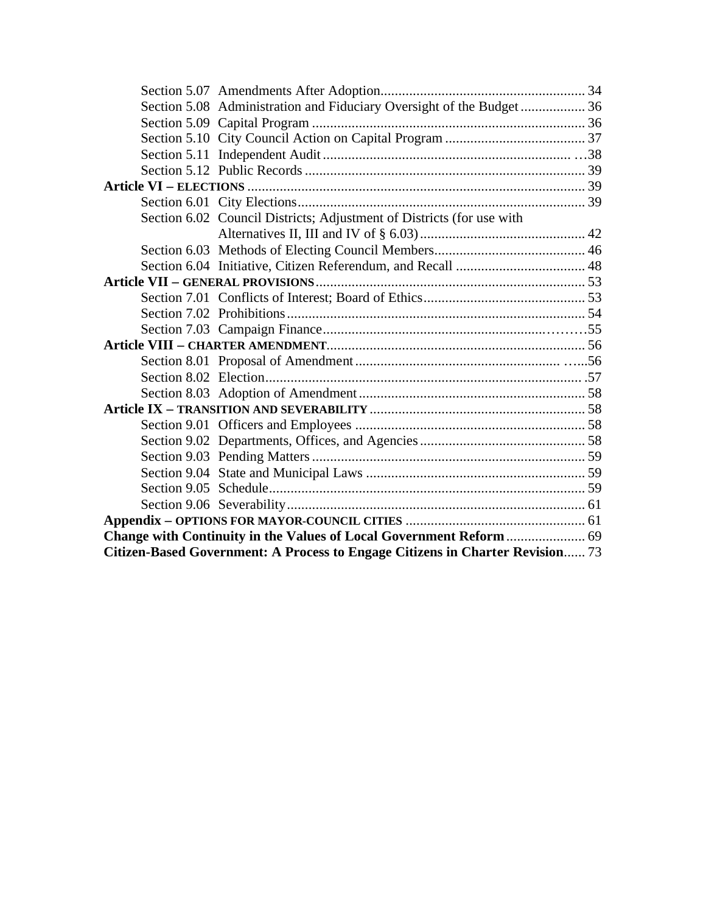Section 5.07 Amendments After Adoption ........................................................ 34
Section 5.08 Administration and Fiduciary Oversight of the Budget .................. 36
Section 5.09 Capital Program ............................................................................ 36
Section 5.10 City Council Action on Capital Program ....................................... 37
Section 5.11 Independent Audit ..................................................................... …38
Section 5.12 Public Records .............................................................................. 39

**Article VI – ELECTIONS** ............................................................................. 39

Section 6.01 City Elections ................................................................................ 39
Section 6.02 Council Districts; Adjustment of Districts (for use with Alternatives II, III and IV of § 6.03) .............................................. 42
Section 6.03 Methods of Electing Council Members .......................................... 46
Section 6.04 Initiative, Citizen Referendum, and Recall .................................... 48

**Article VII – GENERAL PROVISIONS** .......................................................... 53

Section 7.01 Conflicts of Interest; Board of Ethics ............................................. 53
Section 7.02 Prohibitions .................................................................................. 54
Section 7.03 Campaign Finance ........................................................……… 55

**Article VIII – CHARTER AMENDMENT** ....................................................... 56

Section 8.01 Proposal of Amendment ......................................................... …...56
Section 8.02 Election ......................................................................................... .57
Section 8.03 Adoption of Amendment ............................................................... 58

**Article IX – TRANSITION AND SEVERABILITY** ............................................ 58

Section 9.01 Officers and Employees ................................................................ 58
Section 9.02 Departments, Offices, and Agencies .............................................. 58
Section 9.03 Pending Matters ............................................................................ 59
Section 9.04 State and Municipal Laws ............................................................. 59
Section 9.05 Schedule ........................................................................................ 59
Section 9.06 Severability ................................................................................... 61

**Appendix – OPTIONS FOR MAYOR-COUNCIL CITIES** ................................. 61

**Change with Continuity in the Values of Local Government Reform** ..................... 69

**Citizen-Based Government: A Process to Engage Citizens in Charter Revision** ...... 73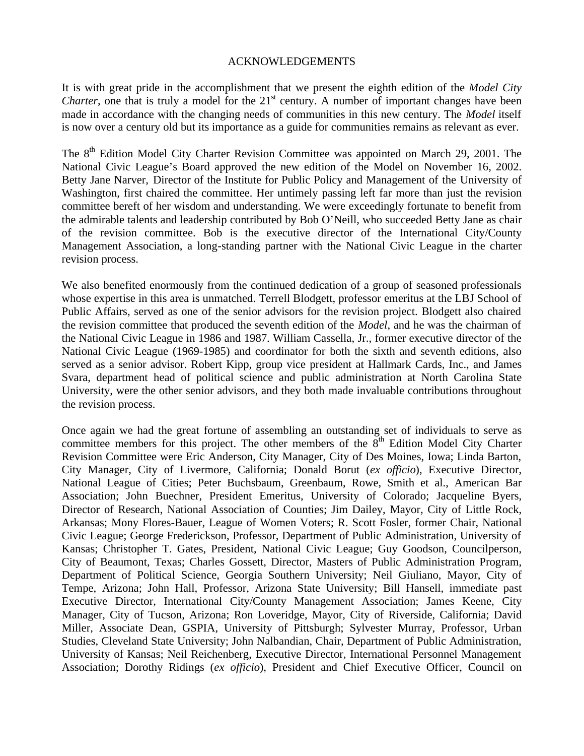# ACKNOWLEDGEMENTS

It is with great pride in the accomplishment that we present the eighth edition of the *Model City Charter*, one that is truly a model for the 21st century. A number of important changes have been made in accordance with the changing needs of communities in this new century. The *Model* itself is now over a century old but its importance as a guide for communities remains as relevant as ever.

The 8th Edition Model City Charter Revision Committee was appointed on March 29, 2001. The National Civic League's Board approved the new edition of the Model on November 16, 2002. Betty Jane Narver, Director of the Institute for Public Policy and Management of the University of Washington, first chaired the committee. Her untimely passing left far more than just the revision committee bereft of her wisdom and understanding. We were exceedingly fortunate to benefit from the admirable talents and leadership contributed by Bob O'Neill, who succeeded Betty Jane as chair of the revision committee. Bob is the executive director of the International City/County Management Association, a long-standing partner with the National Civic League in the charter revision process.

We also benefited enormously from the continued dedication of a group of seasoned professionals whose expertise in this area is unmatched. Terrell Blodgett, professor emeritus at the LBJ School of Public Affairs, served as one of the senior advisors for the revision project. Blodgett also chaired the revision committee that produced the seventh edition of the *Model*, and he was the chairman of the National Civic League in 1986 and 1987. William Cassella, Jr., former executive director of the National Civic League (1969-1985) and coordinator for both the sixth and seventh editions, also served as a senior advisor. Robert Kipp, group vice president at Hallmark Cards, Inc., and James Svara, department head of political science and public administration at North Carolina State University, were the other senior advisors, and they both made invaluable contributions throughout the revision process.

Once again we had the great fortune of assembling an outstanding set of individuals to serve as committee members for this project. The other members of the 8th Edition Model City Charter Revision Committee were Eric Anderson, City Manager, City of Des Moines, Iowa; Linda Barton, City Manager, City of Livermore, California; Donald Borut (*ex officio*), Executive Director, National League of Cities; Peter Buchsbaum, Greenbaum, Rowe, Smith et al., American Bar Association; John Buechner, President Emeritus, University of Colorado; Jacqueline Byers, Director of Research, National Association of Counties; Jim Dailey, Mayor, City of Little Rock, Arkansas; Mony Flores-Bauer, League of Women Voters; R. Scott Fosler, former Chair, National Civic League; George Frederickson, Professor, Department of Public Administration, University of Kansas; Christopher T. Gates, President, National Civic League; Guy Goodson, Councilperson, City of Beaumont, Texas; Charles Gossett, Director, Masters of Public Administration Program, Department of Political Science, Georgia Southern University; Neil Giuliano, Mayor, City of Tempe, Arizona; John Hall, Professor, Arizona State University; Bill Hansell, immediate past Executive Director, International City/County Management Association; James Keene, City Manager, City of Tucson, Arizona; Ron Loveridge, Mayor, City of Riverside, California; David Miller, Associate Dean, GSPIA, University of Pittsburgh; Sylvester Murray, Professor, Urban Studies, Cleveland State University; John Nalbandian, Chair, Department of Public Administration, University of Kansas; Neil Reichenberg, Executive Director, International Personnel Management Association; Dorothy Ridings (*ex officio*), President and Chief Executive Officer, Council on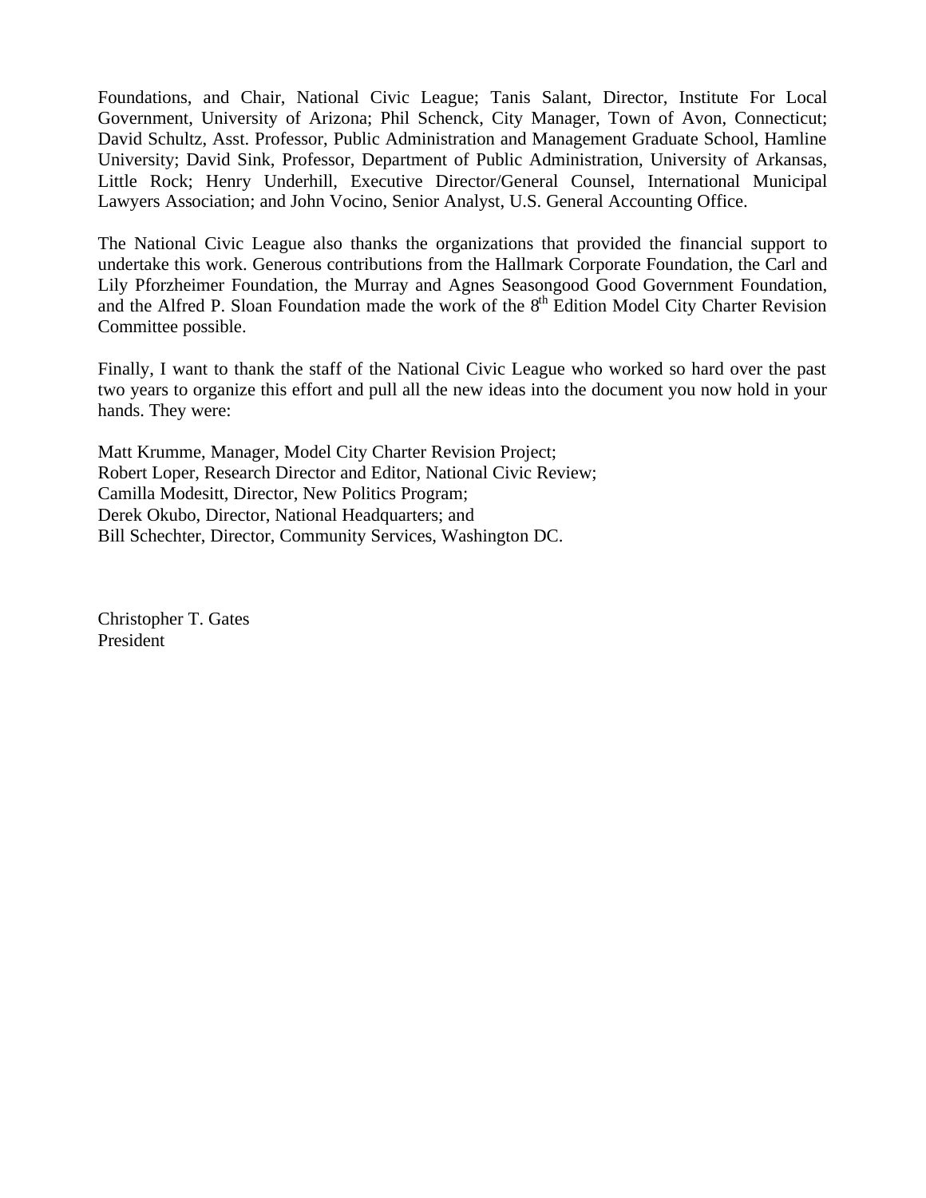Foundations, and Chair, National Civic League; Tanis Salant, Director, Institute For Local Government, University of Arizona; Phil Schenck, City Manager, Town of Avon, Connecticut; David Schultz, Asst. Professor, Public Administration and Management Graduate School, Hamline University; David Sink, Professor, Department of Public Administration, University of Arkansas, Little Rock; Henry Underhill, Executive Director/General Counsel, International Municipal Lawyers Association; and John Vocino, Senior Analyst, U.S. General Accounting Office.

The National Civic League also thanks the organizations that provided the financial support to undertake this work. Generous contributions from the Hallmark Corporate Foundation, the Carl and Lily Pforzheimer Foundation, the Murray and Agnes Seasongood Good Government Foundation, and the Alfred P. Sloan Foundation made the work of the 8th Edition Model City Charter Revision Committee possible.

Finally, I want to thank the staff of the National Civic League who worked so hard over the past two years to organize this effort and pull all the new ideas into the document you now hold in your hands. They were:

Matt Krumme, Manager, Model City Charter Revision Project;  
Robert Loper, Research Director and Editor, National Civic Review;  
Camilla Modesitt, Director, New Politics Program;  
Derek Okubo, Director, National Headquarters; and  
Bill Schechter, Director, Community Services, Washington DC.

Christopher T. Gates  
President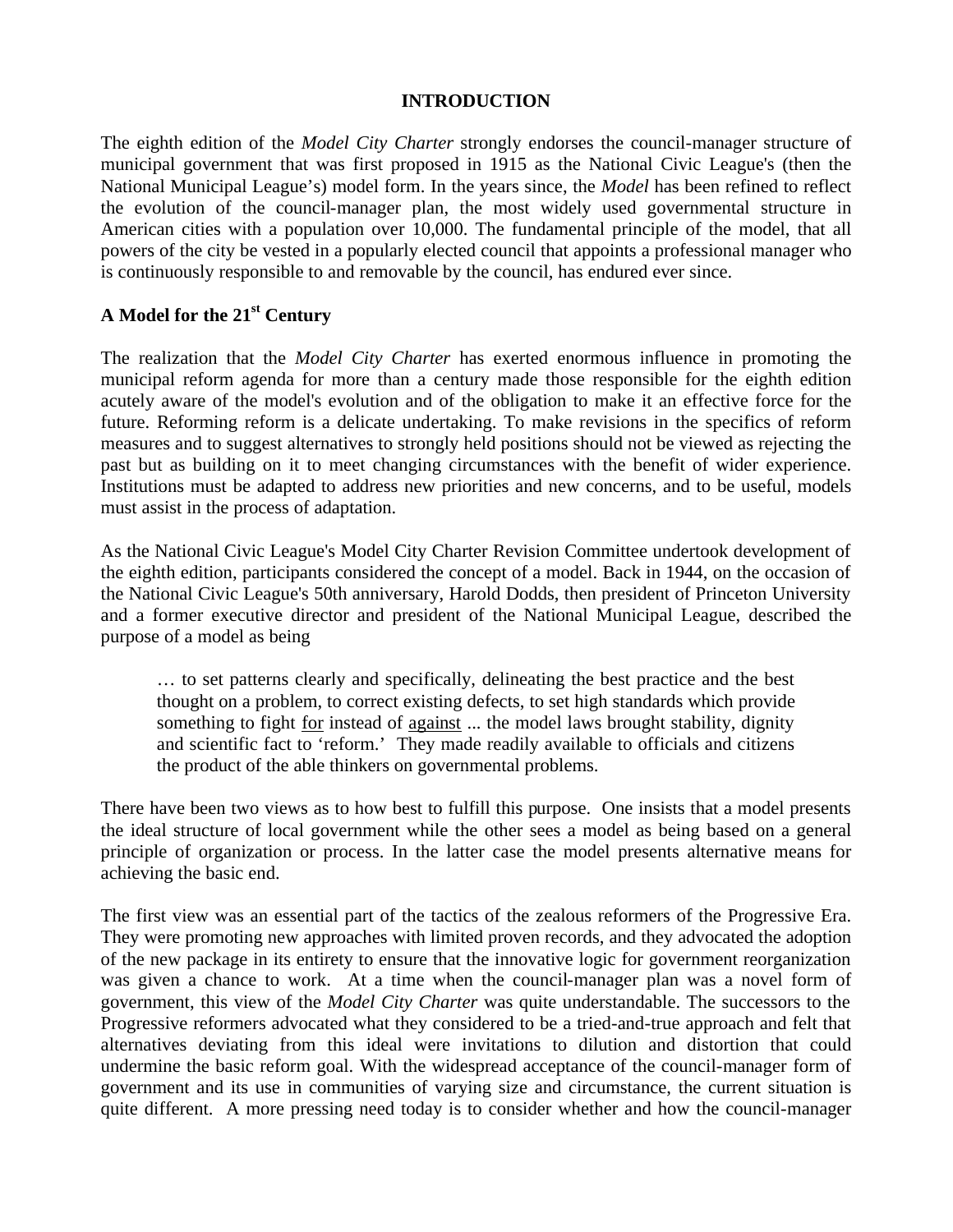# INTRODUCTION

The eighth edition of the *Model City Charter* strongly endorses the council-manager structure of municipal government that was first proposed in 1915 as the National Civic League's (then the National Municipal League's) model form. In the years since, the *Model* has been refined to reflect the evolution of the council-manager plan, the most widely used governmental structure in American cities with a population over 10,000. The fundamental principle of the model, that all powers of the city be vested in a popularly elected council that appoints a professional manager who is continuously responsible to and removable by the council, has endured ever since.

## A Model for the 21st Century

The realization that the *Model City Charter* has exerted enormous influence in promoting the municipal reform agenda for more than a century made those responsible for the eighth edition acutely aware of the model's evolution and of the obligation to make it an effective force for the future. Reforming reform is a delicate undertaking. To make revisions in the specifics of reform measures and to suggest alternatives to strongly held positions should not be viewed as rejecting the past but as building on it to meet changing circumstances with the benefit of wider experience. Institutions must be adapted to address new priorities and new concerns, and to be useful, models must assist in the process of adaptation.

As the National Civic League's Model City Charter Revision Committee undertook development of the eighth edition, participants considered the concept of a model. Back in 1944, on the occasion of the National Civic League's 50th anniversary, Harold Dodds, then president of Princeton University and a former executive director and president of the National Municipal League, described the purpose of a model as being

> … to set patterns clearly and specifically, delineating the best practice and the best thought on a problem, to correct existing defects, to set high standards which provide something to fight <u>for</u> instead of <u>against</u> ... the model laws brought stability, dignity and scientific fact to 'reform.' They made readily available to officials and citizens the product of the able thinkers on governmental problems.

There have been two views as to how best to fulfill this purpose. One insists that a model presents the ideal structure of local government while the other sees a model as being based on a general principle of organization or process. In the latter case the model presents alternative means for achieving the basic end.

The first view was an essential part of the tactics of the zealous reformers of the Progressive Era. They were promoting new approaches with limited proven records, and they advocated the adoption of the new package in its entirety to ensure that the innovative logic for government reorganization was given a chance to work. At a time when the council-manager plan was a novel form of government, this view of the *Model City Charter* was quite understandable. The successors to the Progressive reformers advocated what they considered to be a tried-and-true approach and felt that alternatives deviating from this ideal were invitations to dilution and distortion that could undermine the basic reform goal. With the widespread acceptance of the council-manager form of government and its use in communities of varying size and circumstance, the current situation is quite different. A more pressing need today is to consider whether and how the council-manager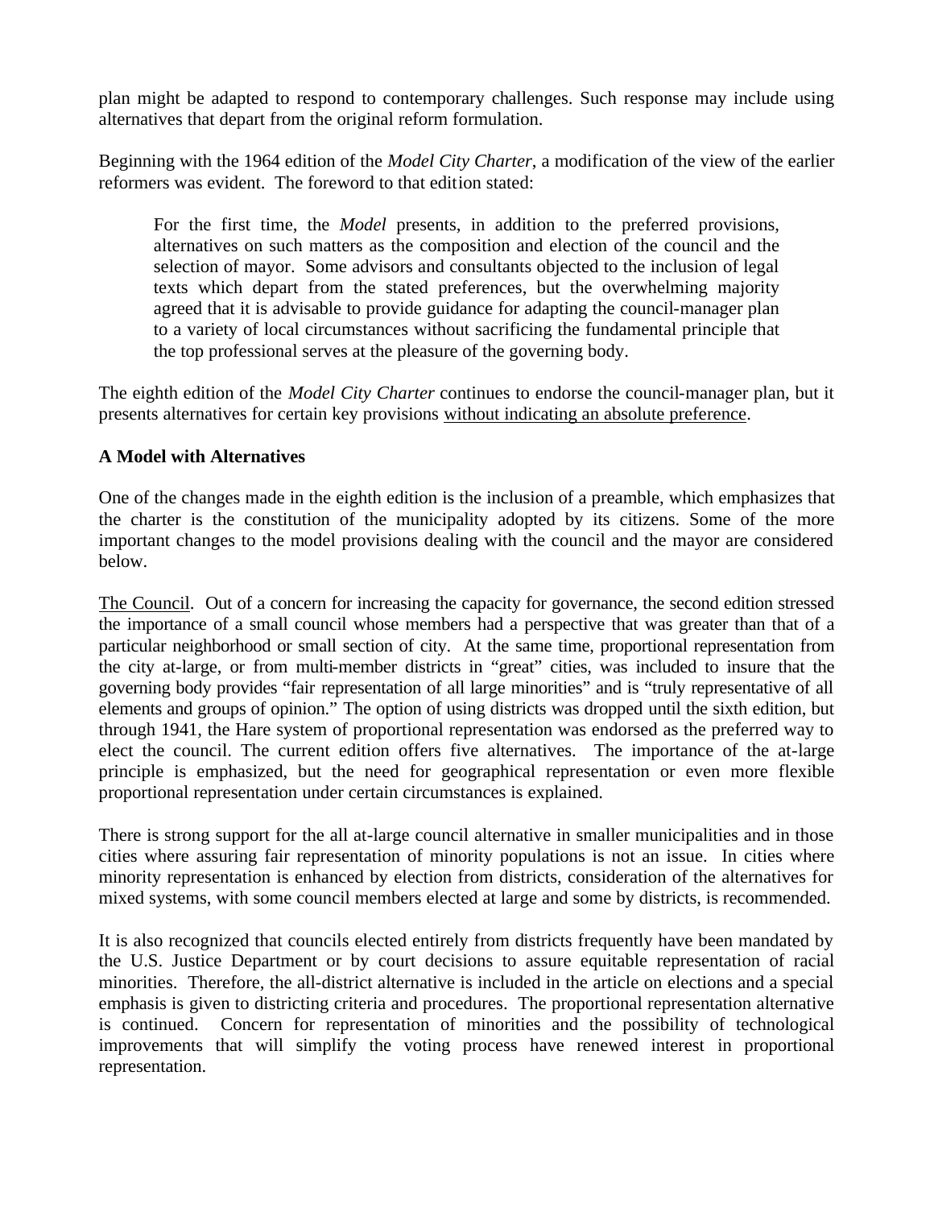plan might be adapted to respond to contemporary challenges. Such response may include using alternatives that depart from the original reform formulation.

Beginning with the 1964 edition of the *Model City Charter*, a modification of the view of the earlier reformers was evident. The foreword to that edition stated:

> For the first time, the *Model* presents, in addition to the preferred provisions, alternatives on such matters as the composition and election of the council and the selection of mayor. Some advisors and consultants objected to the inclusion of legal texts which depart from the stated preferences, but the overwhelming majority agreed that it is advisable to provide guidance for adapting the council-manager plan to a variety of local circumstances without sacrificing the fundamental principle that the top professional serves at the pleasure of the governing body.

The eighth edition of the *Model City Charter* continues to endorse the council-manager plan, but it presents alternatives for certain key provisions <u>without indicating an absolute preference</u>.

**A Model with Alternatives**

One of the changes made in the eighth edition is the inclusion of a preamble, which emphasizes that the charter is the constitution of the municipality adopted by its citizens. Some of the more important changes to the model provisions dealing with the council and the mayor are considered below.

<u>The Council</u>. Out of a concern for increasing the capacity for governance, the second edition stressed the importance of a small council whose members had a perspective that was greater than that of a particular neighborhood or small section of city. At the same time, proportional representation from the city at-large, or from multi-member districts in "great" cities, was included to insure that the governing body provides "fair representation of all large minorities" and is "truly representative of all elements and groups of opinion." The option of using districts was dropped until the sixth edition, but through 1941, the Hare system of proportional representation was endorsed as the preferred way to elect the council. The current edition offers five alternatives. The importance of the at-large principle is emphasized, but the need for geographical representation or even more flexible proportional representation under certain circumstances is explained.

There is strong support for the all at-large council alternative in smaller municipalities and in those cities where assuring fair representation of minority populations is not an issue. In cities where minority representation is enhanced by election from districts, consideration of the alternatives for mixed systems, with some council members elected at large and some by districts, is recommended.

It is also recognized that councils elected entirely from districts frequently have been mandated by the U.S. Justice Department or by court decisions to assure equitable representation of racial minorities. Therefore, the all-district alternative is included in the article on elections and a special emphasis is given to districting criteria and procedures. The proportional representation alternative is continued. Concern for representation of minorities and the possibility of technological improvements that will simplify the voting process have renewed interest in proportional representation.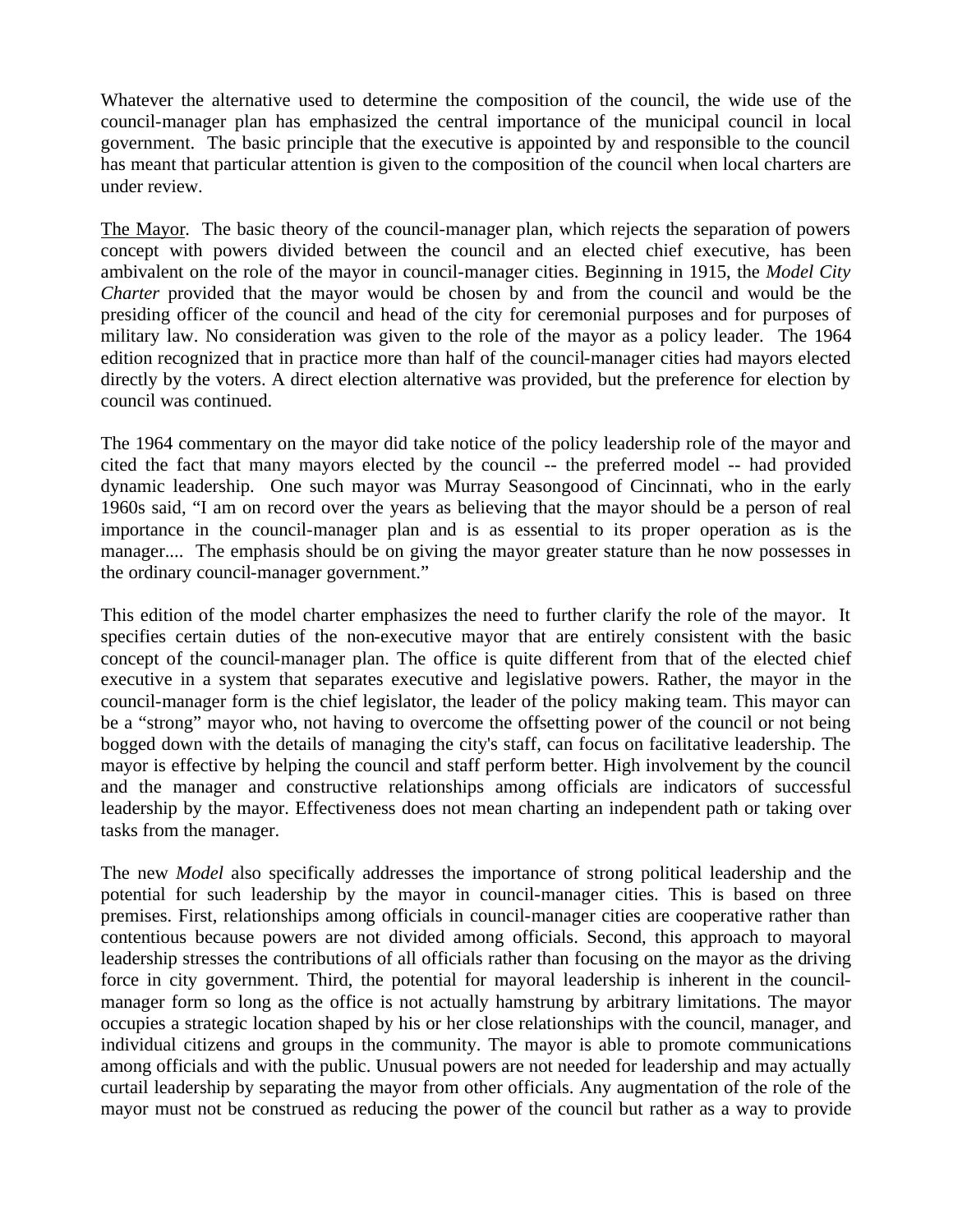Whatever the alternative used to determine the composition of the council, the wide use of the council-manager plan has emphasized the central importance of the municipal council in local government. The basic principle that the executive is appointed by and responsible to the council has meant that particular attention is given to the composition of the council when local charters are under review.

<u>The Mayor</u>. The basic theory of the council-manager plan, which rejects the separation of powers concept with powers divided between the council and an elected chief executive, has been ambivalent on the role of the mayor in council-manager cities. Beginning in 1915, the *Model City Charter* provided that the mayor would be chosen by and from the council and would be the presiding officer of the council and head of the city for ceremonial purposes and for purposes of military law. No consideration was given to the role of the mayor as a policy leader. The 1964 edition recognized that in practice more than half of the council-manager cities had mayors elected directly by the voters. A direct election alternative was provided, but the preference for election by council was continued.

The 1964 commentary on the mayor did take notice of the policy leadership role of the mayor and cited the fact that many mayors elected by the council -- the preferred model -- had provided dynamic leadership. One such mayor was Murray Seasongood of Cincinnati, who in the early 1960s said, "I am on record over the years as believing that the mayor should be a person of real importance in the council-manager plan and is as essential to its proper operation as is the manager.... The emphasis should be on giving the mayor greater stature than he now possesses in the ordinary council-manager government."

This edition of the model charter emphasizes the need to further clarify the role of the mayor. It specifies certain duties of the non-executive mayor that are entirely consistent with the basic concept of the council-manager plan. The office is quite different from that of the elected chief executive in a system that separates executive and legislative powers. Rather, the mayor in the council-manager form is the chief legislator, the leader of the policy making team. This mayor can be a "strong" mayor who, not having to overcome the offsetting power of the council or not being bogged down with the details of managing the city's staff, can focus on facilitative leadership. The mayor is effective by helping the council and staff perform better. High involvement by the council and the manager and constructive relationships among officials are indicators of successful leadership by the mayor. Effectiveness does not mean charting an independent path or taking over tasks from the manager.

The new *Model* also specifically addresses the importance of strong political leadership and the potential for such leadership by the mayor in council-manager cities. This is based on three premises. First, relationships among officials in council-manager cities are cooperative rather than contentious because powers are not divided among officials. Second, this approach to mayoral leadership stresses the contributions of all officials rather than focusing on the mayor as the driving force in city government. Third, the potential for mayoral leadership is inherent in the council-manager form so long as the office is not actually hamstrung by arbitrary limitations. The mayor occupies a strategic location shaped by his or her close relationships with the council, manager, and individual citizens and groups in the community. The mayor is able to promote communications among officials and with the public. Unusual powers are not needed for leadership and may actually curtail leadership by separating the mayor from other officials. Any augmentation of the role of the mayor must not be construed as reducing the power of the council but rather as a way to provide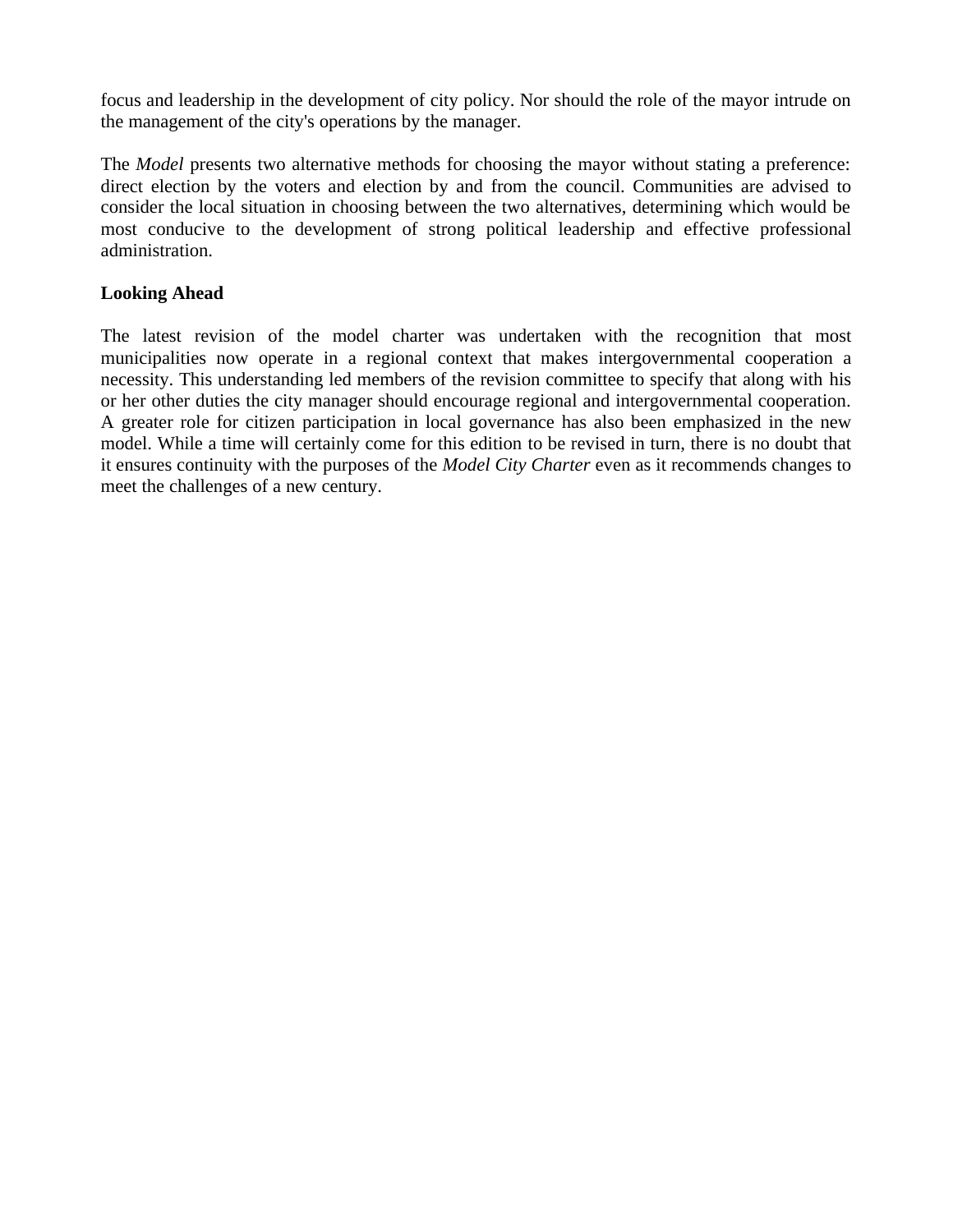focus and leadership in the development of city policy. Nor should the role of the mayor intrude on the management of the city's operations by the manager.

The *Model* presents two alternative methods for choosing the mayor without stating a preference: direct election by the voters and election by and from the council. Communities are advised to consider the local situation in choosing between the two alternatives, determining which would be most conducive to the development of strong political leadership and effective professional administration.

**Looking Ahead**

The latest revision of the model charter was undertaken with the recognition that most municipalities now operate in a regional context that makes intergovernmental cooperation a necessity. This understanding led members of the revision committee to specify that along with his or her other duties the city manager should encourage regional and intergovernmental cooperation. A greater role for citizen participation in local governance has also been emphasized in the new model. While a time will certainly come for this edition to be revised in turn, there is no doubt that it ensures continuity with the purposes of the *Model City Charter* even as it recommends changes to meet the challenges of a new century.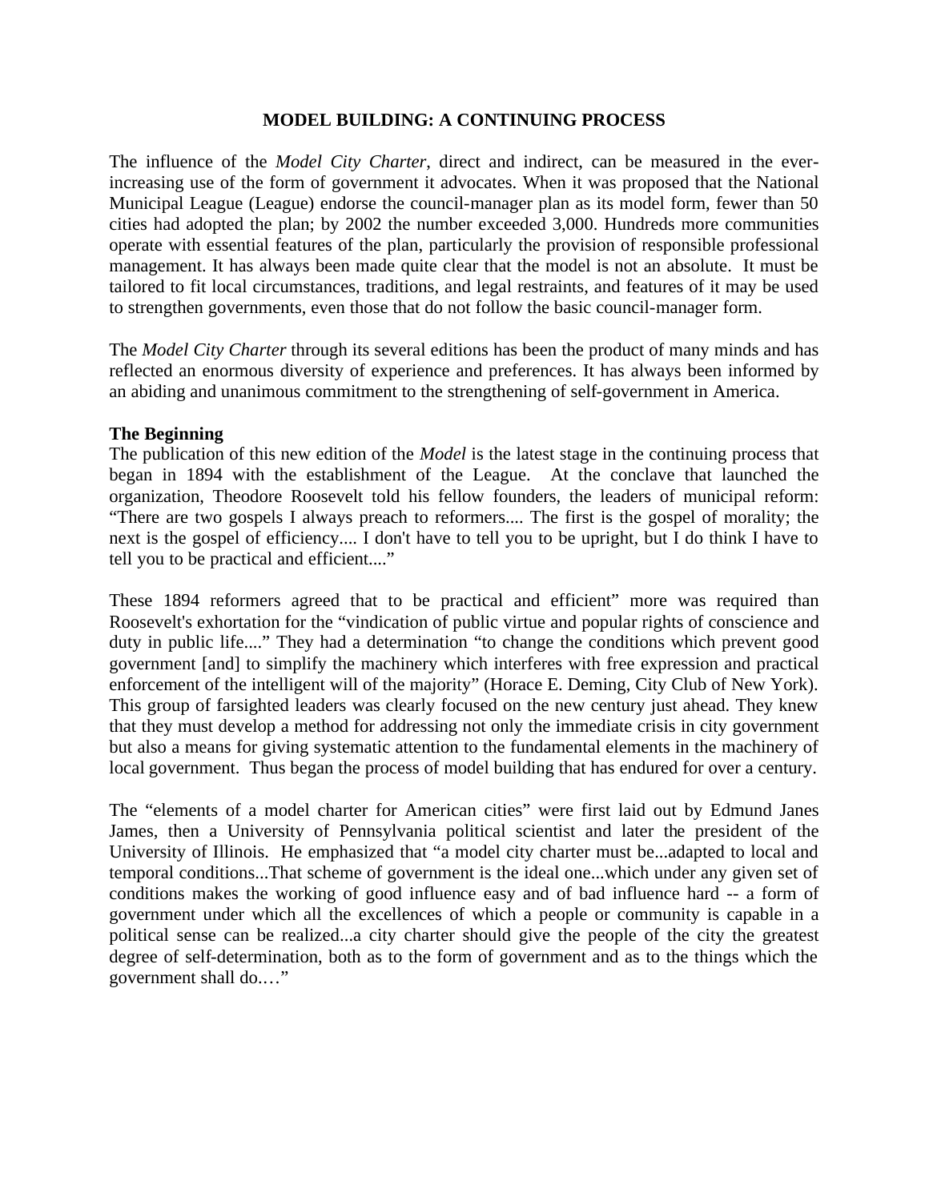## MODEL BUILDING: A CONTINUING PROCESS

The influence of the *Model City Charter*, direct and indirect, can be measured in the ever-increasing use of the form of government it advocates. When it was proposed that the National Municipal League (League) endorse the council-manager plan as its model form, fewer than 50 cities had adopted the plan; by 2002 the number exceeded 3,000. Hundreds more communities operate with essential features of the plan, particularly the provision of responsible professional management. It has always been made quite clear that the model is not an absolute. It must be tailored to fit local circumstances, traditions, and legal restraints, and features of it may be used to strengthen governments, even those that do not follow the basic council-manager form.

The *Model City Charter* through its several editions has been the product of many minds and has reflected an enormous diversity of experience and preferences. It has always been informed by an abiding and unanimous commitment to the strengthening of self-government in America.

### The Beginning

The publication of this new edition of the *Model* is the latest stage in the continuing process that began in 1894 with the establishment of the League. At the conclave that launched the organization, Theodore Roosevelt told his fellow founders, the leaders of municipal reform: "There are two gospels I always preach to reformers.... The first is the gospel of morality; the next is the gospel of efficiency.... I don't have to tell you to be upright, but I do think I have to tell you to be practical and efficient...."

These 1894 reformers agreed that to be practical and efficient" more was required than Roosevelt's exhortation for the "vindication of public virtue and popular rights of conscience and duty in public life...." They had a determination "to change the conditions which prevent good government [and] to simplify the machinery which interferes with free expression and practical enforcement of the intelligent will of the majority" (Horace E. Deming, City Club of New York). This group of farsighted leaders was clearly focused on the new century just ahead. They knew that they must develop a method for addressing not only the immediate crisis in city government but also a means for giving systematic attention to the fundamental elements in the machinery of local government. Thus began the process of model building that has endured for over a century.

The "elements of a model charter for American cities" were first laid out by Edmund Janes James, then a University of Pennsylvania political scientist and later the president of the University of Illinois. He emphasized that "a model city charter must be...adapted to local and temporal conditions...That scheme of government is the ideal one...which under any given set of conditions makes the working of good influence easy and of bad influence hard -- a form of government under which all the excellences of which a people or community is capable in a political sense can be realized...a city charter should give the people of the city the greatest degree of self-determination, both as to the form of government and as to the things which the government shall do.…"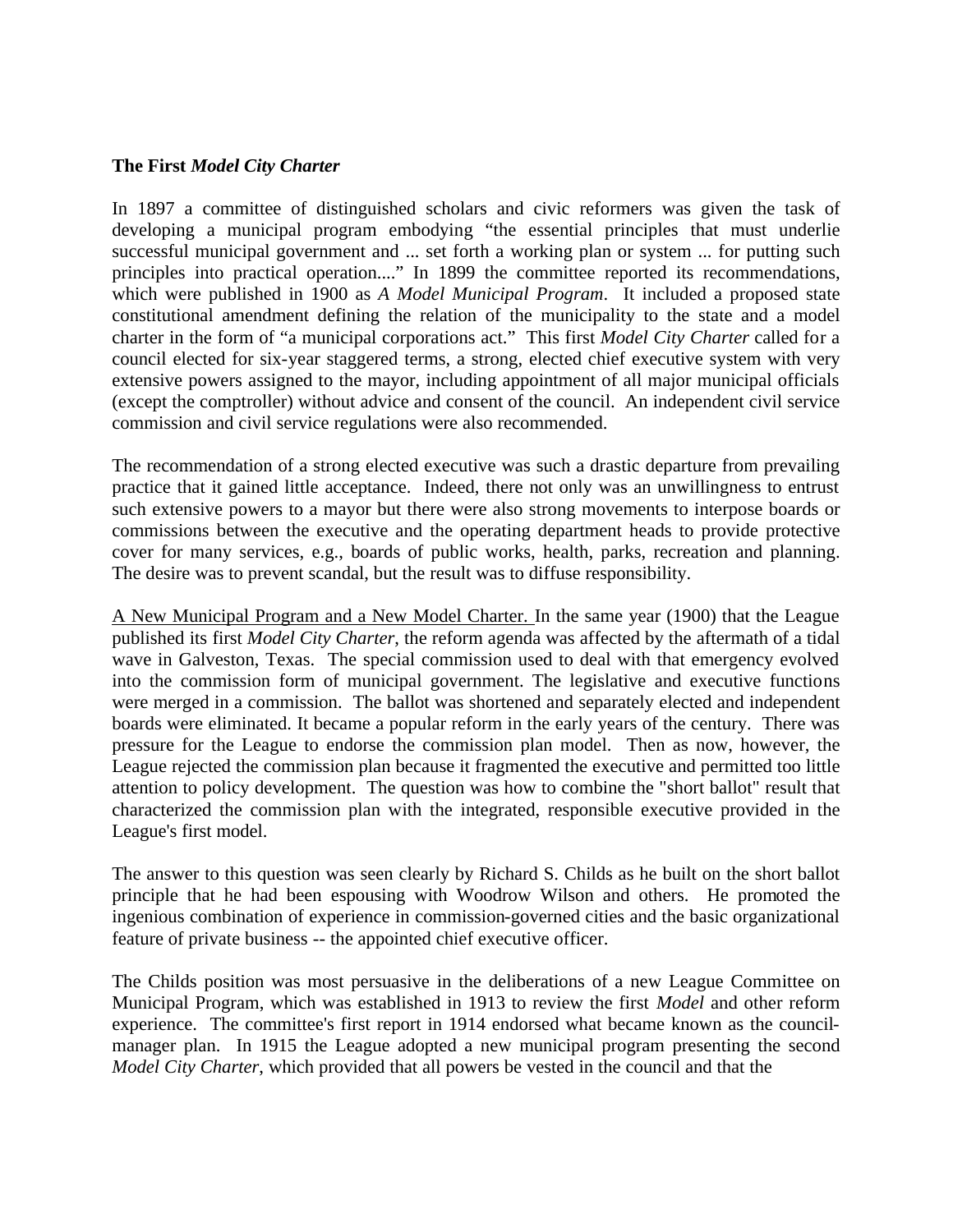**The First *Model City Charter***

In 1897 a committee of distinguished scholars and civic reformers was given the task of developing a municipal program embodying "the essential principles that must underlie successful municipal government and ... set forth a working plan or system ... for putting such principles into practical operation...." In 1899 the committee reported its recommendations, which were published in 1900 as *A Model Municipal Program*. It included a proposed state constitutional amendment defining the relation of the municipality to the state and a model charter in the form of "a municipal corporations act." This first *Model City Charter* called for a council elected for six-year staggered terms, a strong, elected chief executive system with very extensive powers assigned to the mayor, including appointment of all major municipal officials (except the comptroller) without advice and consent of the council. An independent civil service commission and civil service regulations were also recommended.

The recommendation of a strong elected executive was such a drastic departure from prevailing practice that it gained little acceptance. Indeed, there not only was an unwillingness to entrust such extensive powers to a mayor but there were also strong movements to interpose boards or commissions between the executive and the operating department heads to provide protective cover for many services, e.g., boards of public works, health, parks, recreation and planning. The desire was to prevent scandal, but the result was to diffuse responsibility.

<u>A New Municipal Program and a New Model Charter.</u> In the same year (1900) that the League published its first *Model City Charter*, the reform agenda was affected by the aftermath of a tidal wave in Galveston, Texas. The special commission used to deal with that emergency evolved into the commission form of municipal government. The legislative and executive functions were merged in a commission. The ballot was shortened and separately elected and independent boards were eliminated. It became a popular reform in the early years of the century. There was pressure for the League to endorse the commission plan model. Then as now, however, the League rejected the commission plan because it fragmented the executive and permitted too little attention to policy development. The question was how to combine the "short ballot" result that characterized the commission plan with the integrated, responsible executive provided in the League's first model.

The answer to this question was seen clearly by Richard S. Childs as he built on the short ballot principle that he had been espousing with Woodrow Wilson and others. He promoted the ingenious combination of experience in commission-governed cities and the basic organizational feature of private business -- the appointed chief executive officer.

The Childs position was most persuasive in the deliberations of a new League Committee on Municipal Program, which was established in 1913 to review the first *Model* and other reform experience. The committee's first report in 1914 endorsed what became known as the council-manager plan. In 1915 the League adopted a new municipal program presenting the second *Model City Charter*, which provided that all powers be vested in the council and that the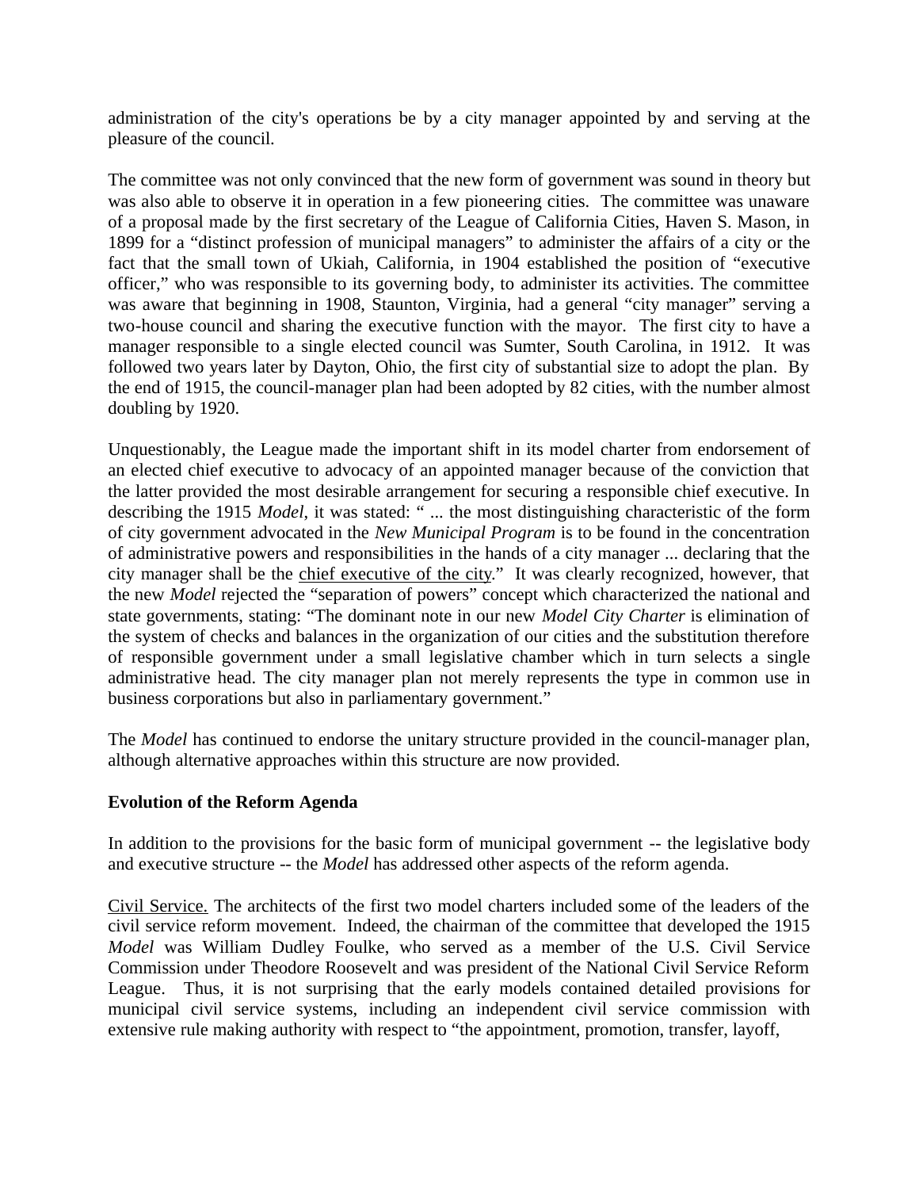administration of the city's operations be by a city manager appointed by and serving at the pleasure of the council.

The committee was not only convinced that the new form of government was sound in theory but was also able to observe it in operation in a few pioneering cities. The committee was unaware of a proposal made by the first secretary of the League of California Cities, Haven S. Mason, in 1899 for a "distinct profession of municipal managers" to administer the affairs of a city or the fact that the small town of Ukiah, California, in 1904 established the position of "executive officer," who was responsible to its governing body, to administer its activities. The committee was aware that beginning in 1908, Staunton, Virginia, had a general "city manager" serving a two-house council and sharing the executive function with the mayor. The first city to have a manager responsible to a single elected council was Sumter, South Carolina, in 1912. It was followed two years later by Dayton, Ohio, the first city of substantial size to adopt the plan. By the end of 1915, the council-manager plan had been adopted by 82 cities, with the number almost doubling by 1920.

Unquestionably, the League made the important shift in its model charter from endorsement of an elected chief executive to advocacy of an appointed manager because of the conviction that the latter provided the most desirable arrangement for securing a responsible chief executive. In describing the 1915 *Model*, it was stated: " ... the most distinguishing characteristic of the form of city government advocated in the *New Municipal Program* is to be found in the concentration of administrative powers and responsibilities in the hands of a city manager ... declaring that the city manager shall be the <u>chief executive of the city</u>." It was clearly recognized, however, that the new *Model* rejected the "separation of powers" concept which characterized the national and state governments, stating: "The dominant note in our new *Model City Charter* is elimination of the system of checks and balances in the organization of our cities and the substitution therefore of responsible government under a small legislative chamber which in turn selects a single administrative head. The city manager plan not merely represents the type in common use in business corporations but also in parliamentary government."

The *Model* has continued to endorse the unitary structure provided in the council-manager plan, although alternative approaches within this structure are now provided.

**Evolution of the Reform Agenda**

In addition to the provisions for the basic form of municipal government -- the legislative body and executive structure -- the *Model* has addressed other aspects of the reform agenda.

<u>Civil Service.</u> The architects of the first two model charters included some of the leaders of the civil service reform movement. Indeed, the chairman of the committee that developed the 1915 *Model* was William Dudley Foulke, who served as a member of the U.S. Civil Service Commission under Theodore Roosevelt and was president of the National Civil Service Reform League. Thus, it is not surprising that the early models contained detailed provisions for municipal civil service systems, including an independent civil service commission with extensive rule making authority with respect to "the appointment, promotion, transfer, layoff,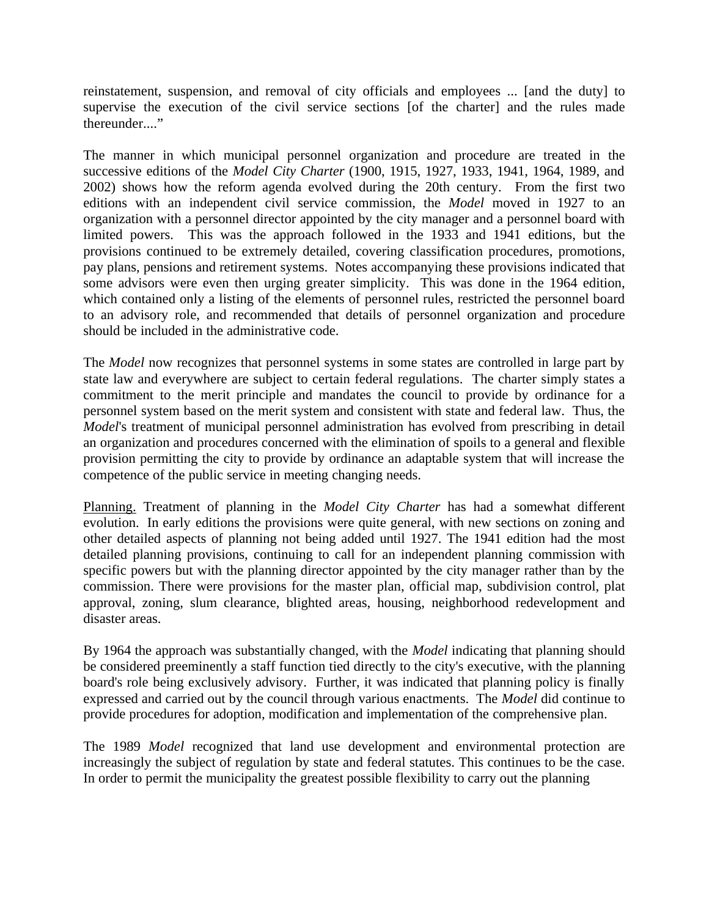reinstatement, suspension, and removal of city officials and employees ... [and the duty] to supervise the execution of the civil service sections [of the charter] and the rules made thereunder...."

The manner in which municipal personnel organization and procedure are treated in the successive editions of the *Model City Charter* (1900, 1915, 1927, 1933, 1941, 1964, 1989, and 2002) shows how the reform agenda evolved during the 20th century. From the first two editions with an independent civil service commission, the *Model* moved in 1927 to an organization with a personnel director appointed by the city manager and a personnel board with limited powers. This was the approach followed in the 1933 and 1941 editions, but the provisions continued to be extremely detailed, covering classification procedures, promotions, pay plans, pensions and retirement systems. Notes accompanying these provisions indicated that some advisors were even then urging greater simplicity. This was done in the 1964 edition, which contained only a listing of the elements of personnel rules, restricted the personnel board to an advisory role, and recommended that details of personnel organization and procedure should be included in the administrative code.

The *Model* now recognizes that personnel systems in some states are controlled in large part by state law and everywhere are subject to certain federal regulations. The charter simply states a commitment to the merit principle and mandates the council to provide by ordinance for a personnel system based on the merit system and consistent with state and federal law. Thus, the *Model*'s treatment of municipal personnel administration has evolved from prescribing in detail an organization and procedures concerned with the elimination of spoils to a general and flexible provision permitting the city to provide by ordinance an adaptable system that will increase the competence of the public service in meeting changing needs.

Planning. Treatment of planning in the *Model City Charter* has had a somewhat different evolution. In early editions the provisions were quite general, with new sections on zoning and other detailed aspects of planning not being added until 1927. The 1941 edition had the most detailed planning provisions, continuing to call for an independent planning commission with specific powers but with the planning director appointed by the city manager rather than by the commission. There were provisions for the master plan, official map, subdivision control, plat approval, zoning, slum clearance, blighted areas, housing, neighborhood redevelopment and disaster areas.

By 1964 the approach was substantially changed, with the *Model* indicating that planning should be considered preeminently a staff function tied directly to the city's executive, with the planning board's role being exclusively advisory. Further, it was indicated that planning policy is finally expressed and carried out by the council through various enactments. The *Model* did continue to provide procedures for adoption, modification and implementation of the comprehensive plan.

The 1989 *Model* recognized that land use development and environmental protection are increasingly the subject of regulation by state and federal statutes. This continues to be the case. In order to permit the municipality the greatest possible flexibility to carry out the planning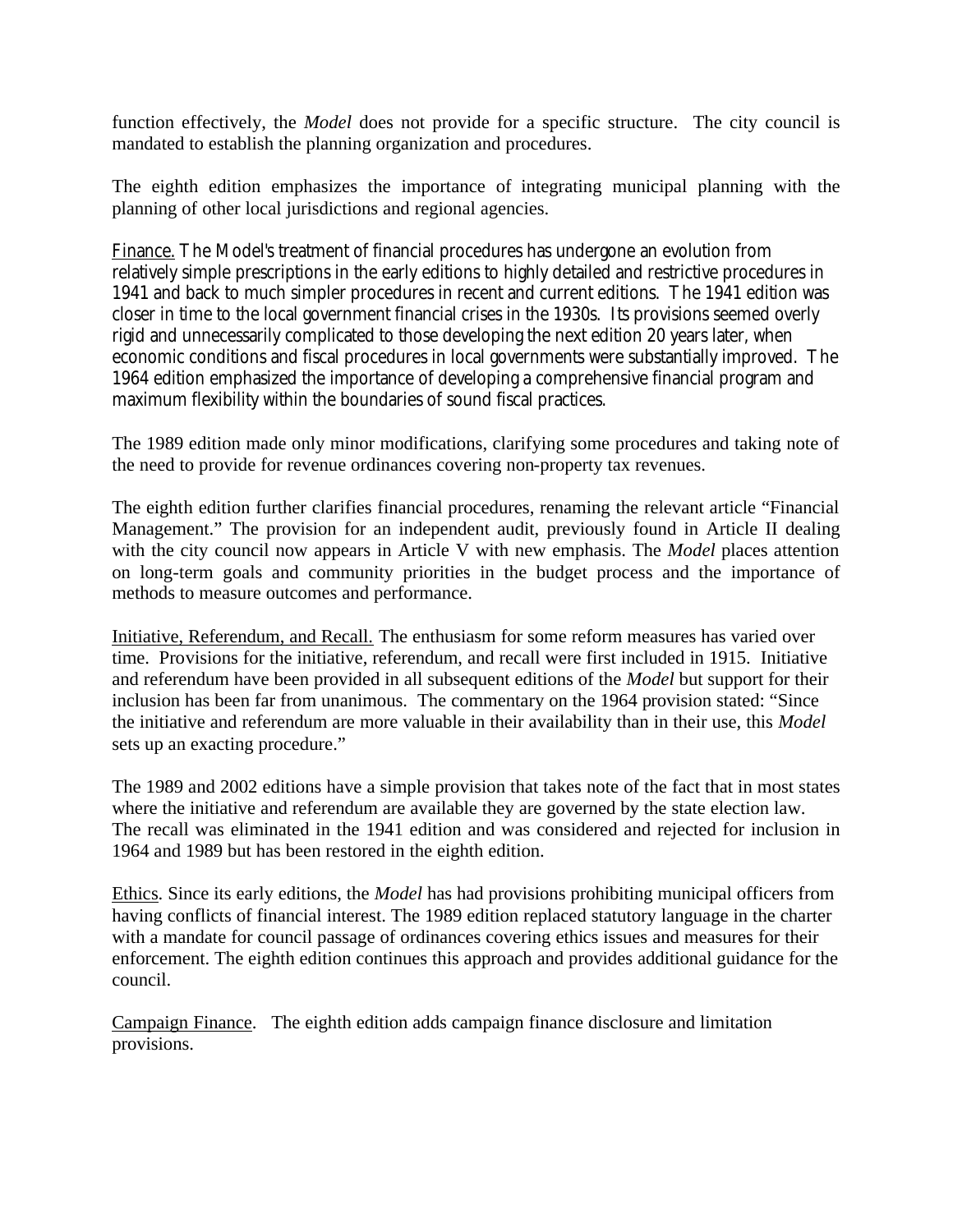function effectively, the *Model* does not provide for a specific structure. The city council is mandated to establish the planning organization and procedures.

The eighth edition emphasizes the importance of integrating municipal planning with the planning of other local jurisdictions and regional agencies.

<u>Finance.</u> The Model's treatment of financial procedures has undergone an evolution from relatively simple prescriptions in the early editions to highly detailed and restrictive procedures in 1941 and back to much simpler procedures in recent and current editions. The 1941 edition was closer in time to the local government financial crises in the 1930s. Its provisions seemed overly rigid and unnecessarily complicated to those developing the next edition 20 years later, when economic conditions and fiscal procedures in local governments were substantially improved. The 1964 edition emphasized the importance of developing a comprehensive financial program and maximum flexibility within the boundaries of sound fiscal practices.

The 1989 edition made only minor modifications, clarifying some procedures and taking note of the need to provide for revenue ordinances covering non-property tax revenues.

The eighth edition further clarifies financial procedures, renaming the relevant article "Financial Management." The provision for an independent audit, previously found in Article II dealing with the city council now appears in Article V with new emphasis. The *Model* places attention on long-term goals and community priorities in the budget process and the importance of methods to measure outcomes and performance.

<u>Initiative, Referendum, and Recall.</u> The enthusiasm for some reform measures has varied over time. Provisions for the initiative, referendum, and recall were first included in 1915. Initiative and referendum have been provided in all subsequent editions of the *Model* but support for their inclusion has been far from unanimous. The commentary on the 1964 provision stated: "Since the initiative and referendum are more valuable in their availability than in their use, this *Model* sets up an exacting procedure."

The 1989 and 2002 editions have a simple provision that takes note of the fact that in most states where the initiative and referendum are available they are governed by the state election law. The recall was eliminated in the 1941 edition and was considered and rejected for inclusion in 1964 and 1989 but has been restored in the eighth edition.

<u>Ethics</u>. Since its early editions, the *Model* has had provisions prohibiting municipal officers from having conflicts of financial interest. The 1989 edition replaced statutory language in the charter with a mandate for council passage of ordinances covering ethics issues and measures for their enforcement. The eighth edition continues this approach and provides additional guidance for the council.

<u>Campaign Finance</u>. The eighth edition adds campaign finance disclosure and limitation provisions.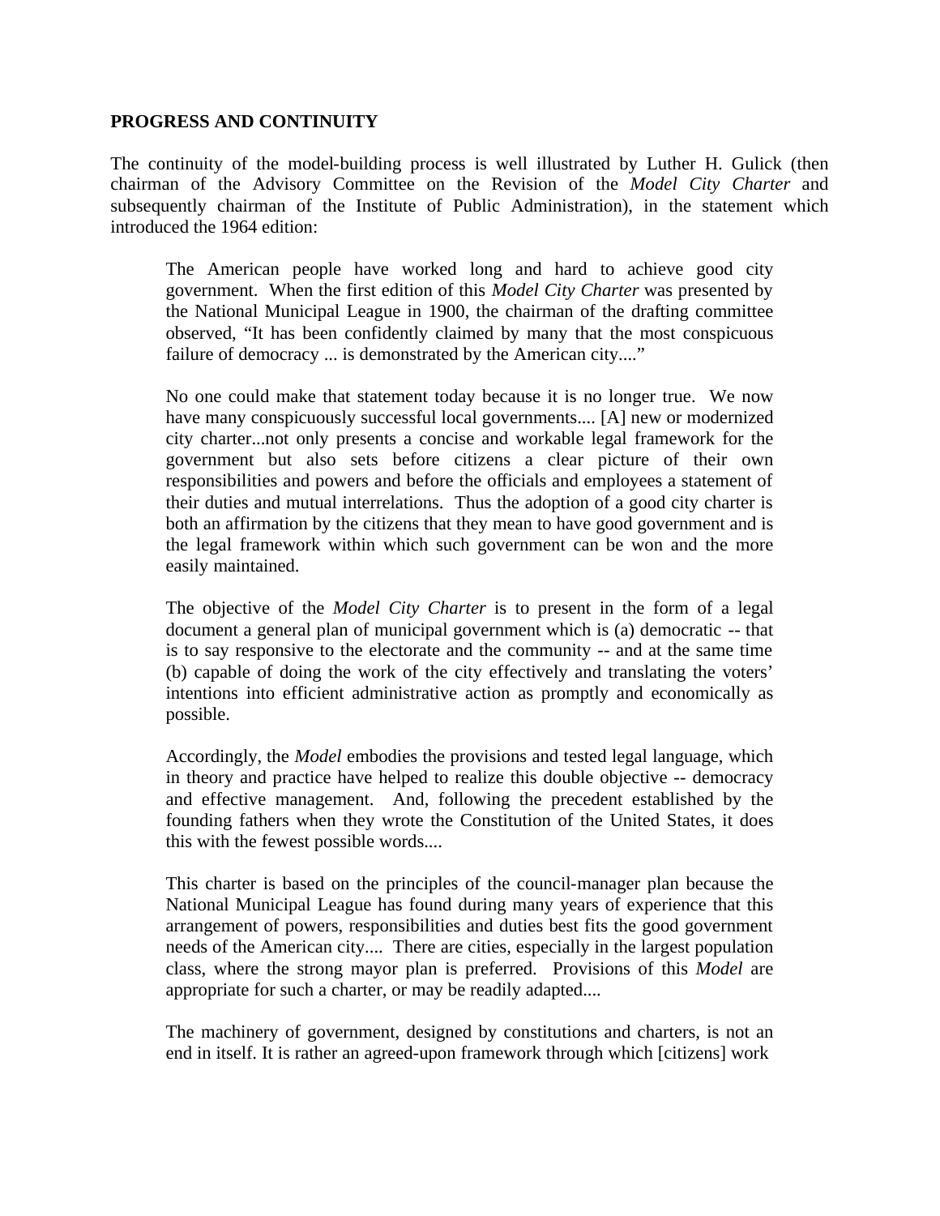**PROGRESS AND CONTINUITY**

The continuity of the model-building process is well illustrated by Luther H. Gulick (then chairman of the Advisory Committee on the Revision of the *Model City Charter* and subsequently chairman of the Institute of Public Administration), in the statement which introduced the 1964 edition:

> The American people have worked long and hard to achieve good city government. When the first edition of this *Model City Charter* was presented by the National Municipal League in 1900, the chairman of the drafting committee observed, "It has been confidently claimed by many that the most conspicuous failure of democracy ... is demonstrated by the American city...."
>
> No one could make that statement today because it is no longer true. We now have many conspicuously successful local governments.... [A] new or modernized city charter...not only presents a concise and workable legal framework for the government but also sets before citizens a clear picture of their own responsibilities and powers and before the officials and employees a statement of their duties and mutual interrelations. Thus the adoption of a good city charter is both an affirmation by the citizens that they mean to have good government and is the legal framework within which such government can be won and the more easily maintained.
>
> The objective of the *Model City Charter* is to present in the form of a legal document a general plan of municipal government which is (a) democratic -- that is to say responsive to the electorate and the community -- and at the same time (b) capable of doing the work of the city effectively and translating the voters' intentions into efficient administrative action as promptly and economically as possible.
>
> Accordingly, the *Model* embodies the provisions and tested legal language, which in theory and practice have helped to realize this double objective -- democracy and effective management. And, following the precedent established by the founding fathers when they wrote the Constitution of the United States, it does this with the fewest possible words....
>
> This charter is based on the principles of the council-manager plan because the National Municipal League has found during many years of experience that this arrangement of powers, responsibilities and duties best fits the good government needs of the American city.... There are cities, especially in the largest population class, where the strong mayor plan is preferred. Provisions of this *Model* are appropriate for such a charter, or may be readily adapted....
>
> The machinery of government, designed by constitutions and charters, is not an end in itself. It is rather an agreed-upon framework through which [citizens] work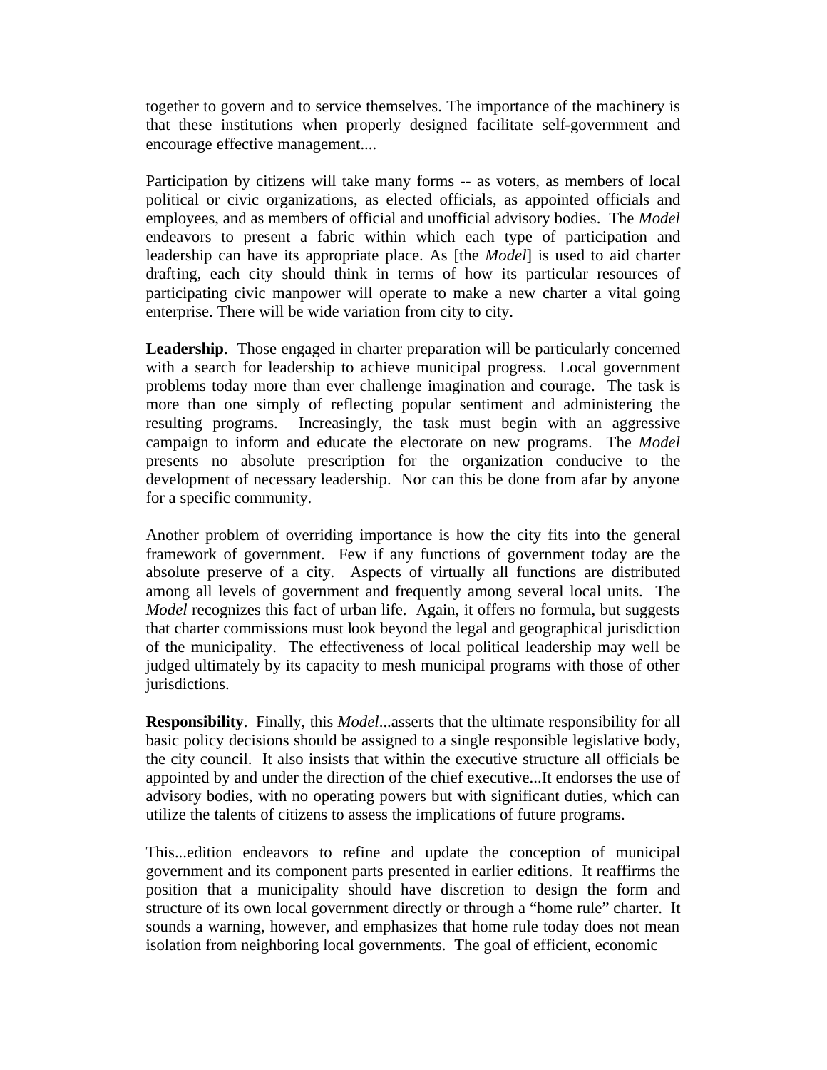together to govern and to service themselves. The importance of the machinery is that these institutions when properly designed facilitate self-government and encourage effective management....

Participation by citizens will take many forms -- as voters, as members of local political or civic organizations, as elected officials, as appointed officials and employees, and as members of official and unofficial advisory bodies. The *Model* endeavors to present a fabric within which each type of participation and leadership can have its appropriate place. As [the *Model*] is used to aid charter drafting, each city should think in terms of how its particular resources of participating civic manpower will operate to make a new charter a vital going enterprise. There will be wide variation from city to city.

**Leadership**. Those engaged in charter preparation will be particularly concerned with a search for leadership to achieve municipal progress. Local government problems today more than ever challenge imagination and courage. The task is more than one simply of reflecting popular sentiment and administering the resulting programs. Increasingly, the task must begin with an aggressive campaign to inform and educate the electorate on new programs. The *Model* presents no absolute prescription for the organization conducive to the development of necessary leadership. Nor can this be done from afar by anyone for a specific community.

Another problem of overriding importance is how the city fits into the general framework of government. Few if any functions of government today are the absolute preserve of a city. Aspects of virtually all functions are distributed among all levels of government and frequently among several local units. The *Model* recognizes this fact of urban life. Again, it offers no formula, but suggests that charter commissions must look beyond the legal and geographical jurisdiction of the municipality. The effectiveness of local political leadership may well be judged ultimately by its capacity to mesh municipal programs with those of other jurisdictions.

**Responsibility**. Finally, this *Model*...asserts that the ultimate responsibility for all basic policy decisions should be assigned to a single responsible legislative body, the city council. It also insists that within the executive structure all officials be appointed by and under the direction of the chief executive...It endorses the use of advisory bodies, with no operating powers but with significant duties, which can utilize the talents of citizens to assess the implications of future programs.

This...edition endeavors to refine and update the conception of municipal government and its component parts presented in earlier editions. It reaffirms the position that a municipality should have discretion to design the form and structure of its own local government directly or through a "home rule" charter. It sounds a warning, however, and emphasizes that home rule today does not mean isolation from neighboring local governments. The goal of efficient, economic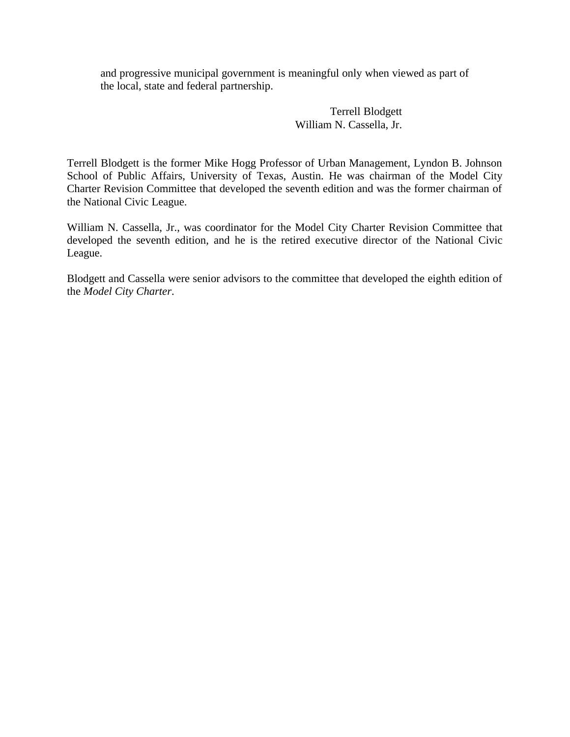and progressive municipal government is meaningful only when viewed as part of the local, state and federal partnership.

Terrell Blodgett
William N. Cassella, Jr.

Terrell Blodgett is the former Mike Hogg Professor of Urban Management, Lyndon B. Johnson School of Public Affairs, University of Texas, Austin. He was chairman of the Model City Charter Revision Committee that developed the seventh edition and was the former chairman of the National Civic League.

William N. Cassella, Jr., was coordinator for the Model City Charter Revision Committee that developed the seventh edition, and he is the retired executive director of the National Civic League.

Blodgett and Cassella were senior advisors to the committee that developed the eighth edition of the *Model City Charter*.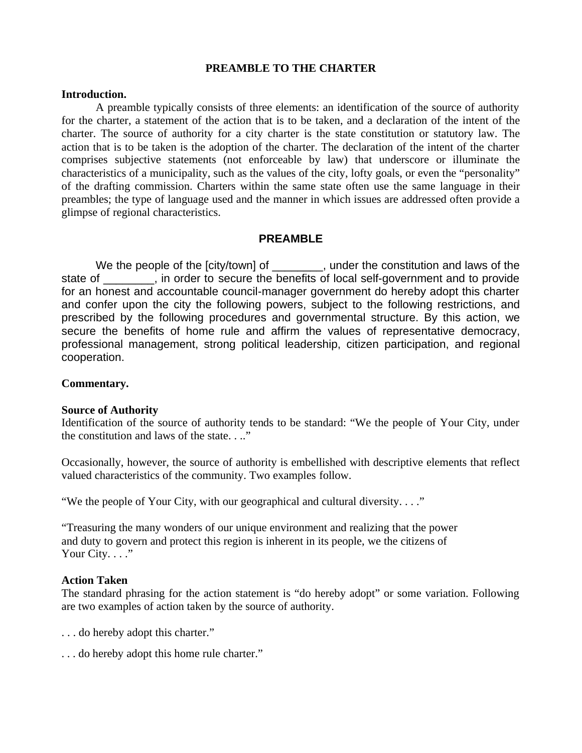# PREAMBLE TO THE CHARTER

**Introduction.**

A preamble typically consists of three elements: an identification of the source of authority for the charter, a statement of the action that is to be taken, and a declaration of the intent of the charter. The source of authority for a city charter is the state constitution or statutory law. The action that is to be taken is the adoption of the charter. The declaration of the intent of the charter comprises subjective statements (not enforceable by law) that underscore or illuminate the characteristics of a municipality, such as the values of the city, lofty goals, or even the "personality" of the drafting commission. Charters within the same state often use the same language in their preambles; the type of language used and the manner in which issues are addressed often provide a glimpse of regional characteristics.

## PREAMBLE

We the people of the [city/town] of ________, under the constitution and laws of the state of ________, in order to secure the benefits of local self-government and to provide for an honest and accountable council-manager government do hereby adopt this charter and confer upon the city the following powers, subject to the following restrictions, and prescribed by the following procedures and governmental structure. By this action, we secure the benefits of home rule and affirm the values of representative democracy, professional management, strong political leadership, citizen participation, and regional cooperation.

**Commentary.**

**Source of Authority**

Identification of the source of authority tends to be standard: "We the people of Your City, under the constitution and laws of the state. . .."

Occasionally, however, the source of authority is embellished with descriptive elements that reflect valued characteristics of the community. Two examples follow.

"We the people of Your City, with our geographical and cultural diversity. . . ."

"Treasuring the many wonders of our unique environment and realizing that the power and duty to govern and protect this region is inherent in its people, we the citizens of Your City. . . ."

**Action Taken**

The standard phrasing for the action statement is "do hereby adopt" or some variation. Following are two examples of action taken by the source of authority.

. . . do hereby adopt this charter."

. . . do hereby adopt this home rule charter."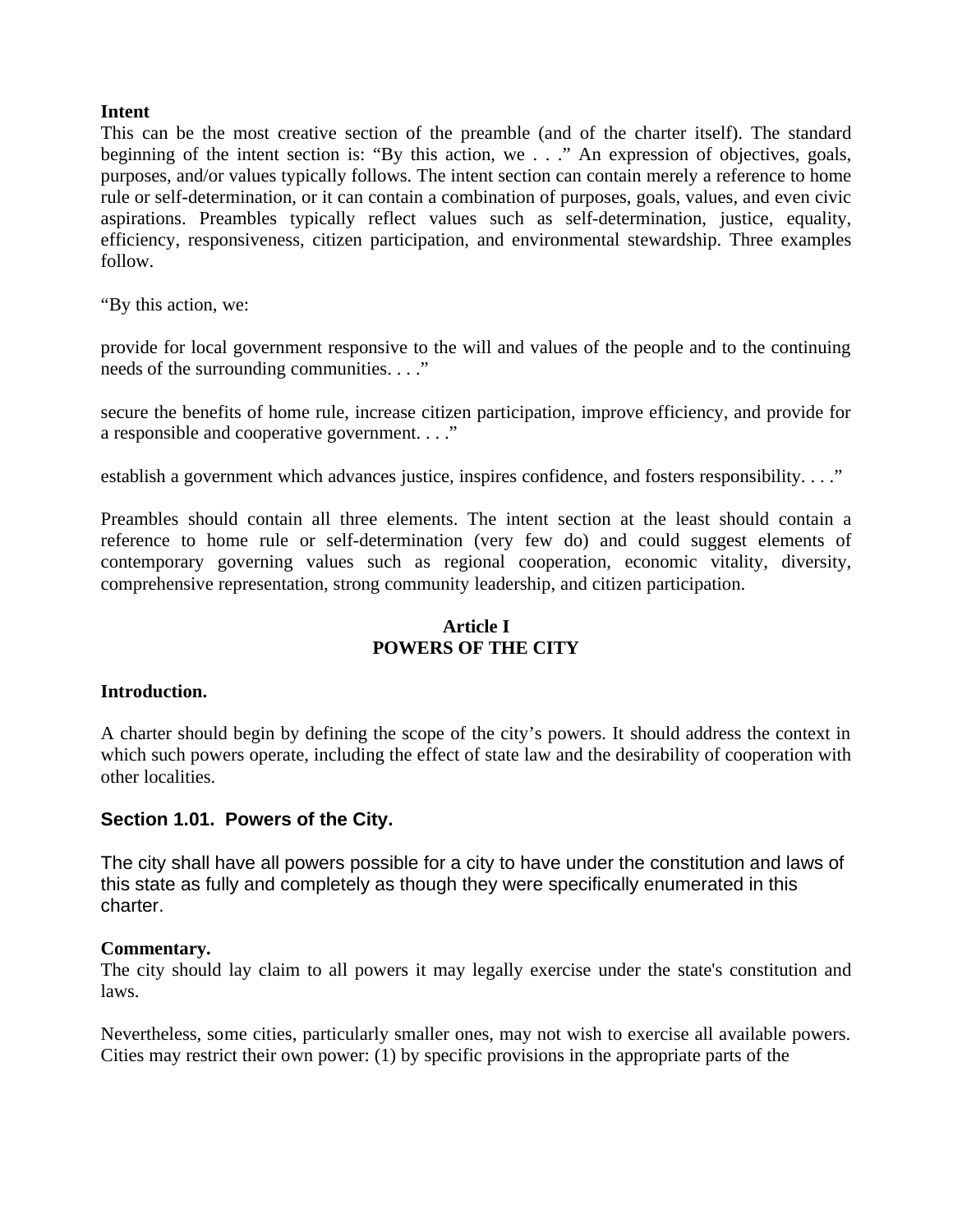**Intent**

This can be the most creative section of the preamble (and of the charter itself). The standard beginning of the intent section is: "By this action, we . . ." An expression of objectives, goals, purposes, and/or values typically follows. The intent section can contain merely a reference to home rule or self-determination, or it can contain a combination of purposes, goals, values, and even civic aspirations. Preambles typically reflect values such as self-determination, justice, equality, efficiency, responsiveness, citizen participation, and environmental stewardship. Three examples follow.

"By this action, we:

provide for local government responsive to the will and values of the people and to the continuing needs of the surrounding communities. . . ."

secure the benefits of home rule, increase citizen participation, improve efficiency, and provide for a responsible and cooperative government. . . ."

establish a government which advances justice, inspires confidence, and fosters responsibility. . . ."

Preambles should contain all three elements. The intent section at the least should contain a reference to home rule or self-determination (very few do) and could suggest elements of contemporary governing values such as regional cooperation, economic vitality, diversity, comprehensive representation, strong community leadership, and citizen participation.

## Article I
## POWERS OF THE CITY

**Introduction.**

A charter should begin by defining the scope of the city's powers. It should address the context in which such powers operate, including the effect of state law and the desirability of cooperation with other localities.

### Section 1.01. Powers of the City.

The city shall have all powers possible for a city to have under the constitution and laws of this state as fully and completely as though they were specifically enumerated in this charter.

**Commentary.**

The city should lay claim to all powers it may legally exercise under the state's constitution and laws.

Nevertheless, some cities, particularly smaller ones, may not wish to exercise all available powers. Cities may restrict their own power: (1) by specific provisions in the appropriate parts of the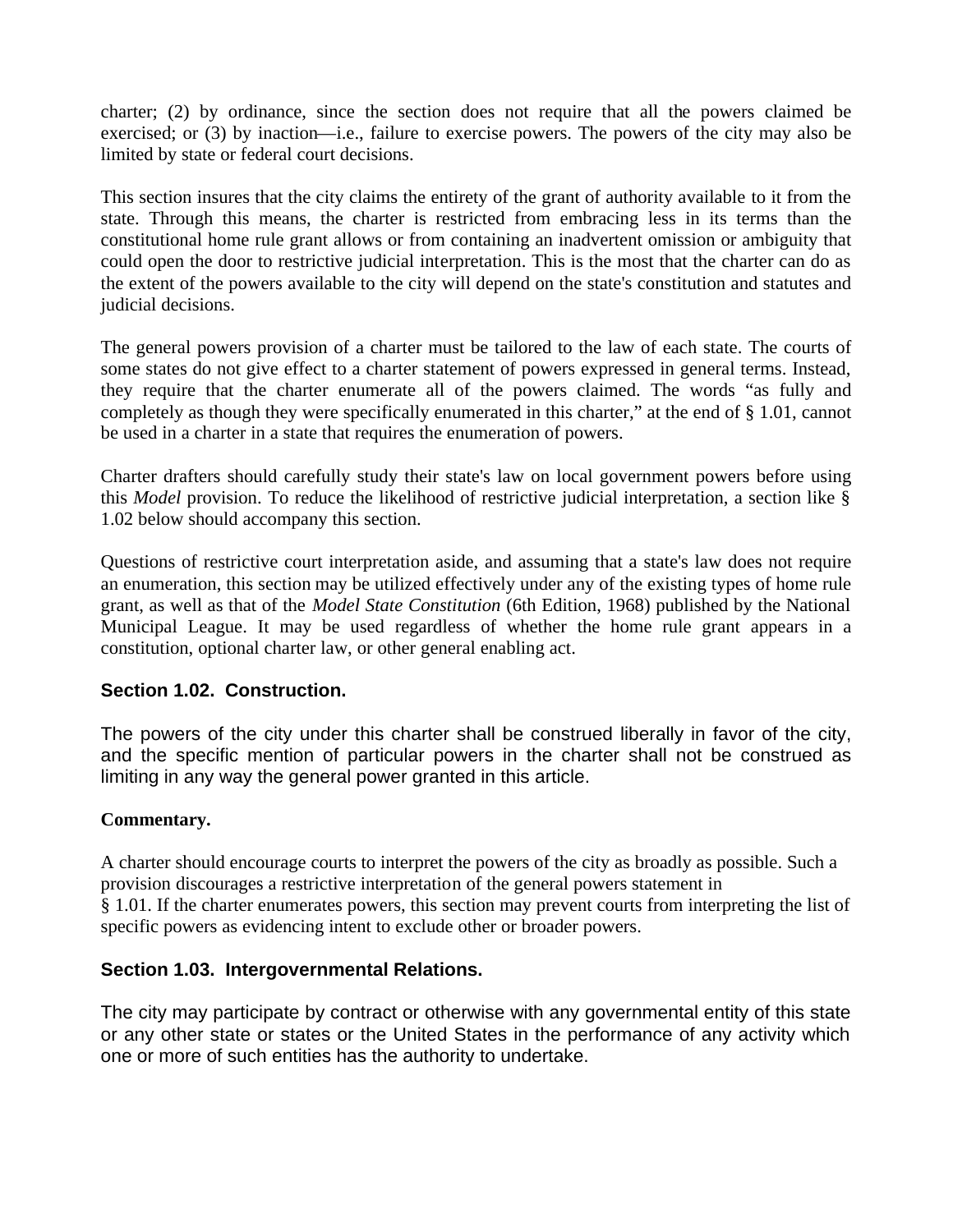charter; (2) by ordinance, since the section does not require that all the powers claimed be exercised; or (3) by inaction—i.e., failure to exercise powers. The powers of the city may also be limited by state or federal court decisions.

This section insures that the city claims the entirety of the grant of authority available to it from the state. Through this means, the charter is restricted from embracing less in its terms than the constitutional home rule grant allows or from containing an inadvertent omission or ambiguity that could open the door to restrictive judicial interpretation. This is the most that the charter can do as the extent of the powers available to the city will depend on the state's constitution and statutes and judicial decisions.

The general powers provision of a charter must be tailored to the law of each state. The courts of some states do not give effect to a charter statement of powers expressed in general terms. Instead, they require that the charter enumerate all of the powers claimed. The words "as fully and completely as though they were specifically enumerated in this charter," at the end of § 1.01, cannot be used in a charter in a state that requires the enumeration of powers.

Charter drafters should carefully study their state's law on local government powers before using this *Model* provision. To reduce the likelihood of restrictive judicial interpretation, a section like § 1.02 below should accompany this section.

Questions of restrictive court interpretation aside, and assuming that a state's law does not require an enumeration, this section may be utilized effectively under any of the existing types of home rule grant, as well as that of the *Model State Constitution* (6th Edition, 1968) published by the National Municipal League. It may be used regardless of whether the home rule grant appears in a constitution, optional charter law, or other general enabling act.

### Section 1.02. Construction.

The powers of the city under this charter shall be construed liberally in favor of the city, and the specific mention of particular powers in the charter shall not be construed as limiting in any way the general power granted in this article.

**Commentary.**

A charter should encourage courts to interpret the powers of the city as broadly as possible. Such a provision discourages a restrictive interpretation of the general powers statement in § 1.01. If the charter enumerates powers, this section may prevent courts from interpreting the list of specific powers as evidencing intent to exclude other or broader powers.

### Section 1.03. Intergovernmental Relations.

The city may participate by contract or otherwise with any governmental entity of this state or any other state or states or the United States in the performance of any activity which one or more of such entities has the authority to undertake.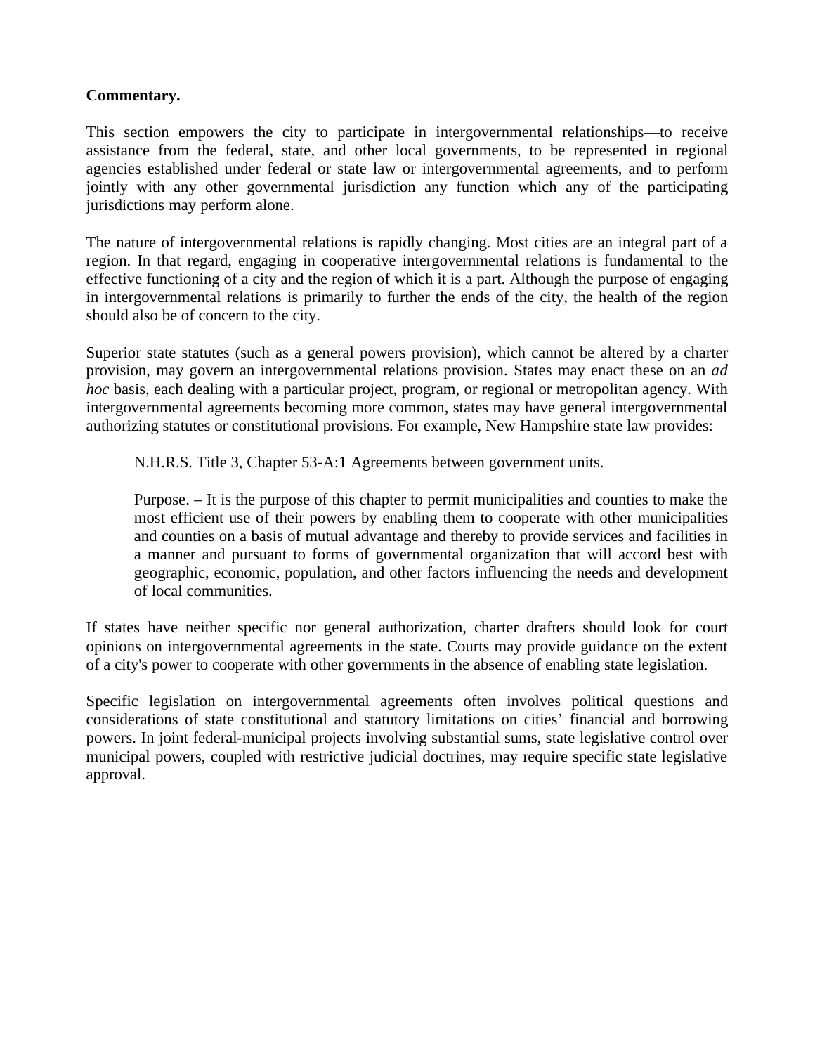**Commentary.**

This section empowers the city to participate in intergovernmental relationships—to receive assistance from the federal, state, and other local governments, to be represented in regional agencies established under federal or state law or intergovernmental agreements, and to perform jointly with any other governmental jurisdiction any function which any of the participating jurisdictions may perform alone.

The nature of intergovernmental relations is rapidly changing. Most cities are an integral part of a region. In that regard, engaging in cooperative intergovernmental relations is fundamental to the effective functioning of a city and the region of which it is a part. Although the purpose of engaging in intergovernmental relations is primarily to further the ends of the city, the health of the region should also be of concern to the city.

Superior state statutes (such as a general powers provision), which cannot be altered by a charter provision, may govern an intergovernmental relations provision. States may enact these on an *ad hoc* basis, each dealing with a particular project, program, or regional or metropolitan agency. With intergovernmental agreements becoming more common, states may have general intergovernmental authorizing statutes or constitutional provisions. For example, New Hampshire state law provides:

> N.H.R.S. Title 3, Chapter 53-A:1 Agreements between government units.
>
> Purpose. – It is the purpose of this chapter to permit municipalities and counties to make the most efficient use of their powers by enabling them to cooperate with other municipalities and counties on a basis of mutual advantage and thereby to provide services and facilities in a manner and pursuant to forms of governmental organization that will accord best with geographic, economic, population, and other factors influencing the needs and development of local communities.

If states have neither specific nor general authorization, charter drafters should look for court opinions on intergovernmental agreements in the state. Courts may provide guidance on the extent of a city's power to cooperate with other governments in the absence of enabling state legislation.

Specific legislation on intergovernmental agreements often involves political questions and considerations of state constitutional and statutory limitations on cities' financial and borrowing powers. In joint federal-municipal projects involving substantial sums, state legislative control over municipal powers, coupled with restrictive judicial doctrines, may require specific state legislative approval.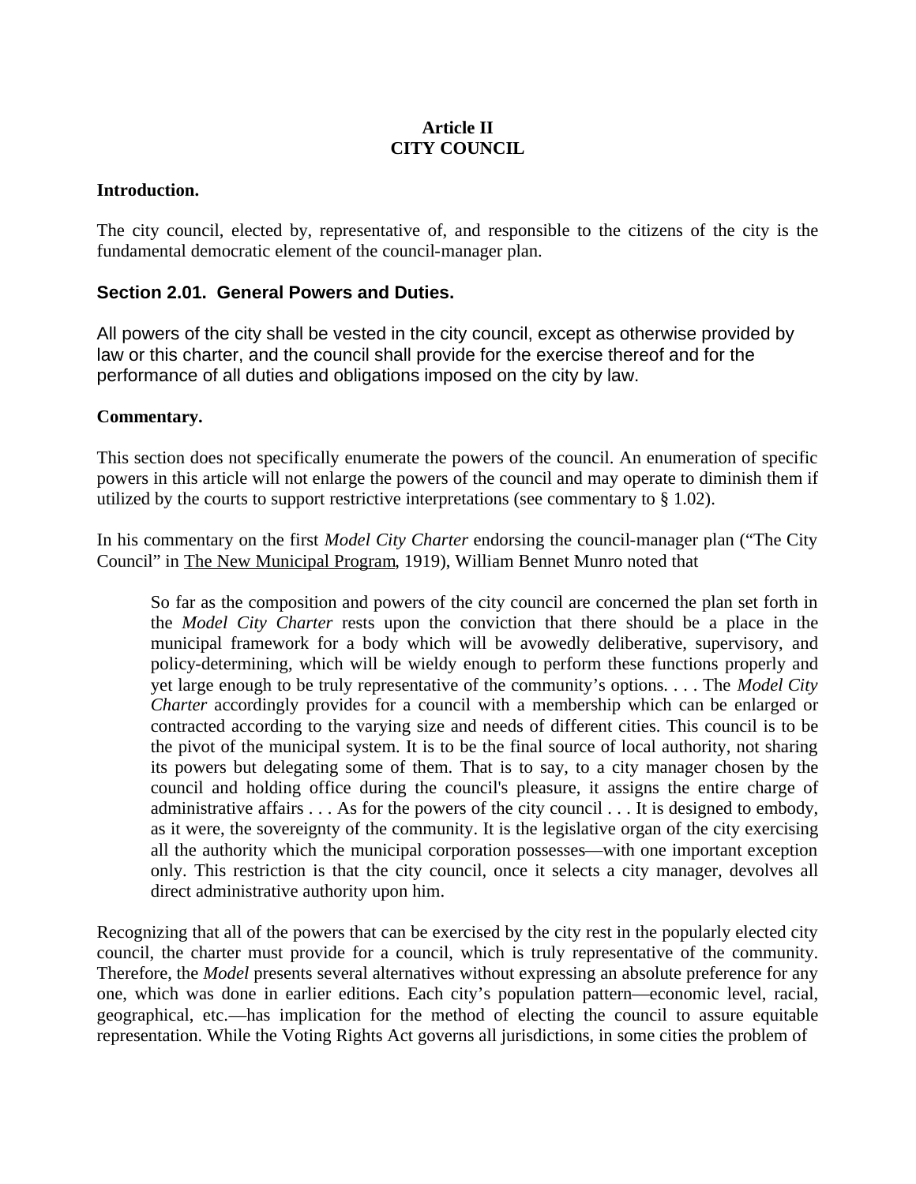# Article II
# CITY COUNCIL

**Introduction.**

The city council, elected by, representative of, and responsible to the citizens of the city is the fundamental democratic element of the council-manager plan.

## Section 2.01. General Powers and Duties.

All powers of the city shall be vested in the city council, except as otherwise provided by law or this charter, and the council shall provide for the exercise thereof and for the performance of all duties and obligations imposed on the city by law.

**Commentary.**

This section does not specifically enumerate the powers of the council. An enumeration of specific powers in this article will not enlarge the powers of the council and may operate to diminish them if utilized by the courts to support restrictive interpretations (see commentary to § 1.02).

In his commentary on the first *Model City Charter* endorsing the council-manager plan ("The City Council" in The New Municipal Program, 1919), William Bennet Munro noted that

> So far as the composition and powers of the city council are concerned the plan set forth in the *Model City Charter* rests upon the conviction that there should be a place in the municipal framework for a body which will be avowedly deliberative, supervisory, and policy-determining, which will be wieldy enough to perform these functions properly and yet large enough to be truly representative of the community's options. . . . The *Model City Charter* accordingly provides for a council with a membership which can be enlarged or contracted according to the varying size and needs of different cities. This council is to be the pivot of the municipal system. It is to be the final source of local authority, not sharing its powers but delegating some of them. That is to say, to a city manager chosen by the council and holding office during the council's pleasure, it assigns the entire charge of administrative affairs . . . As for the powers of the city council . . . It is designed to embody, as it were, the sovereignty of the community. It is the legislative organ of the city exercising all the authority which the municipal corporation possesses—with one important exception only. This restriction is that the city council, once it selects a city manager, devolves all direct administrative authority upon him.

Recognizing that all of the powers that can be exercised by the city rest in the popularly elected city council, the charter must provide for a council, which is truly representative of the community. Therefore, the *Model* presents several alternatives without expressing an absolute preference for any one, which was done in earlier editions. Each city's population pattern—economic level, racial, geographical, etc.—has implication for the method of electing the council to assure equitable representation. While the Voting Rights Act governs all jurisdictions, in some cities the problem of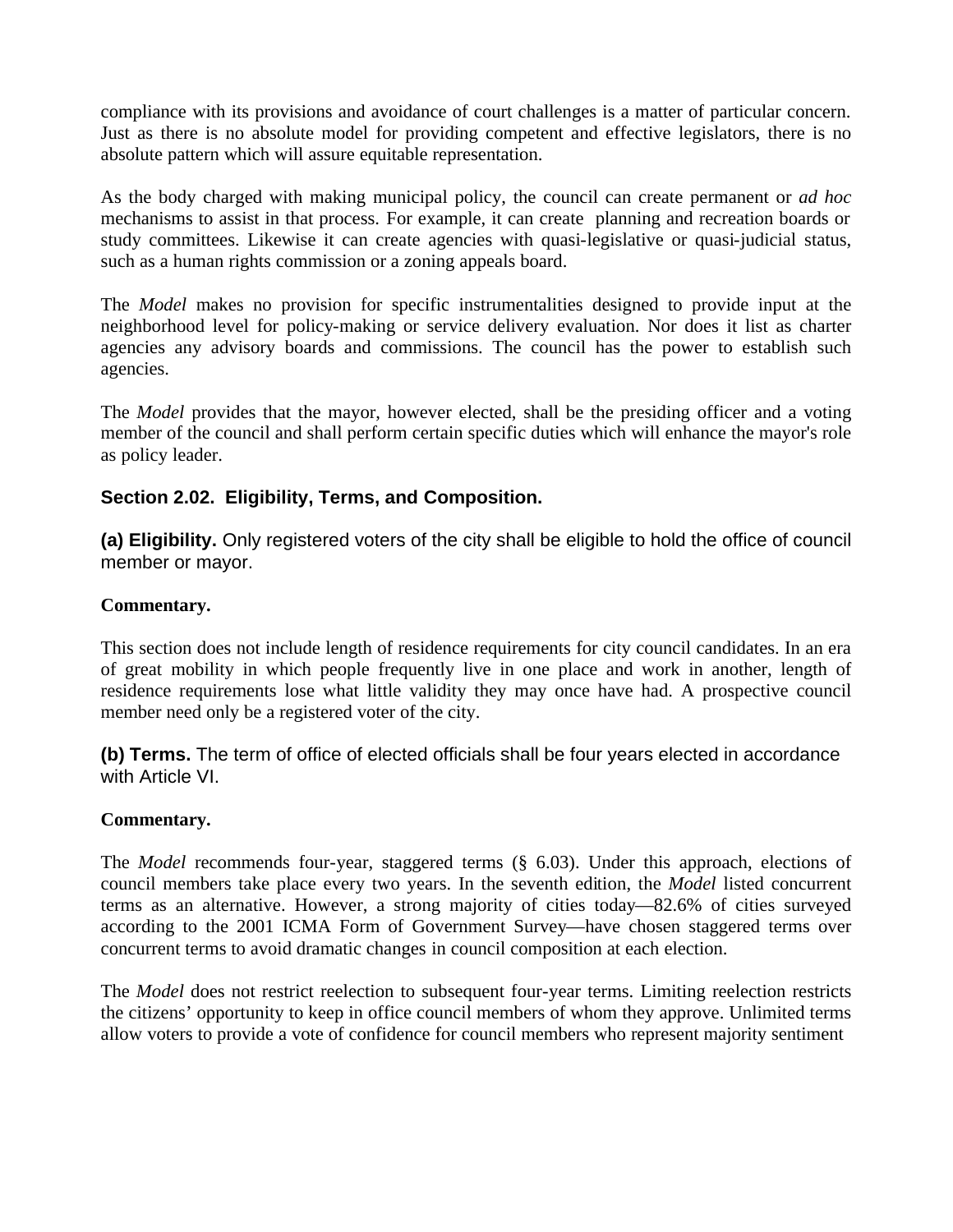compliance with its provisions and avoidance of court challenges is a matter of particular concern. Just as there is no absolute model for providing competent and effective legislators, there is no absolute pattern which will assure equitable representation.

As the body charged with making municipal policy, the council can create permanent or *ad hoc* mechanisms to assist in that process. For example, it can create planning and recreation boards or study committees. Likewise it can create agencies with quasi-legislative or quasi-judicial status, such as a human rights commission or a zoning appeals board.

The *Model* makes no provision for specific instrumentalities designed to provide input at the neighborhood level for policy-making or service delivery evaluation. Nor does it list as charter agencies any advisory boards and commissions. The council has the power to establish such agencies.

The *Model* provides that the mayor, however elected, shall be the presiding officer and a voting member of the council and shall perform certain specific duties which will enhance the mayor's role as policy leader.

### Section 2.02. Eligibility, Terms, and Composition.

**(a) Eligibility.** Only registered voters of the city shall be eligible to hold the office of council member or mayor.

**Commentary.**

This section does not include length of residence requirements for city council candidates. In an era of great mobility in which people frequently live in one place and work in another, length of residence requirements lose what little validity they may once have had. A prospective council member need only be a registered voter of the city.

**(b) Terms.** The term of office of elected officials shall be four years elected in accordance with Article VI.

**Commentary.**

The *Model* recommends four-year, staggered terms (§ 6.03). Under this approach, elections of council members take place every two years. In the seventh edition, the *Model* listed concurrent terms as an alternative. However, a strong majority of cities today—82.6% of cities surveyed according to the 2001 ICMA Form of Government Survey—have chosen staggered terms over concurrent terms to avoid dramatic changes in council composition at each election.

The *Model* does not restrict reelection to subsequent four-year terms. Limiting reelection restricts the citizens' opportunity to keep in office council members of whom they approve. Unlimited terms allow voters to provide a vote of confidence for council members who represent majority sentiment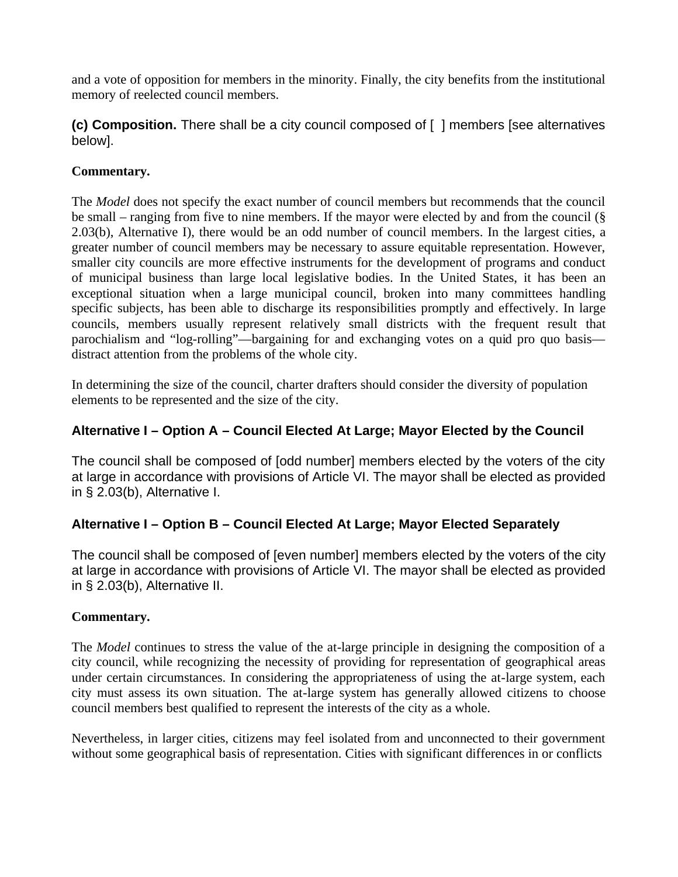and a vote of opposition for members in the minority. Finally, the city benefits from the institutional memory of reelected council members.

**(c) Composition.** There shall be a city council composed of [ ] members [see alternatives below].

**Commentary.**

The *Model* does not specify the exact number of council members but recommends that the council be small – ranging from five to nine members. If the mayor were elected by and from the council (§ 2.03(b), Alternative I), there would be an odd number of council members. In the largest cities, a greater number of council members may be necessary to assure equitable representation. However, smaller city councils are more effective instruments for the development of programs and conduct of municipal business than large local legislative bodies. In the United States, it has been an exceptional situation when a large municipal council, broken into many committees handling specific subjects, has been able to discharge its responsibilities promptly and effectively. In large councils, members usually represent relatively small districts with the frequent result that parochialism and "log-rolling"—bargaining for and exchanging votes on a quid pro quo basis—distract attention from the problems of the whole city.

In determining the size of the council, charter drafters should consider the diversity of population elements to be represented and the size of the city.

### Alternative I – Option A – Council Elected At Large; Mayor Elected by the Council

The council shall be composed of [odd number] members elected by the voters of the city at large in accordance with provisions of Article VI. The mayor shall be elected as provided in § 2.03(b), Alternative I.

### Alternative I – Option B – Council Elected At Large; Mayor Elected Separately

The council shall be composed of [even number] members elected by the voters of the city at large in accordance with provisions of Article VI. The mayor shall be elected as provided in § 2.03(b), Alternative II.

**Commentary.**

The *Model* continues to stress the value of the at-large principle in designing the composition of a city council, while recognizing the necessity of providing for representation of geographical areas under certain circumstances. In considering the appropriateness of using the at-large system, each city must assess its own situation. The at-large system has generally allowed citizens to choose council members best qualified to represent the interests of the city as a whole.

Nevertheless, in larger cities, citizens may feel isolated from and unconnected to their government without some geographical basis of representation. Cities with significant differences in or conflicts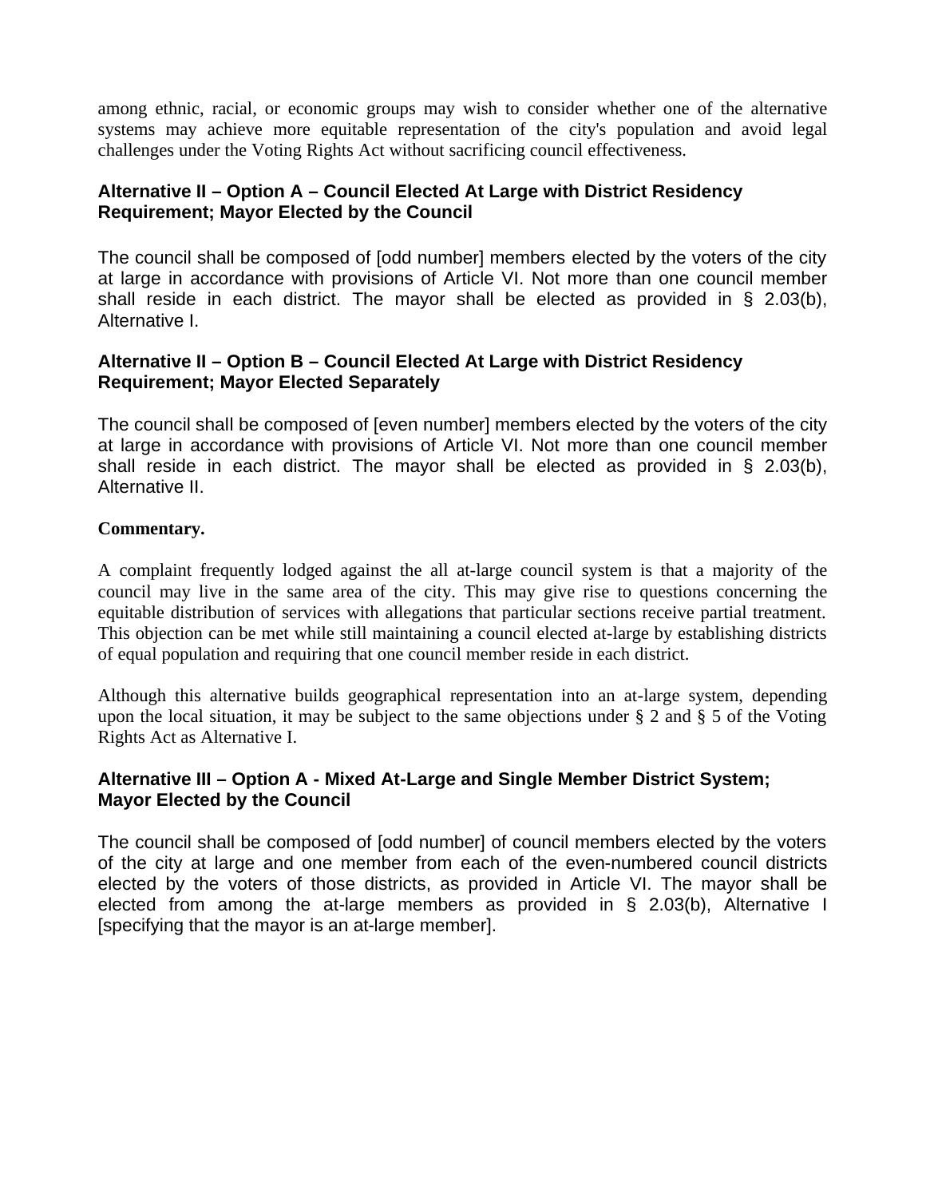among ethnic, racial, or economic groups may wish to consider whether one of the alternative systems may achieve more equitable representation of the city's population and avoid legal challenges under the Voting Rights Act without sacrificing council effectiveness.

### Alternative II – Option A – Council Elected At Large with District Residency Requirement; Mayor Elected by the Council

The council shall be composed of [odd number] members elected by the voters of the city at large in accordance with provisions of Article VI. Not more than one council member shall reside in each district. The mayor shall be elected as provided in § 2.03(b), Alternative I.

### Alternative II – Option B – Council Elected At Large with District Residency Requirement; Mayor Elected Separately

The council shall be composed of [even number] members elected by the voters of the city at large in accordance with provisions of Article VI. Not more than one council member shall reside in each district. The mayor shall be elected as provided in § 2.03(b), Alternative II.

**Commentary.**

A complaint frequently lodged against the all at-large council system is that a majority of the council may live in the same area of the city. This may give rise to questions concerning the equitable distribution of services with allegations that particular sections receive partial treatment. This objection can be met while still maintaining a council elected at-large by establishing districts of equal population and requiring that one council member reside in each district.

Although this alternative builds geographical representation into an at-large system, depending upon the local situation, it may be subject to the same objections under § 2 and § 5 of the Voting Rights Act as Alternative I.

### Alternative III – Option A - Mixed At-Large and Single Member District System; Mayor Elected by the Council

The council shall be composed of [odd number] of council members elected by the voters of the city at large and one member from each of the even-numbered council districts elected by the voters of those districts, as provided in Article VI. The mayor shall be elected from among the at-large members as provided in § 2.03(b), Alternative I [specifying that the mayor is an at-large member].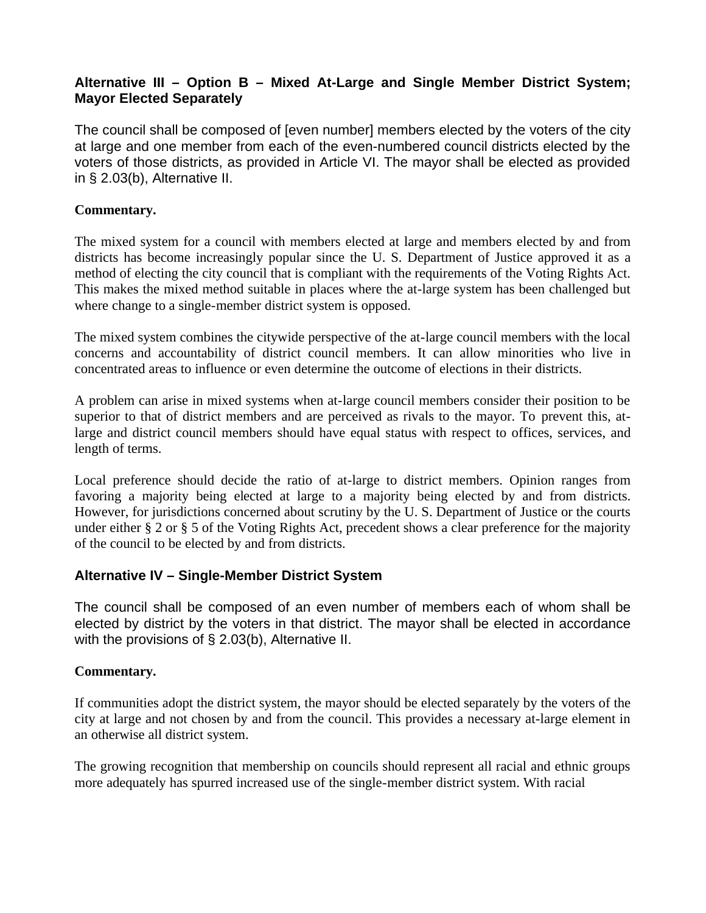### Alternative III – Option B – Mixed At-Large and Single Member District System; Mayor Elected Separately

The council shall be composed of [even number] members elected by the voters of the city at large and one member from each of the even-numbered council districts elected by the voters of those districts, as provided in Article VI. The mayor shall be elected as provided in § 2.03(b), Alternative II.

**Commentary.**

The mixed system for a council with members elected at large and members elected by and from districts has become increasingly popular since the U. S. Department of Justice approved it as a method of electing the city council that is compliant with the requirements of the Voting Rights Act. This makes the mixed method suitable in places where the at-large system has been challenged but where change to a single-member district system is opposed.

The mixed system combines the citywide perspective of the at-large council members with the local concerns and accountability of district council members. It can allow minorities who live in concentrated areas to influence or even determine the outcome of elections in their districts.

A problem can arise in mixed systems when at-large council members consider their position to be superior to that of district members and are perceived as rivals to the mayor. To prevent this, at-large and district council members should have equal status with respect to offices, services, and length of terms.

Local preference should decide the ratio of at-large to district members. Opinion ranges from favoring a majority being elected at large to a majority being elected by and from districts. However, for jurisdictions concerned about scrutiny by the U. S. Department of Justice or the courts under either § 2 or § 5 of the Voting Rights Act, precedent shows a clear preference for the majority of the council to be elected by and from districts.

### Alternative IV – Single-Member District System

The council shall be composed of an even number of members each of whom shall be elected by district by the voters in that district. The mayor shall be elected in accordance with the provisions of § 2.03(b), Alternative II.

**Commentary.**

If communities adopt the district system, the mayor should be elected separately by the voters of the city at large and not chosen by and from the council. This provides a necessary at-large element in an otherwise all district system.

The growing recognition that membership on councils should represent all racial and ethnic groups more adequately has spurred increased use of the single-member district system. With racial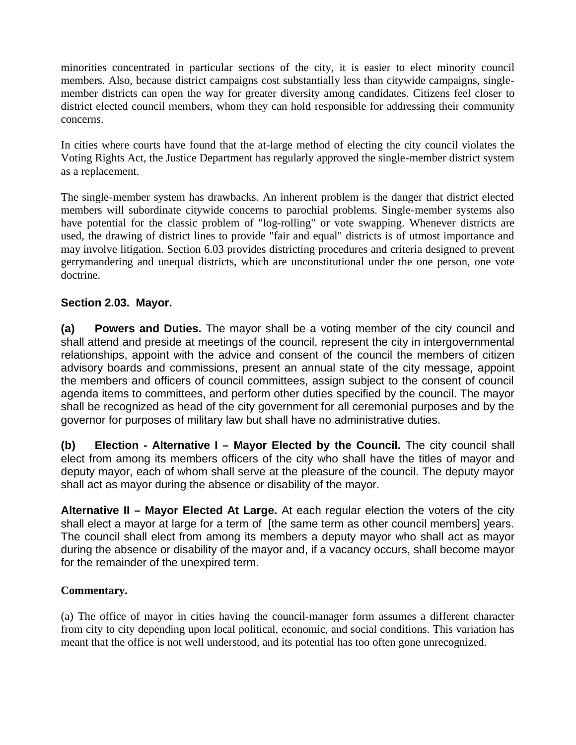minorities concentrated in particular sections of the city, it is easier to elect minority council members. Also, because district campaigns cost substantially less than citywide campaigns, single-member districts can open the way for greater diversity among candidates. Citizens feel closer to district elected council members, whom they can hold responsible for addressing their community concerns.

In cities where courts have found that the at-large method of electing the city council violates the Voting Rights Act, the Justice Department has regularly approved the single-member district system as a replacement.

The single-member system has drawbacks. An inherent problem is the danger that district elected members will subordinate citywide concerns to parochial problems. Single-member systems also have potential for the classic problem of "log-rolling" or vote swapping. Whenever districts are used, the drawing of district lines to provide "fair and equal" districts is of utmost importance and may involve litigation. Section 6.03 provides districting procedures and criteria designed to prevent gerrymandering and unequal districts, which are unconstitutional under the one person, one vote doctrine.

### Section 2.03. Mayor.

**(a) Powers and Duties.** The mayor shall be a voting member of the city council and shall attend and preside at meetings of the council, represent the city in intergovernmental relationships, appoint with the advice and consent of the council the members of citizen advisory boards and commissions, present an annual state of the city message, appoint the members and officers of council committees, assign subject to the consent of council agenda items to committees, and perform other duties specified by the council. The mayor shall be recognized as head of the city government for all ceremonial purposes and by the governor for purposes of military law but shall have no administrative duties.

**(b) Election - Alternative I – Mayor Elected by the Council.** The city council shall elect from among its members officers of the city who shall have the titles of mayor and deputy mayor, each of whom shall serve at the pleasure of the council. The deputy mayor shall act as mayor during the absence or disability of the mayor.

**Alternative II – Mayor Elected At Large.** At each regular election the voters of the city shall elect a mayor at large for a term of [the same term as other council members] years. The council shall elect from among its members a deputy mayor who shall act as mayor during the absence or disability of the mayor and, if a vacancy occurs, shall become mayor for the remainder of the unexpired term.

**Commentary.**

(a) The office of mayor in cities having the council-manager form assumes a different character from city to city depending upon local political, economic, and social conditions. This variation has meant that the office is not well understood, and its potential has too often gone unrecognized.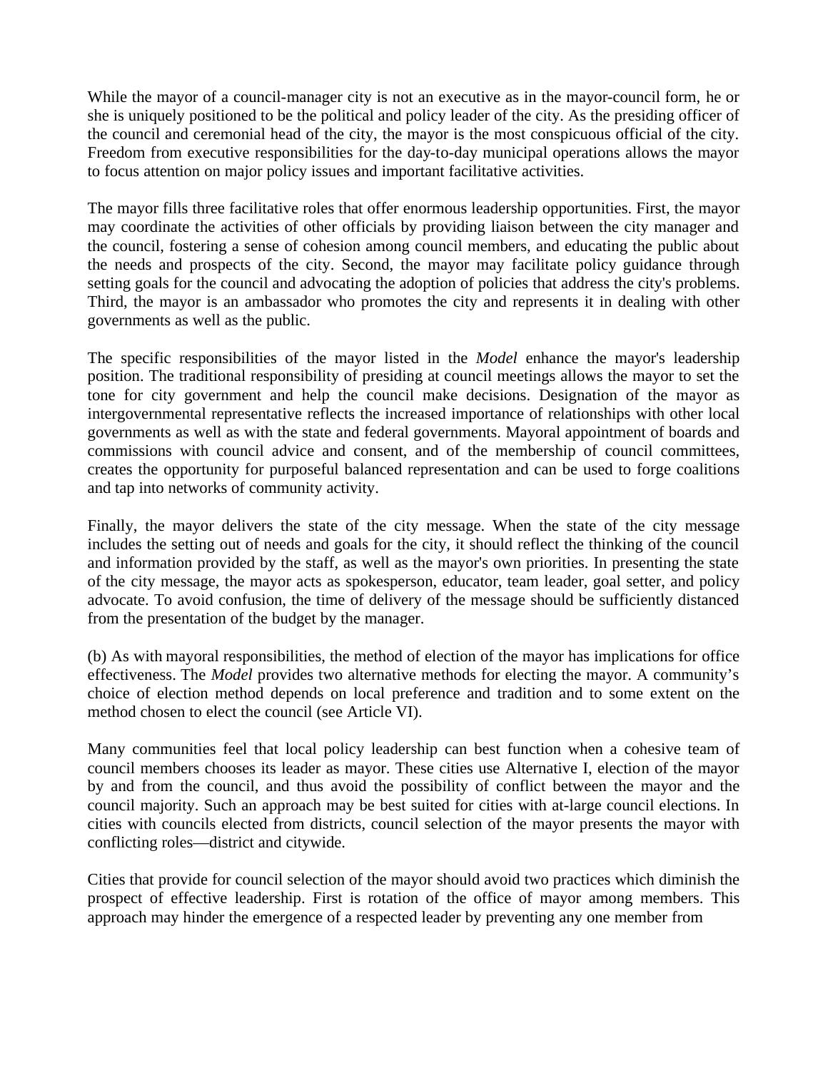While the mayor of a council-manager city is not an executive as in the mayor-council form, he or she is uniquely positioned to be the political and policy leader of the city. As the presiding officer of the council and ceremonial head of the city, the mayor is the most conspicuous official of the city. Freedom from executive responsibilities for the day-to-day municipal operations allows the mayor to focus attention on major policy issues and important facilitative activities.

The mayor fills three facilitative roles that offer enormous leadership opportunities. First, the mayor may coordinate the activities of other officials by providing liaison between the city manager and the council, fostering a sense of cohesion among council members, and educating the public about the needs and prospects of the city. Second, the mayor may facilitate policy guidance through setting goals for the council and advocating the adoption of policies that address the city's problems. Third, the mayor is an ambassador who promotes the city and represents it in dealing with other governments as well as the public.

The specific responsibilities of the mayor listed in the *Model* enhance the mayor's leadership position. The traditional responsibility of presiding at council meetings allows the mayor to set the tone for city government and help the council make decisions. Designation of the mayor as intergovernmental representative reflects the increased importance of relationships with other local governments as well as with the state and federal governments. Mayoral appointment of boards and commissions with council advice and consent, and of the membership of council committees, creates the opportunity for purposeful balanced representation and can be used to forge coalitions and tap into networks of community activity.

Finally, the mayor delivers the state of the city message. When the state of the city message includes the setting out of needs and goals for the city, it should reflect the thinking of the council and information provided by the staff, as well as the mayor's own priorities. In presenting the state of the city message, the mayor acts as spokesperson, educator, team leader, goal setter, and policy advocate. To avoid confusion, the time of delivery of the message should be sufficiently distanced from the presentation of the budget by the manager.

(b) As with mayoral responsibilities, the method of election of the mayor has implications for office effectiveness. The *Model* provides two alternative methods for electing the mayor. A community's choice of election method depends on local preference and tradition and to some extent on the method chosen to elect the council (see Article VI).

Many communities feel that local policy leadership can best function when a cohesive team of council members chooses its leader as mayor. These cities use Alternative I, election of the mayor by and from the council, and thus avoid the possibility of conflict between the mayor and the council majority. Such an approach may be best suited for cities with at-large council elections. In cities with councils elected from districts, council selection of the mayor presents the mayor with conflicting roles—district and citywide.

Cities that provide for council selection of the mayor should avoid two practices which diminish the prospect of effective leadership. First is rotation of the office of mayor among members. This approach may hinder the emergence of a respected leader by preventing any one member from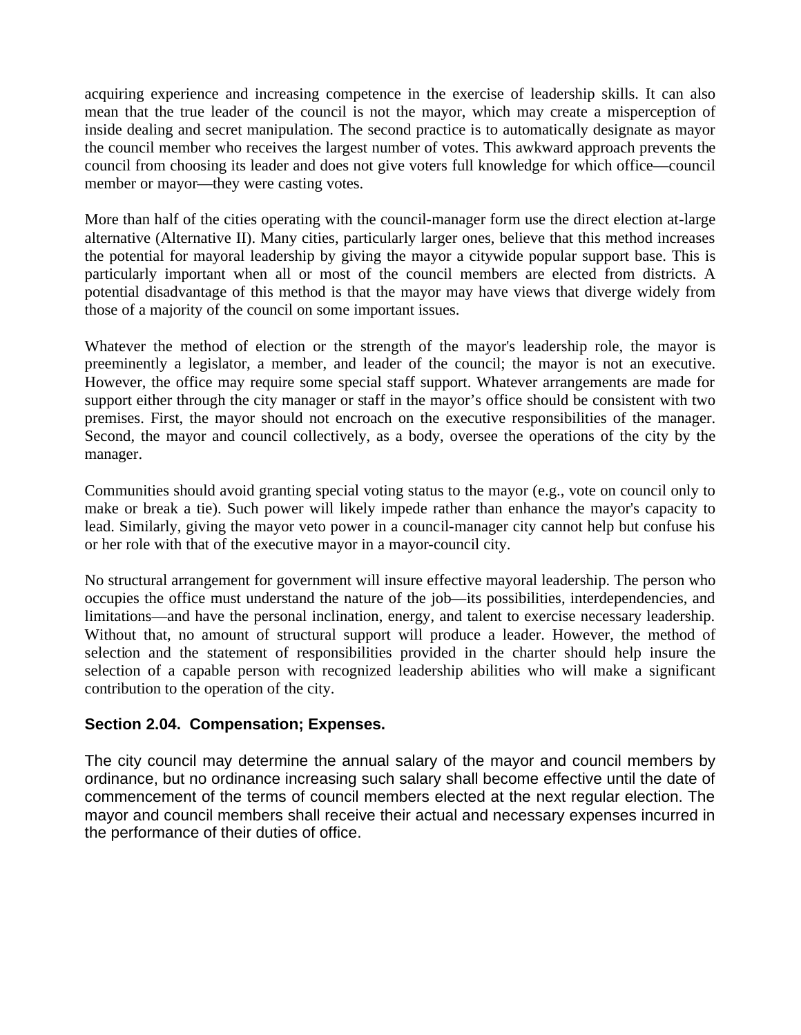acquiring experience and increasing competence in the exercise of leadership skills. It can also mean that the true leader of the council is not the mayor, which may create a misperception of inside dealing and secret manipulation. The second practice is to automatically designate as mayor the council member who receives the largest number of votes. This awkward approach prevents the council from choosing its leader and does not give voters full knowledge for which office—council member or mayor—they were casting votes.

More than half of the cities operating with the council-manager form use the direct election at-large alternative (Alternative II). Many cities, particularly larger ones, believe that this method increases the potential for mayoral leadership by giving the mayor a citywide popular support base. This is particularly important when all or most of the council members are elected from districts. A potential disadvantage of this method is that the mayor may have views that diverge widely from those of a majority of the council on some important issues.

Whatever the method of election or the strength of the mayor's leadership role, the mayor is preeminently a legislator, a member, and leader of the council; the mayor is not an executive. However, the office may require some special staff support. Whatever arrangements are made for support either through the city manager or staff in the mayor's office should be consistent with two premises. First, the mayor should not encroach on the executive responsibilities of the manager. Second, the mayor and council collectively, as a body, oversee the operations of the city by the manager.

Communities should avoid granting special voting status to the mayor (e.g., vote on council only to make or break a tie). Such power will likely impede rather than enhance the mayor's capacity to lead. Similarly, giving the mayor veto power in a council-manager city cannot help but confuse his or her role with that of the executive mayor in a mayor-council city.

No structural arrangement for government will insure effective mayoral leadership. The person who occupies the office must understand the nature of the job—its possibilities, interdependencies, and limitations—and have the personal inclination, energy, and talent to exercise necessary leadership. Without that, no amount of structural support will produce a leader. However, the method of selection and the statement of responsibilities provided in the charter should help insure the selection of a capable person with recognized leadership abilities who will make a significant contribution to the operation of the city.

### Section 2.04. Compensation; Expenses.

The city council may determine the annual salary of the mayor and council members by ordinance, but no ordinance increasing such salary shall become effective until the date of commencement of the terms of council members elected at the next regular election. The mayor and council members shall receive their actual and necessary expenses incurred in the performance of their duties of office.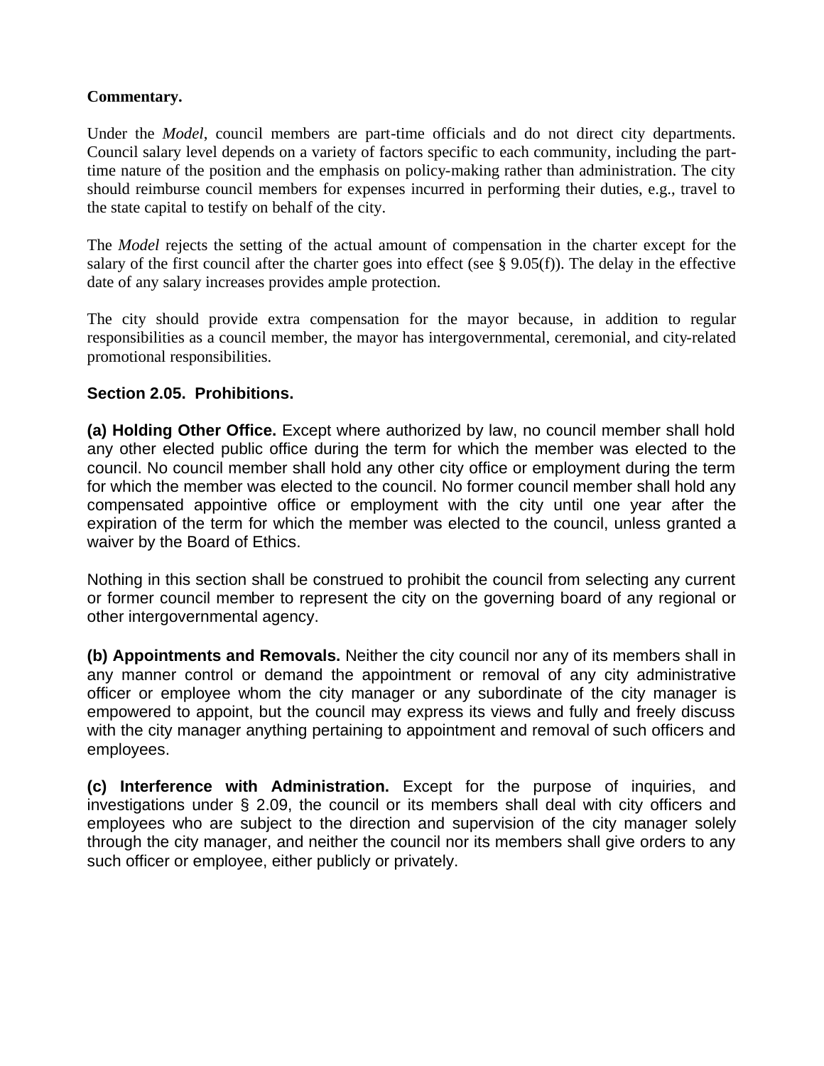**Commentary.**

Under the *Model*, council members are part-time officials and do not direct city departments. Council salary level depends on a variety of factors specific to each community, including the part-time nature of the position and the emphasis on policy-making rather than administration. The city should reimburse council members for expenses incurred in performing their duties, e.g., travel to the state capital to testify on behalf of the city.

The *Model* rejects the setting of the actual amount of compensation in the charter except for the salary of the first council after the charter goes into effect (see § 9.05(f)). The delay in the effective date of any salary increases provides ample protection.

The city should provide extra compensation for the mayor because, in addition to regular responsibilities as a council member, the mayor has intergovernmental, ceremonial, and city-related promotional responsibilities.

### Section 2.05. Prohibitions.

**(a) Holding Other Office.** Except where authorized by law, no council member shall hold any other elected public office during the term for which the member was elected to the council. No council member shall hold any other city office or employment during the term for which the member was elected to the council. No former council member shall hold any compensated appointive office or employment with the city until one year after the expiration of the term for which the member was elected to the council, unless granted a waiver by the Board of Ethics.

Nothing in this section shall be construed to prohibit the council from selecting any current or former council member to represent the city on the governing board of any regional or other intergovernmental agency.

**(b) Appointments and Removals.** Neither the city council nor any of its members shall in any manner control or demand the appointment or removal of any city administrative officer or employee whom the city manager or any subordinate of the city manager is empowered to appoint, but the council may express its views and fully and freely discuss with the city manager anything pertaining to appointment and removal of such officers and employees.

**(c) Interference with Administration.** Except for the purpose of inquiries, and investigations under § 2.09, the council or its members shall deal with city officers and employees who are subject to the direction and supervision of the city manager solely through the city manager, and neither the council nor its members shall give orders to any such officer or employee, either publicly or privately.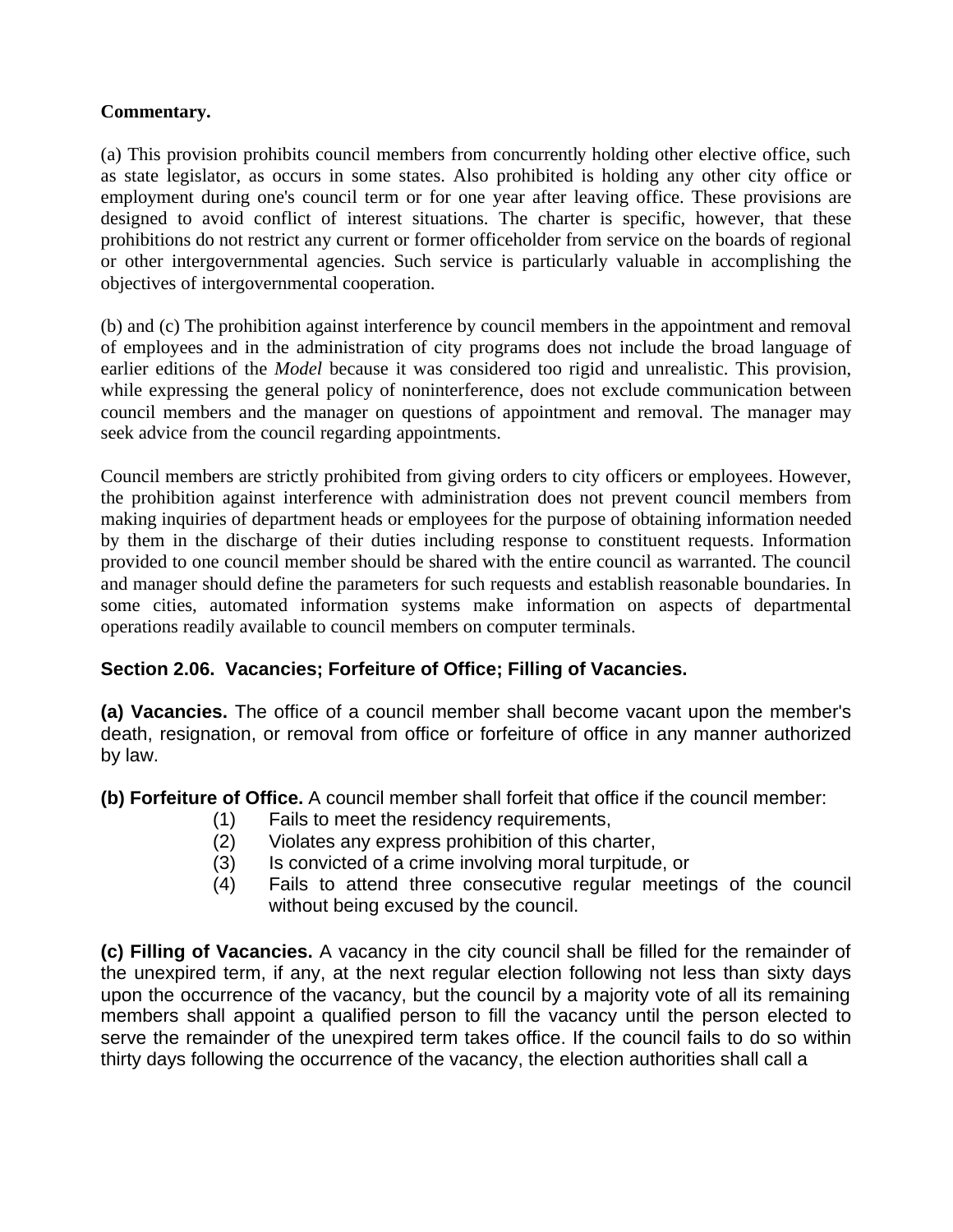**Commentary.**

(a) This provision prohibits council members from concurrently holding other elective office, such as state legislator, as occurs in some states. Also prohibited is holding any other city office or employment during one's council term or for one year after leaving office. These provisions are designed to avoid conflict of interest situations. The charter is specific, however, that these prohibitions do not restrict any current or former officeholder from service on the boards of regional or other intergovernmental agencies. Such service is particularly valuable in accomplishing the objectives of intergovernmental cooperation.

(b) and (c) The prohibition against interference by council members in the appointment and removal of employees and in the administration of city programs does not include the broad language of earlier editions of the *Model* because it was considered too rigid and unrealistic. This provision, while expressing the general policy of noninterference, does not exclude communication between council members and the manager on questions of appointment and removal. The manager may seek advice from the council regarding appointments.

Council members are strictly prohibited from giving orders to city officers or employees. However, the prohibition against interference with administration does not prevent council members from making inquiries of department heads or employees for the purpose of obtaining information needed by them in the discharge of their duties including response to constituent requests. Information provided to one council member should be shared with the entire council as warranted. The council and manager should define the parameters for such requests and establish reasonable boundaries. In some cities, automated information systems make information on aspects of departmental operations readily available to council members on computer terminals.

### Section 2.06. Vacancies; Forfeiture of Office; Filling of Vacancies.

**(a) Vacancies.** The office of a council member shall become vacant upon the member's death, resignation, or removal from office or forfeiture of office in any manner authorized by law.

**(b) Forfeiture of Office.** A council member shall forfeit that office if the council member:

(1) Fails to meet the residency requirements,

(2) Violates any express prohibition of this charter,

(3) Is convicted of a crime involving moral turpitude, or

(4) Fails to attend three consecutive regular meetings of the council without being excused by the council.

**(c) Filling of Vacancies.** A vacancy in the city council shall be filled for the remainder of the unexpired term, if any, at the next regular election following not less than sixty days upon the occurrence of the vacancy, but the council by a majority vote of all its remaining members shall appoint a qualified person to fill the vacancy until the person elected to serve the remainder of the unexpired term takes office. If the council fails to do so within thirty days following the occurrence of the vacancy, the election authorities shall call a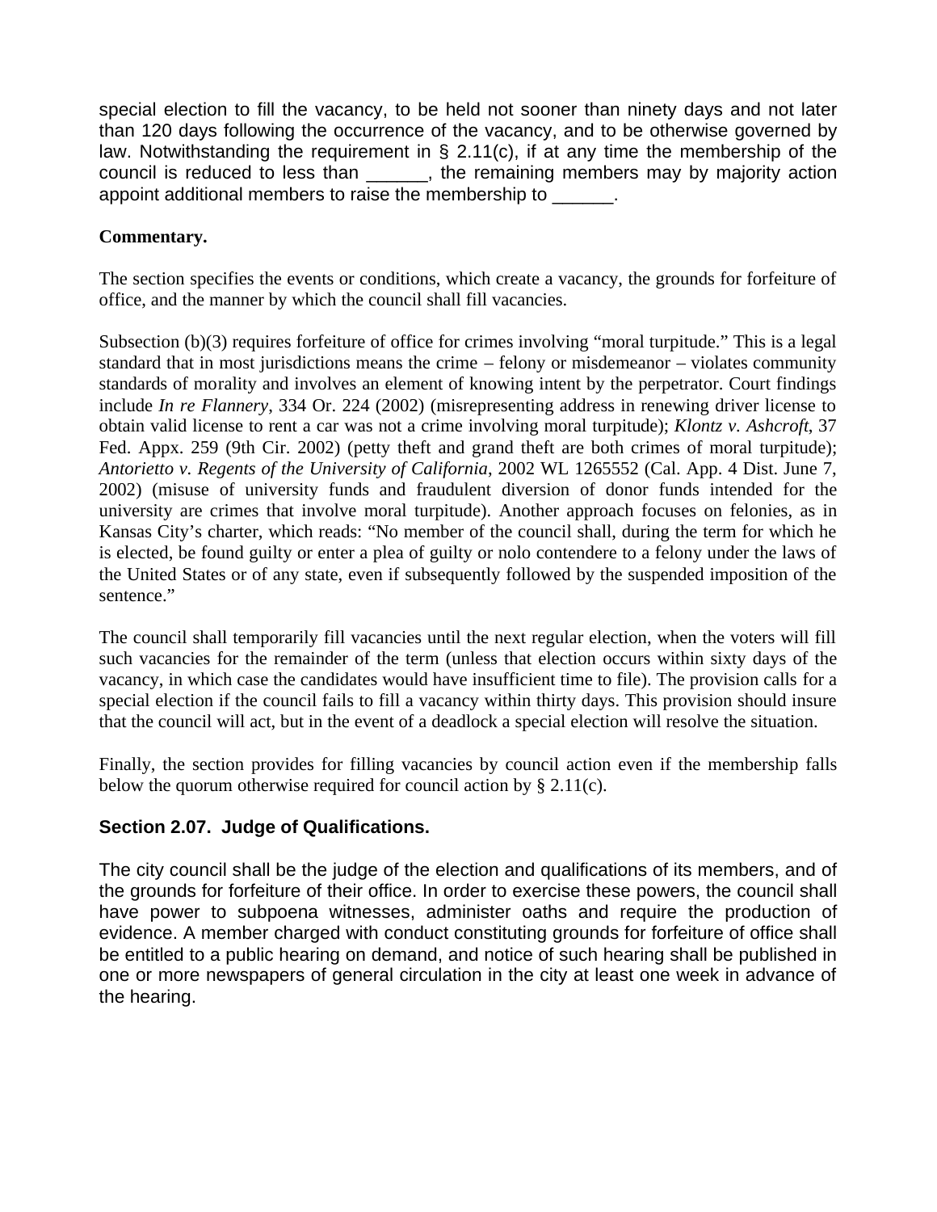special election to fill the vacancy, to be held not sooner than ninety days and not later than 120 days following the occurrence of the vacancy, and to be otherwise governed by law. Notwithstanding the requirement in § 2.11(c), if at any time the membership of the council is reduced to less than ______, the remaining members may by majority action appoint additional members to raise the membership to ______.

**Commentary.**

The section specifies the events or conditions, which create a vacancy, the grounds for forfeiture of office, and the manner by which the council shall fill vacancies.

Subsection (b)(3) requires forfeiture of office for crimes involving "moral turpitude." This is a legal standard that in most jurisdictions means the crime – felony or misdemeanor – violates community standards of morality and involves an element of knowing intent by the perpetrator. Court findings include *In re Flannery*, 334 Or. 224 (2002) (misrepresenting address in renewing driver license to obtain valid license to rent a car was not a crime involving moral turpitude); *Klontz v. Ashcroft*, 37 Fed. Appx. 259 (9th Cir. 2002) (petty theft and grand theft are both crimes of moral turpitude); *Antorietto v. Regents of the University of California*, 2002 WL 1265552 (Cal. App. 4 Dist. June 7, 2002) (misuse of university funds and fraudulent diversion of donor funds intended for the university are crimes that involve moral turpitude). Another approach focuses on felonies, as in Kansas City's charter, which reads: "No member of the council shall, during the term for which he is elected, be found guilty or enter a plea of guilty or nolo contendere to a felony under the laws of the United States or of any state, even if subsequently followed by the suspended imposition of the sentence."

The council shall temporarily fill vacancies until the next regular election, when the voters will fill such vacancies for the remainder of the term (unless that election occurs within sixty days of the vacancy, in which case the candidates would have insufficient time to file). The provision calls for a special election if the council fails to fill a vacancy within thirty days. This provision should insure that the council will act, but in the event of a deadlock a special election will resolve the situation.

Finally, the section provides for filling vacancies by council action even if the membership falls below the quorum otherwise required for council action by § 2.11(c).

### Section 2.07. Judge of Qualifications.

The city council shall be the judge of the election and qualifications of its members, and of the grounds for forfeiture of their office. In order to exercise these powers, the council shall have power to subpoena witnesses, administer oaths and require the production of evidence. A member charged with conduct constituting grounds for forfeiture of office shall be entitled to a public hearing on demand, and notice of such hearing shall be published in one or more newspapers of general circulation in the city at least one week in advance of the hearing.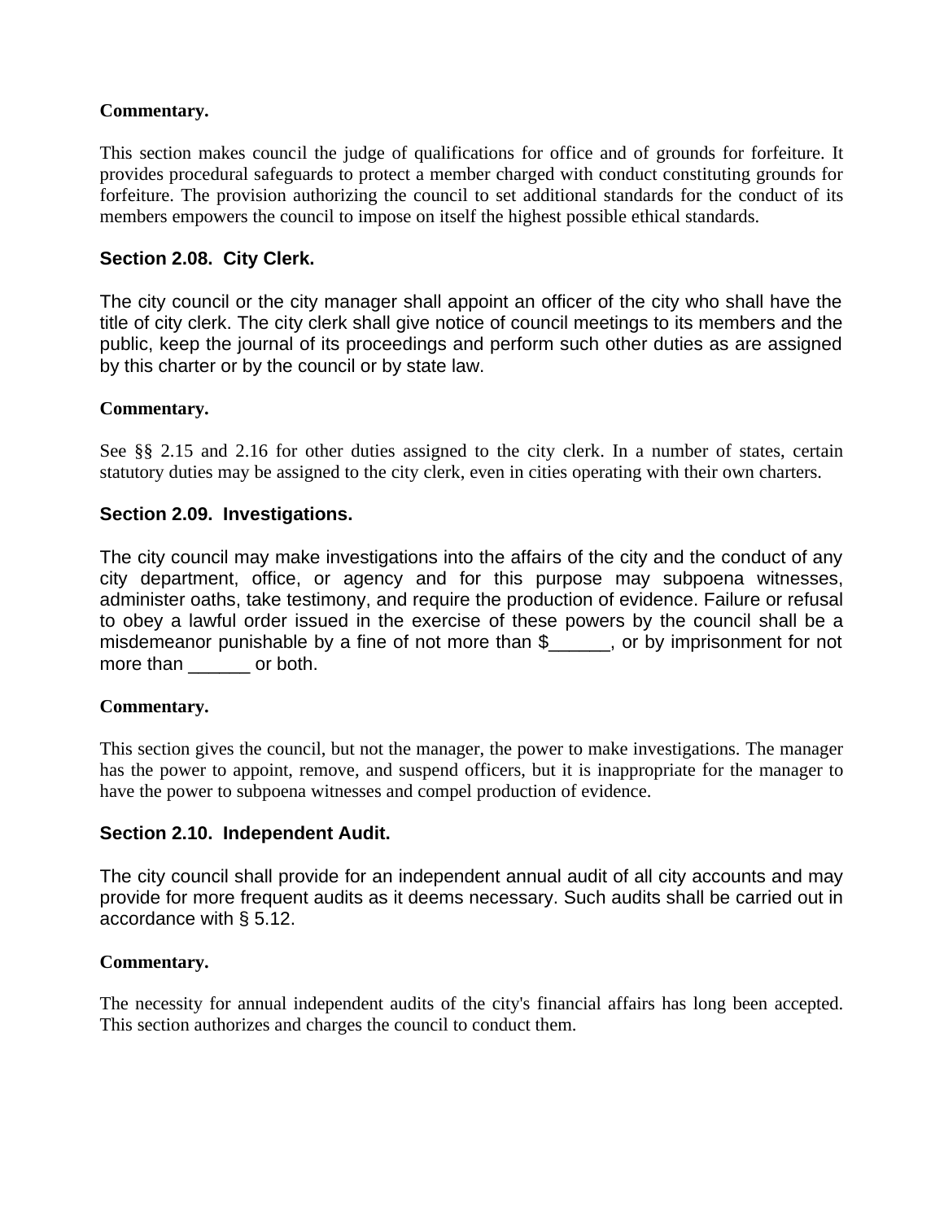**Commentary.**

This section makes council the judge of qualifications for office and of grounds for forfeiture. It provides procedural safeguards to protect a member charged with conduct constituting grounds for forfeiture. The provision authorizing the council to set additional standards for the conduct of its members empowers the council to impose on itself the highest possible ethical standards.

### Section 2.08. City Clerk.

The city council or the city manager shall appoint an officer of the city who shall have the title of city clerk. The city clerk shall give notice of council meetings to its members and the public, keep the journal of its proceedings and perform such other duties as are assigned by this charter or by the council or by state law.

**Commentary.**

See §§ 2.15 and 2.16 for other duties assigned to the city clerk. In a number of states, certain statutory duties may be assigned to the city clerk, even in cities operating with their own charters.

### Section 2.09. Investigations.

The city council may make investigations into the affairs of the city and the conduct of any city department, office, or agency and for this purpose may subpoena witnesses, administer oaths, take testimony, and require the production of evidence. Failure or refusal to obey a lawful order issued in the exercise of these powers by the council shall be a misdemeanor punishable by a fine of not more than $______, or by imprisonment for not more than ______ or both.

**Commentary.**

This section gives the council, but not the manager, the power to make investigations. The manager has the power to appoint, remove, and suspend officers, but it is inappropriate for the manager to have the power to subpoena witnesses and compel production of evidence.

### Section 2.10. Independent Audit.

The city council shall provide for an independent annual audit of all city accounts and may provide for more frequent audits as it deems necessary. Such audits shall be carried out in accordance with § 5.12.

**Commentary.**

The necessity for annual independent audits of the city's financial affairs has long been accepted. This section authorizes and charges the council to conduct them.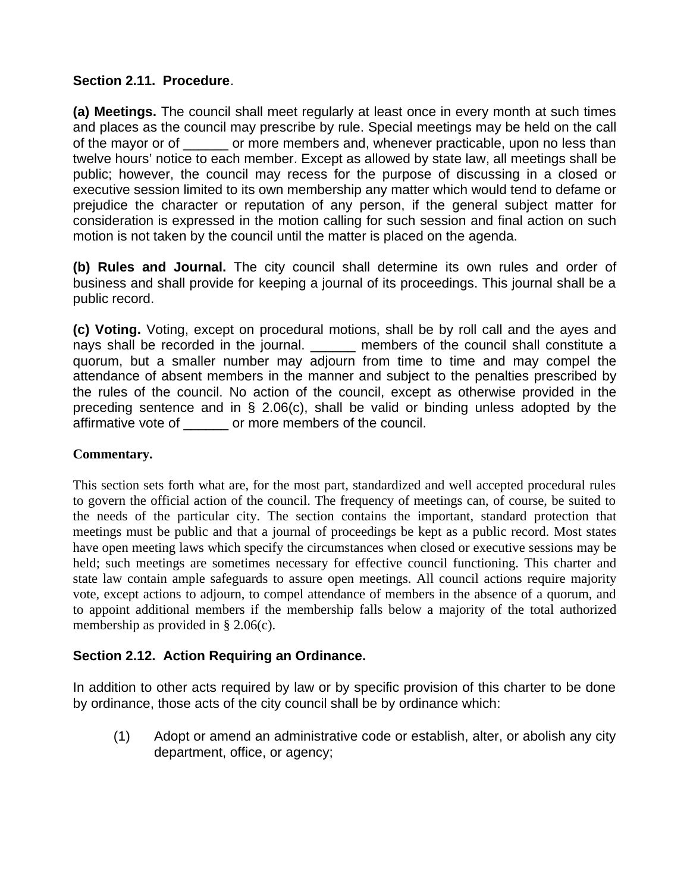**Section 2.11. Procedure**.

**(a) Meetings.** The council shall meet regularly at least once in every month at such times and places as the council may prescribe by rule. Special meetings may be held on the call of the mayor or of ______ or more members and, whenever practicable, upon no less than twelve hours' notice to each member. Except as allowed by state law, all meetings shall be public; however, the council may recess for the purpose of discussing in a closed or executive session limited to its own membership any matter which would tend to defame or prejudice the character or reputation of any person, if the general subject matter for consideration is expressed in the motion calling for such session and final action on such motion is not taken by the council until the matter is placed on the agenda.

**(b) Rules and Journal.** The city council shall determine its own rules and order of business and shall provide for keeping a journal of its proceedings. This journal shall be a public record.

**(c) Voting.** Voting, except on procedural motions, shall be by roll call and the ayes and nays shall be recorded in the journal. ______ members of the council shall constitute a quorum, but a smaller number may adjourn from time to time and may compel the attendance of absent members in the manner and subject to the penalties prescribed by the rules of the council. No action of the council, except as otherwise provided in the preceding sentence and in § 2.06(c), shall be valid or binding unless adopted by the affirmative vote of ______ or more members of the council.

**Commentary.**

This section sets forth what are, for the most part, standardized and well accepted procedural rules to govern the official action of the council. The frequency of meetings can, of course, be suited to the needs of the particular city. The section contains the important, standard protection that meetings must be public and that a journal of proceedings be kept as a public record. Most states have open meeting laws which specify the circumstances when closed or executive sessions may be held; such meetings are sometimes necessary for effective council functioning. This charter and state law contain ample safeguards to assure open meetings. All council actions require majority vote, except actions to adjourn, to compel attendance of members in the absence of a quorum, and to appoint additional members if the membership falls below a majority of the total authorized membership as provided in § 2.06(c).

**Section 2.12. Action Requiring an Ordinance.**

In addition to other acts required by law or by specific provision of this charter to be done by ordinance, those acts of the city council shall be by ordinance which:

(1) Adopt or amend an administrative code or establish, alter, or abolish any city department, office, or agency;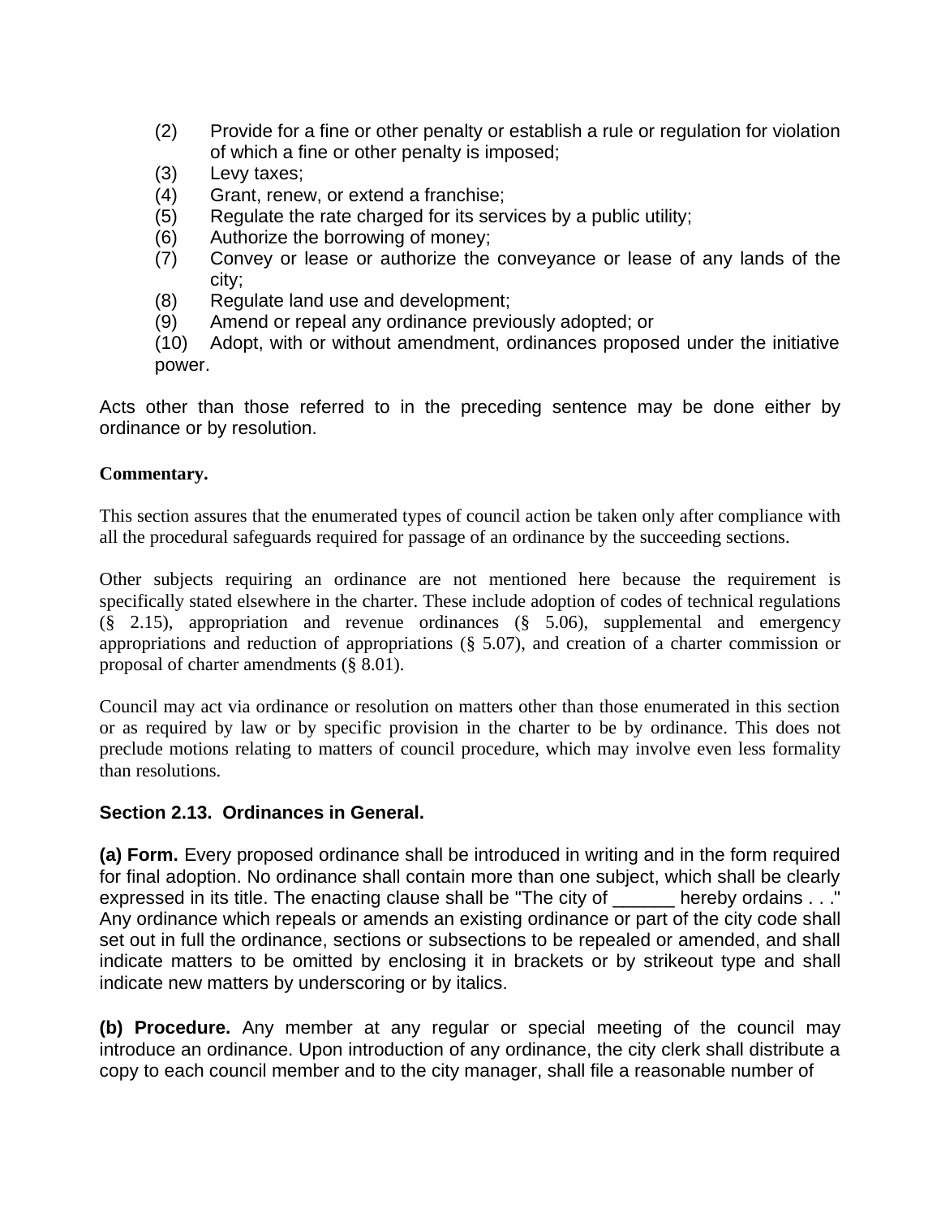(2) Provide for a fine or other penalty or establish a rule or regulation for violation of which a fine or other penalty is imposed;
(3) Levy taxes;
(4) Grant, renew, or extend a franchise;
(5) Regulate the rate charged for its services by a public utility;
(6) Authorize the borrowing of money;
(7) Convey or lease or authorize the conveyance or lease of any lands of the city;
(8) Regulate land use and development;
(9) Amend or repeal any ordinance previously adopted; or
(10) Adopt, with or without amendment, ordinances proposed under the initiative power.

Acts other than those referred to in the preceding sentence may be done either by ordinance or by resolution.

**Commentary.**

This section assures that the enumerated types of council action be taken only after compliance with all the procedural safeguards required for passage of an ordinance by the succeeding sections.

Other subjects requiring an ordinance are not mentioned here because the requirement is specifically stated elsewhere in the charter. These include adoption of codes of technical regulations (§ 2.15), appropriation and revenue ordinances (§ 5.06), supplemental and emergency appropriations and reduction of appropriations (§ 5.07), and creation of a charter commission or proposal of charter amendments (§ 8.01).

Council may act via ordinance or resolution on matters other than those enumerated in this section or as required by law or by specific provision in the charter to be by ordinance. This does not preclude motions relating to matters of council procedure, which may involve even less formality than resolutions.

### Section 2.13. Ordinances in General.

**(a) Form.** Every proposed ordinance shall be introduced in writing and in the form required for final adoption. No ordinance shall contain more than one subject, which shall be clearly expressed in its title. The enacting clause shall be "The city of ______ hereby ordains . . ." Any ordinance which repeals or amends an existing ordinance or part of the city code shall set out in full the ordinance, sections or subsections to be repealed or amended, and shall indicate matters to be omitted by enclosing it in brackets or by strikeout type and shall indicate new matters by underscoring or by italics.

**(b) Procedure.** Any member at any regular or special meeting of the council may introduce an ordinance. Upon introduction of any ordinance, the city clerk shall distribute a copy to each council member and to the city manager, shall file a reasonable number of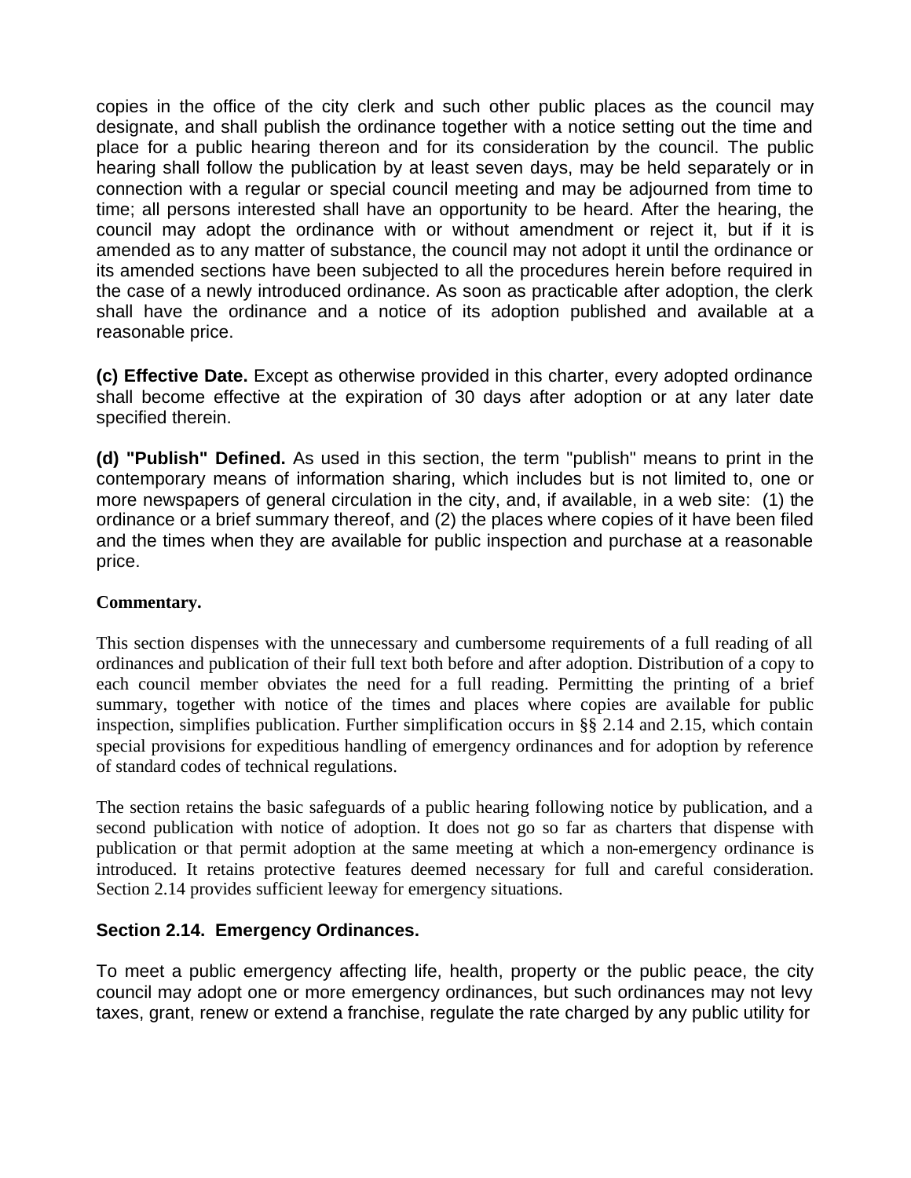copies in the office of the city clerk and such other public places as the council may designate, and shall publish the ordinance together with a notice setting out the time and place for a public hearing thereon and for its consideration by the council. The public hearing shall follow the publication by at least seven days, may be held separately or in connection with a regular or special council meeting and may be adjourned from time to time; all persons interested shall have an opportunity to be heard. After the hearing, the council may adopt the ordinance with or without amendment or reject it, but if it is amended as to any matter of substance, the council may not adopt it until the ordinance or its amended sections have been subjected to all the procedures herein before required in the case of a newly introduced ordinance. As soon as practicable after adoption, the clerk shall have the ordinance and a notice of its adoption published and available at a reasonable price.

**(c) Effective Date.** Except as otherwise provided in this charter, every adopted ordinance shall become effective at the expiration of 30 days after adoption or at any later date specified therein.

**(d) "Publish" Defined.** As used in this section, the term "publish" means to print in the contemporary means of information sharing, which includes but is not limited to, one or more newspapers of general circulation in the city, and, if available, in a web site: (1) the ordinance or a brief summary thereof, and (2) the places where copies of it have been filed and the times when they are available for public inspection and purchase at a reasonable price.

**Commentary.**

This section dispenses with the unnecessary and cumbersome requirements of a full reading of all ordinances and publication of their full text both before and after adoption. Distribution of a copy to each council member obviates the need for a full reading. Permitting the printing of a brief summary, together with notice of the times and places where copies are available for public inspection, simplifies publication. Further simplification occurs in §§ 2.14 and 2.15, which contain special provisions for expeditious handling of emergency ordinances and for adoption by reference of standard codes of technical regulations.

The section retains the basic safeguards of a public hearing following notice by publication, and a second publication with notice of adoption. It does not go so far as charters that dispense with publication or that permit adoption at the same meeting at which a non-emergency ordinance is introduced. It retains protective features deemed necessary for full and careful consideration. Section 2.14 provides sufficient leeway for emergency situations.

### Section 2.14. Emergency Ordinances.

To meet a public emergency affecting life, health, property or the public peace, the city council may adopt one or more emergency ordinances, but such ordinances may not levy taxes, grant, renew or extend a franchise, regulate the rate charged by any public utility for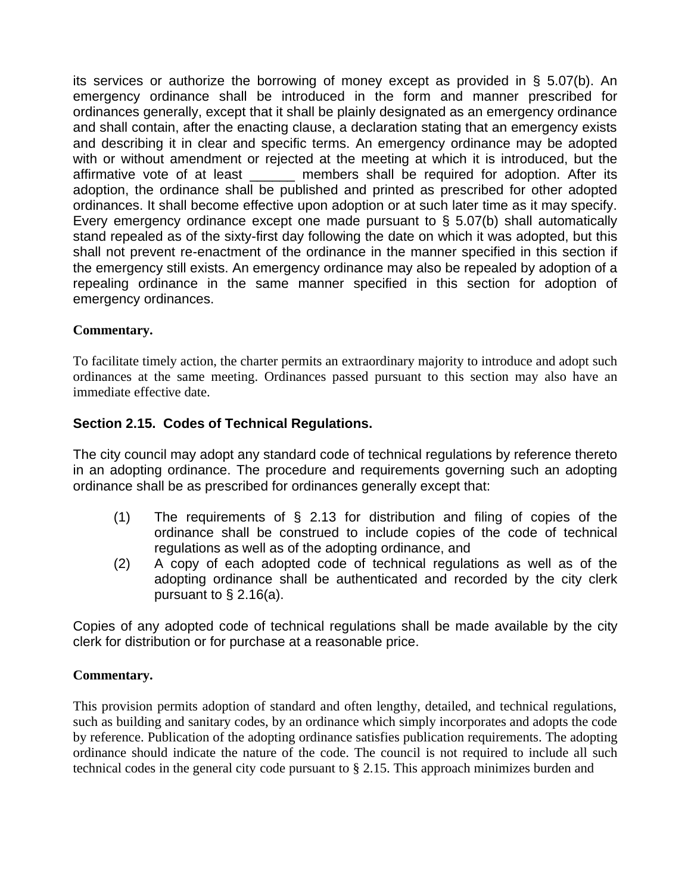its services or authorize the borrowing of money except as provided in § 5.07(b). An emergency ordinance shall be introduced in the form and manner prescribed for ordinances generally, except that it shall be plainly designated as an emergency ordinance and shall contain, after the enacting clause, a declaration stating that an emergency exists and describing it in clear and specific terms. An emergency ordinance may be adopted with or without amendment or rejected at the meeting at which it is introduced, but the affirmative vote of at least ______ members shall be required for adoption. After its adoption, the ordinance shall be published and printed as prescribed for other adopted ordinances. It shall become effective upon adoption or at such later time as it may specify. Every emergency ordinance except one made pursuant to § 5.07(b) shall automatically stand repealed as of the sixty-first day following the date on which it was adopted, but this shall not prevent re-enactment of the ordinance in the manner specified in this section if the emergency still exists. An emergency ordinance may also be repealed by adoption of a repealing ordinance in the same manner specified in this section for adoption of emergency ordinances.

**Commentary.**

To facilitate timely action, the charter permits an extraordinary majority to introduce and adopt such ordinances at the same meeting. Ordinances passed pursuant to this section may also have an immediate effective date.

### Section 2.15. Codes of Technical Regulations.

The city council may adopt any standard code of technical regulations by reference thereto in an adopting ordinance. The procedure and requirements governing such an adopting ordinance shall be as prescribed for ordinances generally except that:

(1) The requirements of § 2.13 for distribution and filing of copies of the ordinance shall be construed to include copies of the code of technical regulations as well as of the adopting ordinance, and
(2) A copy of each adopted code of technical regulations as well as of the adopting ordinance shall be authenticated and recorded by the city clerk pursuant to § 2.16(a).

Copies of any adopted code of technical regulations shall be made available by the city clerk for distribution or for purchase at a reasonable price.

**Commentary.**

This provision permits adoption of standard and often lengthy, detailed, and technical regulations, such as building and sanitary codes, by an ordinance which simply incorporates and adopts the code by reference. Publication of the adopting ordinance satisfies publication requirements. The adopting ordinance should indicate the nature of the code. The council is not required to include all such technical codes in the general city code pursuant to § 2.15. This approach minimizes burden and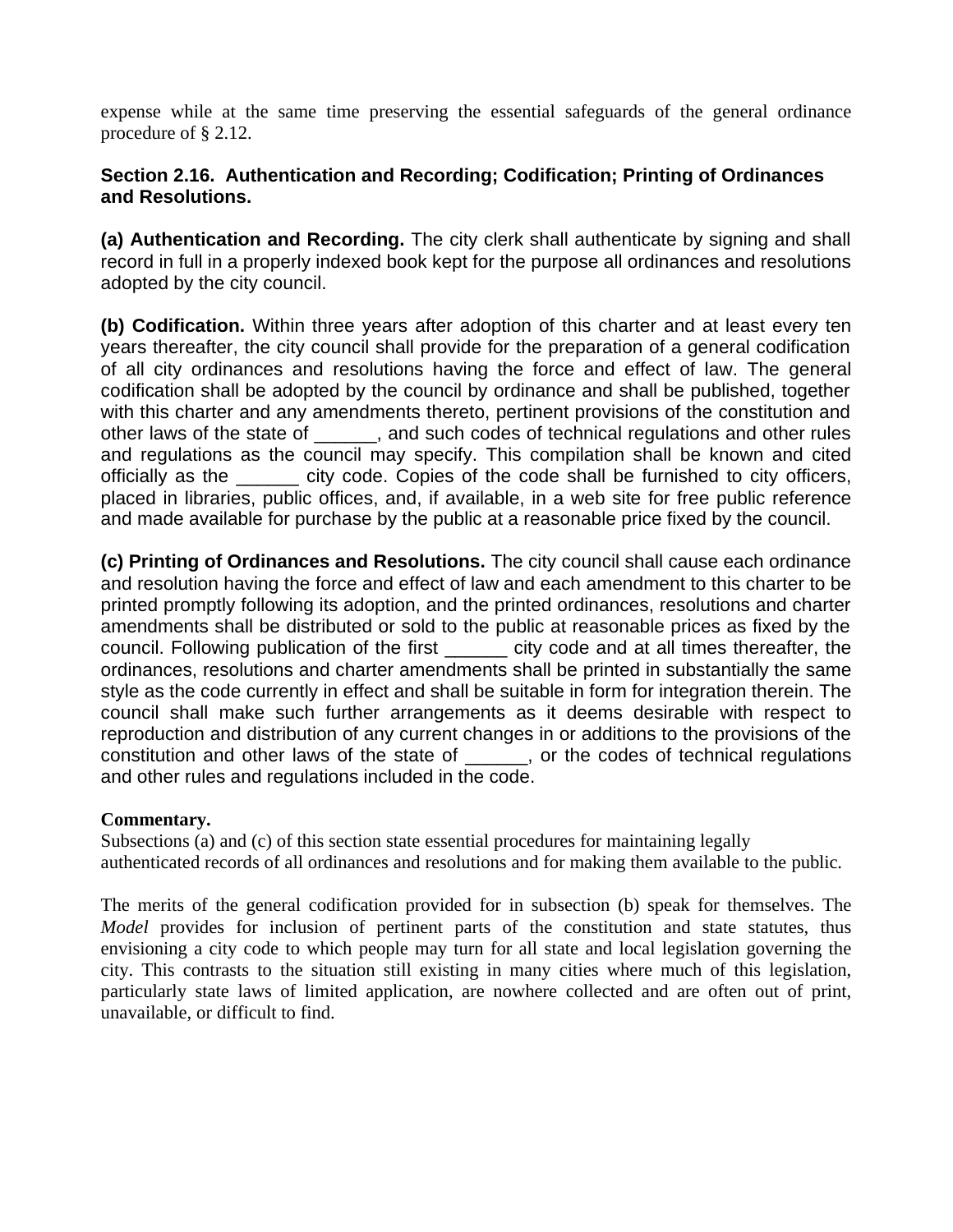expense while at the same time preserving the essential safeguards of the general ordinance procedure of § 2.12.

### Section 2.16. Authentication and Recording; Codification; Printing of Ordinances and Resolutions.

**(a) Authentication and Recording.** The city clerk shall authenticate by signing and shall record in full in a properly indexed book kept for the purpose all ordinances and resolutions adopted by the city council.

**(b) Codification.** Within three years after adoption of this charter and at least every ten years thereafter, the city council shall provide for the preparation of a general codification of all city ordinances and resolutions having the force and effect of law. The general codification shall be adopted by the council by ordinance and shall be published, together with this charter and any amendments thereto, pertinent provisions of the constitution and other laws of the state of ______, and such codes of technical regulations and other rules and regulations as the council may specify. This compilation shall be known and cited officially as the ______ city code. Copies of the code shall be furnished to city officers, placed in libraries, public offices, and, if available, in a web site for free public reference and made available for purchase by the public at a reasonable price fixed by the council.

**(c) Printing of Ordinances and Resolutions.** The city council shall cause each ordinance and resolution having the force and effect of law and each amendment to this charter to be printed promptly following its adoption, and the printed ordinances, resolutions and charter amendments shall be distributed or sold to the public at reasonable prices as fixed by the council. Following publication of the first ______ city code and at all times thereafter, the ordinances, resolutions and charter amendments shall be printed in substantially the same style as the code currently in effect and shall be suitable in form for integration therein. The council shall make such further arrangements as it deems desirable with respect to reproduction and distribution of any current changes in or additions to the provisions of the constitution and other laws of the state of ______, or the codes of technical regulations and other rules and regulations included in the code.

**Commentary.**

Subsections (a) and (c) of this section state essential procedures for maintaining legally authenticated records of all ordinances and resolutions and for making them available to the public.

The merits of the general codification provided for in subsection (b) speak for themselves. The *Model* provides for inclusion of pertinent parts of the constitution and state statutes, thus envisioning a city code to which people may turn for all state and local legislation governing the city. This contrasts to the situation still existing in many cities where much of this legislation, particularly state laws of limited application, are nowhere collected and are often out of print, unavailable, or difficult to find.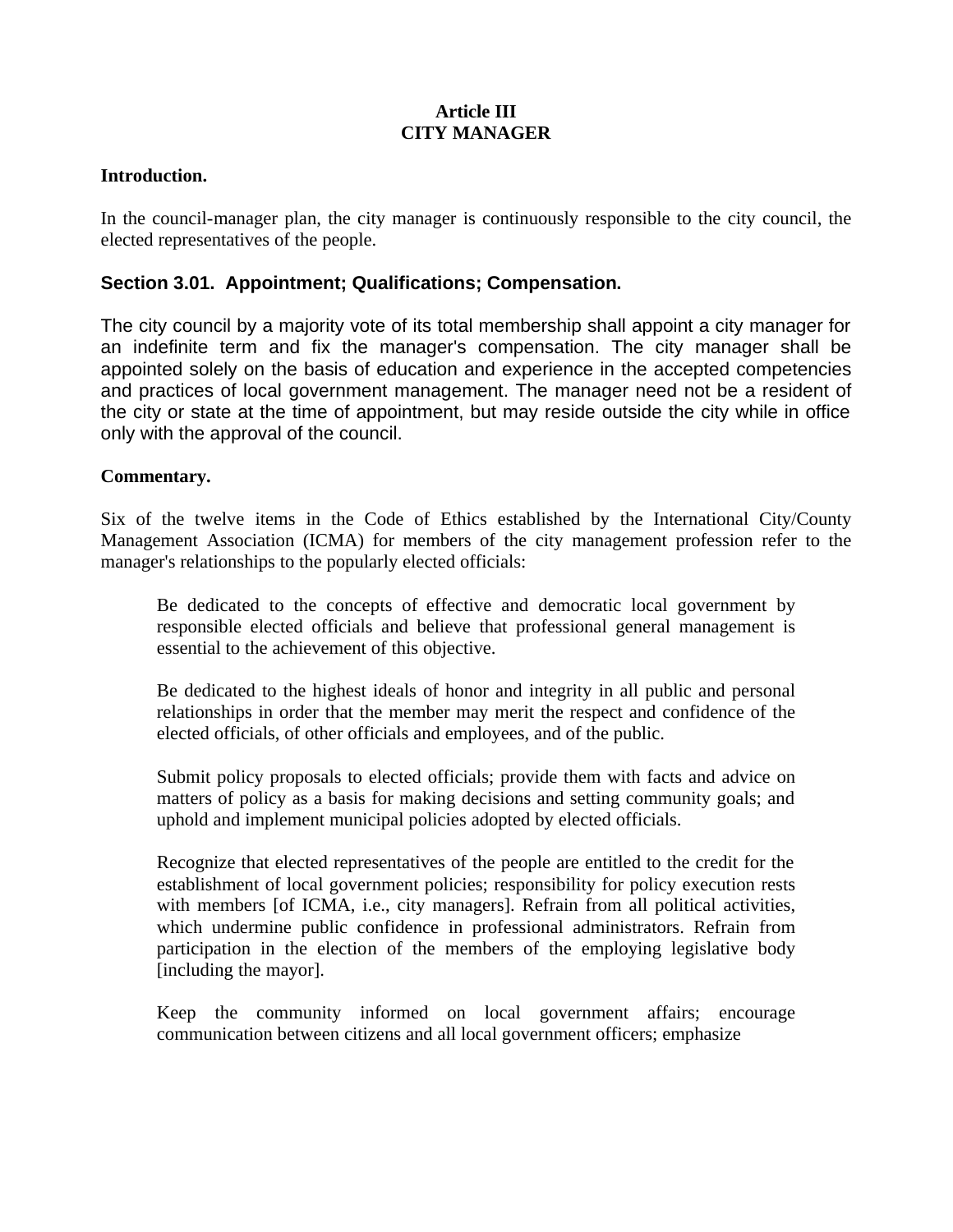# Article III
# CITY MANAGER

**Introduction.**

In the council-manager plan, the city manager is continuously responsible to the city council, the elected representatives of the people.

## Section 3.01. Appointment; Qualifications; Compensation.

The city council by a majority vote of its total membership shall appoint a city manager for an indefinite term and fix the manager's compensation. The city manager shall be appointed solely on the basis of education and experience in the accepted competencies and practices of local government management. The manager need not be a resident of the city or state at the time of appointment, but may reside outside the city while in office only with the approval of the council.

**Commentary.**

Six of the twelve items in the Code of Ethics established by the International City/County Management Association (ICMA) for members of the city management profession refer to the manager's relationships to the popularly elected officials:

> Be dedicated to the concepts of effective and democratic local government by responsible elected officials and believe that professional general management is essential to the achievement of this objective.
>
> Be dedicated to the highest ideals of honor and integrity in all public and personal relationships in order that the member may merit the respect and confidence of the elected officials, of other officials and employees, and of the public.
>
> Submit policy proposals to elected officials; provide them with facts and advice on matters of policy as a basis for making decisions and setting community goals; and uphold and implement municipal policies adopted by elected officials.
>
> Recognize that elected representatives of the people are entitled to the credit for the establishment of local government policies; responsibility for policy execution rests with members [of ICMA, i.e., city managers]. Refrain from all political activities, which undermine public confidence in professional administrators. Refrain from participation in the election of the members of the employing legislative body [including the mayor].
>
> Keep the community informed on local government affairs; encourage communication between citizens and all local government officers; emphasize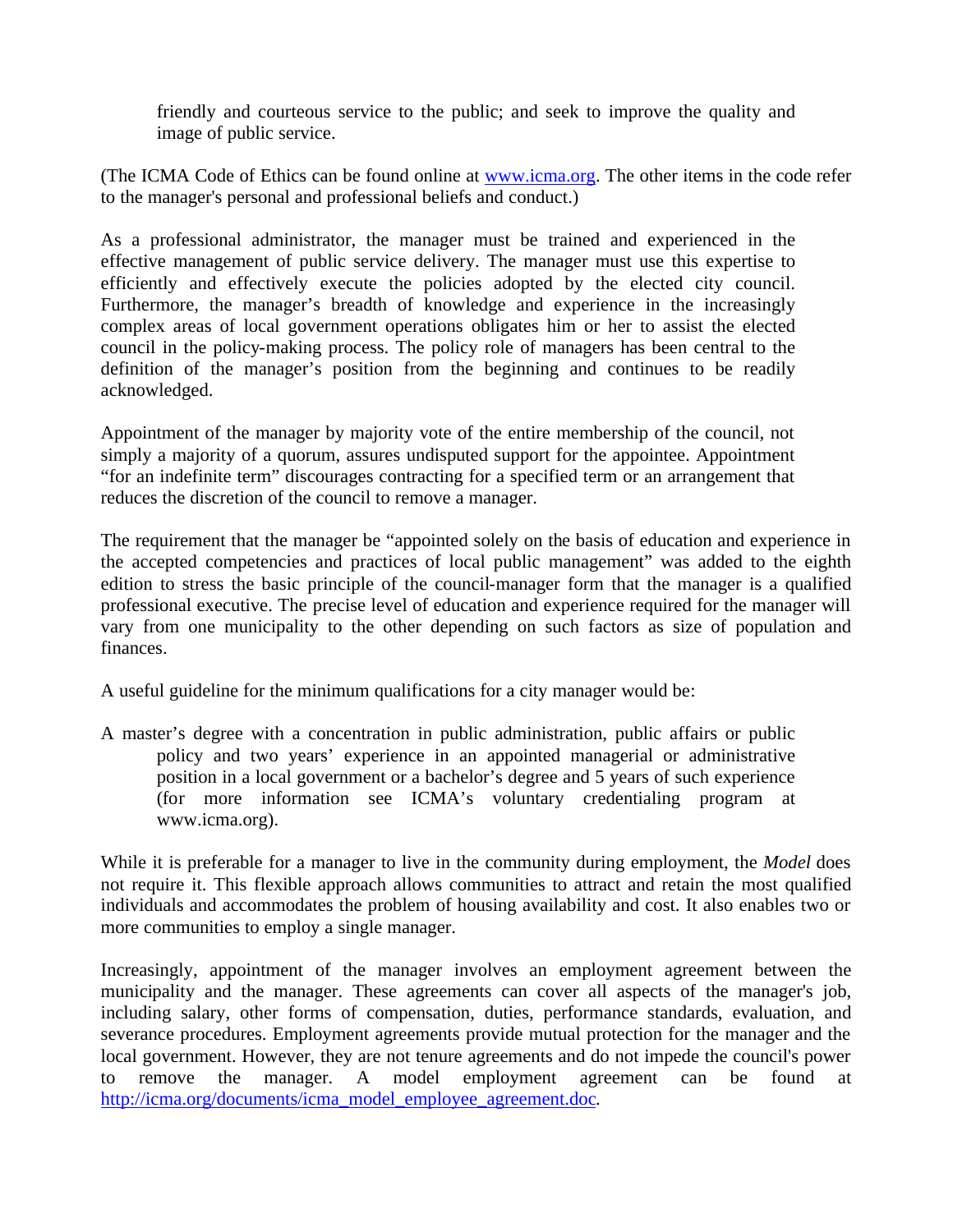friendly and courteous service to the public; and seek to improve the quality and image of public service.

(The ICMA Code of Ethics can be found online at [www.icma.org](http://www.icma.org). The other items in the code refer to the manager's personal and professional beliefs and conduct.)

As a professional administrator, the manager must be trained and experienced in the effective management of public service delivery. The manager must use this expertise to efficiently and effectively execute the policies adopted by the elected city council. Furthermore, the manager's breadth of knowledge and experience in the increasingly complex areas of local government operations obligates him or her to assist the elected council in the policy-making process. The policy role of managers has been central to the definition of the manager's position from the beginning and continues to be readily acknowledged.

Appointment of the manager by majority vote of the entire membership of the council, not simply a majority of a quorum, assures undisputed support for the appointee. Appointment "for an indefinite term" discourages contracting for a specified term or an arrangement that reduces the discretion of the council to remove a manager.

The requirement that the manager be "appointed solely on the basis of education and experience in the accepted competencies and practices of local public management" was added to the eighth edition to stress the basic principle of the council-manager form that the manager is a qualified professional executive. The precise level of education and experience required for the manager will vary from one municipality to the other depending on such factors as size of population and finances.

A useful guideline for the minimum qualifications for a city manager would be:

A master's degree with a concentration in public administration, public affairs or public policy and two years' experience in an appointed managerial or administrative position in a local government or a bachelor's degree and 5 years of such experience (for more information see ICMA's voluntary credentialing program at www.icma.org).

While it is preferable for a manager to live in the community during employment, the *Model* does not require it. This flexible approach allows communities to attract and retain the most qualified individuals and accommodates the problem of housing availability and cost. It also enables two or more communities to employ a single manager.

Increasingly, appointment of the manager involves an employment agreement between the municipality and the manager. These agreements can cover all aspects of the manager's job, including salary, other forms of compensation, duties, performance standards, evaluation, and severance procedures. Employment agreements provide mutual protection for the manager and the local government. However, they are not tenure agreements and do not impede the council's power to remove the manager. A model employment agreement can be found at [http://icma.org/documents/icma_model_employee_agreement.doc](http://icma.org/documents/icma_model_employee_agreement.doc).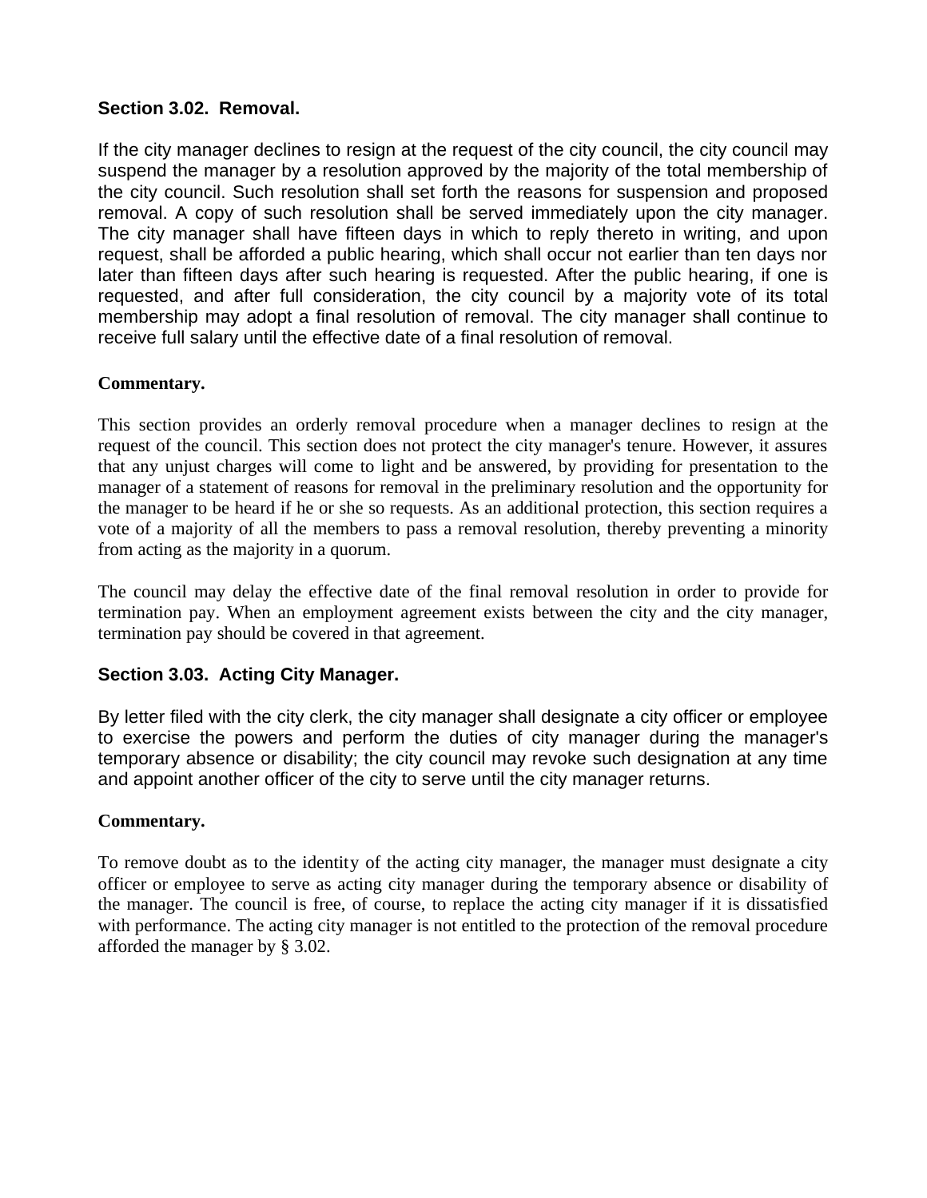### Section 3.02. Removal.

If the city manager declines to resign at the request of the city council, the city council may suspend the manager by a resolution approved by the majority of the total membership of the city council. Such resolution shall set forth the reasons for suspension and proposed removal. A copy of such resolution shall be served immediately upon the city manager. The city manager shall have fifteen days in which to reply thereto in writing, and upon request, shall be afforded a public hearing, which shall occur not earlier than ten days nor later than fifteen days after such hearing is requested. After the public hearing, if one is requested, and after full consideration, the city council by a majority vote of its total membership may adopt a final resolution of removal. The city manager shall continue to receive full salary until the effective date of a final resolution of removal.

**Commentary.**

This section provides an orderly removal procedure when a manager declines to resign at the request of the council. This section does not protect the city manager's tenure. However, it assures that any unjust charges will come to light and be answered, by providing for presentation to the manager of a statement of reasons for removal in the preliminary resolution and the opportunity for the manager to be heard if he or she so requests. As an additional protection, this section requires a vote of a majority of all the members to pass a removal resolution, thereby preventing a minority from acting as the majority in a quorum.

The council may delay the effective date of the final removal resolution in order to provide for termination pay. When an employment agreement exists between the city and the city manager, termination pay should be covered in that agreement.

### Section 3.03. Acting City Manager.

By letter filed with the city clerk, the city manager shall designate a city officer or employee to exercise the powers and perform the duties of city manager during the manager's temporary absence or disability; the city council may revoke such designation at any time and appoint another officer of the city to serve until the city manager returns.

**Commentary.**

To remove doubt as to the identity of the acting city manager, the manager must designate a city officer or employee to serve as acting city manager during the temporary absence or disability of the manager. The council is free, of course, to replace the acting city manager if it is dissatisfied with performance. The acting city manager is not entitled to the protection of the removal procedure afforded the manager by § 3.02.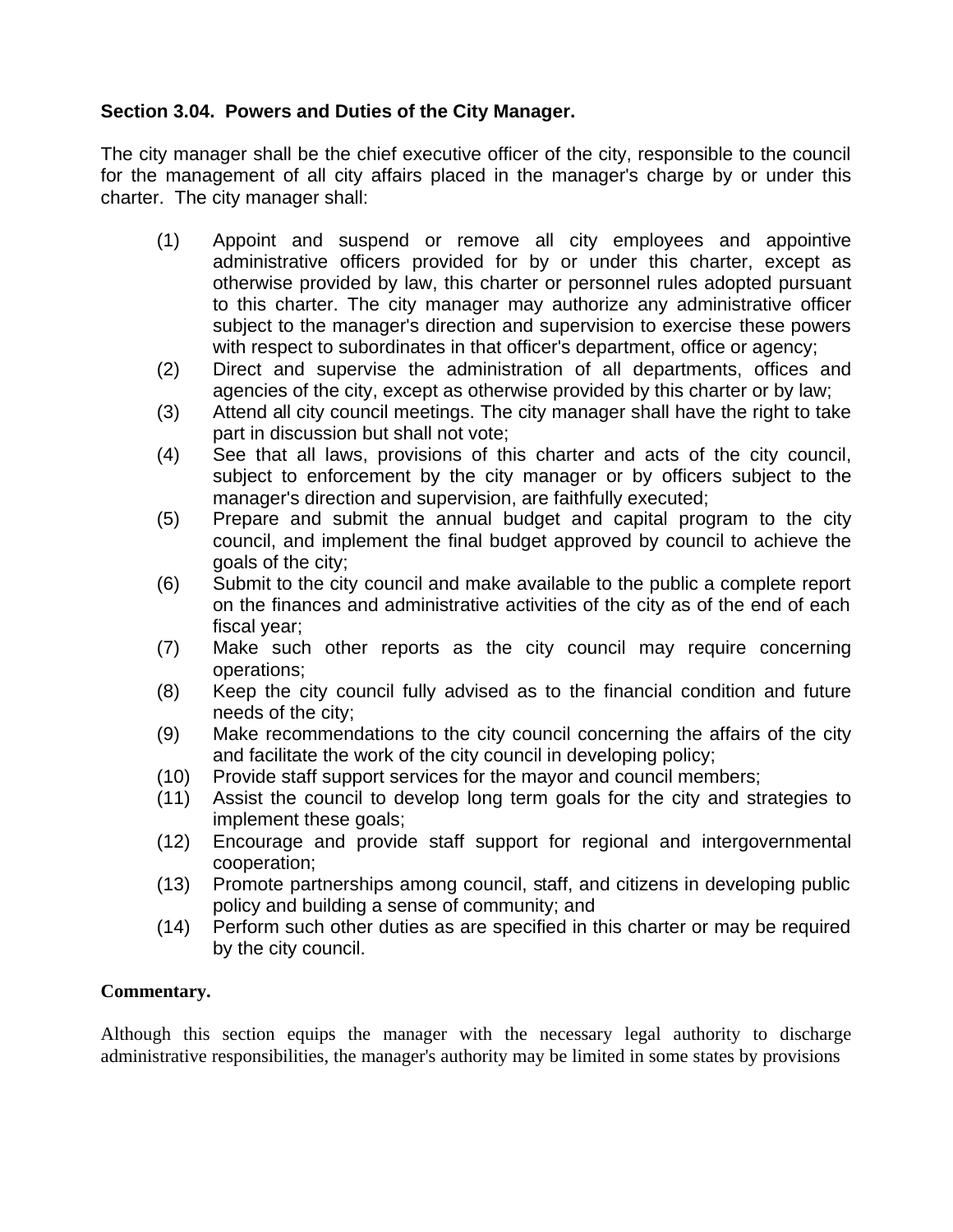**Section 3.04. Powers and Duties of the City Manager.**

The city manager shall be the chief executive officer of the city, responsible to the council for the management of all city affairs placed in the manager's charge by or under this charter. The city manager shall:

(1) Appoint and suspend or remove all city employees and appointive administrative officers provided for by or under this charter, except as otherwise provided by law, this charter or personnel rules adopted pursuant to this charter. The city manager may authorize any administrative officer subject to the manager's direction and supervision to exercise these powers with respect to subordinates in that officer's department, office or agency;

(2) Direct and supervise the administration of all departments, offices and agencies of the city, except as otherwise provided by this charter or by law;

(3) Attend all city council meetings. The city manager shall have the right to take part in discussion but shall not vote;

(4) See that all laws, provisions of this charter and acts of the city council, subject to enforcement by the city manager or by officers subject to the manager's direction and supervision, are faithfully executed;

(5) Prepare and submit the annual budget and capital program to the city council, and implement the final budget approved by council to achieve the goals of the city;

(6) Submit to the city council and make available to the public a complete report on the finances and administrative activities of the city as of the end of each fiscal year;

(7) Make such other reports as the city council may require concerning operations;

(8) Keep the city council fully advised as to the financial condition and future needs of the city;

(9) Make recommendations to the city council concerning the affairs of the city and facilitate the work of the city council in developing policy;

(10) Provide staff support services for the mayor and council members;

(11) Assist the council to develop long term goals for the city and strategies to implement these goals;

(12) Encourage and provide staff support for regional and intergovernmental cooperation;

(13) Promote partnerships among council, staff, and citizens in developing public policy and building a sense of community; and

(14) Perform such other duties as are specified in this charter or may be required by the city council.

**Commentary.**

Although this section equips the manager with the necessary legal authority to discharge administrative responsibilities, the manager's authority may be limited in some states by provisions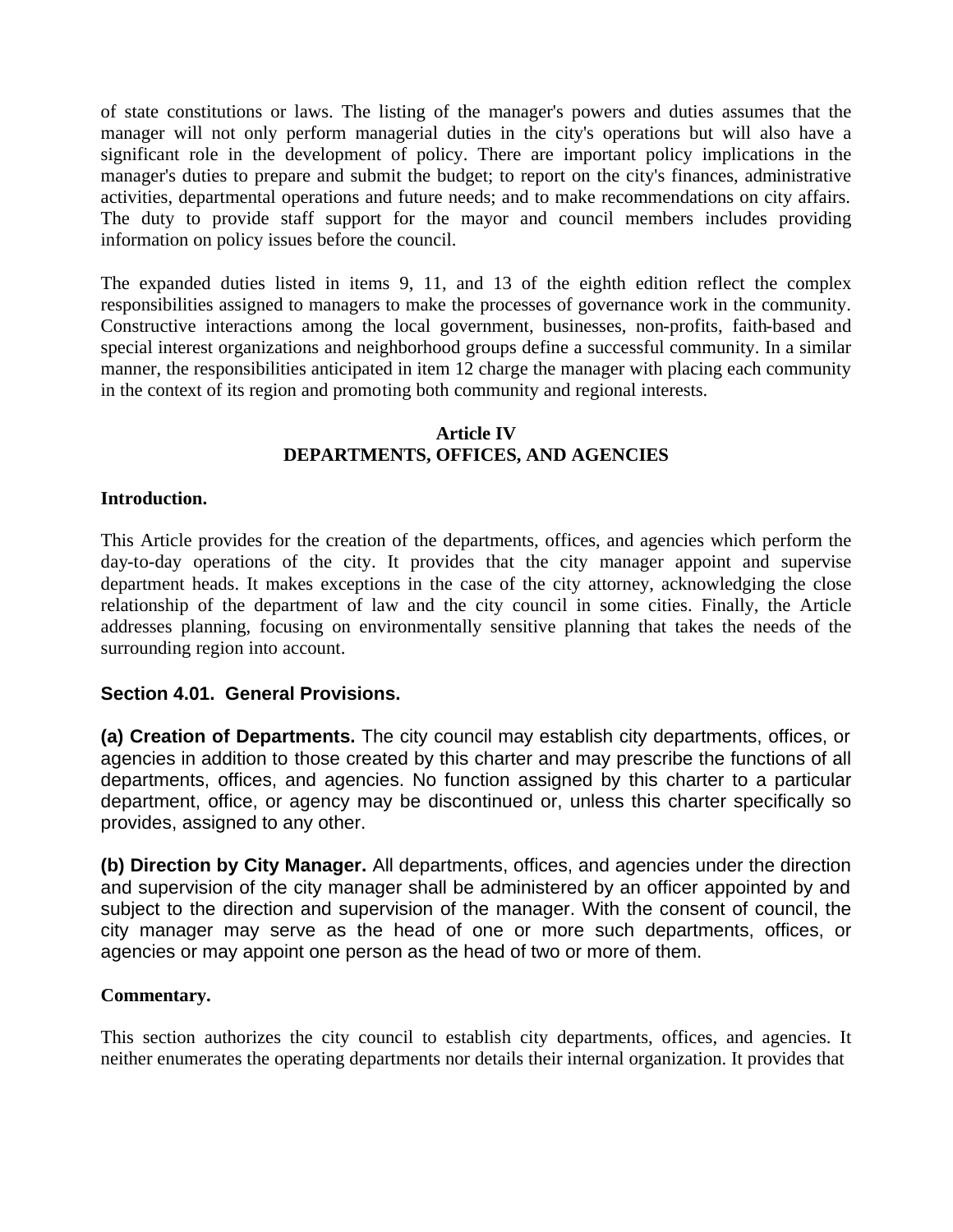of state constitutions or laws. The listing of the manager's powers and duties assumes that the manager will not only perform managerial duties in the city's operations but will also have a significant role in the development of policy. There are important policy implications in the manager's duties to prepare and submit the budget; to report on the city's finances, administrative activities, departmental operations and future needs; and to make recommendations on city affairs. The duty to provide staff support for the mayor and council members includes providing information on policy issues before the council.

The expanded duties listed in items 9, 11, and 13 of the eighth edition reflect the complex responsibilities assigned to managers to make the processes of governance work in the community. Constructive interactions among the local government, businesses, non-profits, faith-based and special interest organizations and neighborhood groups define a successful community. In a similar manner, the responsibilities anticipated in item 12 charge the manager with placing each community in the context of its region and promoting both community and regional interests.

## Article IV
## DEPARTMENTS, OFFICES, AND AGENCIES

**Introduction.**

This Article provides for the creation of the departments, offices, and agencies which perform the day-to-day operations of the city. It provides that the city manager appoint and supervise department heads. It makes exceptions in the case of the city attorney, acknowledging the close relationship of the department of law and the city council in some cities. Finally, the Article addresses planning, focusing on environmentally sensitive planning that takes the needs of the surrounding region into account.

### Section 4.01. General Provisions.

**(a) Creation of Departments.** The city council may establish city departments, offices, or agencies in addition to those created by this charter and may prescribe the functions of all departments, offices, and agencies. No function assigned by this charter to a particular department, office, or agency may be discontinued or, unless this charter specifically so provides, assigned to any other.

**(b) Direction by City Manager.** All departments, offices, and agencies under the direction and supervision of the city manager shall be administered by an officer appointed by and subject to the direction and supervision of the manager. With the consent of council, the city manager may serve as the head of one or more such departments, offices, or agencies or may appoint one person as the head of two or more of them.

**Commentary.**

This section authorizes the city council to establish city departments, offices, and agencies. It neither enumerates the operating departments nor details their internal organization. It provides that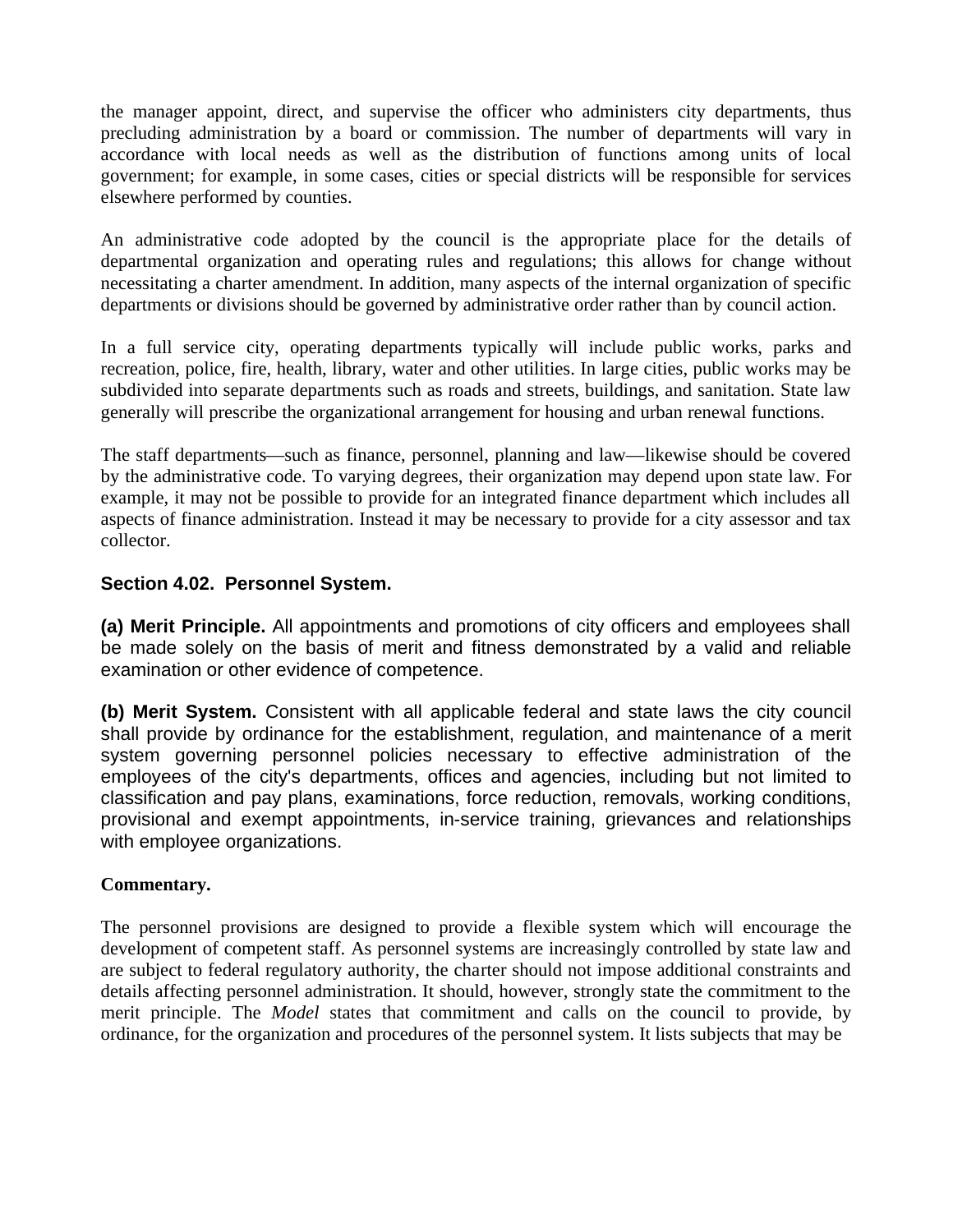the manager appoint, direct, and supervise the officer who administers city departments, thus precluding administration by a board or commission. The number of departments will vary in accordance with local needs as well as the distribution of functions among units of local government; for example, in some cases, cities or special districts will be responsible for services elsewhere performed by counties.

An administrative code adopted by the council is the appropriate place for the details of departmental organization and operating rules and regulations; this allows for change without necessitating a charter amendment. In addition, many aspects of the internal organization of specific departments or divisions should be governed by administrative order rather than by council action.

In a full service city, operating departments typically will include public works, parks and recreation, police, fire, health, library, water and other utilities. In large cities, public works may be subdivided into separate departments such as roads and streets, buildings, and sanitation. State law generally will prescribe the organizational arrangement for housing and urban renewal functions.

The staff departments—such as finance, personnel, planning and law—likewise should be covered by the administrative code. To varying degrees, their organization may depend upon state law. For example, it may not be possible to provide for an integrated finance department which includes all aspects of finance administration. Instead it may be necessary to provide for a city assessor and tax collector.

### Section 4.02. Personnel System.

**(a) Merit Principle.** All appointments and promotions of city officers and employees shall be made solely on the basis of merit and fitness demonstrated by a valid and reliable examination or other evidence of competence.

**(b) Merit System.** Consistent with all applicable federal and state laws the city council shall provide by ordinance for the establishment, regulation, and maintenance of a merit system governing personnel policies necessary to effective administration of the employees of the city's departments, offices and agencies, including but not limited to classification and pay plans, examinations, force reduction, removals, working conditions, provisional and exempt appointments, in-service training, grievances and relationships with employee organizations.

**Commentary.**

The personnel provisions are designed to provide a flexible system which will encourage the development of competent staff. As personnel systems are increasingly controlled by state law and are subject to federal regulatory authority, the charter should not impose additional constraints and details affecting personnel administration. It should, however, strongly state the commitment to the merit principle. The *Model* states that commitment and calls on the council to provide, by ordinance, for the organization and procedures of the personnel system. It lists subjects that may be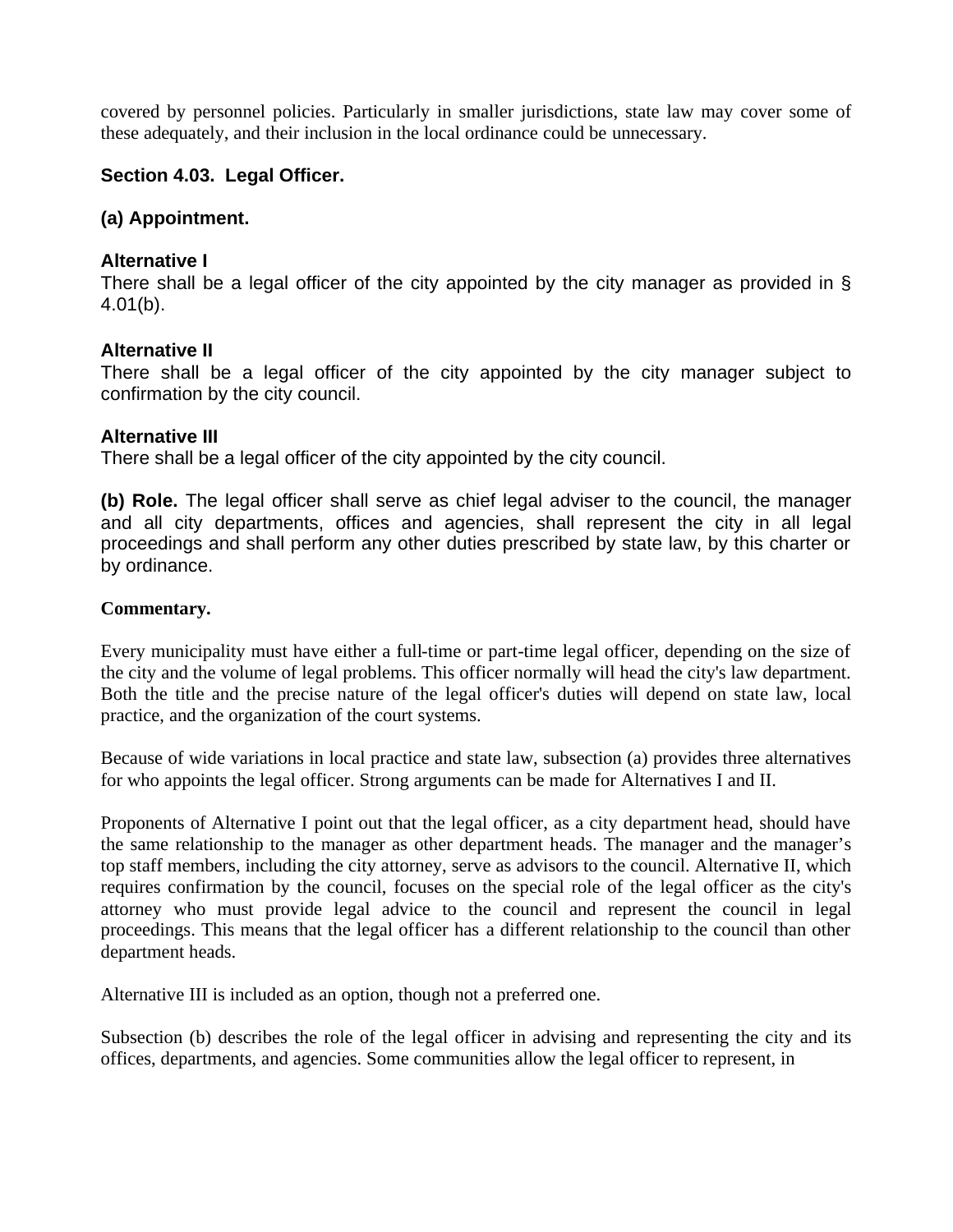covered by personnel policies. Particularly in smaller jurisdictions, state law may cover some of these adequately, and their inclusion in the local ordinance could be unnecessary.

### Section 4.03. Legal Officer.

#### (a) Appointment.

**Alternative I**
There shall be a legal officer of the city appointed by the city manager as provided in § 4.01(b).

**Alternative II**
There shall be a legal officer of the city appointed by the city manager subject to confirmation by the city council.

**Alternative III**
There shall be a legal officer of the city appointed by the city council.

**(b) Role.** The legal officer shall serve as chief legal adviser to the council, the manager and all city departments, offices and agencies, shall represent the city in all legal proceedings and shall perform any other duties prescribed by state law, by this charter or by ordinance.

**Commentary.**

Every municipality must have either a full-time or part-time legal officer, depending on the size of the city and the volume of legal problems. This officer normally will head the city's law department. Both the title and the precise nature of the legal officer's duties will depend on state law, local practice, and the organization of the court systems.

Because of wide variations in local practice and state law, subsection (a) provides three alternatives for who appoints the legal officer. Strong arguments can be made for Alternatives I and II.

Proponents of Alternative I point out that the legal officer, as a city department head, should have the same relationship to the manager as other department heads. The manager and the manager's top staff members, including the city attorney, serve as advisors to the council. Alternative II, which requires confirmation by the council, focuses on the special role of the legal officer as the city's attorney who must provide legal advice to the council and represent the council in legal proceedings. This means that the legal officer has a different relationship to the council than other department heads.

Alternative III is included as an option, though not a preferred one.

Subsection (b) describes the role of the legal officer in advising and representing the city and its offices, departments, and agencies. Some communities allow the legal officer to represent, in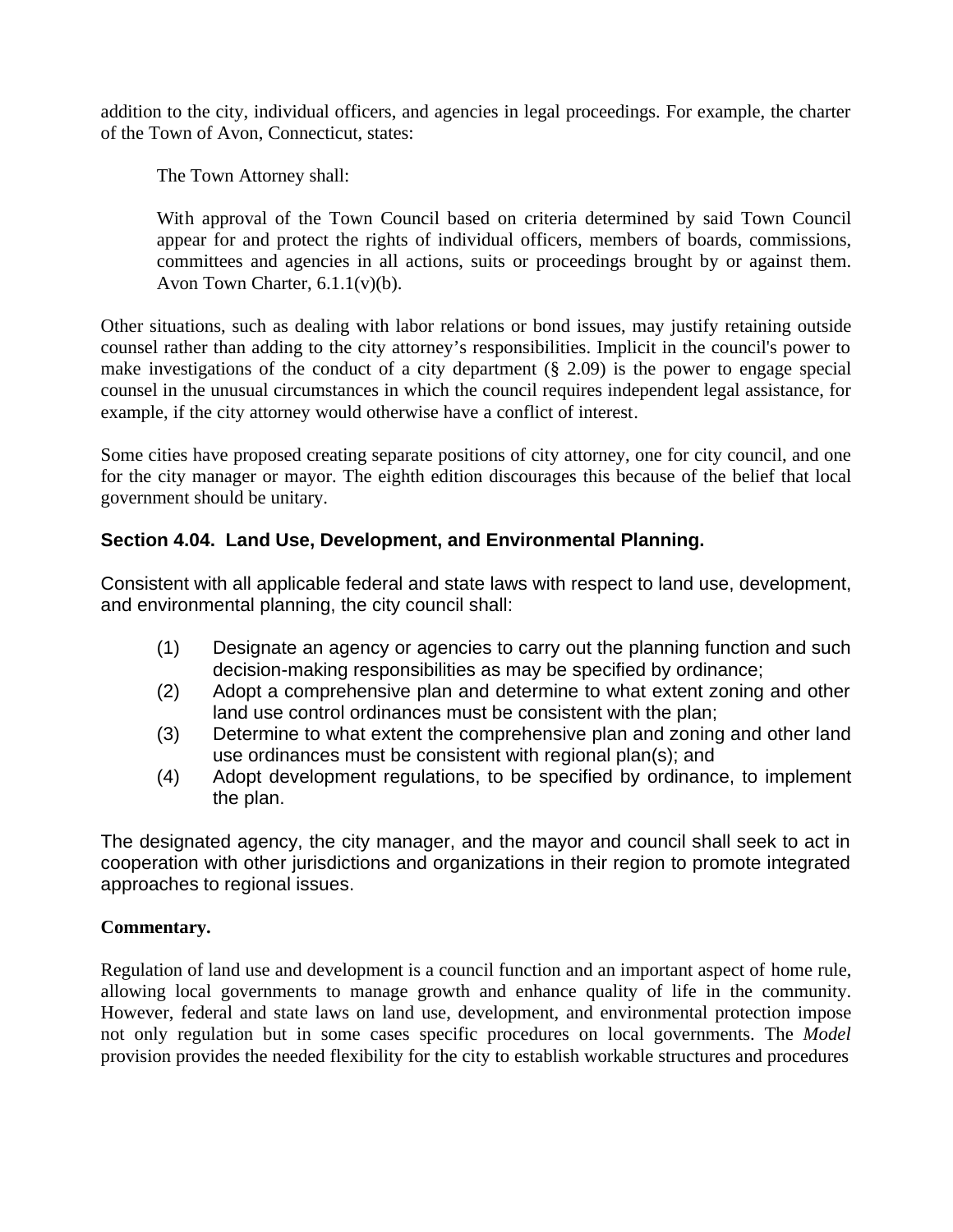addition to the city, individual officers, and agencies in legal proceedings. For example, the charter of the Town of Avon, Connecticut, states:

> The Town Attorney shall:
>
> With approval of the Town Council based on criteria determined by said Town Council appear for and protect the rights of individual officers, members of boards, commissions, committees and agencies in all actions, suits or proceedings brought by or against them. Avon Town Charter, 6.1.1(v)(b).

Other situations, such as dealing with labor relations or bond issues, may justify retaining outside counsel rather than adding to the city attorney's responsibilities. Implicit in the council's power to make investigations of the conduct of a city department (§ 2.09) is the power to engage special counsel in the unusual circumstances in which the council requires independent legal assistance, for example, if the city attorney would otherwise have a conflict of interest.

Some cities have proposed creating separate positions of city attorney, one for city council, and one for the city manager or mayor. The eighth edition discourages this because of the belief that local government should be unitary.

### Section 4.04. Land Use, Development, and Environmental Planning.

Consistent with all applicable federal and state laws with respect to land use, development, and environmental planning, the city council shall:

(1) Designate an agency or agencies to carry out the planning function and such decision-making responsibilities as may be specified by ordinance;
(2) Adopt a comprehensive plan and determine to what extent zoning and other land use control ordinances must be consistent with the plan;
(3) Determine to what extent the comprehensive plan and zoning and other land use ordinances must be consistent with regional plan(s); and
(4) Adopt development regulations, to be specified by ordinance, to implement the plan.

The designated agency, the city manager, and the mayor and council shall seek to act in cooperation with other jurisdictions and organizations in their region to promote integrated approaches to regional issues.

**Commentary.**

Regulation of land use and development is a council function and an important aspect of home rule, allowing local governments to manage growth and enhance quality of life in the community. However, federal and state laws on land use, development, and environmental protection impose not only regulation but in some cases specific procedures on local governments. The *Model* provision provides the needed flexibility for the city to establish workable structures and procedures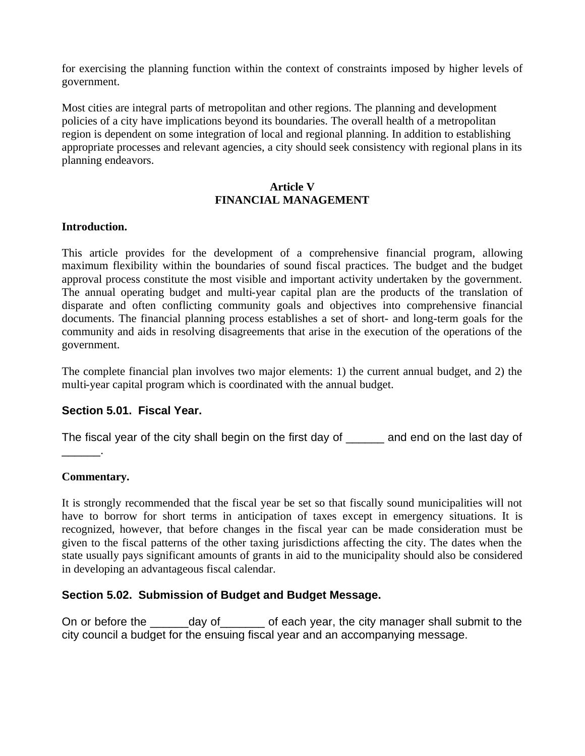for exercising the planning function within the context of constraints imposed by higher levels of government.

Most cities are integral parts of metropolitan and other regions. The planning and development policies of a city have implications beyond its boundaries. The overall health of a metropolitan region is dependent on some integration of local and regional planning. In addition to establishing appropriate processes and relevant agencies, a city should seek consistency with regional plans in its planning endeavors.

## Article V
## FINANCIAL MANAGEMENT

**Introduction.**

This article provides for the development of a comprehensive financial program, allowing maximum flexibility within the boundaries of sound fiscal practices. The budget and the budget approval process constitute the most visible and important activity undertaken by the government. The annual operating budget and multi-year capital plan are the products of the translation of disparate and often conflicting community goals and objectives into comprehensive financial documents. The financial planning process establishes a set of short- and long-term goals for the community and aids in resolving disagreements that arise in the execution of the operations of the government.

The complete financial plan involves two major elements: 1) the current annual budget, and 2) the multi-year capital program which is coordinated with the annual budget.

### Section 5.01. Fiscal Year.

The fiscal year of the city shall begin on the first day of ______ and end on the last day of ______.

**Commentary.**

It is strongly recommended that the fiscal year be set so that fiscally sound municipalities will not have to borrow for short terms in anticipation of taxes except in emergency situations. It is recognized, however, that before changes in the fiscal year can be made consideration must be given to the fiscal patterns of the other taxing jurisdictions affecting the city. The dates when the state usually pays significant amounts of grants in aid to the municipality should also be considered in developing an advantageous fiscal calendar.

### Section 5.02. Submission of Budget and Budget Message.

On or before the ______day of_______ of each year, the city manager shall submit to the city council a budget for the ensuing fiscal year and an accompanying message.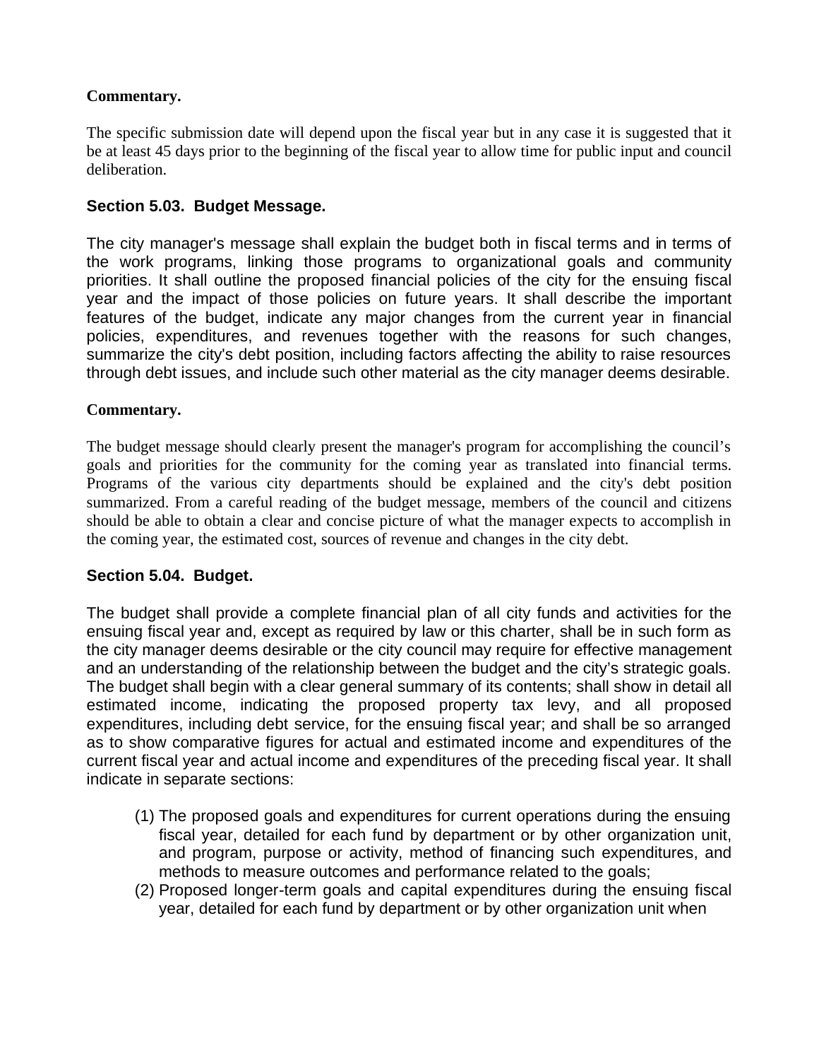**Commentary.**

The specific submission date will depend upon the fiscal year but in any case it is suggested that it be at least 45 days prior to the beginning of the fiscal year to allow time for public input and council deliberation.

### Section 5.03. Budget Message.

The city manager's message shall explain the budget both in fiscal terms and in terms of the work programs, linking those programs to organizational goals and community priorities. It shall outline the proposed financial policies of the city for the ensuing fiscal year and the impact of those policies on future years. It shall describe the important features of the budget, indicate any major changes from the current year in financial policies, expenditures, and revenues together with the reasons for such changes, summarize the city's debt position, including factors affecting the ability to raise resources through debt issues, and include such other material as the city manager deems desirable.

**Commentary.**

The budget message should clearly present the manager's program for accomplishing the council's goals and priorities for the community for the coming year as translated into financial terms. Programs of the various city departments should be explained and the city's debt position summarized. From a careful reading of the budget message, members of the council and citizens should be able to obtain a clear and concise picture of what the manager expects to accomplish in the coming year, the estimated cost, sources of revenue and changes in the city debt.

### Section 5.04. Budget.

The budget shall provide a complete financial plan of all city funds and activities for the ensuing fiscal year and, except as required by law or this charter, shall be in such form as the city manager deems desirable or the city council may require for effective management and an understanding of the relationship between the budget and the city's strategic goals. The budget shall begin with a clear general summary of its contents; shall show in detail all estimated income, indicating the proposed property tax levy, and all proposed expenditures, including debt service, for the ensuing fiscal year; and shall be so arranged as to show comparative figures for actual and estimated income and expenditures of the current fiscal year and actual income and expenditures of the preceding fiscal year. It shall indicate in separate sections:

(1) The proposed goals and expenditures for current operations during the ensuing fiscal year, detailed for each fund by department or by other organization unit, and program, purpose or activity, method of financing such expenditures, and methods to measure outcomes and performance related to the goals;

(2) Proposed longer-term goals and capital expenditures during the ensuing fiscal year, detailed for each fund by department or by other organization unit when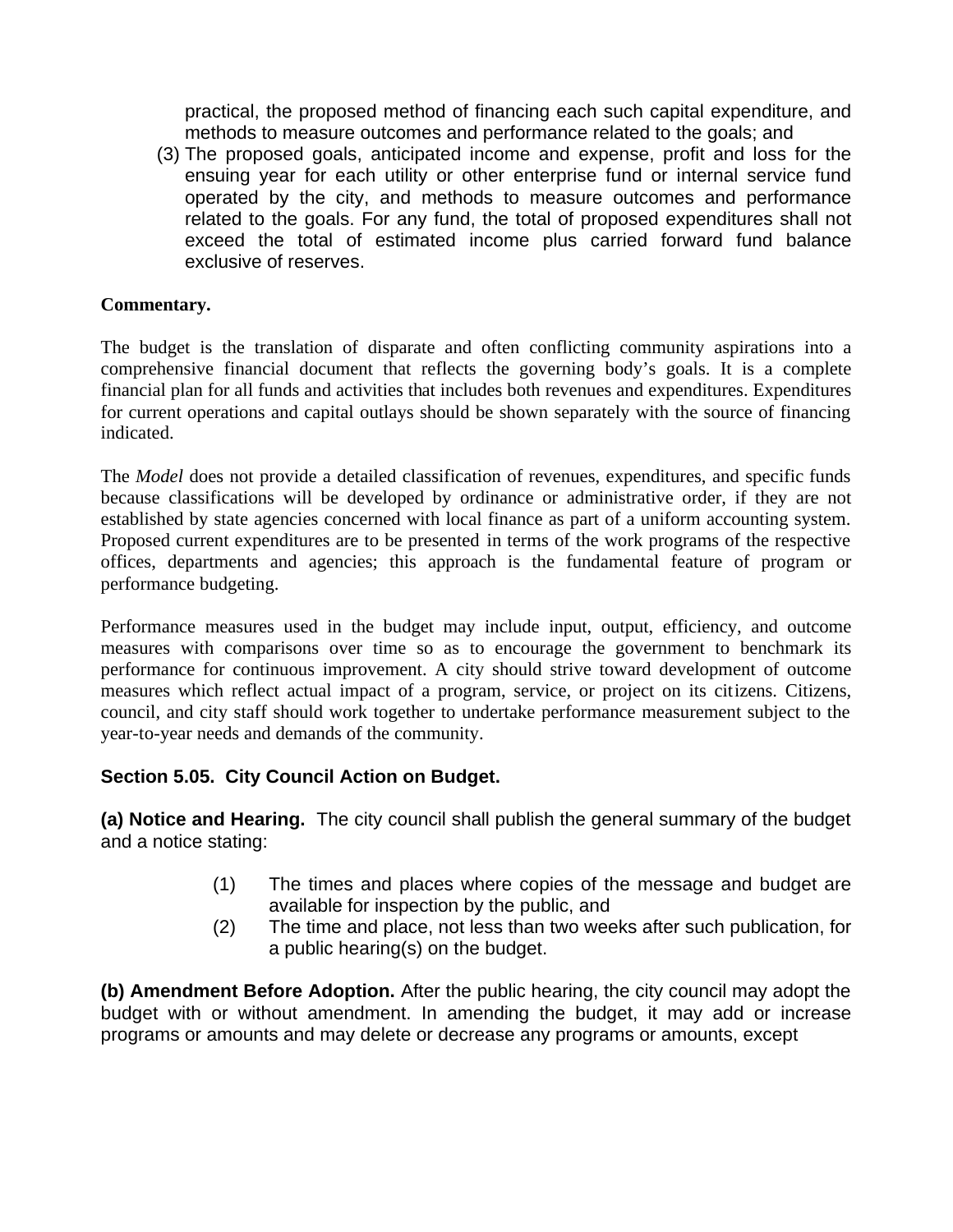practical, the proposed method of financing each such capital expenditure, and methods to measure outcomes and performance related to the goals; and

(3) The proposed goals, anticipated income and expense, profit and loss for the ensuing year for each utility or other enterprise fund or internal service fund operated by the city, and methods to measure outcomes and performance related to the goals. For any fund, the total of proposed expenditures shall not exceed the total of estimated income plus carried forward fund balance exclusive of reserves.

**Commentary.**

The budget is the translation of disparate and often conflicting community aspirations into a comprehensive financial document that reflects the governing body's goals. It is a complete financial plan for all funds and activities that includes both revenues and expenditures. Expenditures for current operations and capital outlays should be shown separately with the source of financing indicated.

The *Model* does not provide a detailed classification of revenues, expenditures, and specific funds because classifications will be developed by ordinance or administrative order, if they are not established by state agencies concerned with local finance as part of a uniform accounting system. Proposed current expenditures are to be presented in terms of the work programs of the respective offices, departments and agencies; this approach is the fundamental feature of program or performance budgeting.

Performance measures used in the budget may include input, output, efficiency, and outcome measures with comparisons over time so as to encourage the government to benchmark its performance for continuous improvement. A city should strive toward development of outcome measures which reflect actual impact of a program, service, or project on its citizens. Citizens, council, and city staff should work together to undertake performance measurement subject to the year-to-year needs and demands of the community.

### Section 5.05. City Council Action on Budget.

**(a) Notice and Hearing.** The city council shall publish the general summary of the budget and a notice stating:

(1) The times and places where copies of the message and budget are available for inspection by the public, and

(2) The time and place, not less than two weeks after such publication, for a public hearing(s) on the budget.

**(b) Amendment Before Adoption.** After the public hearing, the city council may adopt the budget with or without amendment. In amending the budget, it may add or increase programs or amounts and may delete or decrease any programs or amounts, except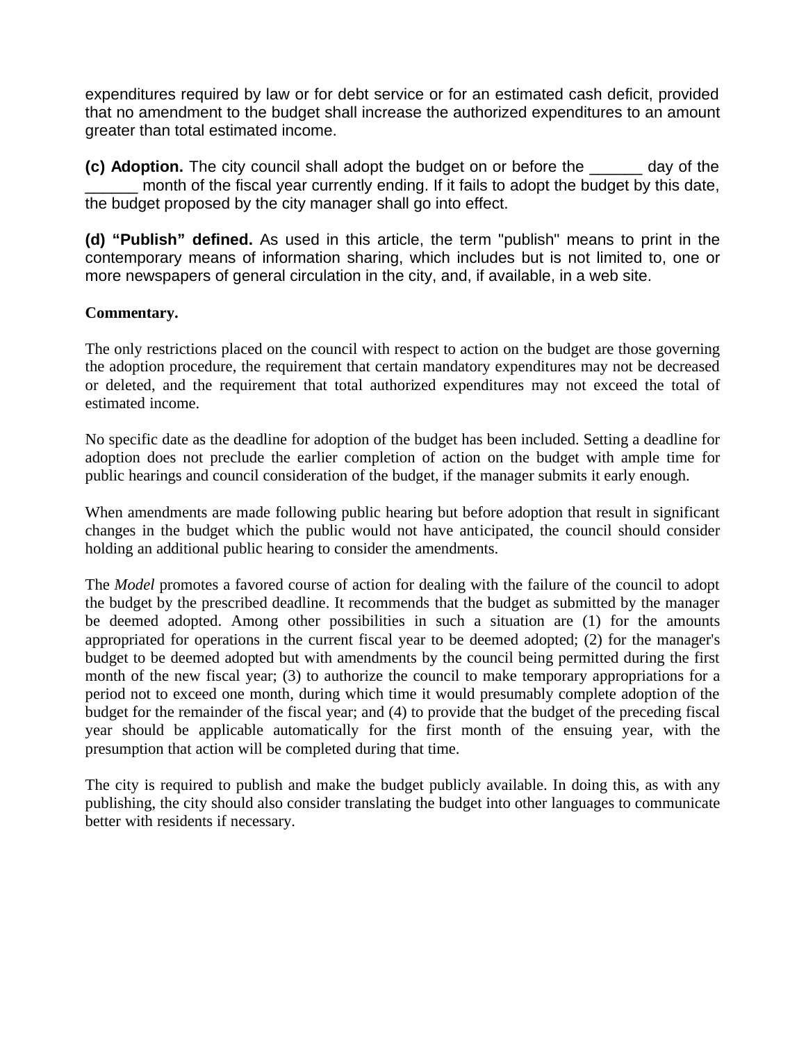expenditures required by law or for debt service or for an estimated cash deficit, provided that no amendment to the budget shall increase the authorized expenditures to an amount greater than total estimated income.

**(c) Adoption.** The city council shall adopt the budget on or before the ______ day of the ______ month of the fiscal year currently ending. If it fails to adopt the budget by this date, the budget proposed by the city manager shall go into effect.

**(d) "Publish" defined.** As used in this article, the term "publish" means to print in the contemporary means of information sharing, which includes but is not limited to, one or more newspapers of general circulation in the city, and, if available, in a web site.

**Commentary.**

The only restrictions placed on the council with respect to action on the budget are those governing the adoption procedure, the requirement that certain mandatory expenditures may not be decreased or deleted, and the requirement that total authorized expenditures may not exceed the total of estimated income.

No specific date as the deadline for adoption of the budget has been included. Setting a deadline for adoption does not preclude the earlier completion of action on the budget with ample time for public hearings and council consideration of the budget, if the manager submits it early enough.

When amendments are made following public hearing but before adoption that result in significant changes in the budget which the public would not have anticipated, the council should consider holding an additional public hearing to consider the amendments.

The *Model* promotes a favored course of action for dealing with the failure of the council to adopt the budget by the prescribed deadline. It recommends that the budget as submitted by the manager be deemed adopted. Among other possibilities in such a situation are (1) for the amounts appropriated for operations in the current fiscal year to be deemed adopted; (2) for the manager's budget to be deemed adopted but with amendments by the council being permitted during the first month of the new fiscal year; (3) to authorize the council to make temporary appropriations for a period not to exceed one month, during which time it would presumably complete adoption of the budget for the remainder of the fiscal year; and (4) to provide that the budget of the preceding fiscal year should be applicable automatically for the first month of the ensuing year, with the presumption that action will be completed during that time.

The city is required to publish and make the budget publicly available. In doing this, as with any publishing, the city should also consider translating the budget into other languages to communicate better with residents if necessary.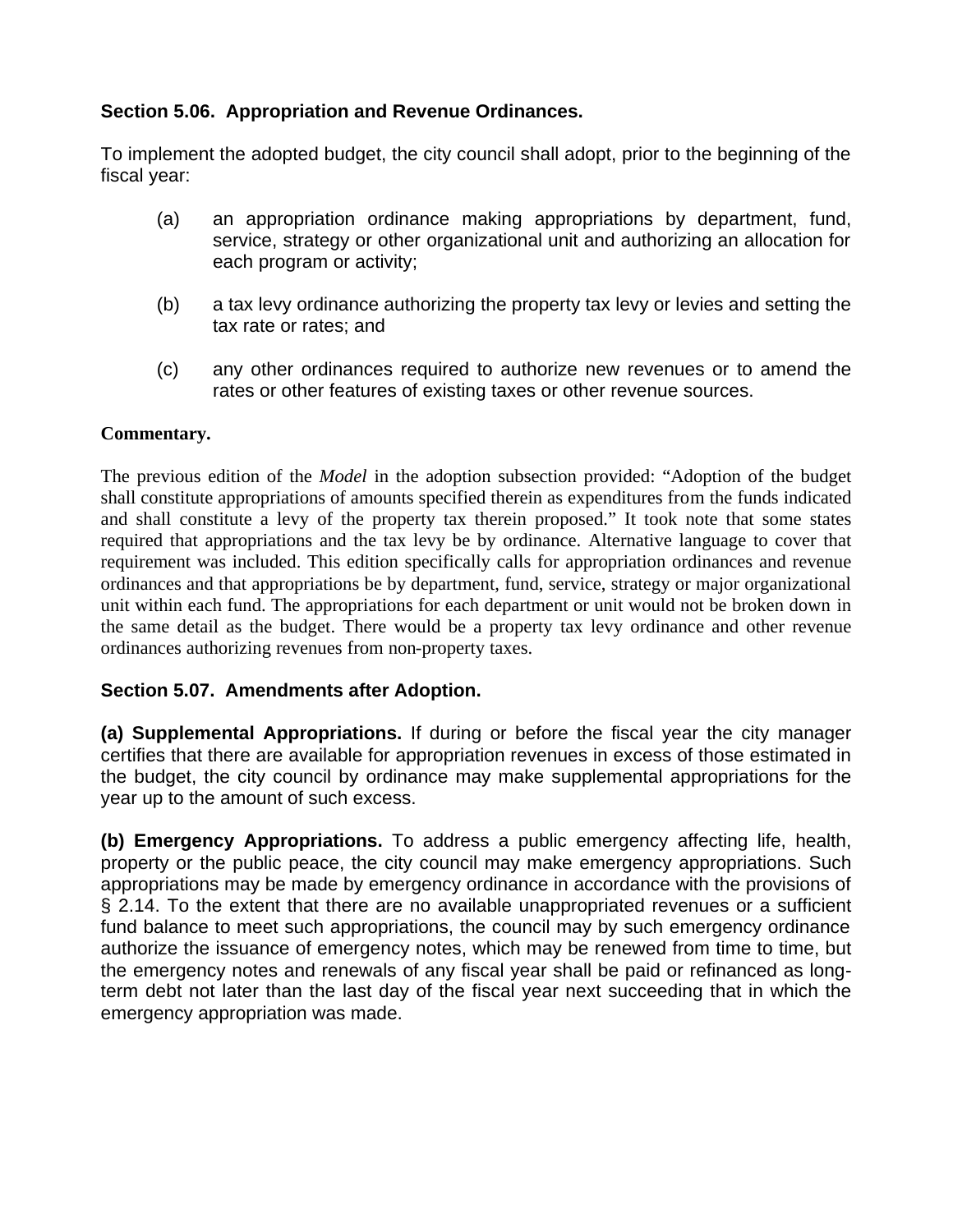### Section 5.06. Appropriation and Revenue Ordinances.

To implement the adopted budget, the city council shall adopt, prior to the beginning of the fiscal year:

(a) an appropriation ordinance making appropriations by department, fund, service, strategy or other organizational unit and authorizing an allocation for each program or activity;

(b) a tax levy ordinance authorizing the property tax levy or levies and setting the tax rate or rates; and

(c) any other ordinances required to authorize new revenues or to amend the rates or other features of existing taxes or other revenue sources.

**Commentary.**

The previous edition of the *Model* in the adoption subsection provided: "Adoption of the budget shall constitute appropriations of amounts specified therein as expenditures from the funds indicated and shall constitute a levy of the property tax therein proposed." It took note that some states required that appropriations and the tax levy be by ordinance. Alternative language to cover that requirement was included. This edition specifically calls for appropriation ordinances and revenue ordinances and that appropriations be by department, fund, service, strategy or major organizational unit within each fund. The appropriations for each department or unit would not be broken down in the same detail as the budget. There would be a property tax levy ordinance and other revenue ordinances authorizing revenues from non-property taxes.

### Section 5.07. Amendments after Adoption.

**(a) Supplemental Appropriations.** If during or before the fiscal year the city manager certifies that there are available for appropriation revenues in excess of those estimated in the budget, the city council by ordinance may make supplemental appropriations for the year up to the amount of such excess.

**(b) Emergency Appropriations.** To address a public emergency affecting life, health, property or the public peace, the city council may make emergency appropriations. Such appropriations may be made by emergency ordinance in accordance with the provisions of § 2.14. To the extent that there are no available unappropriated revenues or a sufficient fund balance to meet such appropriations, the council may by such emergency ordinance authorize the issuance of emergency notes, which may be renewed from time to time, but the emergency notes and renewals of any fiscal year shall be paid or refinanced as long-term debt not later than the last day of the fiscal year next succeeding that in which the emergency appropriation was made.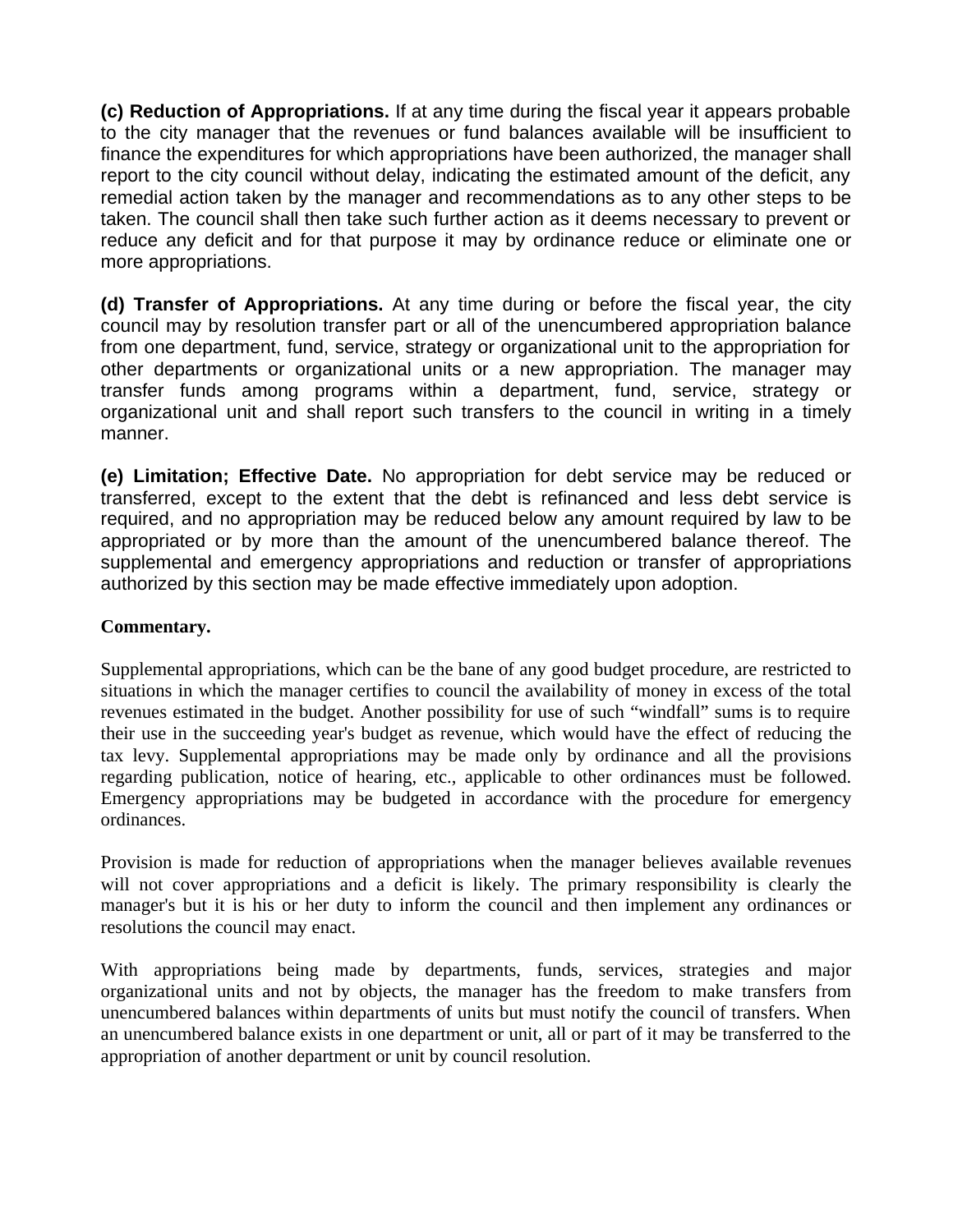**(c) Reduction of Appropriations.** If at any time during the fiscal year it appears probable to the city manager that the revenues or fund balances available will be insufficient to finance the expenditures for which appropriations have been authorized, the manager shall report to the city council without delay, indicating the estimated amount of the deficit, any remedial action taken by the manager and recommendations as to any other steps to be taken. The council shall then take such further action as it deems necessary to prevent or reduce any deficit and for that purpose it may by ordinance reduce or eliminate one or more appropriations.

**(d) Transfer of Appropriations.** At any time during or before the fiscal year, the city council may by resolution transfer part or all of the unencumbered appropriation balance from one department, fund, service, strategy or organizational unit to the appropriation for other departments or organizational units or a new appropriation. The manager may transfer funds among programs within a department, fund, service, strategy or organizational unit and shall report such transfers to the council in writing in a timely manner.

**(e) Limitation; Effective Date.** No appropriation for debt service may be reduced or transferred, except to the extent that the debt is refinanced and less debt service is required, and no appropriation may be reduced below any amount required by law to be appropriated or by more than the amount of the unencumbered balance thereof. The supplemental and emergency appropriations and reduction or transfer of appropriations authorized by this section may be made effective immediately upon adoption.

**Commentary.**

Supplemental appropriations, which can be the bane of any good budget procedure, are restricted to situations in which the manager certifies to council the availability of money in excess of the total revenues estimated in the budget. Another possibility for use of such "windfall" sums is to require their use in the succeeding year's budget as revenue, which would have the effect of reducing the tax levy. Supplemental appropriations may be made only by ordinance and all the provisions regarding publication, notice of hearing, etc., applicable to other ordinances must be followed. Emergency appropriations may be budgeted in accordance with the procedure for emergency ordinances.

Provision is made for reduction of appropriations when the manager believes available revenues will not cover appropriations and a deficit is likely. The primary responsibility is clearly the manager's but it is his or her duty to inform the council and then implement any ordinances or resolutions the council may enact.

With appropriations being made by departments, funds, services, strategies and major organizational units and not by objects, the manager has the freedom to make transfers from unencumbered balances within departments of units but must notify the council of transfers. When an unencumbered balance exists in one department or unit, all or part of it may be transferred to the appropriation of another department or unit by council resolution.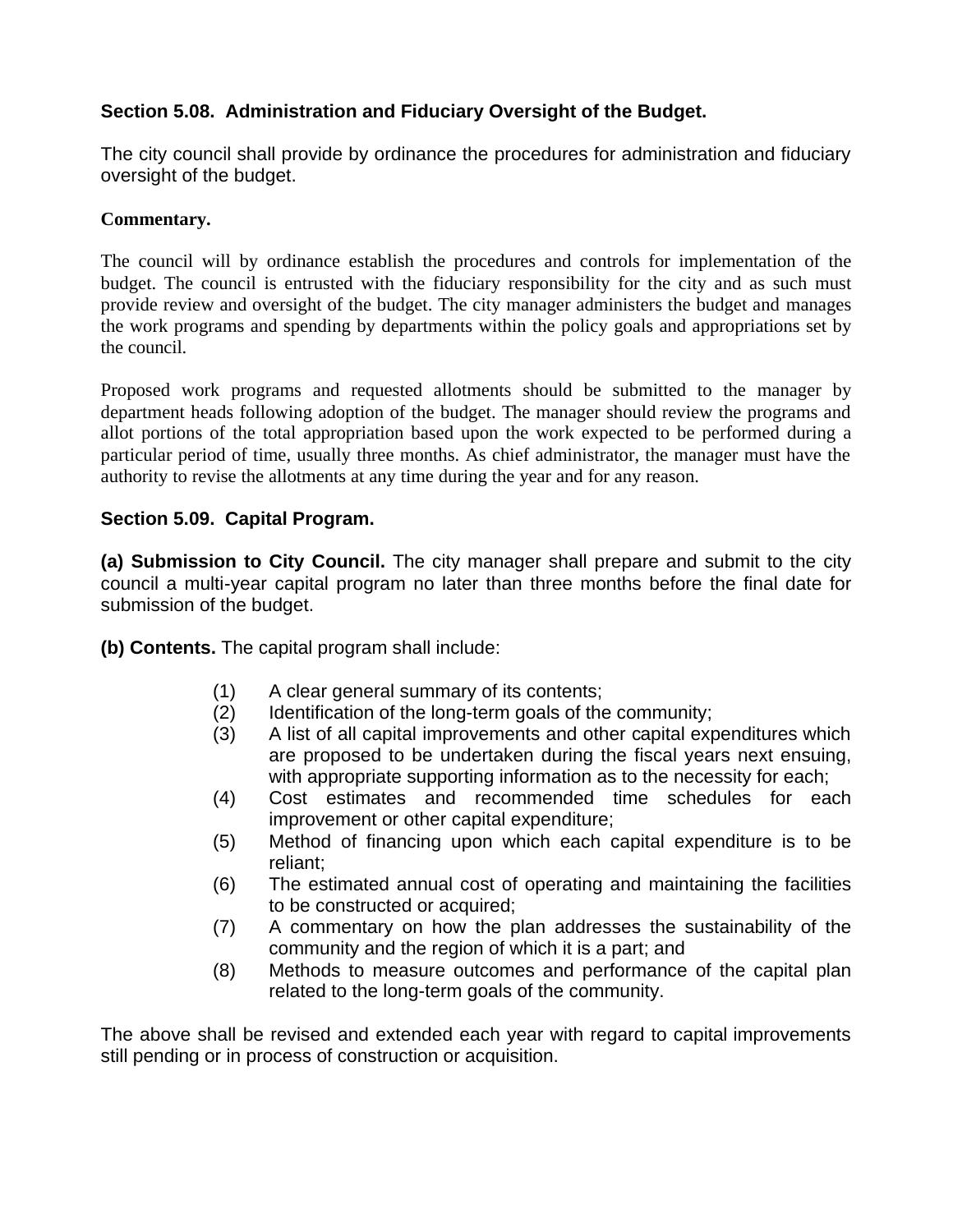### Section 5.08. Administration and Fiduciary Oversight of the Budget.

The city council shall provide by ordinance the procedures for administration and fiduciary oversight of the budget.

**Commentary.**

The council will by ordinance establish the procedures and controls for implementation of the budget. The council is entrusted with the fiduciary responsibility for the city and as such must provide review and oversight of the budget. The city manager administers the budget and manages the work programs and spending by departments within the policy goals and appropriations set by the council.

Proposed work programs and requested allotments should be submitted to the manager by department heads following adoption of the budget. The manager should review the programs and allot portions of the total appropriation based upon the work expected to be performed during a particular period of time, usually three months. As chief administrator, the manager must have the authority to revise the allotments at any time during the year and for any reason.

### Section 5.09. Capital Program.

**(a) Submission to City Council.** The city manager shall prepare and submit to the city council a multi-year capital program no later than three months before the final date for submission of the budget.

**(b) Contents.** The capital program shall include:

(1) A clear general summary of its contents;
(2) Identification of the long-term goals of the community;
(3) A list of all capital improvements and other capital expenditures which are proposed to be undertaken during the fiscal years next ensuing, with appropriate supporting information as to the necessity for each;
(4) Cost estimates and recommended time schedules for each improvement or other capital expenditure;
(5) Method of financing upon which each capital expenditure is to be reliant;
(6) The estimated annual cost of operating and maintaining the facilities to be constructed or acquired;
(7) A commentary on how the plan addresses the sustainability of the community and the region of which it is a part; and
(8) Methods to measure outcomes and performance of the capital plan related to the long-term goals of the community.

The above shall be revised and extended each year with regard to capital improvements still pending or in process of construction or acquisition.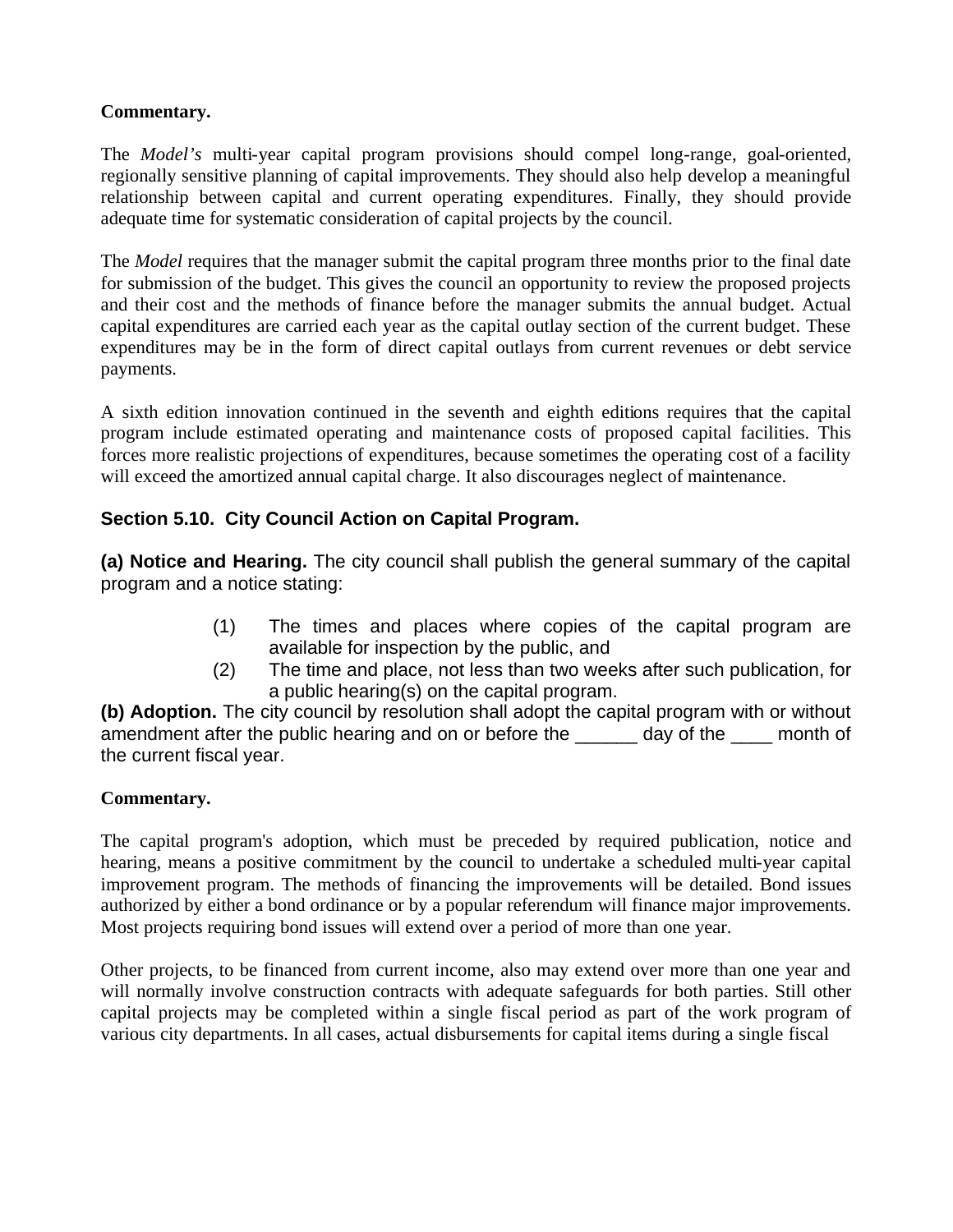**Commentary.**

The *Model's* multi-year capital program provisions should compel long-range, goal-oriented, regionally sensitive planning of capital improvements. They should also help develop a meaningful relationship between capital and current operating expenditures. Finally, they should provide adequate time for systematic consideration of capital projects by the council.

The *Model* requires that the manager submit the capital program three months prior to the final date for submission of the budget. This gives the council an opportunity to review the proposed projects and their cost and the methods of finance before the manager submits the annual budget. Actual capital expenditures are carried each year as the capital outlay section of the current budget. These expenditures may be in the form of direct capital outlays from current revenues or debt service payments.

A sixth edition innovation continued in the seventh and eighth editions requires that the capital program include estimated operating and maintenance costs of proposed capital facilities. This forces more realistic projections of expenditures, because sometimes the operating cost of a facility will exceed the amortized annual capital charge. It also discourages neglect of maintenance.

## Section 5.10. City Council Action on Capital Program.

**(a) Notice and Hearing.** The city council shall publish the general summary of the capital program and a notice stating:

(1) The times and places where copies of the capital program are available for inspection by the public, and

(2) The time and place, not less than two weeks after such publication, for a public hearing(s) on the capital program.

**(b) Adoption.** The city council by resolution shall adopt the capital program with or without amendment after the public hearing and on or before the ______ day of the ____ month of the current fiscal year.

**Commentary.**

The capital program's adoption, which must be preceded by required publication, notice and hearing, means a positive commitment by the council to undertake a scheduled multi-year capital improvement program. The methods of financing the improvements will be detailed. Bond issues authorized by either a bond ordinance or by a popular referendum will finance major improvements. Most projects requiring bond issues will extend over a period of more than one year.

Other projects, to be financed from current income, also may extend over more than one year and will normally involve construction contracts with adequate safeguards for both parties. Still other capital projects may be completed within a single fiscal period as part of the work program of various city departments. In all cases, actual disbursements for capital items during a single fiscal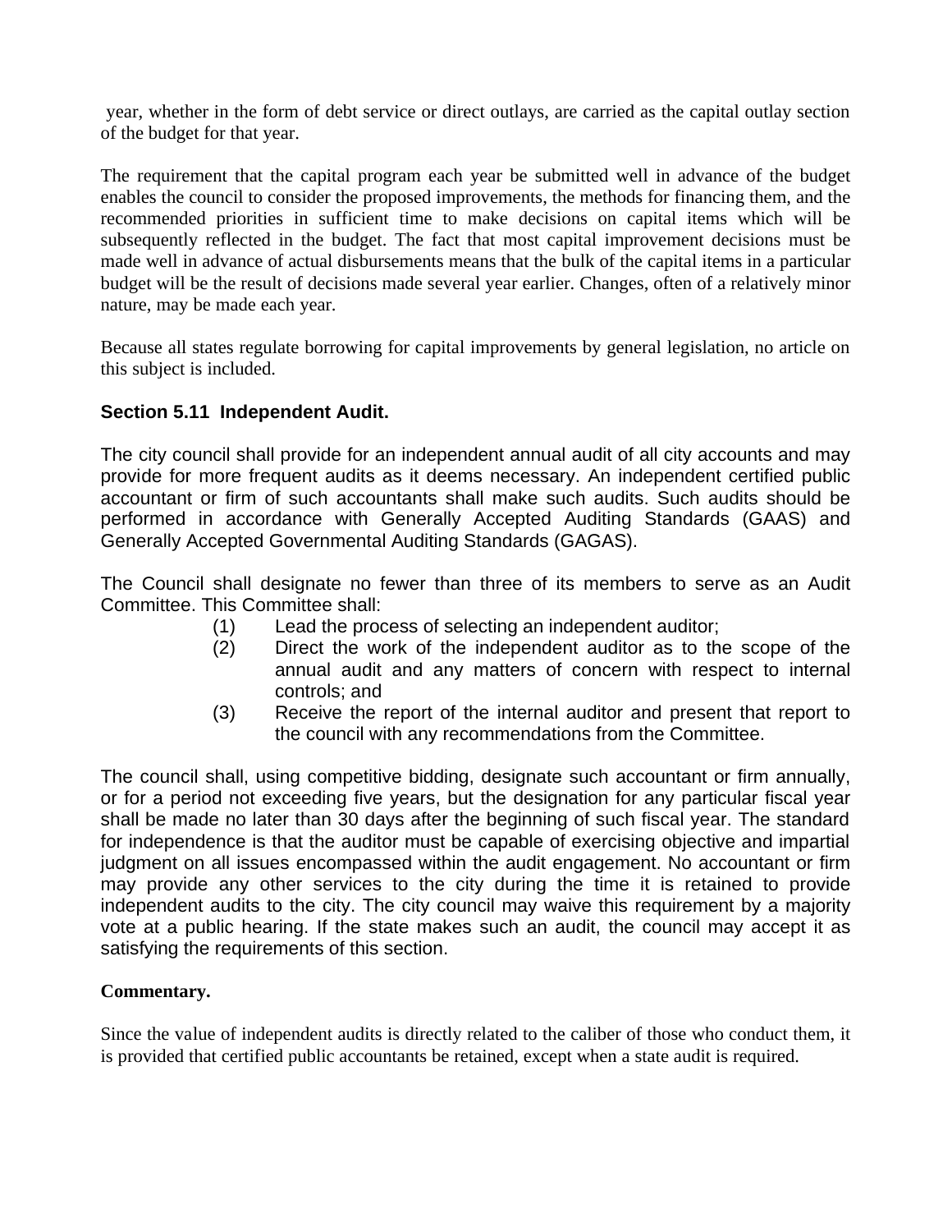year, whether in the form of debt service or direct outlays, are carried as the capital outlay section of the budget for that year.

The requirement that the capital program each year be submitted well in advance of the budget enables the council to consider the proposed improvements, the methods for financing them, and the recommended priorities in sufficient time to make decisions on capital items which will be subsequently reflected in the budget. The fact that most capital improvement decisions must be made well in advance of actual disbursements means that the bulk of the capital items in a particular budget will be the result of decisions made several year earlier. Changes, often of a relatively minor nature, may be made each year.

Because all states regulate borrowing for capital improvements by general legislation, no article on this subject is included.

### Section 5.11 Independent Audit.

The city council shall provide for an independent annual audit of all city accounts and may provide for more frequent audits as it deems necessary. An independent certified public accountant or firm of such accountants shall make such audits. Such audits should be performed in accordance with Generally Accepted Auditing Standards (GAAS) and Generally Accepted Governmental Auditing Standards (GAGAS).

The Council shall designate no fewer than three of its members to serve as an Audit Committee. This Committee shall:

(1) Lead the process of selecting an independent auditor;
(2) Direct the work of the independent auditor as to the scope of the annual audit and any matters of concern with respect to internal controls; and
(3) Receive the report of the internal auditor and present that report to the council with any recommendations from the Committee.

The council shall, using competitive bidding, designate such accountant or firm annually, or for a period not exceeding five years, but the designation for any particular fiscal year shall be made no later than 30 days after the beginning of such fiscal year. The standard for independence is that the auditor must be capable of exercising objective and impartial judgment on all issues encompassed within the audit engagement. No accountant or firm may provide any other services to the city during the time it is retained to provide independent audits to the city. The city council may waive this requirement by a majority vote at a public hearing. If the state makes such an audit, the council may accept it as satisfying the requirements of this section.

**Commentary.**

Since the value of independent audits is directly related to the caliber of those who conduct them, it is provided that certified public accountants be retained, except when a state audit is required.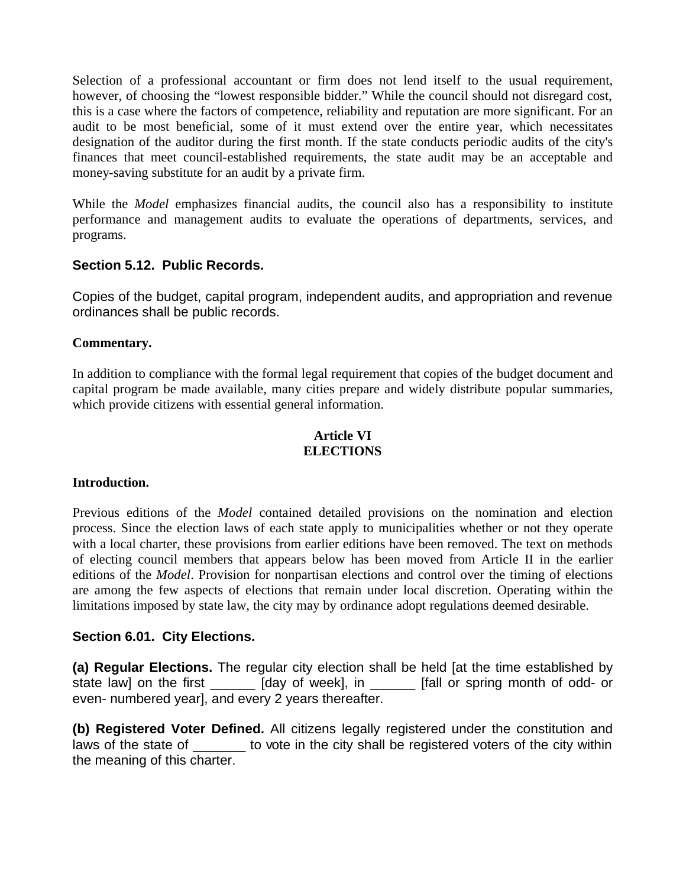Selection of a professional accountant or firm does not lend itself to the usual requirement, however, of choosing the “lowest responsible bidder.” While the council should not disregard cost, this is a case where the factors of competence, reliability and reputation are more significant. For an audit to be most beneficial, some of it must extend over the entire year, which necessitates designation of the auditor during the first month. If the state conducts periodic audits of the city's finances that meet council-established requirements, the state audit may be an acceptable and money-saving substitute for an audit by a private firm.

While the *Model* emphasizes financial audits, the council also has a responsibility to institute performance and management audits to evaluate the operations of departments, services, and programs.

### Section 5.12. Public Records.

Copies of the budget, capital program, independent audits, and appropriation and revenue ordinances shall be public records.

**Commentary.**

In addition to compliance with the formal legal requirement that copies of the budget document and capital program be made available, many cities prepare and widely distribute popular summaries, which provide citizens with essential general information.

## Article VI
## ELECTIONS

**Introduction.**

Previous editions of the *Model* contained detailed provisions on the nomination and election process. Since the election laws of each state apply to municipalities whether or not they operate with a local charter, these provisions from earlier editions have been removed. The text on methods of electing council members that appears below has been moved from Article II in the earlier editions of the *Model*. Provision for nonpartisan elections and control over the timing of elections are among the few aspects of elections that remain under local discretion. Operating within the limitations imposed by state law, the city may by ordinance adopt regulations deemed desirable.

### Section 6.01. City Elections.

**(a) Regular Elections.** The regular city election shall be held [at the time established by state law] on the first ______ [day of week], in ______ [fall or spring month of odd- or even- numbered year], and every 2 years thereafter.

**(b) Registered Voter Defined.** All citizens legally registered under the constitution and laws of the state of _______ to vote in the city shall be registered voters of the city within the meaning of this charter.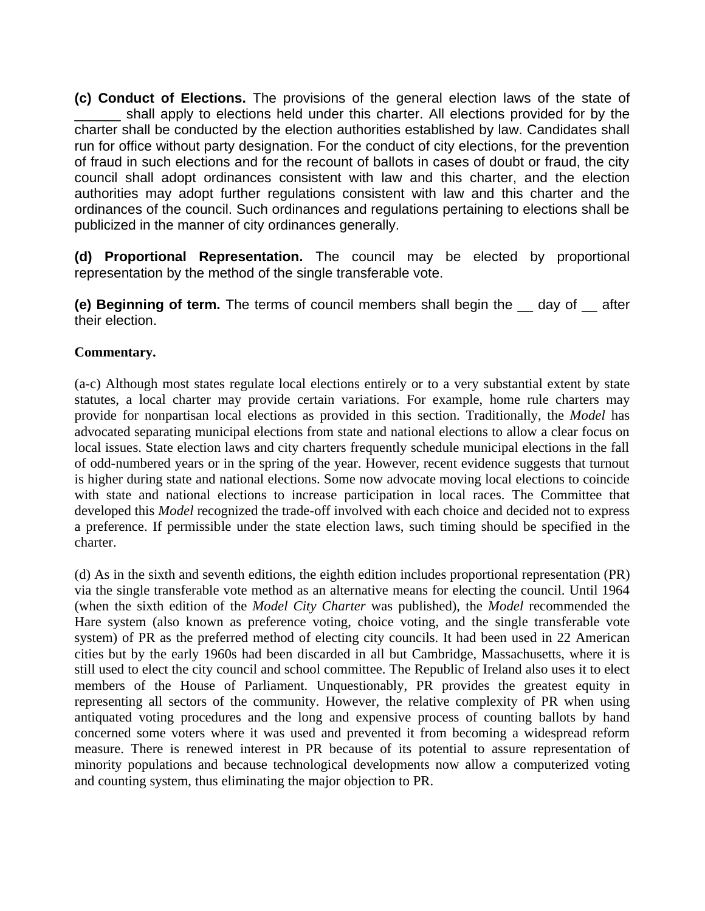**(c) Conduct of Elections.** The provisions of the general election laws of the state of ______ shall apply to elections held under this charter. All elections provided for by the charter shall be conducted by the election authorities established by law. Candidates shall run for office without party designation. For the conduct of city elections, for the prevention of fraud in such elections and for the recount of ballots in cases of doubt or fraud, the city council shall adopt ordinances consistent with law and this charter, and the election authorities may adopt further regulations consistent with law and this charter and the ordinances of the council. Such ordinances and regulations pertaining to elections shall be publicized in the manner of city ordinances generally.

**(d) Proportional Representation.** The council may be elected by proportional representation by the method of the single transferable vote.

**(e) Beginning of term.** The terms of council members shall begin the __ day of __ after their election.

**Commentary.**

(a-c) Although most states regulate local elections entirely or to a very substantial extent by state statutes, a local charter may provide certain variations. For example, home rule charters may provide for nonpartisan local elections as provided in this section. Traditionally, the *Model* has advocated separating municipal elections from state and national elections to allow a clear focus on local issues. State election laws and city charters frequently schedule municipal elections in the fall of odd-numbered years or in the spring of the year. However, recent evidence suggests that turnout is higher during state and national elections. Some now advocate moving local elections to coincide with state and national elections to increase participation in local races. The Committee that developed this *Model* recognized the trade-off involved with each choice and decided not to express a preference. If permissible under the state election laws, such timing should be specified in the charter.

(d) As in the sixth and seventh editions, the eighth edition includes proportional representation (PR) via the single transferable vote method as an alternative means for electing the council. Until 1964 (when the sixth edition of the *Model City Charter* was published), the *Model* recommended the Hare system (also known as preference voting, choice voting, and the single transferable vote system) of PR as the preferred method of electing city councils. It had been used in 22 American cities but by the early 1960s had been discarded in all but Cambridge, Massachusetts, where it is still used to elect the city council and school committee. The Republic of Ireland also uses it to elect members of the House of Parliament. Unquestionably, PR provides the greatest equity in representing all sectors of the community. However, the relative complexity of PR when using antiquated voting procedures and the long and expensive process of counting ballots by hand concerned some voters where it was used and prevented it from becoming a widespread reform measure. There is renewed interest in PR because of its potential to assure representation of minority populations and because technological developments now allow a computerized voting and counting system, thus eliminating the major objection to PR.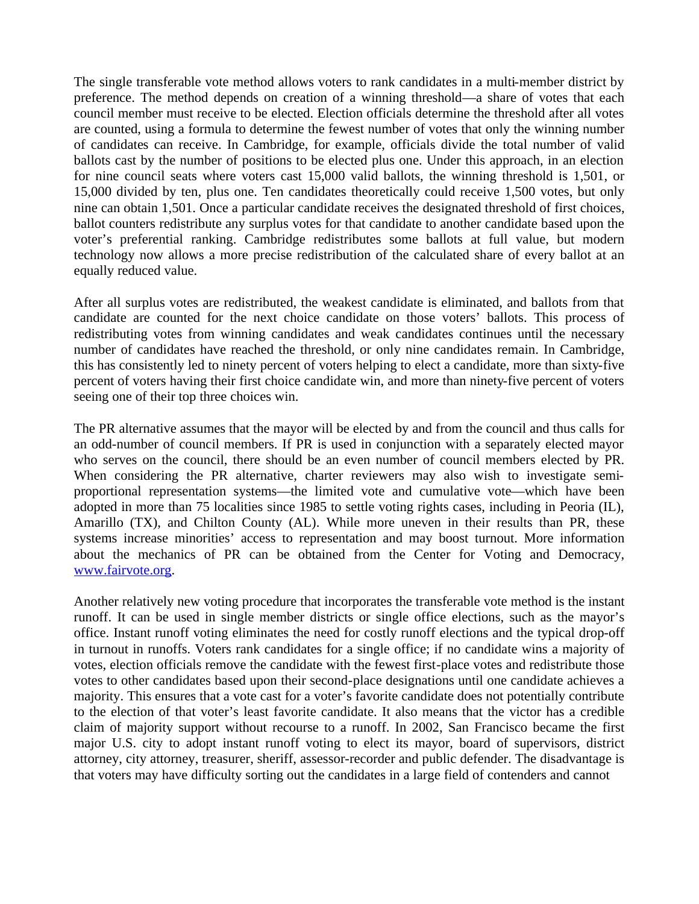The single transferable vote method allows voters to rank candidates in a multi-member district by preference. The method depends on creation of a winning threshold—a share of votes that each council member must receive to be elected. Election officials determine the threshold after all votes are counted, using a formula to determine the fewest number of votes that only the winning number of candidates can receive. In Cambridge, for example, officials divide the total number of valid ballots cast by the number of positions to be elected plus one. Under this approach, in an election for nine council seats where voters cast 15,000 valid ballots, the winning threshold is 1,501, or 15,000 divided by ten, plus one. Ten candidates theoretically could receive 1,500 votes, but only nine can obtain 1,501. Once a particular candidate receives the designated threshold of first choices, ballot counters redistribute any surplus votes for that candidate to another candidate based upon the voter's preferential ranking. Cambridge redistributes some ballots at full value, but modern technology now allows a more precise redistribution of the calculated share of every ballot at an equally reduced value.

After all surplus votes are redistributed, the weakest candidate is eliminated, and ballots from that candidate are counted for the next choice candidate on those voters' ballots. This process of redistributing votes from winning candidates and weak candidates continues until the necessary number of candidates have reached the threshold, or only nine candidates remain. In Cambridge, this has consistently led to ninety percent of voters helping to elect a candidate, more than sixty-five percent of voters having their first choice candidate win, and more than ninety-five percent of voters seeing one of their top three choices win.

The PR alternative assumes that the mayor will be elected by and from the council and thus calls for an odd-number of council members. If PR is used in conjunction with a separately elected mayor who serves on the council, there should be an even number of council members elected by PR. When considering the PR alternative, charter reviewers may also wish to investigate semi-proportional representation systems—the limited vote and cumulative vote—which have been adopted in more than 75 localities since 1985 to settle voting rights cases, including in Peoria (IL), Amarillo (TX), and Chilton County (AL). While more uneven in their results than PR, these systems increase minorities' access to representation and may boost turnout. More information about the mechanics of PR can be obtained from the Center for Voting and Democracy, [www.fairvote.org](http://www.fairvote.org).

Another relatively new voting procedure that incorporates the transferable vote method is the instant runoff. It can be used in single member districts or single office elections, such as the mayor's office. Instant runoff voting eliminates the need for costly runoff elections and the typical drop-off in turnout in runoffs. Voters rank candidates for a single office; if no candidate wins a majority of votes, election officials remove the candidate with the fewest first-place votes and redistribute those votes to other candidates based upon their second-place designations until one candidate achieves a majority. This ensures that a vote cast for a voter's favorite candidate does not potentially contribute to the election of that voter's least favorite candidate. It also means that the victor has a credible claim of majority support without recourse to a runoff. In 2002, San Francisco became the first major U.S. city to adopt instant runoff voting to elect its mayor, board of supervisors, district attorney, city attorney, treasurer, sheriff, assessor-recorder and public defender. The disadvantage is that voters may have difficulty sorting out the candidates in a large field of contenders and cannot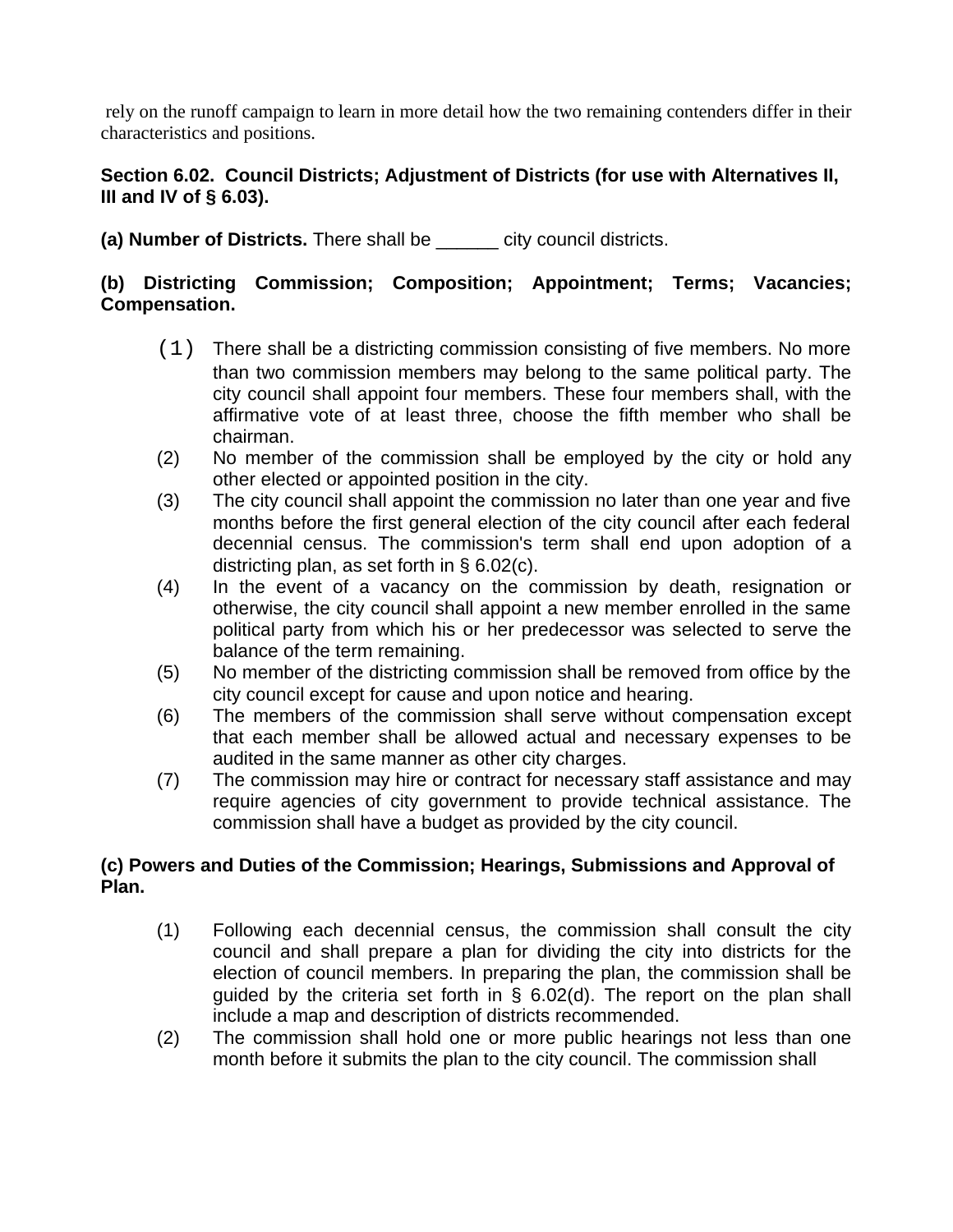rely on the runoff campaign to learn in more detail how the two remaining contenders differ in their characteristics and positions.

**Section 6.02. Council Districts; Adjustment of Districts (for use with Alternatives II, III and IV of § 6.03).**

**(a) Number of Districts.** There shall be ______ city council districts.

**(b) Districting Commission; Composition; Appointment; Terms; Vacancies; Compensation.**

(1) There shall be a districting commission consisting of five members. No more than two commission members may belong to the same political party. The city council shall appoint four members. These four members shall, with the affirmative vote of at least three, choose the fifth member who shall be chairman.

(2) No member of the commission shall be employed by the city or hold any other elected or appointed position in the city.

(3) The city council shall appoint the commission no later than one year and five months before the first general election of the city council after each federal decennial census. The commission's term shall end upon adoption of a districting plan, as set forth in § 6.02(c).

(4) In the event of a vacancy on the commission by death, resignation or otherwise, the city council shall appoint a new member enrolled in the same political party from which his or her predecessor was selected to serve the balance of the term remaining.

(5) No member of the districting commission shall be removed from office by the city council except for cause and upon notice and hearing.

(6) The members of the commission shall serve without compensation except that each member shall be allowed actual and necessary expenses to be audited in the same manner as other city charges.

(7) The commission may hire or contract for necessary staff assistance and may require agencies of city government to provide technical assistance. The commission shall have a budget as provided by the city council.

**(c) Powers and Duties of the Commission; Hearings, Submissions and Approval of Plan.**

(1) Following each decennial census, the commission shall consult the city council and shall prepare a plan for dividing the city into districts for the election of council members. In preparing the plan, the commission shall be guided by the criteria set forth in § 6.02(d). The report on the plan shall include a map and description of districts recommended.

(2) The commission shall hold one or more public hearings not less than one month before it submits the plan to the city council. The commission shall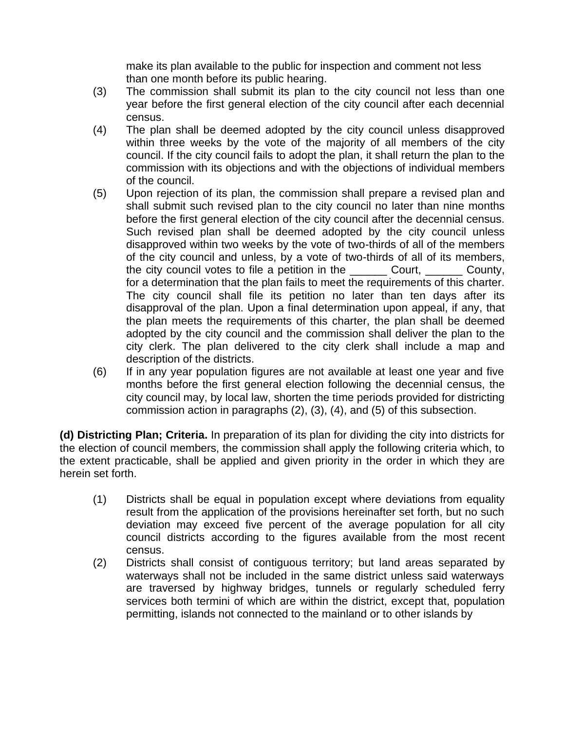make its plan available to the public for inspection and comment not less than one month before its public hearing.

(3) The commission shall submit its plan to the city council not less than one year before the first general election of the city council after each decennial census.

(4) The plan shall be deemed adopted by the city council unless disapproved within three weeks by the vote of the majority of all members of the city council. If the city council fails to adopt the plan, it shall return the plan to the commission with its objections and with the objections of individual members of the council.

(5) Upon rejection of its plan, the commission shall prepare a revised plan and shall submit such revised plan to the city council no later than nine months before the first general election of the city council after the decennial census. Such revised plan shall be deemed adopted by the city council unless disapproved within two weeks by the vote of two-thirds of all of the members of the city council and unless, by a vote of two-thirds of all of its members, the city council votes to file a petition in the ______ Court, ______ County, for a determination that the plan fails to meet the requirements of this charter. The city council shall file its petition no later than ten days after its disapproval of the plan. Upon a final determination upon appeal, if any, that the plan meets the requirements of this charter, the plan shall be deemed adopted by the city council and the commission shall deliver the plan to the city clerk. The plan delivered to the city clerk shall include a map and description of the districts.

(6) If in any year population figures are not available at least one year and five months before the first general election following the decennial census, the city council may, by local law, shorten the time periods provided for districting commission action in paragraphs (2), (3), (4), and (5) of this subsection.

**(d) Districting Plan; Criteria.** In preparation of its plan for dividing the city into districts for the election of council members, the commission shall apply the following criteria which, to the extent practicable, shall be applied and given priority in the order in which they are herein set forth.

(1) Districts shall be equal in population except where deviations from equality result from the application of the provisions hereinafter set forth, but no such deviation may exceed five percent of the average population for all city council districts according to the figures available from the most recent census.

(2) Districts shall consist of contiguous territory; but land areas separated by waterways shall not be included in the same district unless said waterways are traversed by highway bridges, tunnels or regularly scheduled ferry services both termini of which are within the district, except that, population permitting, islands not connected to the mainland or to other islands by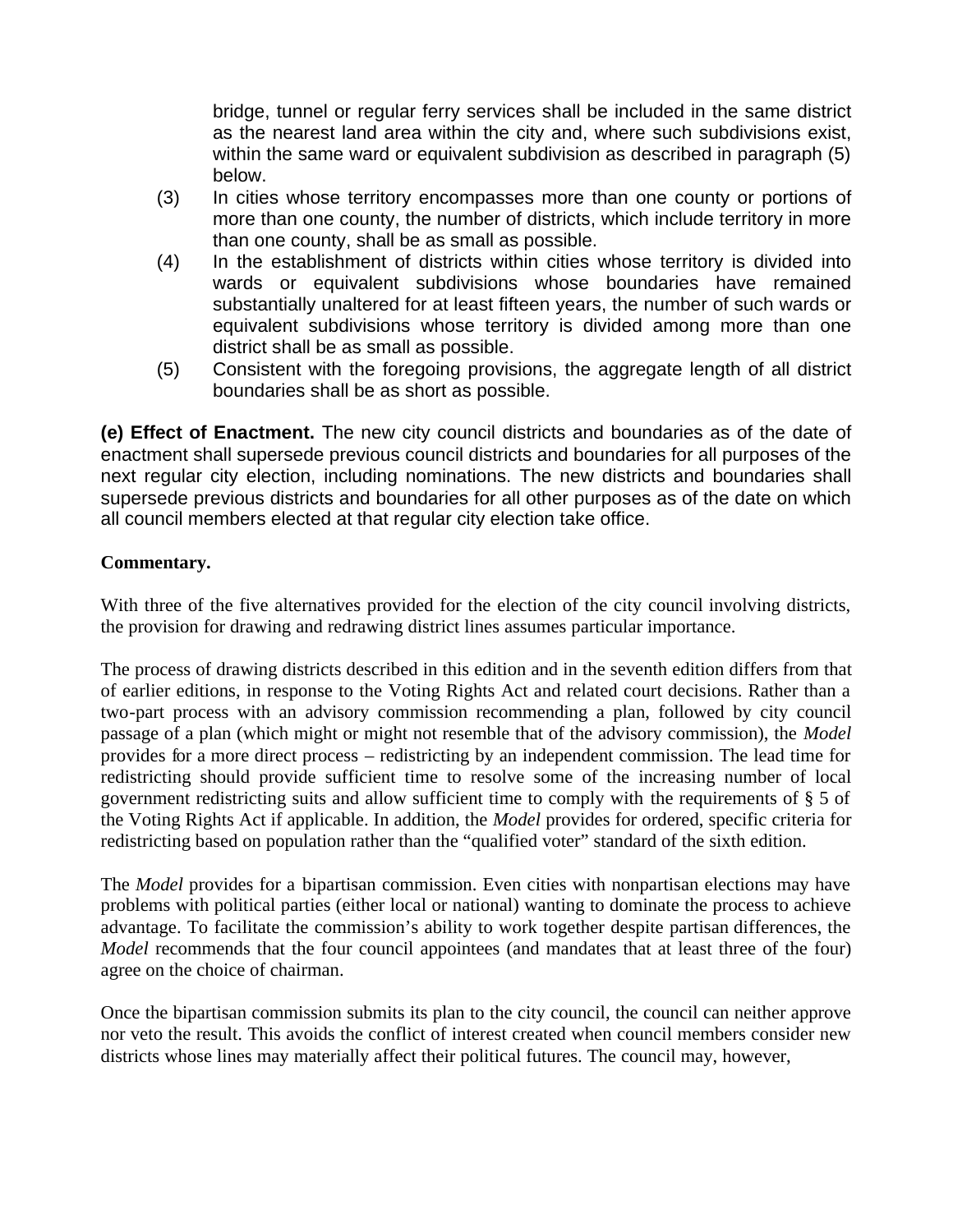bridge, tunnel or regular ferry services shall be included in the same district as the nearest land area within the city and, where such subdivisions exist, within the same ward or equivalent subdivision as described in paragraph (5) below.

(3) In cities whose territory encompasses more than one county or portions of more than one county, the number of districts, which include territory in more than one county, shall be as small as possible.

(4) In the establishment of districts within cities whose territory is divided into wards or equivalent subdivisions whose boundaries have remained substantially unaltered for at least fifteen years, the number of such wards or equivalent subdivisions whose territory is divided among more than one district shall be as small as possible.

(5) Consistent with the foregoing provisions, the aggregate length of all district boundaries shall be as short as possible.

**(e) Effect of Enactment.** The new city council districts and boundaries as of the date of enactment shall supersede previous council districts and boundaries for all purposes of the next regular city election, including nominations. The new districts and boundaries shall supersede previous districts and boundaries for all other purposes as of the date on which all council members elected at that regular city election take office.

**Commentary.**

With three of the five alternatives provided for the election of the city council involving districts, the provision for drawing and redrawing district lines assumes particular importance.

The process of drawing districts described in this edition and in the seventh edition differs from that of earlier editions, in response to the Voting Rights Act and related court decisions. Rather than a two-part process with an advisory commission recommending a plan, followed by city council passage of a plan (which might or might not resemble that of the advisory commission), the *Model* provides for a more direct process – redistricting by an independent commission. The lead time for redistricting should provide sufficient time to resolve some of the increasing number of local government redistricting suits and allow sufficient time to comply with the requirements of § 5 of the Voting Rights Act if applicable. In addition, the *Model* provides for ordered, specific criteria for redistricting based on population rather than the "qualified voter" standard of the sixth edition.

The *Model* provides for a bipartisan commission. Even cities with nonpartisan elections may have problems with political parties (either local or national) wanting to dominate the process to achieve advantage. To facilitate the commission's ability to work together despite partisan differences, the *Model* recommends that the four council appointees (and mandates that at least three of the four) agree on the choice of chairman.

Once the bipartisan commission submits its plan to the city council, the council can neither approve nor veto the result. This avoids the conflict of interest created when council members consider new districts whose lines may materially affect their political futures. The council may, however,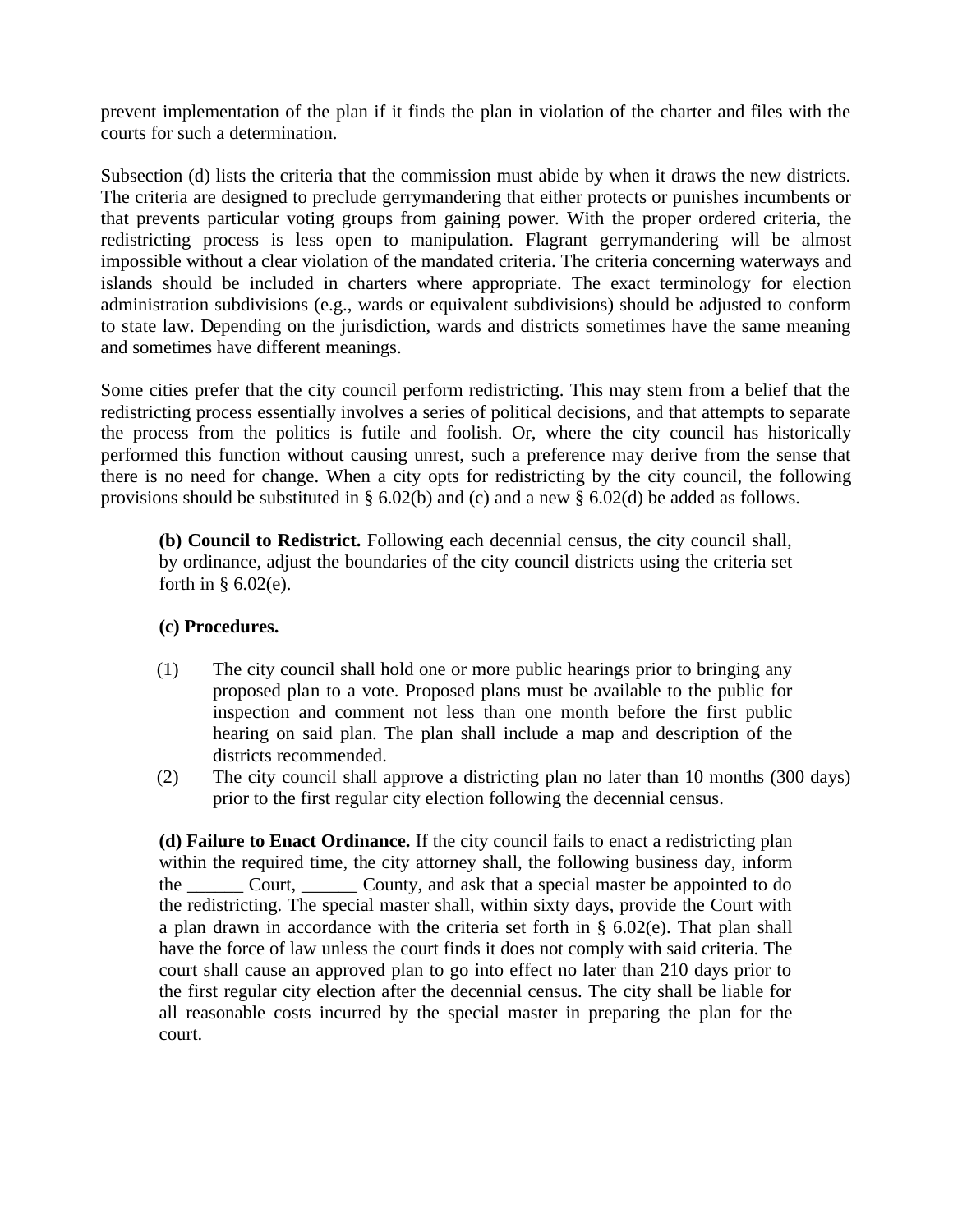prevent implementation of the plan if it finds the plan in violation of the charter and files with the courts for such a determination.

Subsection (d) lists the criteria that the commission must abide by when it draws the new districts. The criteria are designed to preclude gerrymandering that either protects or punishes incumbents or that prevents particular voting groups from gaining power. With the proper ordered criteria, the redistricting process is less open to manipulation. Flagrant gerrymandering will be almost impossible without a clear violation of the mandated criteria. The criteria concerning waterways and islands should be included in charters where appropriate. The exact terminology for election administration subdivisions (e.g., wards or equivalent subdivisions) should be adjusted to conform to state law. Depending on the jurisdiction, wards and districts sometimes have the same meaning and sometimes have different meanings.

Some cities prefer that the city council perform redistricting. This may stem from a belief that the redistricting process essentially involves a series of political decisions, and that attempts to separate the process from the politics is futile and foolish. Or, where the city council has historically performed this function without causing unrest, such a preference may derive from the sense that there is no need for change. When a city opts for redistricting by the city council, the following provisions should be substituted in § 6.02(b) and (c) and a new § 6.02(d) be added as follows.

> **(b) Council to Redistrict.** Following each decennial census, the city council shall, by ordinance, adjust the boundaries of the city council districts using the criteria set forth in § 6.02(e).
>
> **(c) Procedures.**
>
> (1) The city council shall hold one or more public hearings prior to bringing any proposed plan to a vote. Proposed plans must be available to the public for inspection and comment not less than one month before the first public hearing on said plan. The plan shall include a map and description of the districts recommended.
>
> (2) The city council shall approve a districting plan no later than 10 months (300 days) prior to the first regular city election following the decennial census.
>
> **(d) Failure to Enact Ordinance.** If the city council fails to enact a redistricting plan within the required time, the city attorney shall, the following business day, inform the ______ Court, ______ County, and ask that a special master be appointed to do the redistricting. The special master shall, within sixty days, provide the Court with a plan drawn in accordance with the criteria set forth in § 6.02(e). That plan shall have the force of law unless the court finds it does not comply with said criteria. The court shall cause an approved plan to go into effect no later than 210 days prior to the first regular city election after the decennial census. The city shall be liable for all reasonable costs incurred by the special master in preparing the plan for the court.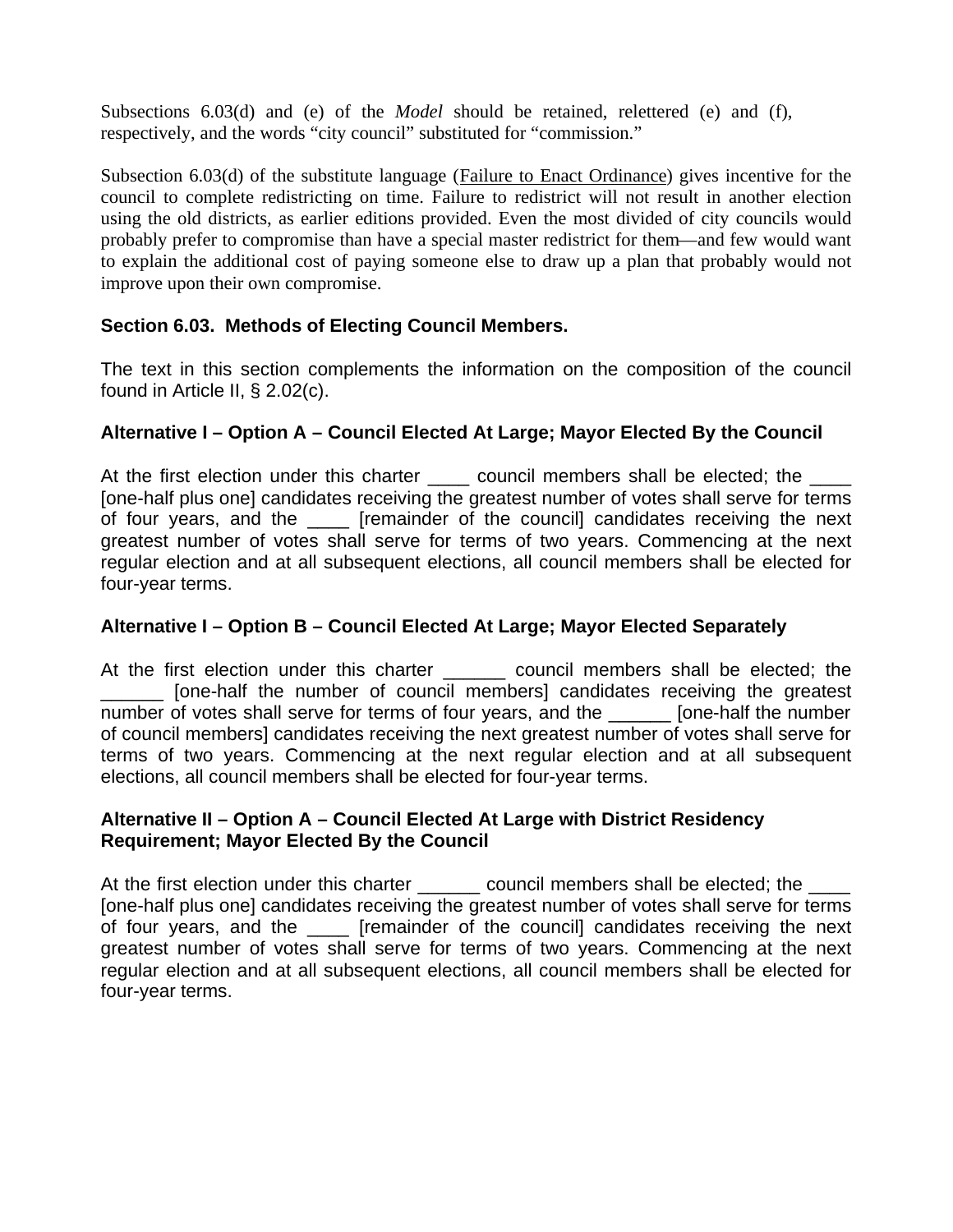Subsections 6.03(d) and (e) of the *Model* should be retained, relettered (e) and (f), respectively, and the words “city council” substituted for “commission.”

Subsection 6.03(d) of the substitute language (Failure to Enact Ordinance) gives incentive for the council to complete redistricting on time. Failure to redistrict will not result in another election using the old districts, as earlier editions provided. Even the most divided of city councils would probably prefer to compromise than have a special master redistrict for them—and few would want to explain the additional cost of paying someone else to draw up a plan that probably would not improve upon their own compromise.

### Section 6.03. Methods of Electing Council Members.

The text in this section complements the information on the composition of the council found in Article II, § 2.02(c).

#### Alternative I – Option A – Council Elected At Large; Mayor Elected By the Council

At the first election under this charter ____ council members shall be elected; the ____ [one-half plus one] candidates receiving the greatest number of votes shall serve for terms of four years, and the ____ [remainder of the council] candidates receiving the next greatest number of votes shall serve for terms of two years. Commencing at the next regular election and at all subsequent elections, all council members shall be elected for four-year terms.

#### Alternative I – Option B – Council Elected At Large; Mayor Elected Separately

At the first election under this charter ______ council members shall be elected; the ______ [one-half the number of council members] candidates receiving the greatest number of votes shall serve for terms of four years, and the ______ [one-half the number of council members] candidates receiving the next greatest number of votes shall serve for terms of two years. Commencing at the next regular election and at all subsequent elections, all council members shall be elected for four-year terms.

#### Alternative II – Option A – Council Elected At Large with District Residency Requirement; Mayor Elected By the Council

At the first election under this charter ______ council members shall be elected; the ____ [one-half plus one] candidates receiving the greatest number of votes shall serve for terms of four years, and the ____ [remainder of the council] candidates receiving the next greatest number of votes shall serve for terms of two years. Commencing at the next regular election and at all subsequent elections, all council members shall be elected for four-year terms.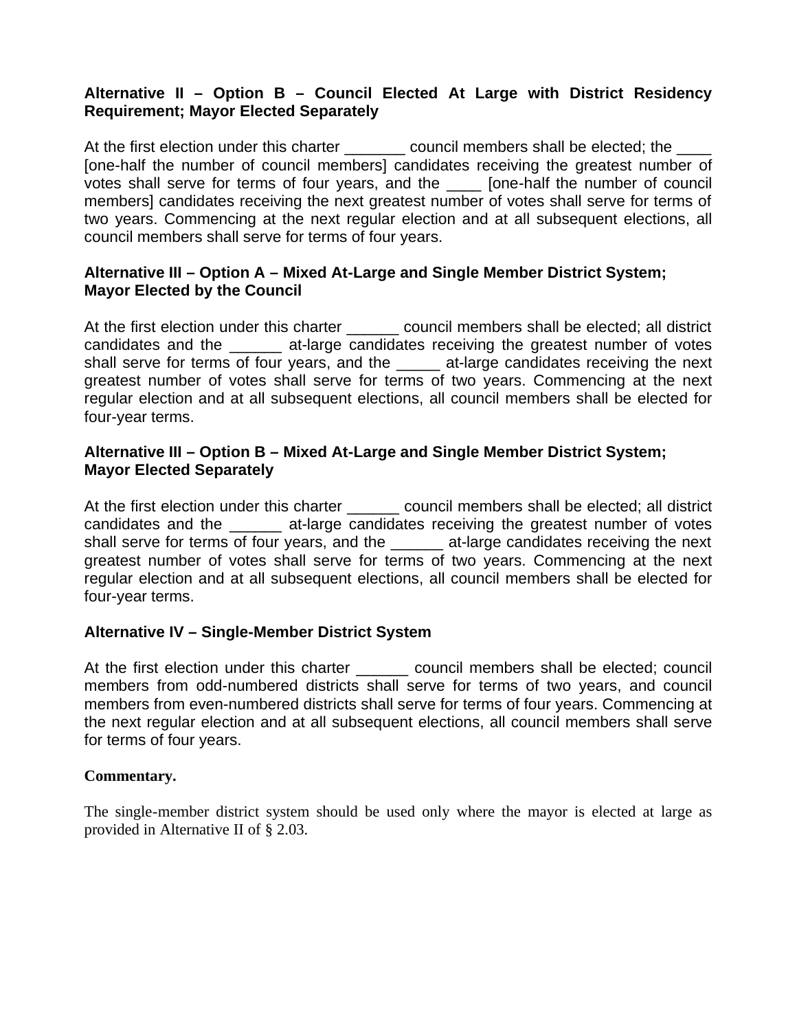**Alternative II – Option B – Council Elected At Large with District Residency Requirement; Mayor Elected Separately**

At the first election under this charter _______ council members shall be elected; the ____ [one-half the number of council members] candidates receiving the greatest number of votes shall serve for terms of four years, and the ____ [one-half the number of council members] candidates receiving the next greatest number of votes shall serve for terms of two years. Commencing at the next regular election and at all subsequent elections, all council members shall serve for terms of four years.

**Alternative III – Option A – Mixed At-Large and Single Member District System; Mayor Elected by the Council**

At the first election under this charter ______ council members shall be elected; all district candidates and the ______ at-large candidates receiving the greatest number of votes shall serve for terms of four years, and the _____ at-large candidates receiving the next greatest number of votes shall serve for terms of two years. Commencing at the next regular election and at all subsequent elections, all council members shall be elected for four-year terms.

**Alternative III – Option B – Mixed At-Large and Single Member District System; Mayor Elected Separately**

At the first election under this charter ______ council members shall be elected; all district candidates and the ______ at-large candidates receiving the greatest number of votes shall serve for terms of four years, and the ______ at-large candidates receiving the next greatest number of votes shall serve for terms of two years. Commencing at the next regular election and at all subsequent elections, all council members shall be elected for four-year terms.

**Alternative IV – Single-Member District System**

At the first election under this charter ______ council members shall be elected; council members from odd-numbered districts shall serve for terms of two years, and council members from even-numbered districts shall serve for terms of four years. Commencing at the next regular election and at all subsequent elections, all council members shall serve for terms of four years.

**Commentary.**

The single-member district system should be used only where the mayor is elected at large as provided in Alternative II of § 2.03.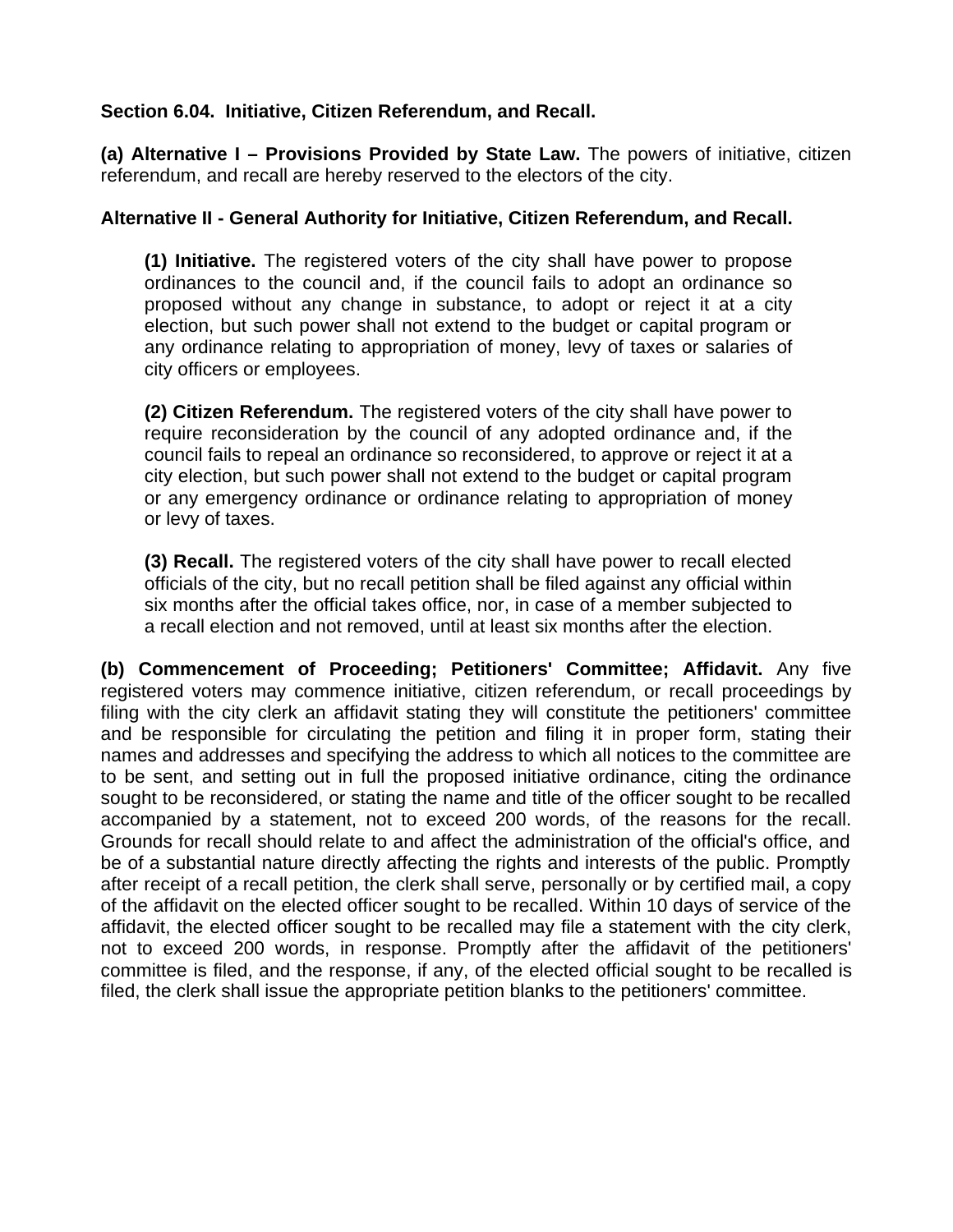**Section 6.04. Initiative, Citizen Referendum, and Recall.**

**(a) Alternative I – Provisions Provided by State Law.** The powers of initiative, citizen referendum, and recall are hereby reserved to the electors of the city.

**Alternative II - General Authority for Initiative, Citizen Referendum, and Recall.**

> **(1) Initiative.** The registered voters of the city shall have power to propose ordinances to the council and, if the council fails to adopt an ordinance so proposed without any change in substance, to adopt or reject it at a city election, but such power shall not extend to the budget or capital program or any ordinance relating to appropriation of money, levy of taxes or salaries of city officers or employees.
>
> **(2) Citizen Referendum.** The registered voters of the city shall have power to require reconsideration by the council of any adopted ordinance and, if the council fails to repeal an ordinance so reconsidered, to approve or reject it at a city election, but such power shall not extend to the budget or capital program or any emergency ordinance or ordinance relating to appropriation of money or levy of taxes.
>
> **(3) Recall.** The registered voters of the city shall have power to recall elected officials of the city, but no recall petition shall be filed against any official within six months after the official takes office, nor, in case of a member subjected to a recall election and not removed, until at least six months after the election.

**(b) Commencement of Proceeding; Petitioners' Committee; Affidavit.** Any five registered voters may commence initiative, citizen referendum, or recall proceedings by filing with the city clerk an affidavit stating they will constitute the petitioners' committee and be responsible for circulating the petition and filing it in proper form, stating their names and addresses and specifying the address to which all notices to the committee are to be sent, and setting out in full the proposed initiative ordinance, citing the ordinance sought to be reconsidered, or stating the name and title of the officer sought to be recalled accompanied by a statement, not to exceed 200 words, of the reasons for the recall. Grounds for recall should relate to and affect the administration of the official's office, and be of a substantial nature directly affecting the rights and interests of the public. Promptly after receipt of a recall petition, the clerk shall serve, personally or by certified mail, a copy of the affidavit on the elected officer sought to be recalled. Within 10 days of service of the affidavit, the elected officer sought to be recalled may file a statement with the city clerk, not to exceed 200 words, in response. Promptly after the affidavit of the petitioners' committee is filed, and the response, if any, of the elected official sought to be recalled is filed, the clerk shall issue the appropriate petition blanks to the petitioners' committee.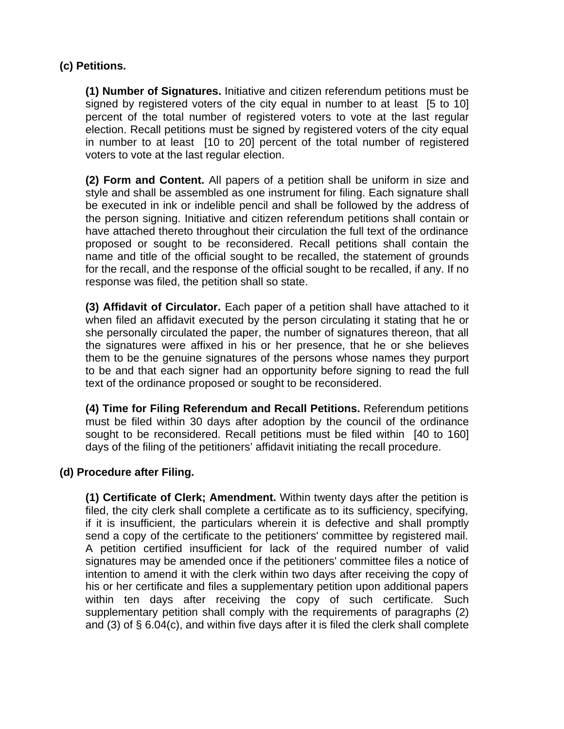**(c) Petitions.**

**(1) Number of Signatures.** Initiative and citizen referendum petitions must be signed by registered voters of the city equal in number to at least [5 to 10] percent of the total number of registered voters to vote at the last regular election. Recall petitions must be signed by registered voters of the city equal in number to at least [10 to 20] percent of the total number of registered voters to vote at the last regular election.

**(2) Form and Content.** All papers of a petition shall be uniform in size and style and shall be assembled as one instrument for filing. Each signature shall be executed in ink or indelible pencil and shall be followed by the address of the person signing. Initiative and citizen referendum petitions shall contain or have attached thereto throughout their circulation the full text of the ordinance proposed or sought to be reconsidered. Recall petitions shall contain the name and title of the official sought to be recalled, the statement of grounds for the recall, and the response of the official sought to be recalled, if any. If no response was filed, the petition shall so state.

**(3) Affidavit of Circulator.** Each paper of a petition shall have attached to it when filed an affidavit executed by the person circulating it stating that he or she personally circulated the paper, the number of signatures thereon, that all the signatures were affixed in his or her presence, that he or she believes them to be the genuine signatures of the persons whose names they purport to be and that each signer had an opportunity before signing to read the full text of the ordinance proposed or sought to be reconsidered.

**(4) Time for Filing Referendum and Recall Petitions.** Referendum petitions must be filed within 30 days after adoption by the council of the ordinance sought to be reconsidered. Recall petitions must be filed within [40 to 160] days of the filing of the petitioners' affidavit initiating the recall procedure.

**(d) Procedure after Filing.**

**(1) Certificate of Clerk; Amendment.** Within twenty days after the petition is filed, the city clerk shall complete a certificate as to its sufficiency, specifying, if it is insufficient, the particulars wherein it is defective and shall promptly send a copy of the certificate to the petitioners' committee by registered mail. A petition certified insufficient for lack of the required number of valid signatures may be amended once if the petitioners' committee files a notice of intention to amend it with the clerk within two days after receiving the copy of his or her certificate and files a supplementary petition upon additional papers within ten days after receiving the copy of such certificate. Such supplementary petition shall comply with the requirements of paragraphs (2) and (3) of § 6.04(c), and within five days after it is filed the clerk shall complete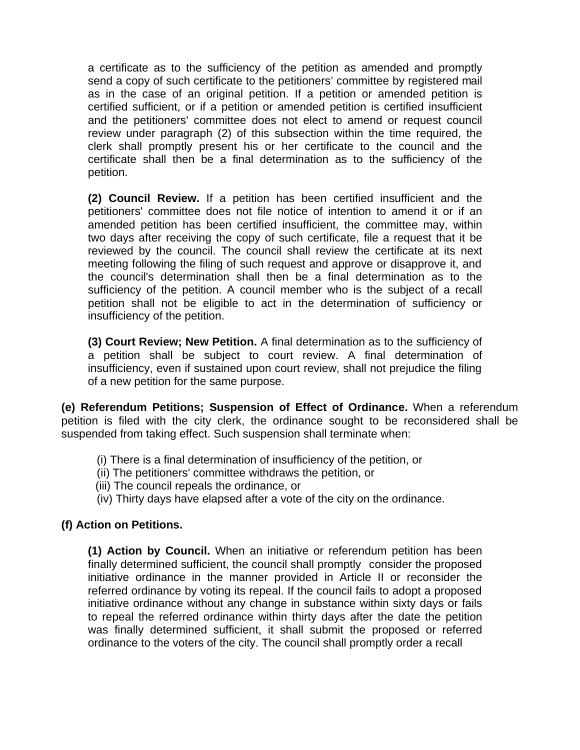a certificate as to the sufficiency of the petition as amended and promptly send a copy of such certificate to the petitioners' committee by registered mail as in the case of an original petition. If a petition or amended petition is certified sufficient, or if a petition or amended petition is certified insufficient and the petitioners' committee does not elect to amend or request council review under paragraph (2) of this subsection within the time required, the clerk shall promptly present his or her certificate to the council and the certificate shall then be a final determination as to the sufficiency of the petition.

**(2) Council Review.** If a petition has been certified insufficient and the petitioners' committee does not file notice of intention to amend it or if an amended petition has been certified insufficient, the committee may, within two days after receiving the copy of such certificate, file a request that it be reviewed by the council. The council shall review the certificate at its next meeting following the filing of such request and approve or disapprove it, and the council's determination shall then be a final determination as to the sufficiency of the petition. A council member who is the subject of a recall petition shall not be eligible to act in the determination of sufficiency or insufficiency of the petition.

**(3) Court Review; New Petition.** A final determination as to the sufficiency of a petition shall be subject to court review. A final determination of insufficiency, even if sustained upon court review, shall not prejudice the filing of a new petition for the same purpose.

**(e) Referendum Petitions; Suspension of Effect of Ordinance.** When a referendum petition is filed with the city clerk, the ordinance sought to be reconsidered shall be suspended from taking effect. Such suspension shall terminate when:

(i) There is a final determination of insufficiency of the petition, or
(ii) The petitioners' committee withdraws the petition, or
(iii) The council repeals the ordinance, or
(iv) Thirty days have elapsed after a vote of the city on the ordinance.

**(f) Action on Petitions.**

**(1) Action by Council.** When an initiative or referendum petition has been finally determined sufficient, the council shall promptly consider the proposed initiative ordinance in the manner provided in Article II or reconsider the referred ordinance by voting its repeal. If the council fails to adopt a proposed initiative ordinance without any change in substance within sixty days or fails to repeal the referred ordinance within thirty days after the date the petition was finally determined sufficient, it shall submit the proposed or referred ordinance to the voters of the city. The council shall promptly order a recall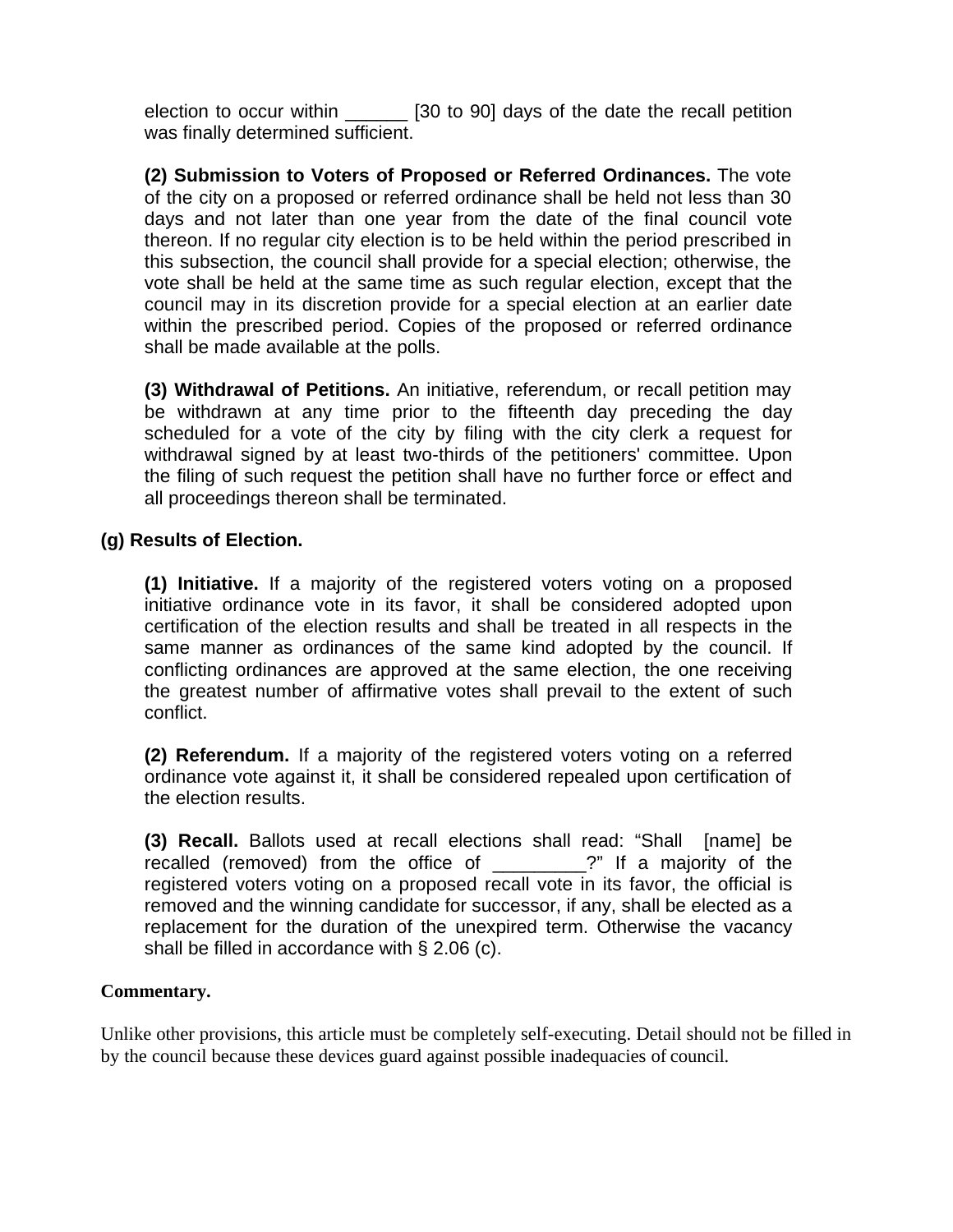election to occur within ______ [30 to 90] days of the date the recall petition was finally determined sufficient.

**(2) Submission to Voters of Proposed or Referred Ordinances.** The vote of the city on a proposed or referred ordinance shall be held not less than 30 days and not later than one year from the date of the final council vote thereon. If no regular city election is to be held within the period prescribed in this subsection, the council shall provide for a special election; otherwise, the vote shall be held at the same time as such regular election, except that the council may in its discretion provide for a special election at an earlier date within the prescribed period. Copies of the proposed or referred ordinance shall be made available at the polls.

**(3) Withdrawal of Petitions.** An initiative, referendum, or recall petition may be withdrawn at any time prior to the fifteenth day preceding the day scheduled for a vote of the city by filing with the city clerk a request for withdrawal signed by at least two-thirds of the petitioners' committee. Upon the filing of such request the petition shall have no further force or effect and all proceedings thereon shall be terminated.

**(g) Results of Election.**

**(1) Initiative.** If a majority of the registered voters voting on a proposed initiative ordinance vote in its favor, it shall be considered adopted upon certification of the election results and shall be treated in all respects in the same manner as ordinances of the same kind adopted by the council. If conflicting ordinances are approved at the same election, the one receiving the greatest number of affirmative votes shall prevail to the extent of such conflict.

**(2) Referendum.** If a majority of the registered voters voting on a referred ordinance vote against it, it shall be considered repealed upon certification of the election results.

**(3) Recall.** Ballots used at recall elections shall read: "Shall [name] be recalled (removed) from the office of _________?" If a majority of the registered voters voting on a proposed recall vote in its favor, the official is removed and the winning candidate for successor, if any, shall be elected as a replacement for the duration of the unexpired term. Otherwise the vacancy shall be filled in accordance with § 2.06 (c).

**Commentary.**

Unlike other provisions, this article must be completely self-executing. Detail should not be filled in by the council because these devices guard against possible inadequacies of council.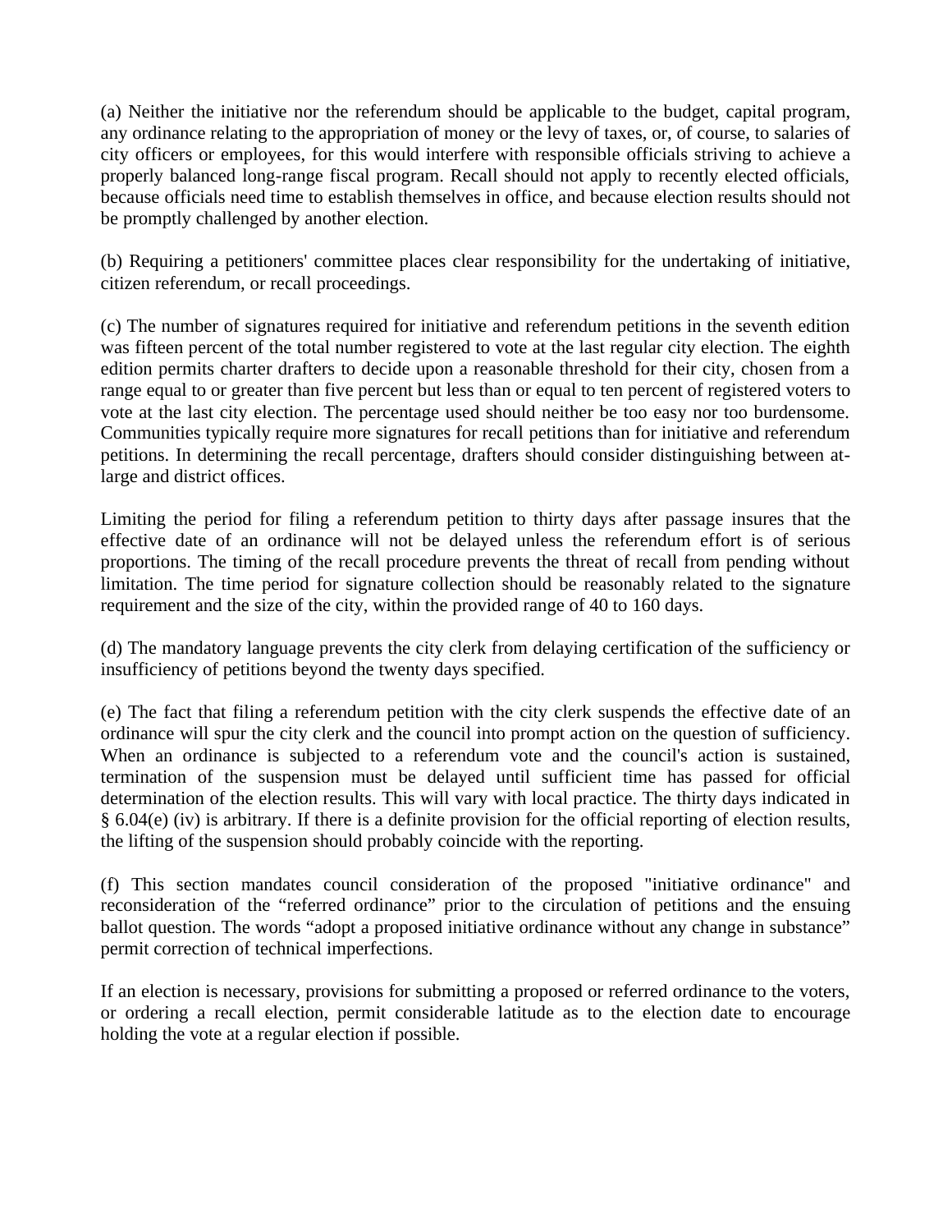(a) Neither the initiative nor the referendum should be applicable to the budget, capital program, any ordinance relating to the appropriation of money or the levy of taxes, or, of course, to salaries of city officers or employees, for this would interfere with responsible officials striving to achieve a properly balanced long-range fiscal program. Recall should not apply to recently elected officials, because officials need time to establish themselves in office, and because election results should not be promptly challenged by another election.

(b) Requiring a petitioners' committee places clear responsibility for the undertaking of initiative, citizen referendum, or recall proceedings.

(c) The number of signatures required for initiative and referendum petitions in the seventh edition was fifteen percent of the total number registered to vote at the last regular city election. The eighth edition permits charter drafters to decide upon a reasonable threshold for their city, chosen from a range equal to or greater than five percent but less than or equal to ten percent of registered voters to vote at the last city election. The percentage used should neither be too easy nor too burdensome. Communities typically require more signatures for recall petitions than for initiative and referendum petitions. In determining the recall percentage, drafters should consider distinguishing between at-large and district offices.

Limiting the period for filing a referendum petition to thirty days after passage insures that the effective date of an ordinance will not be delayed unless the referendum effort is of serious proportions. The timing of the recall procedure prevents the threat of recall from pending without limitation. The time period for signature collection should be reasonably related to the signature requirement and the size of the city, within the provided range of 40 to 160 days.

(d) The mandatory language prevents the city clerk from delaying certification of the sufficiency or insufficiency of petitions beyond the twenty days specified.

(e) The fact that filing a referendum petition with the city clerk suspends the effective date of an ordinance will spur the city clerk and the council into prompt action on the question of sufficiency. When an ordinance is subjected to a referendum vote and the council's action is sustained, termination of the suspension must be delayed until sufficient time has passed for official determination of the election results. This will vary with local practice. The thirty days indicated in § 6.04(e) (iv) is arbitrary. If there is a definite provision for the official reporting of election results, the lifting of the suspension should probably coincide with the reporting.

(f) This section mandates council consideration of the proposed "initiative ordinance" and reconsideration of the “referred ordinance” prior to the circulation of petitions and the ensuing ballot question. The words “adopt a proposed initiative ordinance without any change in substance” permit correction of technical imperfections.

If an election is necessary, provisions for submitting a proposed or referred ordinance to the voters, or ordering a recall election, permit considerable latitude as to the election date to encourage holding the vote at a regular election if possible.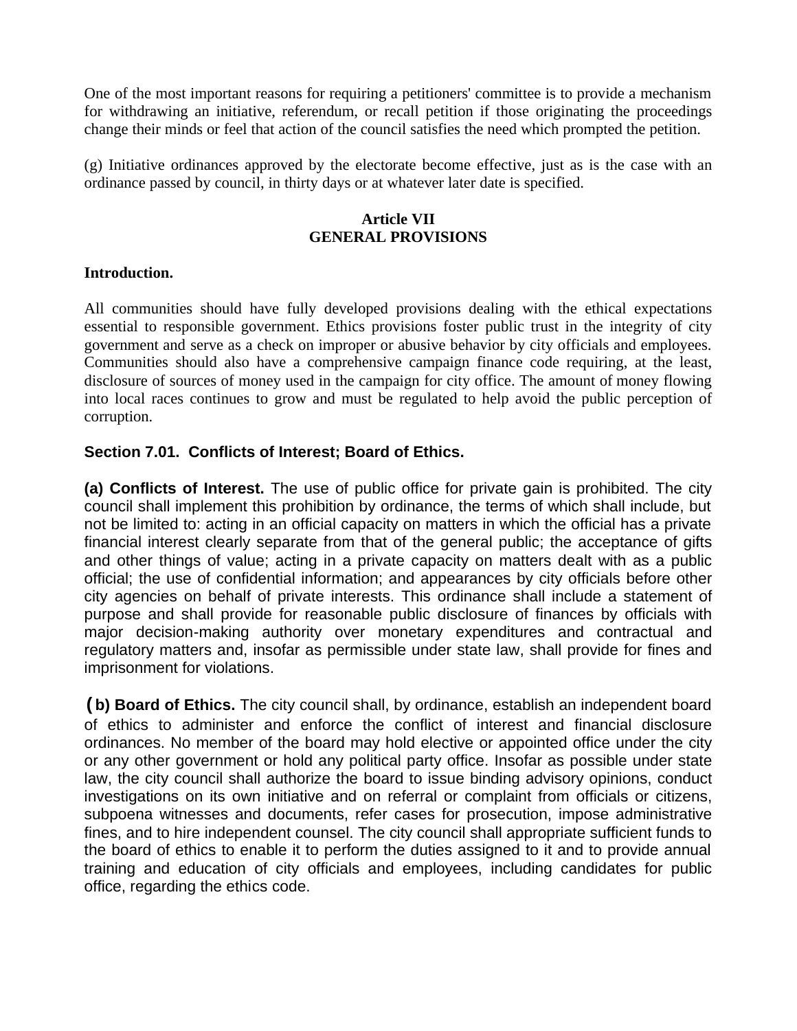One of the most important reasons for requiring a petitioners' committee is to provide a mechanism for withdrawing an initiative, referendum, or recall petition if those originating the proceedings change their minds or feel that action of the council satisfies the need which prompted the petition.

(g) Initiative ordinances approved by the electorate become effective, just as is the case with an ordinance passed by council, in thirty days or at whatever later date is specified.

## Article VII
## GENERAL PROVISIONS

**Introduction.**

All communities should have fully developed provisions dealing with the ethical expectations essential to responsible government. Ethics provisions foster public trust in the integrity of city government and serve as a check on improper or abusive behavior by city officials and employees. Communities should also have a comprehensive campaign finance code requiring, at the least, disclosure of sources of money used in the campaign for city office. The amount of money flowing into local races continues to grow and must be regulated to help avoid the public perception of corruption.

### Section 7.01. Conflicts of Interest; Board of Ethics.

**(a) Conflicts of Interest.** The use of public office for private gain is prohibited. The city council shall implement this prohibition by ordinance, the terms of which shall include, but not be limited to: acting in an official capacity on matters in which the official has a private financial interest clearly separate from that of the general public; the acceptance of gifts and other things of value; acting in a private capacity on matters dealt with as a public official; the use of confidential information; and appearances by city officials before other city agencies on behalf of private interests. This ordinance shall include a statement of purpose and shall provide for reasonable public disclosure of finances by officials with major decision-making authority over monetary expenditures and contractual and regulatory matters and, insofar as permissible under state law, shall provide for fines and imprisonment for violations.

**(b) Board of Ethics.** The city council shall, by ordinance, establish an independent board of ethics to administer and enforce the conflict of interest and financial disclosure ordinances. No member of the board may hold elective or appointed office under the city or any other government or hold any political party office. Insofar as possible under state law, the city council shall authorize the board to issue binding advisory opinions, conduct investigations on its own initiative and on referral or complaint from officials or citizens, subpoena witnesses and documents, refer cases for prosecution, impose administrative fines, and to hire independent counsel. The city council shall appropriate sufficient funds to the board of ethics to enable it to perform the duties assigned to it and to provide annual training and education of city officials and employees, including candidates for public office, regarding the ethics code.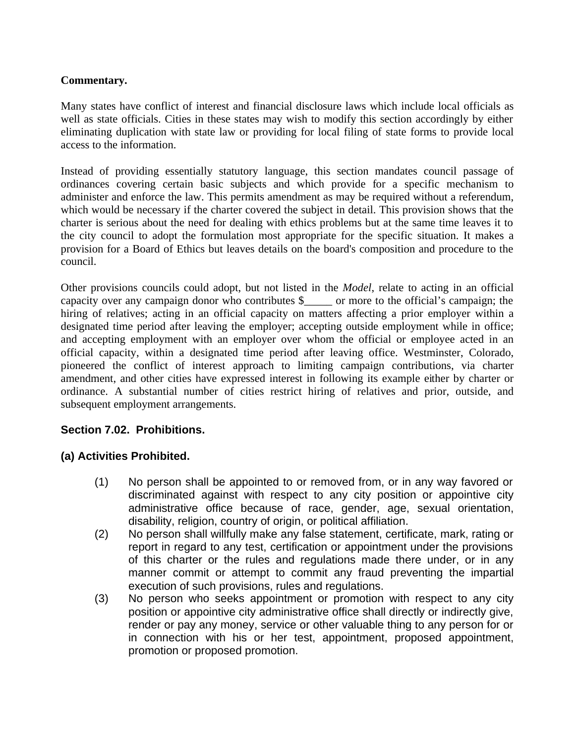**Commentary.**

Many states have conflict of interest and financial disclosure laws which include local officials as well as state officials. Cities in these states may wish to modify this section accordingly by either eliminating duplication with state law or providing for local filing of state forms to provide local access to the information.

Instead of providing essentially statutory language, this section mandates council passage of ordinances covering certain basic subjects and which provide for a specific mechanism to administer and enforce the law. This permits amendment as may be required without a referendum, which would be necessary if the charter covered the subject in detail. This provision shows that the charter is serious about the need for dealing with ethics problems but at the same time leaves it to the city council to adopt the formulation most appropriate for the specific situation. It makes a provision for a Board of Ethics but leaves details on the board's composition and procedure to the council.

Other provisions councils could adopt, but not listed in the *Model*, relate to acting in an official capacity over any campaign donor who contributes $_____ or more to the official's campaign; the hiring of relatives; acting in an official capacity on matters affecting a prior employer within a designated time period after leaving the employer; accepting outside employment while in office; and accepting employment with an employer over whom the official or employee acted in an official capacity, within a designated time period after leaving office. Westminster, Colorado, pioneered the conflict of interest approach to limiting campaign contributions, via charter amendment, and other cities have expressed interest in following its example either by charter or ordinance. A substantial number of cities restrict hiring of relatives and prior, outside, and subsequent employment arrangements.

### Section 7.02. Prohibitions.

#### (a) Activities Prohibited.

(1) No person shall be appointed to or removed from, or in any way favored or discriminated against with respect to any city position or appointive city administrative office because of race, gender, age, sexual orientation, disability, religion, country of origin, or political affiliation.

(2) No person shall willfully make any false statement, certificate, mark, rating or report in regard to any test, certification or appointment under the provisions of this charter or the rules and regulations made there under, or in any manner commit or attempt to commit any fraud preventing the impartial execution of such provisions, rules and regulations.

(3) No person who seeks appointment or promotion with respect to any city position or appointive city administrative office shall directly or indirectly give, render or pay any money, service or other valuable thing to any person for or in connection with his or her test, appointment, proposed appointment, promotion or proposed promotion.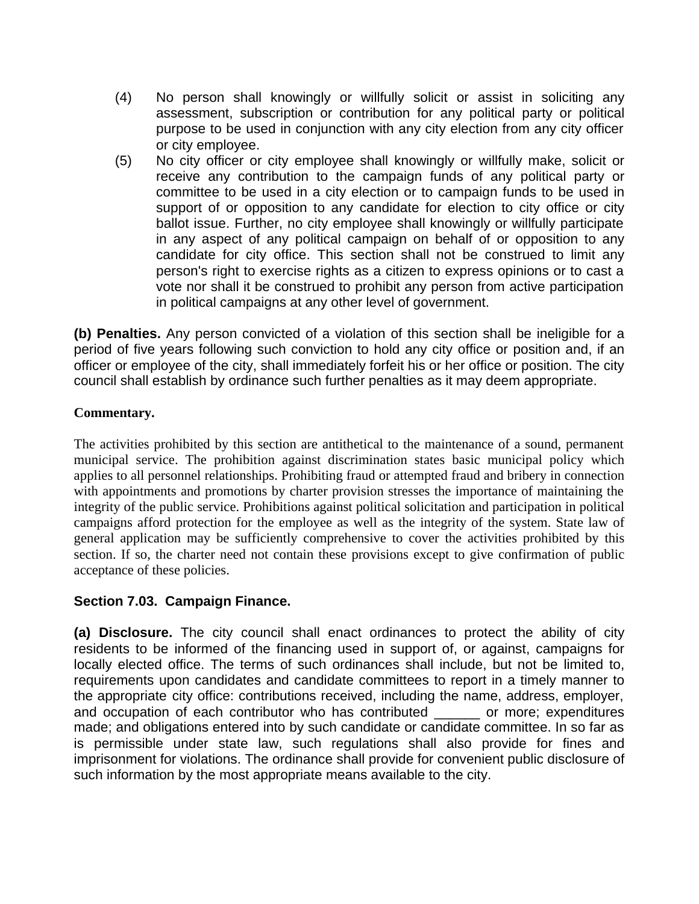(4) No person shall knowingly or willfully solicit or assist in soliciting any assessment, subscription or contribution for any political party or political purpose to be used in conjunction with any city election from any city officer or city employee.

(5) No city officer or city employee shall knowingly or willfully make, solicit or receive any contribution to the campaign funds of any political party or committee to be used in a city election or to campaign funds to be used in support of or opposition to any candidate for election to city office or city ballot issue. Further, no city employee shall knowingly or willfully participate in any aspect of any political campaign on behalf of or opposition to any candidate for city office. This section shall not be construed to limit any person's right to exercise rights as a citizen to express opinions or to cast a vote nor shall it be construed to prohibit any person from active participation in political campaigns at any other level of government.

**(b) Penalties.** Any person convicted of a violation of this section shall be ineligible for a period of five years following such conviction to hold any city office or position and, if an officer or employee of the city, shall immediately forfeit his or her office or position. The city council shall establish by ordinance such further penalties as it may deem appropriate.

**Commentary.**

The activities prohibited by this section are antithetical to the maintenance of a sound, permanent municipal service. The prohibition against discrimination states basic municipal policy which applies to all personnel relationships. Prohibiting fraud or attempted fraud and bribery in connection with appointments and promotions by charter provision stresses the importance of maintaining the integrity of the public service. Prohibitions against political solicitation and participation in political campaigns afford protection for the employee as well as the integrity of the system. State law of general application may be sufficiently comprehensive to cover the activities prohibited by this section. If so, the charter need not contain these provisions except to give confirmation of public acceptance of these policies.

### Section 7.03. Campaign Finance.

**(a) Disclosure.** The city council shall enact ordinances to protect the ability of city residents to be informed of the financing used in support of, or against, campaigns for locally elected office. The terms of such ordinances shall include, but not be limited to, requirements upon candidates and candidate committees to report in a timely manner to the appropriate city office: contributions received, including the name, address, employer, and occupation of each contributor who has contributed ______ or more; expenditures made; and obligations entered into by such candidate or candidate committee. In so far as is permissible under state law, such regulations shall also provide for fines and imprisonment for violations. The ordinance shall provide for convenient public disclosure of such information by the most appropriate means available to the city.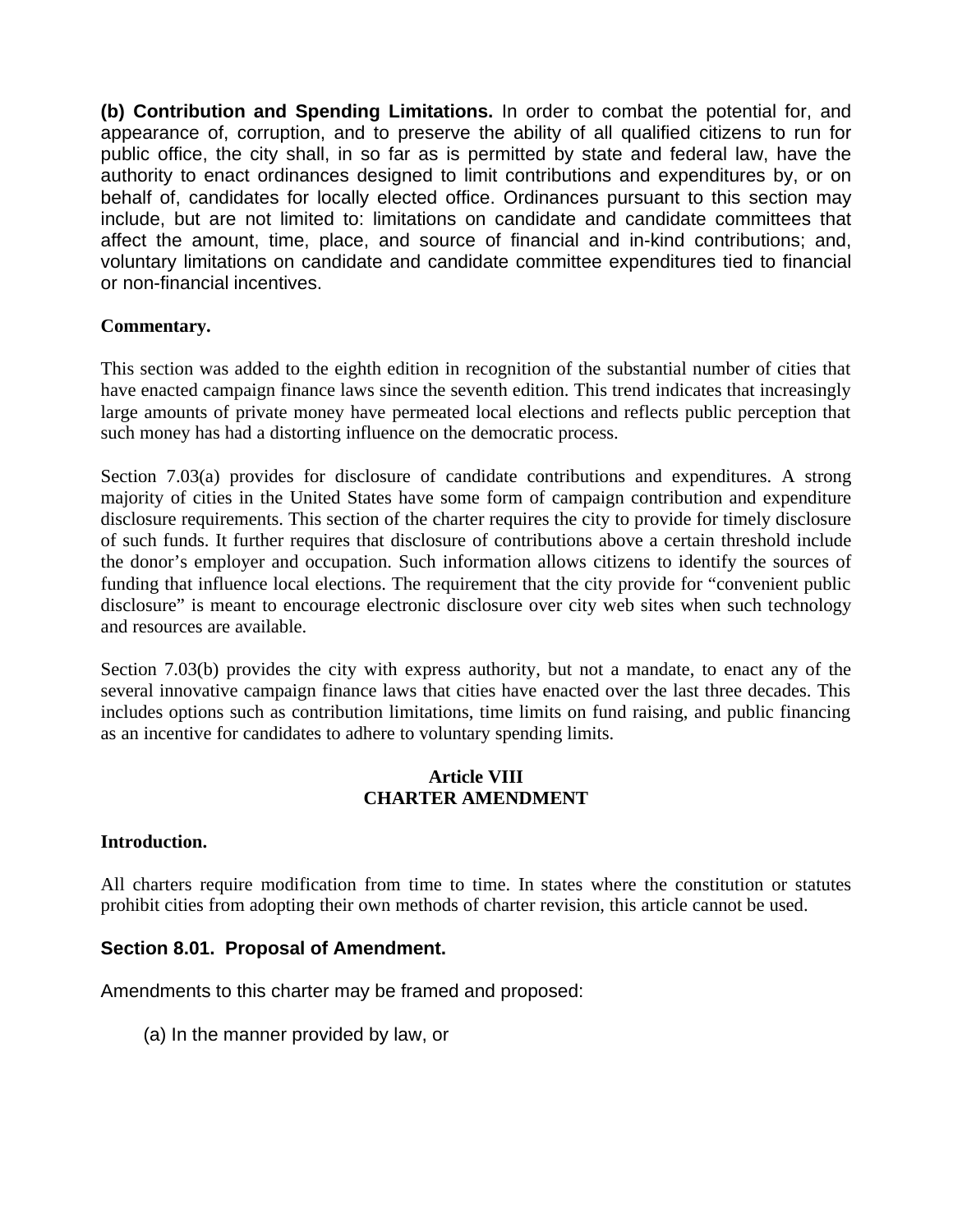**(b) Contribution and Spending Limitations.** In order to combat the potential for, and appearance of, corruption, and to preserve the ability of all qualified citizens to run for public office, the city shall, in so far as is permitted by state and federal law, have the authority to enact ordinances designed to limit contributions and expenditures by, or on behalf of, candidates for locally elected office. Ordinances pursuant to this section may include, but are not limited to: limitations on candidate and candidate committees that affect the amount, time, place, and source of financial and in-kind contributions; and, voluntary limitations on candidate and candidate committee expenditures tied to financial or non-financial incentives.

**Commentary.**

This section was added to the eighth edition in recognition of the substantial number of cities that have enacted campaign finance laws since the seventh edition. This trend indicates that increasingly large amounts of private money have permeated local elections and reflects public perception that such money has had a distorting influence on the democratic process.

Section 7.03(a) provides for disclosure of candidate contributions and expenditures. A strong majority of cities in the United States have some form of campaign contribution and expenditure disclosure requirements. This section of the charter requires the city to provide for timely disclosure of such funds. It further requires that disclosure of contributions above a certain threshold include the donor's employer and occupation. Such information allows citizens to identify the sources of funding that influence local elections. The requirement that the city provide for "convenient public disclosure" is meant to encourage electronic disclosure over city web sites when such technology and resources are available.

Section 7.03(b) provides the city with express authority, but not a mandate, to enact any of the several innovative campaign finance laws that cities have enacted over the last three decades. This includes options such as contribution limitations, time limits on fund raising, and public financing as an incentive for candidates to adhere to voluntary spending limits.

## Article VIII
## CHARTER AMENDMENT

**Introduction.**

All charters require modification from time to time. In states where the constitution or statutes prohibit cities from adopting their own methods of charter revision, this article cannot be used.

### Section 8.01. Proposal of Amendment.

Amendments to this charter may be framed and proposed:

(a) In the manner provided by law, or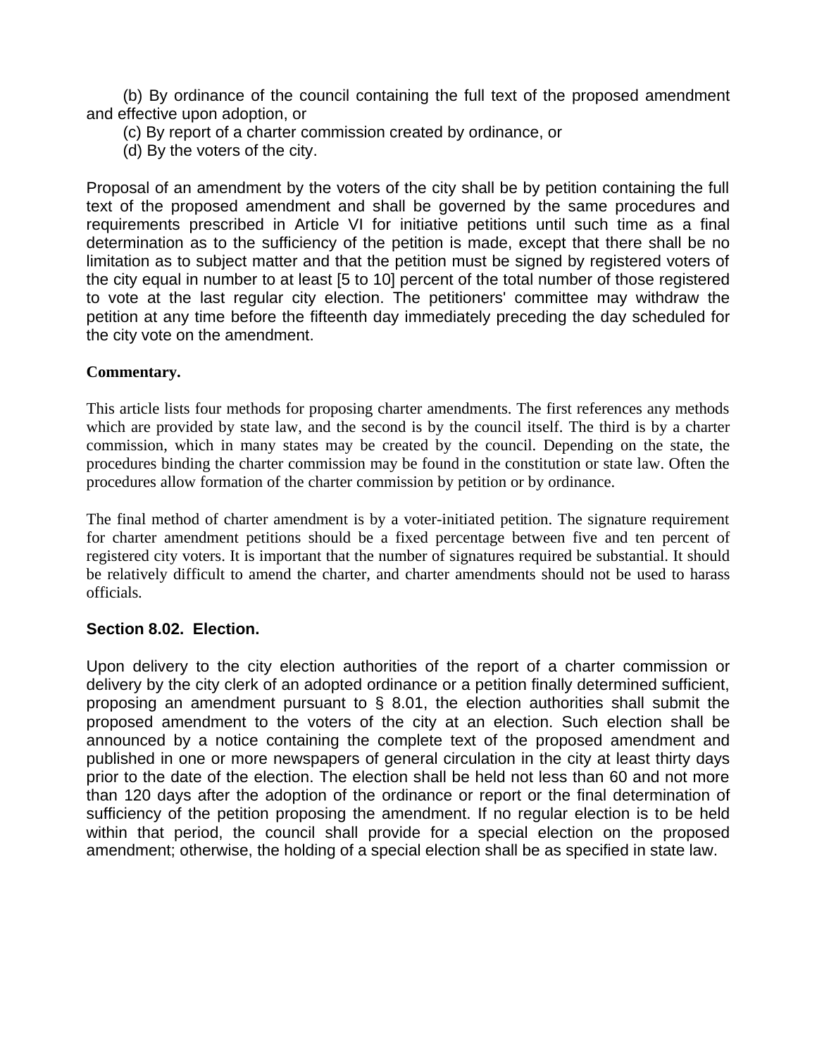(b) By ordinance of the council containing the full text of the proposed amendment and effective upon adoption, or

(c) By report of a charter commission created by ordinance, or

(d) By the voters of the city.

Proposal of an amendment by the voters of the city shall be by petition containing the full text of the proposed amendment and shall be governed by the same procedures and requirements prescribed in Article VI for initiative petitions until such time as a final determination as to the sufficiency of the petition is made, except that there shall be no limitation as to subject matter and that the petition must be signed by registered voters of the city equal in number to at least [5 to 10] percent of the total number of those registered to vote at the last regular city election. The petitioners' committee may withdraw the petition at any time before the fifteenth day immediately preceding the day scheduled for the city vote on the amendment.

**Commentary.**

This article lists four methods for proposing charter amendments. The first references any methods which are provided by state law, and the second is by the council itself. The third is by a charter commission, which in many states may be created by the council. Depending on the state, the procedures binding the charter commission may be found in the constitution or state law. Often the procedures allow formation of the charter commission by petition or by ordinance.

The final method of charter amendment is by a voter-initiated petition. The signature requirement for charter amendment petitions should be a fixed percentage between five and ten percent of registered city voters. It is important that the number of signatures required be substantial. It should be relatively difficult to amend the charter, and charter amendments should not be used to harass officials.

### Section 8.02. Election.

Upon delivery to the city election authorities of the report of a charter commission or delivery by the city clerk of an adopted ordinance or a petition finally determined sufficient, proposing an amendment pursuant to § 8.01, the election authorities shall submit the proposed amendment to the voters of the city at an election. Such election shall be announced by a notice containing the complete text of the proposed amendment and published in one or more newspapers of general circulation in the city at least thirty days prior to the date of the election. The election shall be held not less than 60 and not more than 120 days after the adoption of the ordinance or report or the final determination of sufficiency of the petition proposing the amendment. If no regular election is to be held within that period, the council shall provide for a special election on the proposed amendment; otherwise, the holding of a special election shall be as specified in state law.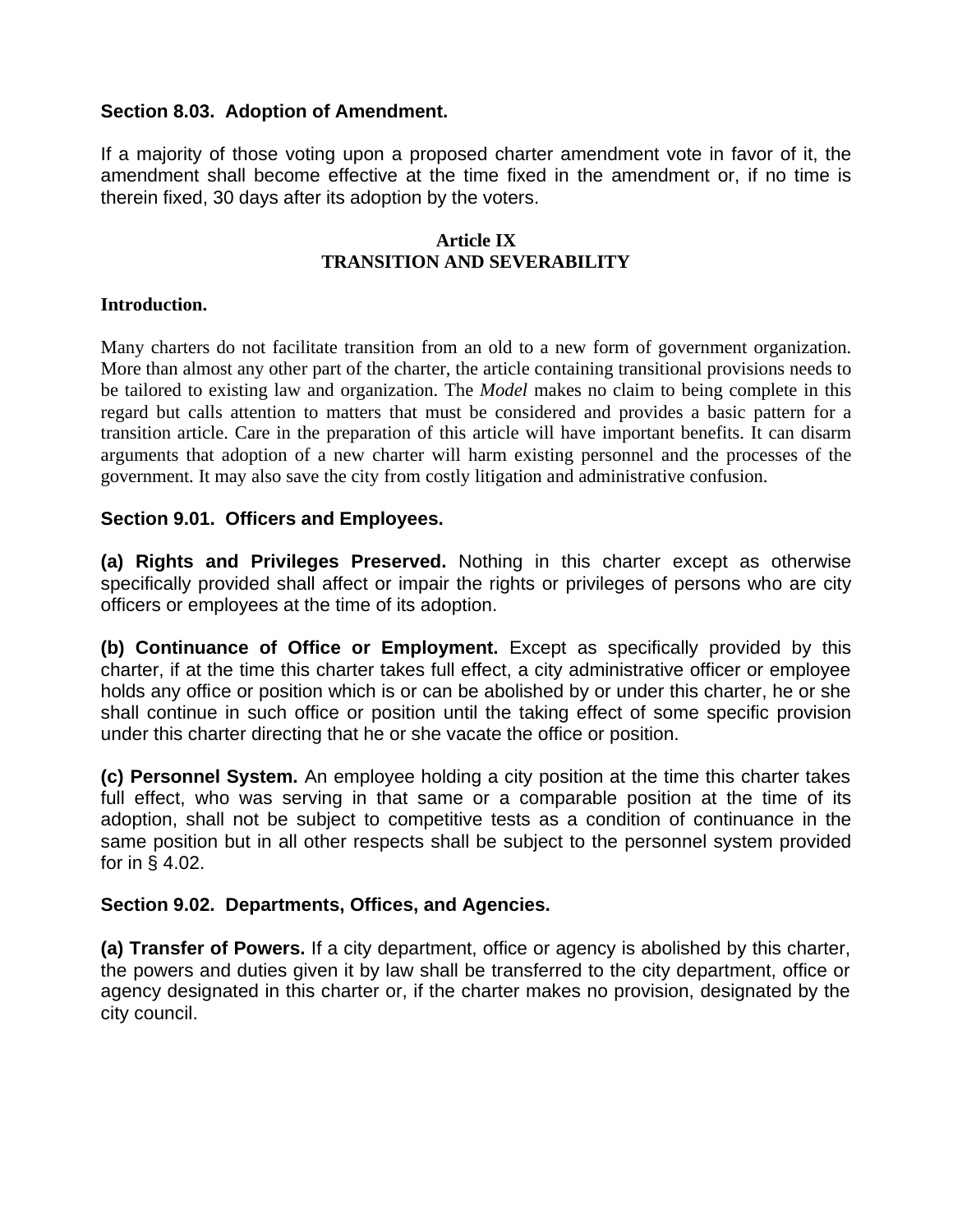### Section 8.03. Adoption of Amendment.

If a majority of those voting upon a proposed charter amendment vote in favor of it, the amendment shall become effective at the time fixed in the amendment or, if no time is therein fixed, 30 days after its adoption by the voters.

## Article IX
## TRANSITION AND SEVERABILITY

**Introduction.**

Many charters do not facilitate transition from an old to a new form of government organization. More than almost any other part of the charter, the article containing transitional provisions needs to be tailored to existing law and organization. The *Model* makes no claim to being complete in this regard but calls attention to matters that must be considered and provides a basic pattern for a transition article. Care in the preparation of this article will have important benefits. It can disarm arguments that adoption of a new charter will harm existing personnel and the processes of the government. It may also save the city from costly litigation and administrative confusion.

### Section 9.01. Officers and Employees.

**(a) Rights and Privileges Preserved.** Nothing in this charter except as otherwise specifically provided shall affect or impair the rights or privileges of persons who are city officers or employees at the time of its adoption.

**(b) Continuance of Office or Employment.** Except as specifically provided by this charter, if at the time this charter takes full effect, a city administrative officer or employee holds any office or position which is or can be abolished by or under this charter, he or she shall continue in such office or position until the taking effect of some specific provision under this charter directing that he or she vacate the office or position.

**(c) Personnel System.** An employee holding a city position at the time this charter takes full effect, who was serving in that same or a comparable position at the time of its adoption, shall not be subject to competitive tests as a condition of continuance in the same position but in all other respects shall be subject to the personnel system provided for in § 4.02.

### Section 9.02. Departments, Offices, and Agencies.

**(a) Transfer of Powers.** If a city department, office or agency is abolished by this charter, the powers and duties given it by law shall be transferred to the city department, office or agency designated in this charter or, if the charter makes no provision, designated by the city council.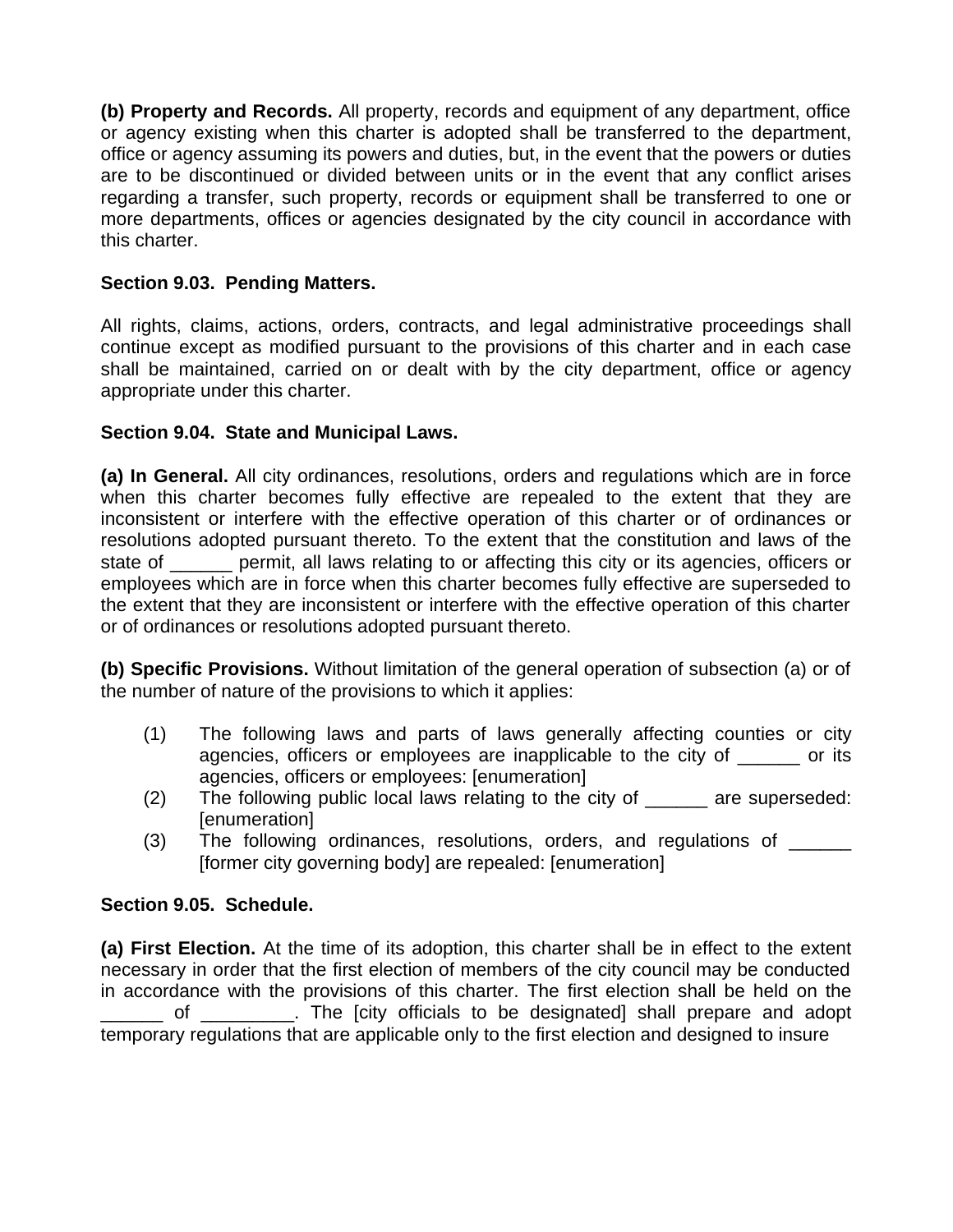**(b) Property and Records.** All property, records and equipment of any department, office or agency existing when this charter is adopted shall be transferred to the department, office or agency assuming its powers and duties, but, in the event that the powers or duties are to be discontinued or divided between units or in the event that any conflict arises regarding a transfer, such property, records or equipment shall be transferred to one or more departments, offices or agencies designated by the city council in accordance with this charter.

### Section 9.03. Pending Matters.

All rights, claims, actions, orders, contracts, and legal administrative proceedings shall continue except as modified pursuant to the provisions of this charter and in each case shall be maintained, carried on or dealt with by the city department, office or agency appropriate under this charter.

### Section 9.04. State and Municipal Laws.

**(a) In General.** All city ordinances, resolutions, orders and regulations which are in force when this charter becomes fully effective are repealed to the extent that they are inconsistent or interfere with the effective operation of this charter or of ordinances or resolutions adopted pursuant thereto. To the extent that the constitution and laws of the state of ______ permit, all laws relating to or affecting this city or its agencies, officers or employees which are in force when this charter becomes fully effective are superseded to the extent that they are inconsistent or interfere with the effective operation of this charter or of ordinances or resolutions adopted pursuant thereto.

**(b) Specific Provisions.** Without limitation of the general operation of subsection (a) or of the number of nature of the provisions to which it applies:

(1) The following laws and parts of laws generally affecting counties or city agencies, officers or employees are inapplicable to the city of ______ or its agencies, officers or employees: [enumeration]

(2) The following public local laws relating to the city of ______ are superseded: [enumeration]

(3) The following ordinances, resolutions, orders, and regulations of ______ [former city governing body] are repealed: [enumeration]

### Section 9.05. Schedule.

**(a) First Election.** At the time of its adoption, this charter shall be in effect to the extent necessary in order that the first election of members of the city council may be conducted in accordance with the provisions of this charter. The first election shall be held on the ______ of _________. The [city officials to be designated] shall prepare and adopt temporary regulations that are applicable only to the first election and designed to insure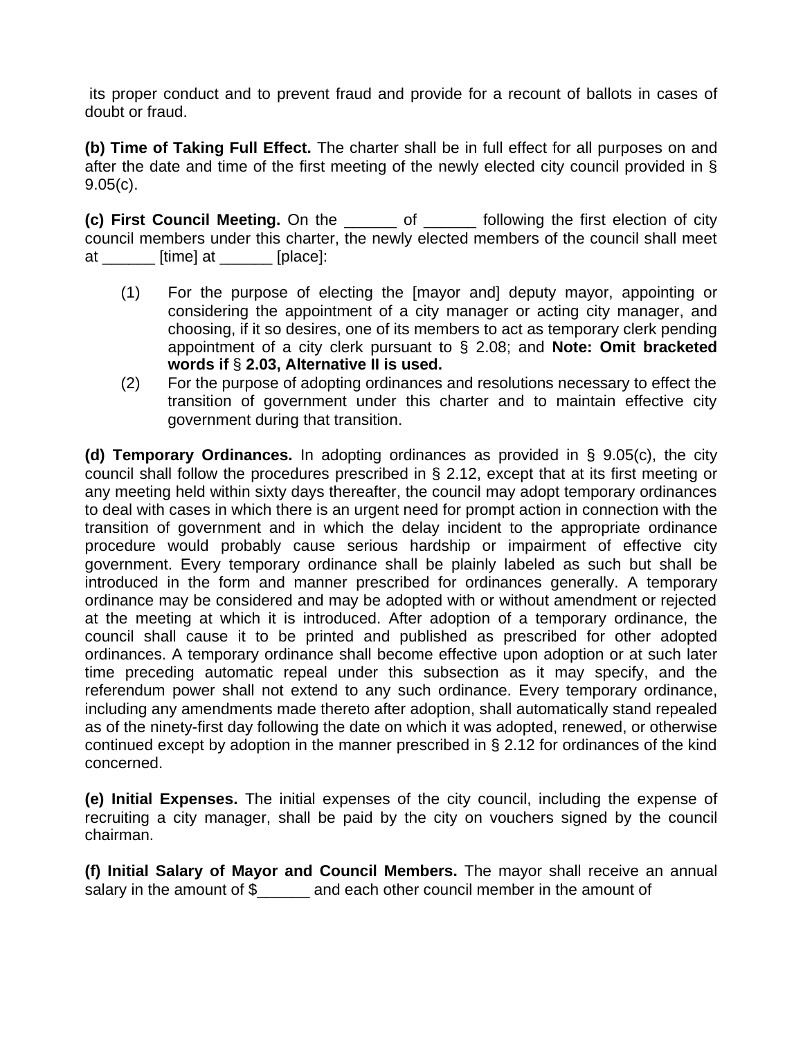its proper conduct and to prevent fraud and provide for a recount of ballots in cases of doubt or fraud.

**(b) Time of Taking Full Effect.** The charter shall be in full effect for all purposes on and after the date and time of the first meeting of the newly elected city council provided in § 9.05(c).

**(c) First Council Meeting.** On the ______ of ______ following the first election of city council members under this charter, the newly elected members of the council shall meet at ______ [time] at ______ [place]:

(1) For the purpose of electing the [mayor and] deputy mayor, appointing or considering the appointment of a city manager or acting city manager, and choosing, if it so desires, one of its members to act as temporary clerk pending appointment of a city clerk pursuant to § 2.08; and **Note: Omit bracketed words if § 2.03, Alternative II is used.**

(2) For the purpose of adopting ordinances and resolutions necessary to effect the transition of government under this charter and to maintain effective city government during that transition.

**(d) Temporary Ordinances.** In adopting ordinances as provided in § 9.05(c), the city council shall follow the procedures prescribed in § 2.12, except that at its first meeting or any meeting held within sixty days thereafter, the council may adopt temporary ordinances to deal with cases in which there is an urgent need for prompt action in connection with the transition of government and in which the delay incident to the appropriate ordinance procedure would probably cause serious hardship or impairment of effective city government. Every temporary ordinance shall be plainly labeled as such but shall be introduced in the form and manner prescribed for ordinances generally. A temporary ordinance may be considered and may be adopted with or without amendment or rejected at the meeting at which it is introduced. After adoption of a temporary ordinance, the council shall cause it to be printed and published as prescribed for other adopted ordinances. A temporary ordinance shall become effective upon adoption or at such later time preceding automatic repeal under this subsection as it may specify, and the referendum power shall not extend to any such ordinance. Every temporary ordinance, including any amendments made thereto after adoption, shall automatically stand repealed as of the ninety-first day following the date on which it was adopted, renewed, or otherwise continued except by adoption in the manner prescribed in § 2.12 for ordinances of the kind concerned.

**(e) Initial Expenses.** The initial expenses of the city council, including the expense of recruiting a city manager, shall be paid by the city on vouchers signed by the council chairman.

**(f) Initial Salary of Mayor and Council Members.** The mayor shall receive an annual salary in the amount of $______ and each other council member in the amount of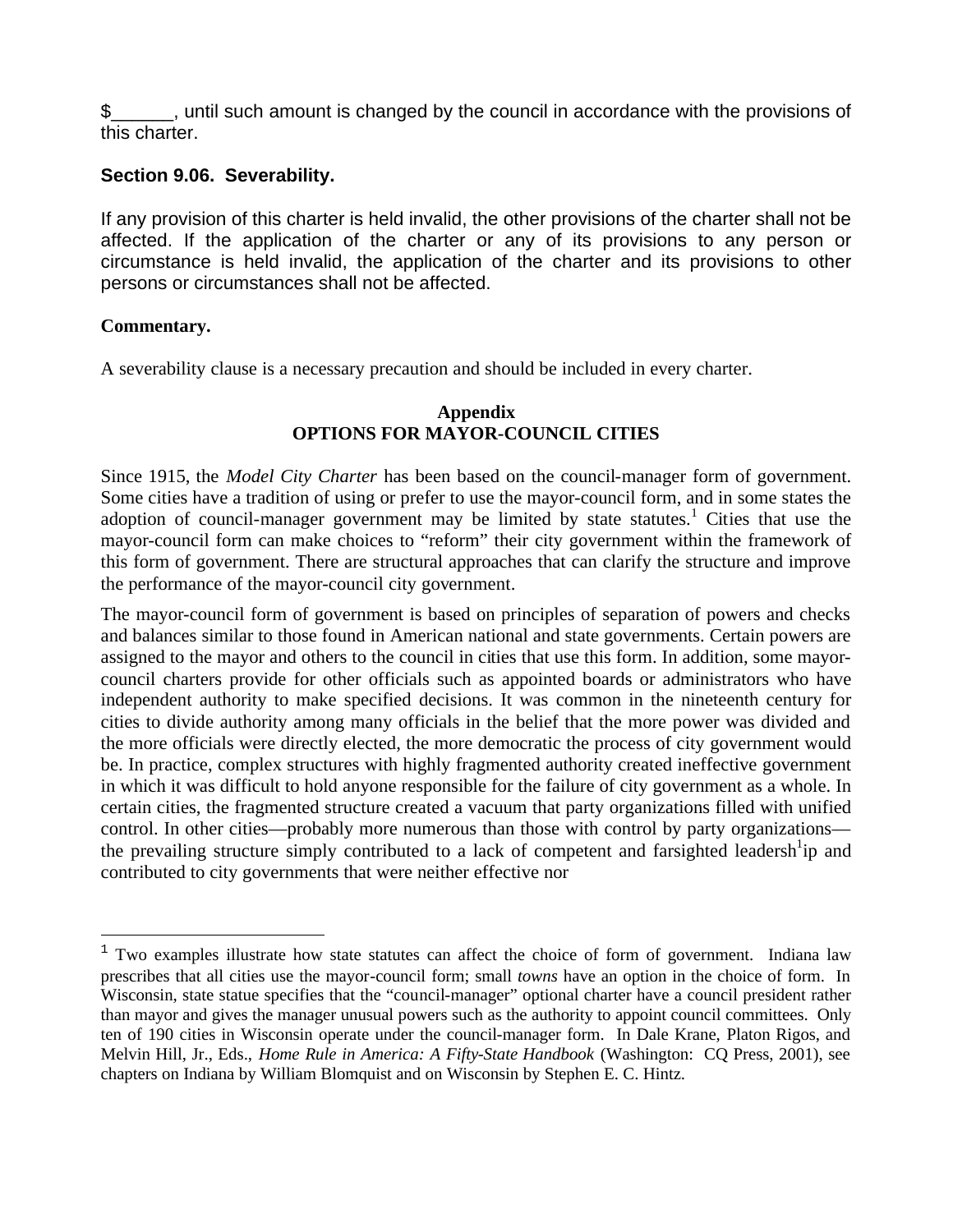$______, until such amount is changed by the council in accordance with the provisions of this charter.

### Section 9.06. Severability.

If any provision of this charter is held invalid, the other provisions of the charter shall not be affected. If the application of the charter or any of its provisions to any person or circumstance is held invalid, the application of the charter and its provisions to other persons or circumstances shall not be affected.

**Commentary.**

A severability clause is a necessary precaution and should be included in every charter.

## Appendix
## OPTIONS FOR MAYOR-COUNCIL CITIES

Since 1915, the *Model City Charter* has been based on the council-manager form of government. Some cities have a tradition of using or prefer to use the mayor-council form, and in some states the adoption of council-manager government may be limited by state statutes.[1] Cities that use the mayor-council form can make choices to "reform" their city government within the framework of this form of government. There are structural approaches that can clarify the structure and improve the performance of the mayor-council city government.

The mayor-council form of government is based on principles of separation of powers and checks and balances similar to those found in American national and state governments. Certain powers are assigned to the mayor and others to the council in cities that use this form. In addition, some mayor-council charters provide for other officials such as appointed boards or administrators who have independent authority to make specified decisions. It was common in the nineteenth century for cities to divide authority among many officials in the belief that the more power was divided and the more officials were directly elected, the more democratic the process of city government would be. In practice, complex structures with highly fragmented authority created ineffective government in which it was difficult to hold anyone responsible for the failure of city government as a whole. In certain cities, the fragmented structure created a vacuum that party organizations filled with unified control. In other cities—probably more numerous than those with control by party organizations—the prevailing structure simply contributed to a lack of competent and farsighted leadersh[1]ip and contributed to city governments that were neither effective nor

---

[1] Two examples illustrate how state statutes can affect the choice of form of government. Indiana law prescribes that all cities use the mayor-council form; small *towns* have an option in the choice of form. In Wisconsin, state statue specifies that the "council-manager" optional charter have a council president rather than mayor and gives the manager unusual powers such as the authority to appoint council committees. Only ten of 190 cities in Wisconsin operate under the council-manager form. In Dale Krane, Platon Rigos, and Melvin Hill, Jr., Eds., *Home Rule in America: A Fifty-State Handbook* (Washington: CQ Press, 2001), see chapters on Indiana by William Blomquist and on Wisconsin by Stephen E. C. Hintz.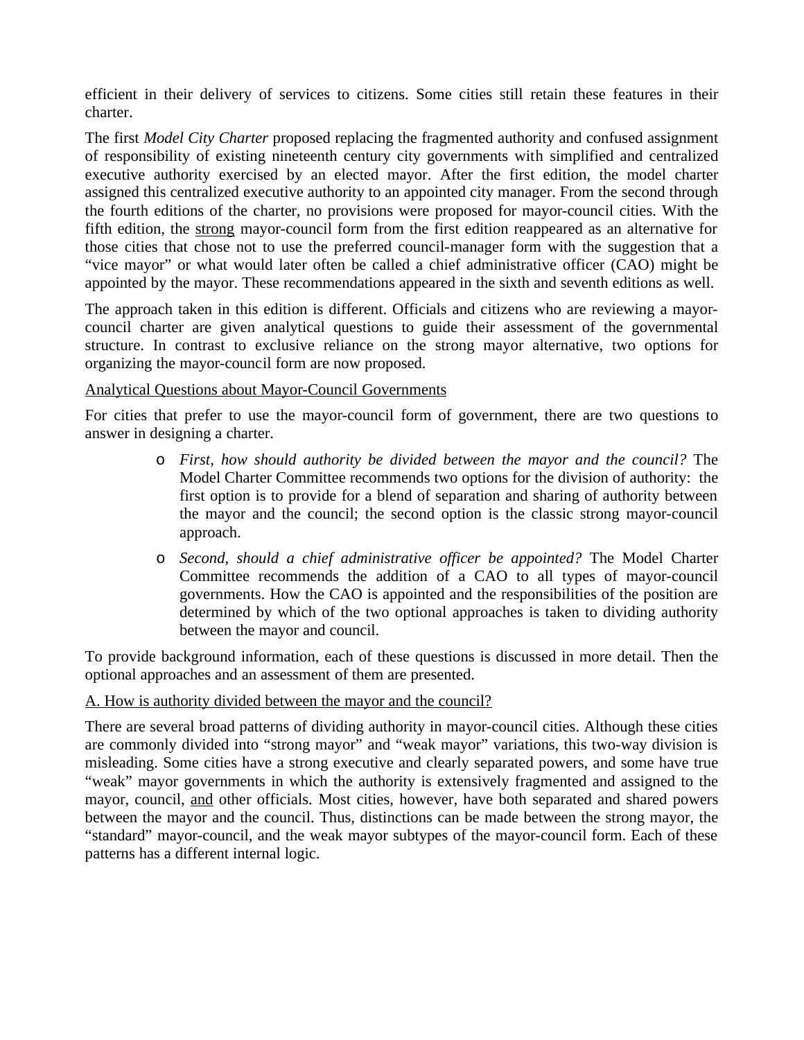efficient in their delivery of services to citizens. Some cities still retain these features in their charter.

The first *Model City Charter* proposed replacing the fragmented authority and confused assignment of responsibility of existing nineteenth century city governments with simplified and centralized executive authority exercised by an elected mayor. After the first edition, the model charter assigned this centralized executive authority to an appointed city manager. From the second through the fourth editions of the charter, no provisions were proposed for mayor-council cities. With the fifth edition, the strong mayor-council form from the first edition reappeared as an alternative for those cities that chose not to use the preferred council-manager form with the suggestion that a "vice mayor" or what would later often be called a chief administrative officer (CAO) might be appointed by the mayor. These recommendations appeared in the sixth and seventh editions as well.

The approach taken in this edition is different. Officials and citizens who are reviewing a mayor-council charter are given analytical questions to guide their assessment of the governmental structure. In contrast to exclusive reliance on the strong mayor alternative, two options for organizing the mayor-council form are now proposed.

Analytical Questions about Mayor-Council Governments

For cities that prefer to use the mayor-council form of government, there are two questions to answer in designing a charter.

- *First, how should authority be divided between the mayor and the council?* The Model Charter Committee recommends two options for the division of authority: the first option is to provide for a blend of separation and sharing of authority between the mayor and the council; the second option is the classic strong mayor-council approach.
- *Second, should a chief administrative officer be appointed?* The Model Charter Committee recommends the addition of a CAO to all types of mayor-council governments. How the CAO is appointed and the responsibilities of the position are determined by which of the two optional approaches is taken to dividing authority between the mayor and council.

To provide background information, each of these questions is discussed in more detail. Then the optional approaches and an assessment of them are presented.

A. How is authority divided between the mayor and the council?

There are several broad patterns of dividing authority in mayor-council cities. Although these cities are commonly divided into "strong mayor" and "weak mayor" variations, this two-way division is misleading. Some cities have a strong executive and clearly separated powers, and some have true "weak" mayor governments in which the authority is extensively fragmented and assigned to the mayor, council, and other officials. Most cities, however, have both separated and shared powers between the mayor and the council. Thus, distinctions can be made between the strong mayor, the "standard" mayor-council, and the weak mayor subtypes of the mayor-council form. Each of these patterns has a different internal logic.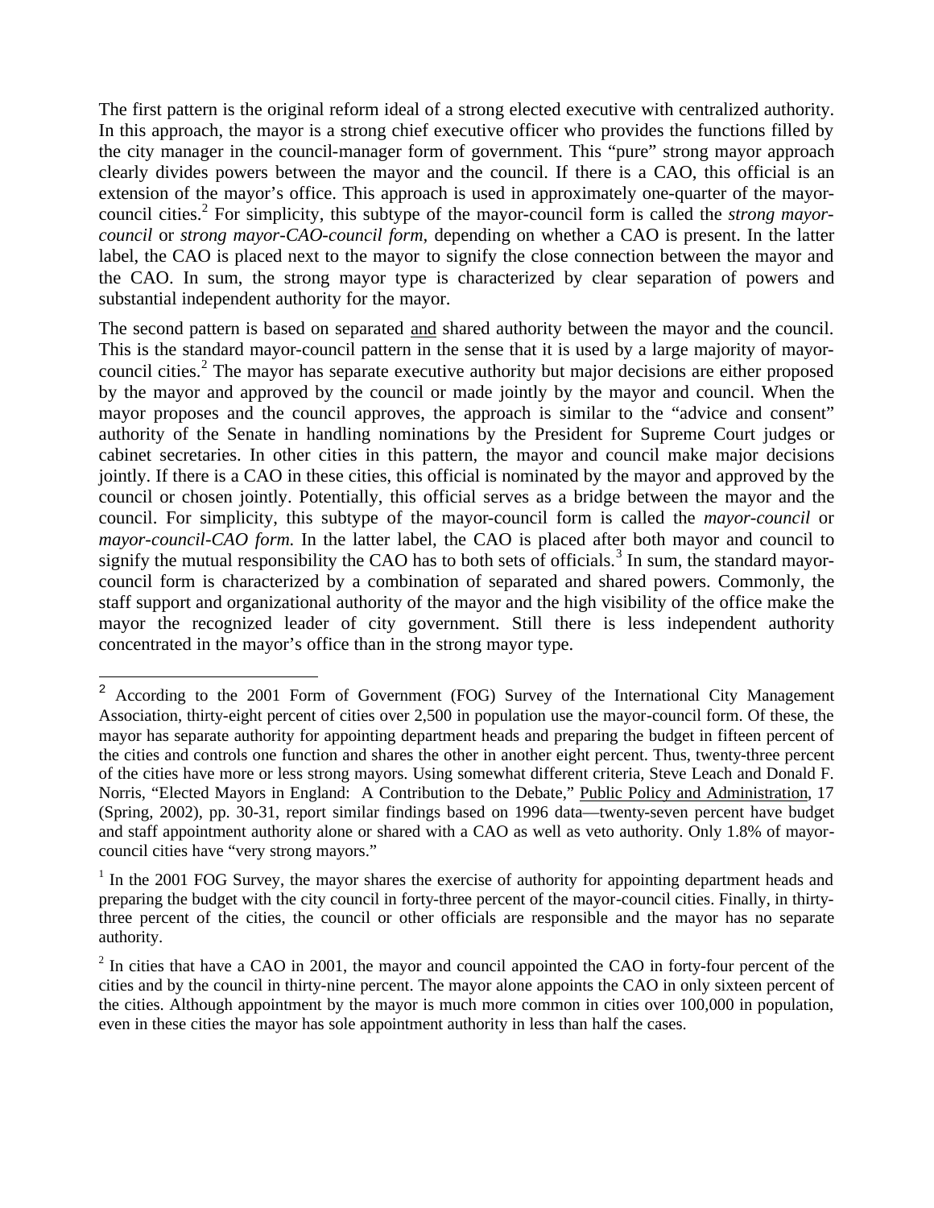The first pattern is the original reform ideal of a strong elected executive with centralized authority. In this approach, the mayor is a strong chief executive officer who provides the functions filled by the city manager in the council-manager form of government. This "pure" strong mayor approach clearly divides powers between the mayor and the council. If there is a CAO, this official is an extension of the mayor's office. This approach is used in approximately one-quarter of the mayor-council cities.[2] For simplicity, this subtype of the mayor-council form is called the *strong mayor-council* or *strong mayor-CAO-council form,* depending on whether a CAO is present. In the latter label, the CAO is placed next to the mayor to signify the close connection between the mayor and the CAO. In sum, the strong mayor type is characterized by clear separation of powers and substantial independent authority for the mayor.

The second pattern is based on separated and shared authority between the mayor and the council. This is the standard mayor-council pattern in the sense that it is used by a large majority of mayor-council cities.[2] The mayor has separate executive authority but major decisions are either proposed by the mayor and approved by the council or made jointly by the mayor and council. When the mayor proposes and the council approves, the approach is similar to the "advice and consent" authority of the Senate in handling nominations by the President for Supreme Court judges or cabinet secretaries. In other cities in this pattern, the mayor and council make major decisions jointly. If there is a CAO in these cities, this official is nominated by the mayor and approved by the council or chosen jointly. Potentially, this official serves as a bridge between the mayor and the council. For simplicity, this subtype of the mayor-council form is called the *mayor-council* or *mayor-council-CAO form.* In the latter label, the CAO is placed after both mayor and council to signify the mutual responsibility the CAO has to both sets of officials.[3] In sum, the standard mayor-council form is characterized by a combination of separated and shared powers. Commonly, the staff support and organizational authority of the mayor and the high visibility of the office make the mayor the recognized leader of city government. Still there is less independent authority concentrated in the mayor's office than in the strong mayor type.

---

[2] According to the 2001 Form of Government (FOG) Survey of the International City Management Association, thirty-eight percent of cities over 2,500 in population use the mayor-council form. Of these, the mayor has separate authority for appointing department heads and preparing the budget in fifteen percent of the cities and controls one function and shares the other in another eight percent. Thus, twenty-three percent of the cities have more or less strong mayors. Using somewhat different criteria, Steve Leach and Donald F. Norris, "Elected Mayors in England: A Contribution to the Debate," Public Policy and Administration, 17 (Spring, 2002), pp. 30-31, report similar findings based on 1996 data—twenty-seven percent have budget and staff appointment authority alone or shared with a CAO as well as veto authority. Only 1.8% of mayor-council cities have "very strong mayors."

[1] In the 2001 FOG Survey, the mayor shares the exercise of authority for appointing department heads and preparing the budget with the city council in forty-three percent of the mayor-council cities. Finally, in thirty-three percent of the cities, the council or other officials are responsible and the mayor has no separate authority.

[2] In cities that have a CAO in 2001, the mayor and council appointed the CAO in forty-four percent of the cities and by the council in thirty-nine percent. The mayor alone appoints the CAO in only sixteen percent of the cities. Although appointment by the mayor is much more common in cities over 100,000 in population, even in these cities the mayor has sole appointment authority in less than half the cases.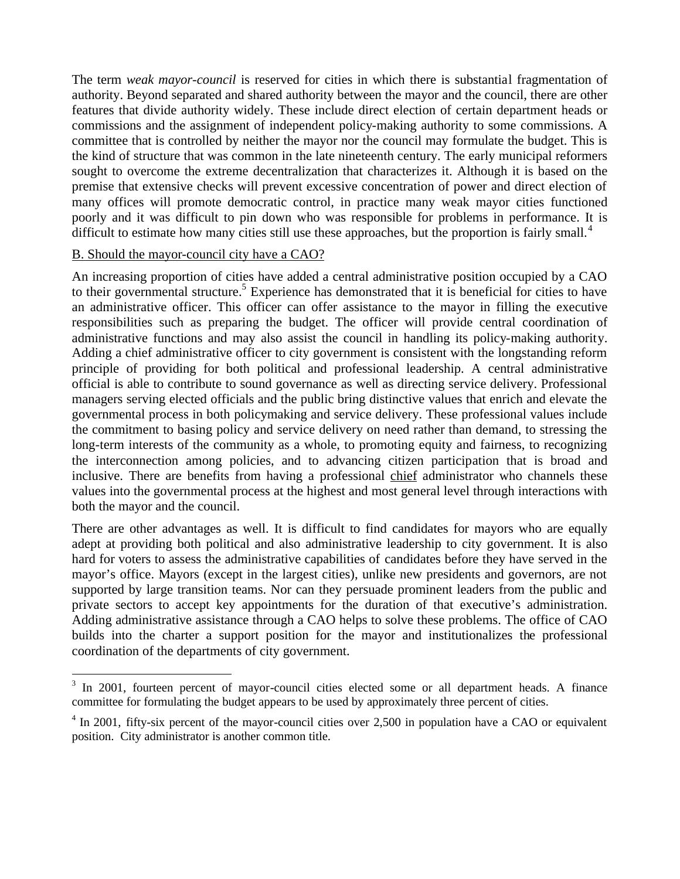The term *weak mayor-council* is reserved for cities in which there is substantial fragmentation of authority. Beyond separated and shared authority between the mayor and the council, there are other features that divide authority widely. These include direct election of certain department heads or commissions and the assignment of independent policy-making authority to some commissions. A committee that is controlled by neither the mayor nor the council may formulate the budget. This is the kind of structure that was common in the late nineteenth century. The early municipal reformers sought to overcome the extreme decentralization that characterizes it. Although it is based on the premise that extensive checks will prevent excessive concentration of power and direct election of many offices will promote democratic control, in practice many weak mayor cities functioned poorly and it was difficult to pin down who was responsible for problems in performance. It is difficult to estimate how many cities still use these approaches, but the proportion is fairly small.[4]

B. Should the mayor-council city have a CAO?

An increasing proportion of cities have added a central administrative position occupied by a CAO to their governmental structure.[5] Experience has demonstrated that it is beneficial for cities to have an administrative officer. This officer can offer assistance to the mayor in filling the executive responsibilities such as preparing the budget. The officer will provide central coordination of administrative functions and may also assist the council in handling its policy-making authority. Adding a chief administrative officer to city government is consistent with the longstanding reform principle of providing for both political and professional leadership. A central administrative official is able to contribute to sound governance as well as directing service delivery. Professional managers serving elected officials and the public bring distinctive values that enrich and elevate the governmental process in both policymaking and service delivery. These professional values include the commitment to basing policy and service delivery on need rather than demand, to stressing the long-term interests of the community as a whole, to promoting equity and fairness, to recognizing the interconnection among policies, and to advancing citizen participation that is broad and inclusive. There are benefits from having a professional chief administrator who channels these values into the governmental process at the highest and most general level through interactions with both the mayor and the council.

There are other advantages as well. It is difficult to find candidates for mayors who are equally adept at providing both political and also administrative leadership to city government. It is also hard for voters to assess the administrative capabilities of candidates before they have served in the mayor's office. Mayors (except in the largest cities), unlike new presidents and governors, are not supported by large transition teams. Nor can they persuade prominent leaders from the public and private sectors to accept key appointments for the duration of that executive's administration. Adding administrative assistance through a CAO helps to solve these problems. The office of CAO builds into the charter a support position for the mayor and institutionalizes the professional coordination of the departments of city government.

---

[3] In 2001, fourteen percent of mayor-council cities elected some or all department heads. A finance committee for formulating the budget appears to be used by approximately three percent of cities.

[4] In 2001, fifty-six percent of the mayor-council cities over 2,500 in population have a CAO or equivalent position. City administrator is another common title.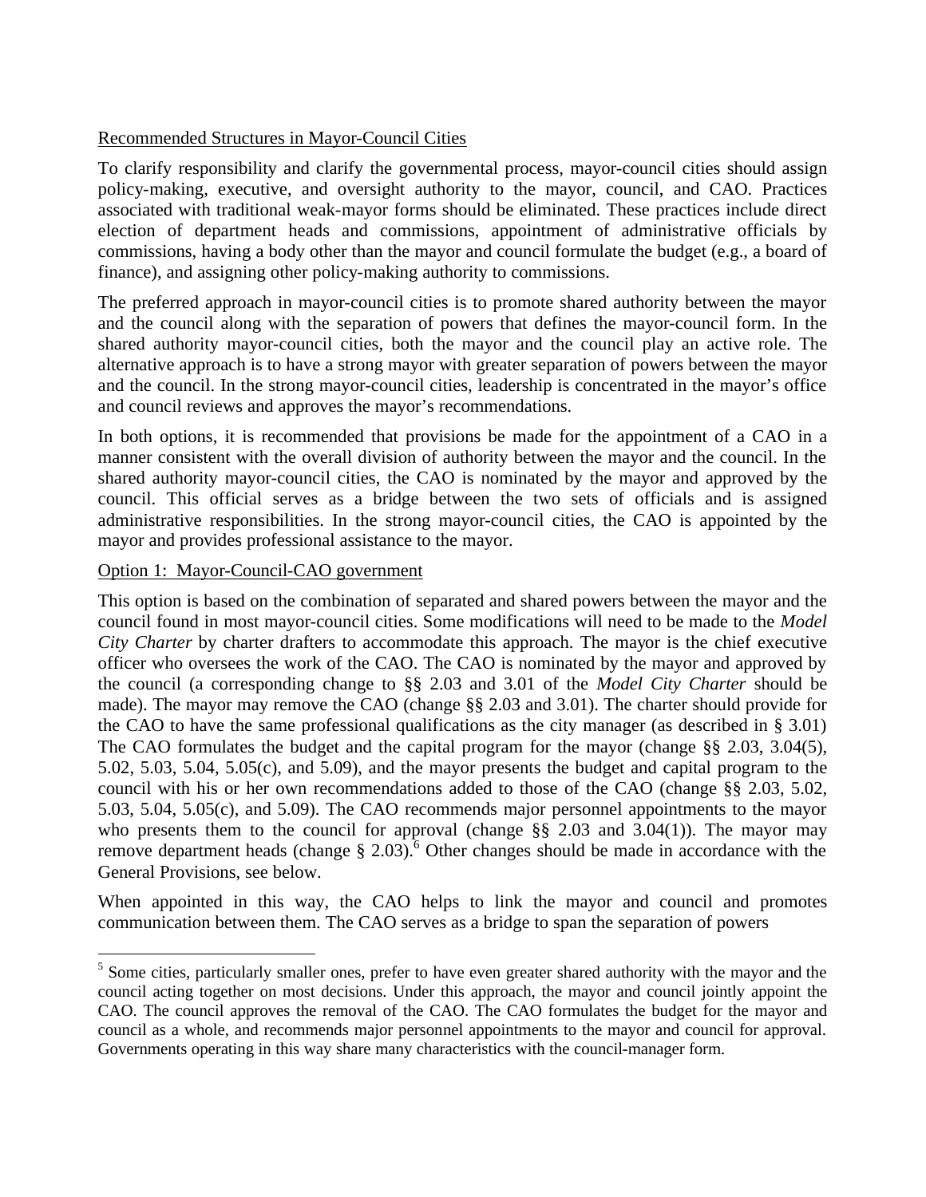Recommended Structures in Mayor-Council Cities

To clarify responsibility and clarify the governmental process, mayor-council cities should assign policy-making, executive, and oversight authority to the mayor, council, and CAO. Practices associated with traditional weak-mayor forms should be eliminated. These practices include direct election of department heads and commissions, appointment of administrative officials by commissions, having a body other than the mayor and council formulate the budget (e.g., a board of finance), and assigning other policy-making authority to commissions.

The preferred approach in mayor-council cities is to promote shared authority between the mayor and the council along with the separation of powers that defines the mayor-council form. In the shared authority mayor-council cities, both the mayor and the council play an active role. The alternative approach is to have a strong mayor with greater separation of powers between the mayor and the council. In the strong mayor-council cities, leadership is concentrated in the mayor's office and council reviews and approves the mayor's recommendations.

In both options, it is recommended that provisions be made for the appointment of a CAO in a manner consistent with the overall division of authority between the mayor and the council. In the shared authority mayor-council cities, the CAO is nominated by the mayor and approved by the council. This official serves as a bridge between the two sets of officials and is assigned administrative responsibilities. In the strong mayor-council cities, the CAO is appointed by the mayor and provides professional assistance to the mayor.

Option 1: Mayor-Council-CAO government

This option is based on the combination of separated and shared powers between the mayor and the council found in most mayor-council cities. Some modifications will need to be made to the *Model City Charter* by charter drafters to accommodate this approach. The mayor is the chief executive officer who oversees the work of the CAO. The CAO is nominated by the mayor and approved by the council (a corresponding change to §§ 2.03 and 3.01 of the *Model City Charter* should be made). The mayor may remove the CAO (change §§ 2.03 and 3.01). The charter should provide for the CAO to have the same professional qualifications as the city manager (as described in § 3.01) The CAO formulates the budget and the capital program for the mayor (change §§ 2.03, 3.04(5), 5.02, 5.03, 5.04, 5.05(c), and 5.09), and the mayor presents the budget and capital program to the council with his or her own recommendations added to those of the CAO (change §§ 2.03, 5.02, 5.03, 5.04, 5.05(c), and 5.09). The CAO recommends major personnel appointments to the mayor who presents them to the council for approval (change §§ 2.03 and 3.04(1)). The mayor may remove department heads (change § 2.03).[6] Other changes should be made in accordance with the General Provisions, see below.

When appointed in this way, the CAO helps to link the mayor and council and promotes communication between them. The CAO serves as a bridge to span the separation of powers

[5] Some cities, particularly smaller ones, prefer to have even greater shared authority with the mayor and the council acting together on most decisions. Under this approach, the mayor and council jointly appoint the CAO. The council approves the removal of the CAO. The CAO formulates the budget for the mayor and council as a whole, and recommends major personnel appointments to the mayor and council for approval. Governments operating in this way share many characteristics with the council-manager form.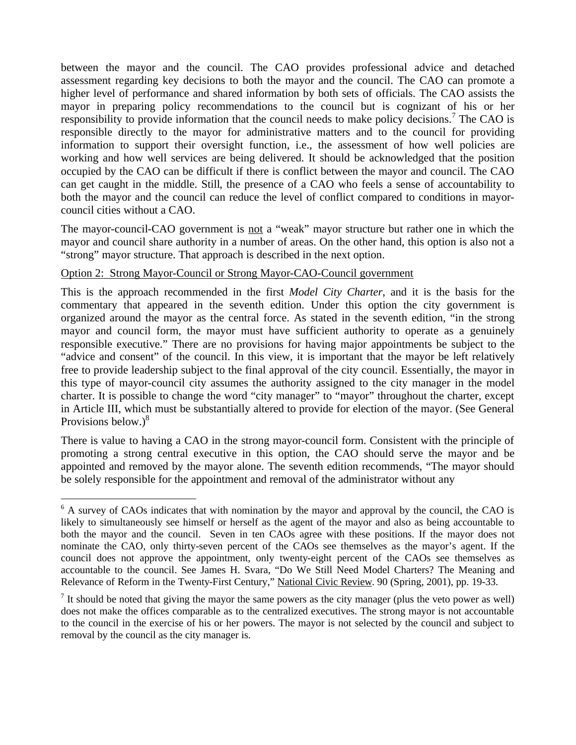between the mayor and the council. The CAO provides professional advice and detached assessment regarding key decisions to both the mayor and the council. The CAO can promote a higher level of performance and shared information by both sets of officials. The CAO assists the mayor in preparing policy recommendations to the council but is cognizant of his or her responsibility to provide information that the council needs to make policy decisions.[7] The CAO is responsible directly to the mayor for administrative matters and to the council for providing information to support their oversight function, i.e., the assessment of how well policies are working and how well services are being delivered. It should be acknowledged that the position occupied by the CAO can be difficult if there is conflict between the mayor and council. The CAO can get caught in the middle. Still, the presence of a CAO who feels a sense of accountability to both the mayor and the council can reduce the level of conflict compared to conditions in mayor-council cities without a CAO.

The mayor-council-CAO government is <u>not</u> a "weak" mayor structure but rather one in which the mayor and council share authority in a number of areas. On the other hand, this option is also not a "strong" mayor structure. That approach is described in the next option.

<u>Option 2: Strong Mayor-Council or Strong Mayor-CAO-Council government</u>

This is the approach recommended in the first *Model City Charter*, and it is the basis for the commentary that appeared in the seventh edition. Under this option the city government is organized around the mayor as the central force. As stated in the seventh edition, "in the strong mayor and council form, the mayor must have sufficient authority to operate as a genuinely responsible executive." There are no provisions for having major appointments be subject to the "advice and consent" of the council. In this view, it is important that the mayor be left relatively free to provide leadership subject to the final approval of the city council. Essentially, the mayor in this type of mayor-council city assumes the authority assigned to the city manager in the model charter. It is possible to change the word "city manager" to "mayor" throughout the charter, except in Article III, which must be substantially altered to provide for election of the mayor. (See General Provisions below.)[8]

There is value to having a CAO in the strong mayor-council form. Consistent with the principle of promoting a strong central executive in this option, the CAO should serve the mayor and be appointed and removed by the mayor alone. The seventh edition recommends, "The mayor should be solely responsible for the appointment and removal of the administrator without any

---

[6] A survey of CAOs indicates that with nomination by the mayor and approval by the council, the CAO is likely to simultaneously see himself or herself as the agent of the mayor and also as being accountable to both the mayor and the council. Seven in ten CAOs agree with these positions. If the mayor does not nominate the CAO, only thirty-seven percent of the CAOs see themselves as the mayor's agent. If the council does not approve the appointment, only twenty-eight percent of the CAOs see themselves as accountable to the council. See James H. Svara, "Do We Still Need Model Charters? The Meaning and Relevance of Reform in the Twenty-First Century," <u>National Civic Review</u>. 90 (Spring, 2001), pp. 19-33.

[7] It should be noted that giving the mayor the same powers as the city manager (plus the veto power as well) does not make the offices comparable as to the centralized executives. The strong mayor is not accountable to the council in the exercise of his or her powers. The mayor is not selected by the council and subject to removal by the council as the city manager is.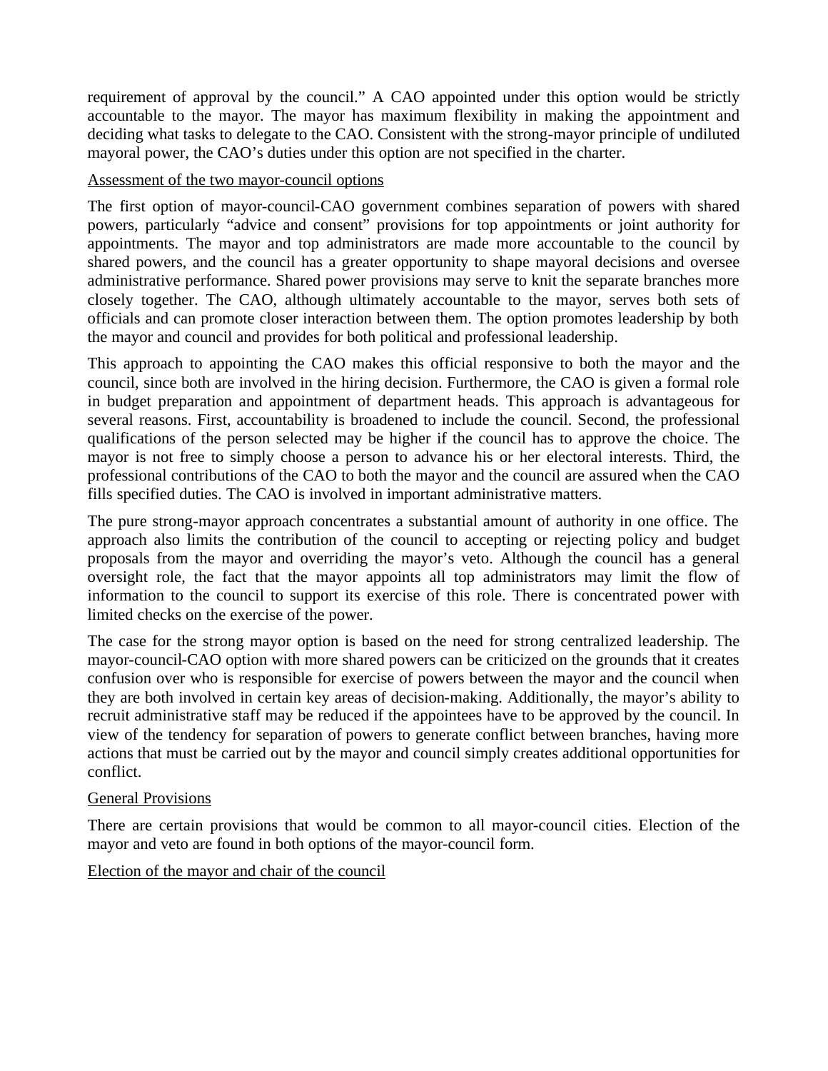requirement of approval by the council." A CAO appointed under this option would be strictly accountable to the mayor. The mayor has maximum flexibility in making the appointment and deciding what tasks to delegate to the CAO. Consistent with the strong-mayor principle of undiluted mayoral power, the CAO's duties under this option are not specified in the charter.

<u>Assessment of the two mayor-council options</u>

The first option of mayor-council-CAO government combines separation of powers with shared powers, particularly "advice and consent" provisions for top appointments or joint authority for appointments. The mayor and top administrators are made more accountable to the council by shared powers, and the council has a greater opportunity to shape mayoral decisions and oversee administrative performance. Shared power provisions may serve to knit the separate branches more closely together. The CAO, although ultimately accountable to the mayor, serves both sets of officials and can promote closer interaction between them. The option promotes leadership by both the mayor and council and provides for both political and professional leadership.

This approach to appointing the CAO makes this official responsive to both the mayor and the council, since both are involved in the hiring decision. Furthermore, the CAO is given a formal role in budget preparation and appointment of department heads. This approach is advantageous for several reasons. First, accountability is broadened to include the council. Second, the professional qualifications of the person selected may be higher if the council has to approve the choice. The mayor is not free to simply choose a person to advance his or her electoral interests. Third, the professional contributions of the CAO to both the mayor and the council are assured when the CAO fills specified duties. The CAO is involved in important administrative matters.

The pure strong-mayor approach concentrates a substantial amount of authority in one office. The approach also limits the contribution of the council to accepting or rejecting policy and budget proposals from the mayor and overriding the mayor's veto. Although the council has a general oversight role, the fact that the mayor appoints all top administrators may limit the flow of information to the council to support its exercise of this role. There is concentrated power with limited checks on the exercise of the power.

The case for the strong mayor option is based on the need for strong centralized leadership. The mayor-council-CAO option with more shared powers can be criticized on the grounds that it creates confusion over who is responsible for exercise of powers between the mayor and the council when they are both involved in certain key areas of decision-making. Additionally, the mayor's ability to recruit administrative staff may be reduced if the appointees have to be approved by the council. In view of the tendency for separation of powers to generate conflict between branches, having more actions that must be carried out by the mayor and council simply creates additional opportunities for conflict.

<u>General Provisions</u>

There are certain provisions that would be common to all mayor-council cities. Election of the mayor and veto are found in both options of the mayor-council form.

<u>Election of the mayor and chair of the council</u>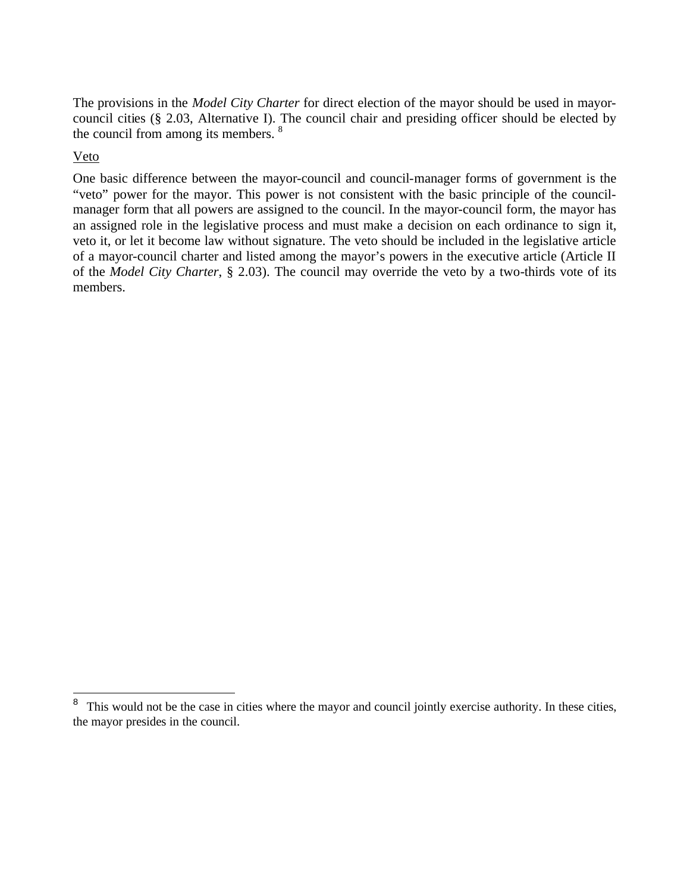The provisions in the *Model City Charter* for direct election of the mayor should be used in mayor-council cities (§ 2.03, Alternative I). The council chair and presiding officer should be elected by the council from among its members. [8]

Veto

One basic difference between the mayor-council and council-manager forms of government is the "veto" power for the mayor. This power is not consistent with the basic principle of the council-manager form that all powers are assigned to the council. In the mayor-council form, the mayor has an assigned role in the legislative process and must make a decision on each ordinance to sign it, veto it, or let it become law without signature. The veto should be included in the legislative article of a mayor-council charter and listed among the mayor's powers in the executive article (Article II of the *Model City Charter*, § 2.03). The council may override the veto by a two-thirds vote of its members.

---

[8] This would not be the case in cities where the mayor and council jointly exercise authority. In these cities, the mayor presides in the council.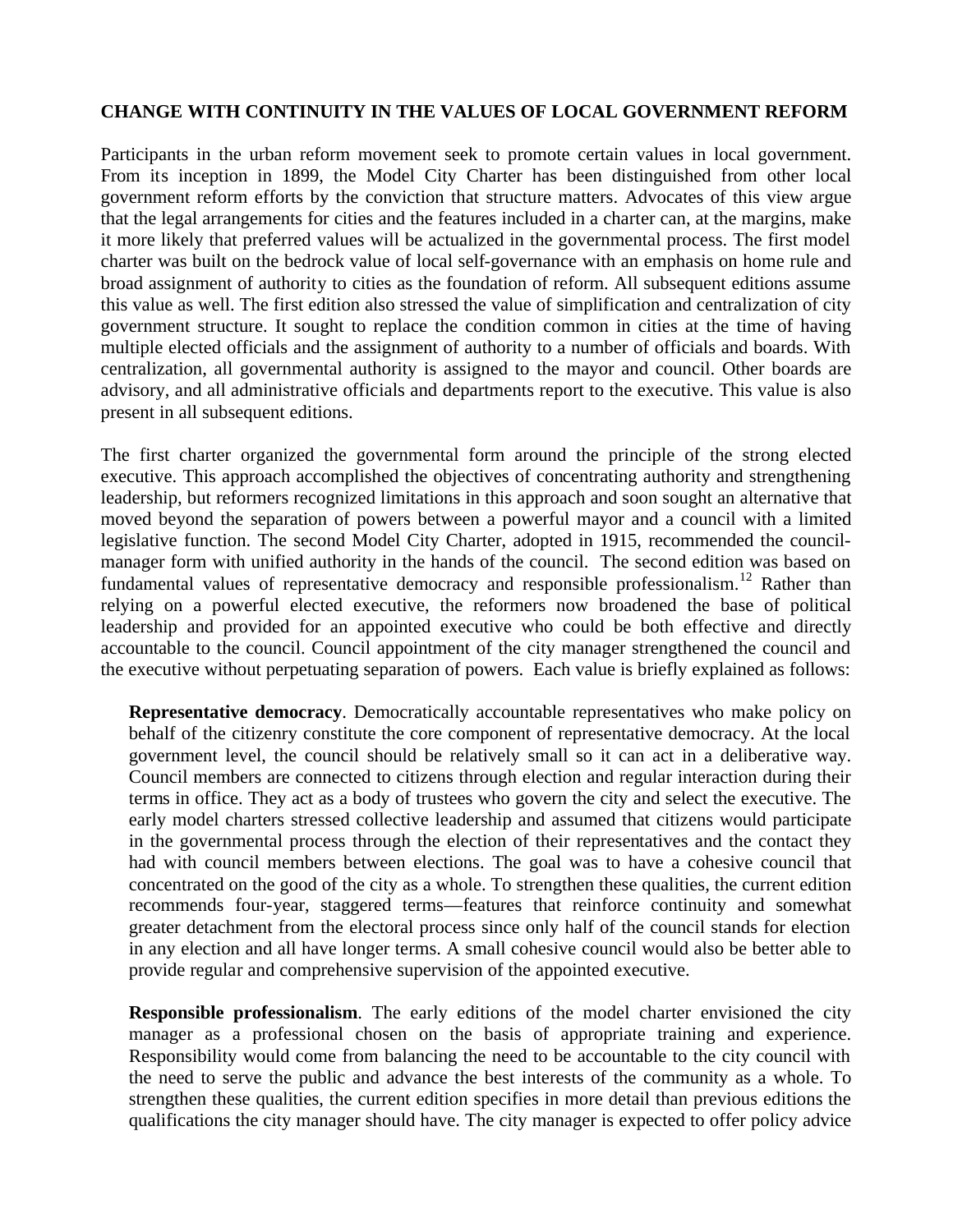## CHANGE WITH CONTINUITY IN THE VALUES OF LOCAL GOVERNMENT REFORM

Participants in the urban reform movement seek to promote certain values in local government. From its inception in 1899, the Model City Charter has been distinguished from other local government reform efforts by the conviction that structure matters. Advocates of this view argue that the legal arrangements for cities and the features included in a charter can, at the margins, make it more likely that preferred values will be actualized in the governmental process. The first model charter was built on the bedrock value of local self-governance with an emphasis on home rule and broad assignment of authority to cities as the foundation of reform. All subsequent editions assume this value as well. The first edition also stressed the value of simplification and centralization of city government structure. It sought to replace the condition common in cities at the time of having multiple elected officials and the assignment of authority to a number of officials and boards. With centralization, all governmental authority is assigned to the mayor and council. Other boards are advisory, and all administrative officials and departments report to the executive. This value is also present in all subsequent editions.

The first charter organized the governmental form around the principle of the strong elected executive. This approach accomplished the objectives of concentrating authority and strengthening leadership, but reformers recognized limitations in this approach and soon sought an alternative that moved beyond the separation of powers between a powerful mayor and a council with a limited legislative function. The second Model City Charter, adopted in 1915, recommended the council-manager form with unified authority in the hands of the council. The second edition was based on fundamental values of representative democracy and responsible professionalism.[12] Rather than relying on a powerful elected executive, the reformers now broadened the base of political leadership and provided for an appointed executive who could be both effective and directly accountable to the council. Council appointment of the city manager strengthened the council and the executive without perpetuating separation of powers. Each value is briefly explained as follows:

**Representative democracy**. Democratically accountable representatives who make policy on behalf of the citizenry constitute the core component of representative democracy. At the local government level, the council should be relatively small so it can act in a deliberative way. Council members are connected to citizens through election and regular interaction during their terms in office. They act as a body of trustees who govern the city and select the executive. The early model charters stressed collective leadership and assumed that citizens would participate in the governmental process through the election of their representatives and the contact they had with council members between elections. The goal was to have a cohesive council that concentrated on the good of the city as a whole. To strengthen these qualities, the current edition recommends four-year, staggered terms—features that reinforce continuity and somewhat greater detachment from the electoral process since only half of the council stands for election in any election and all have longer terms. A small cohesive council would also be better able to provide regular and comprehensive supervision of the appointed executive.

**Responsible professionalism**. The early editions of the model charter envisioned the city manager as a professional chosen on the basis of appropriate training and experience. Responsibility would come from balancing the need to be accountable to the city council with the need to serve the public and advance the best interests of the community as a whole. To strengthen these qualities, the current edition specifies in more detail than previous editions the qualifications the city manager should have. The city manager is expected to offer policy advice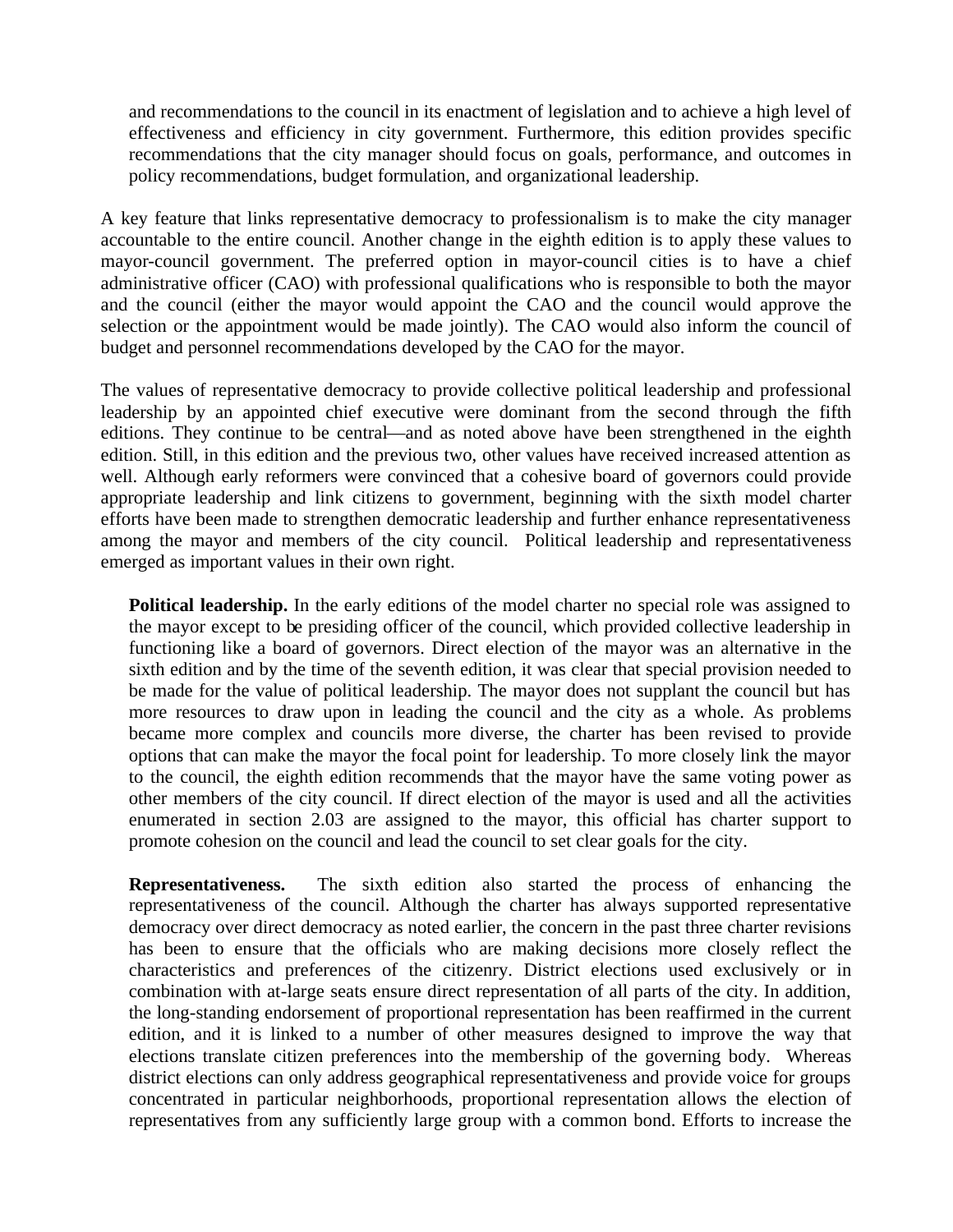and recommendations to the council in its enactment of legislation and to achieve a high level of effectiveness and efficiency in city government. Furthermore, this edition provides specific recommendations that the city manager should focus on goals, performance, and outcomes in policy recommendations, budget formulation, and organizational leadership.

A key feature that links representative democracy to professionalism is to make the city manager accountable to the entire council. Another change in the eighth edition is to apply these values to mayor-council government. The preferred option in mayor-council cities is to have a chief administrative officer (CAO) with professional qualifications who is responsible to both the mayor and the council (either the mayor would appoint the CAO and the council would approve the selection or the appointment would be made jointly). The CAO would also inform the council of budget and personnel recommendations developed by the CAO for the mayor.

The values of representative democracy to provide collective political leadership and professional leadership by an appointed chief executive were dominant from the second through the fifth editions. They continue to be central—and as noted above have been strengthened in the eighth edition. Still, in this edition and the previous two, other values have received increased attention as well. Although early reformers were convinced that a cohesive board of governors could provide appropriate leadership and link citizens to government, beginning with the sixth model charter efforts have been made to strengthen democratic leadership and further enhance representativeness among the mayor and members of the city council. Political leadership and representativeness emerged as important values in their own right.

**Political leadership.** In the early editions of the model charter no special role was assigned to the mayor except to be presiding officer of the council, which provided collective leadership in functioning like a board of governors. Direct election of the mayor was an alternative in the sixth edition and by the time of the seventh edition, it was clear that special provision needed to be made for the value of political leadership. The mayor does not supplant the council but has more resources to draw upon in leading the council and the city as a whole. As problems became more complex and councils more diverse, the charter has been revised to provide options that can make the mayor the focal point for leadership. To more closely link the mayor to the council, the eighth edition recommends that the mayor have the same voting power as other members of the city council. If direct election of the mayor is used and all the activities enumerated in section 2.03 are assigned to the mayor, this official has charter support to promote cohesion on the council and lead the council to set clear goals for the city.

**Representativeness.** The sixth edition also started the process of enhancing the representativeness of the council. Although the charter has always supported representative democracy over direct democracy as noted earlier, the concern in the past three charter revisions has been to ensure that the officials who are making decisions more closely reflect the characteristics and preferences of the citizenry. District elections used exclusively or in combination with at-large seats ensure direct representation of all parts of the city. In addition, the long-standing endorsement of proportional representation has been reaffirmed in the current edition, and it is linked to a number of other measures designed to improve the way that elections translate citizen preferences into the membership of the governing body. Whereas district elections can only address geographical representativeness and provide voice for groups concentrated in particular neighborhoods, proportional representation allows the election of representatives from any sufficiently large group with a common bond. Efforts to increase the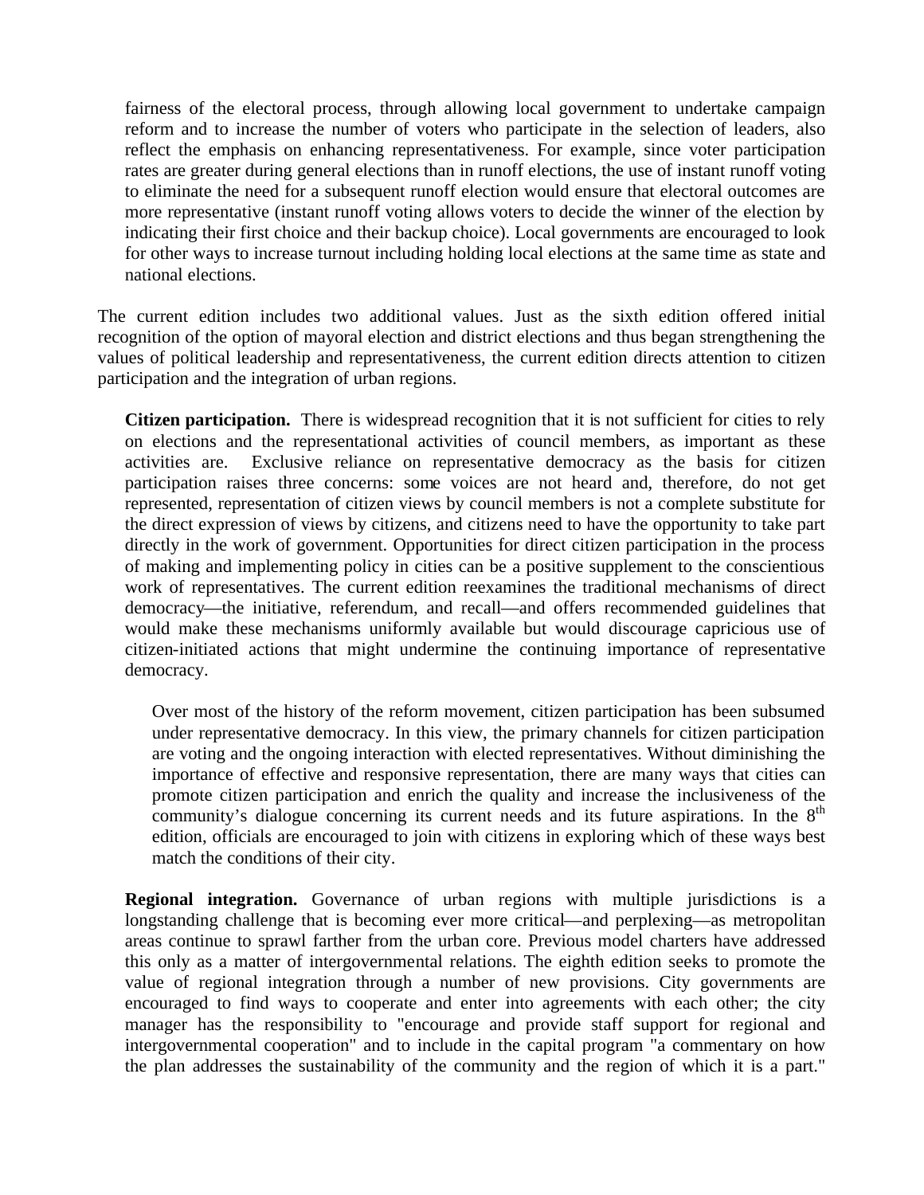fairness of the electoral process, through allowing local government to undertake campaign reform and to increase the number of voters who participate in the selection of leaders, also reflect the emphasis on enhancing representativeness. For example, since voter participation rates are greater during general elections than in runoff elections, the use of instant runoff voting to eliminate the need for a subsequent runoff election would ensure that electoral outcomes are more representative (instant runoff voting allows voters to decide the winner of the election by indicating their first choice and their backup choice). Local governments are encouraged to look for other ways to increase turnout including holding local elections at the same time as state and national elections.

The current edition includes two additional values. Just as the sixth edition offered initial recognition of the option of mayoral election and district elections and thus began strengthening the values of political leadership and representativeness, the current edition directs attention to citizen participation and the integration of urban regions.

**Citizen participation.** There is widespread recognition that it is not sufficient for cities to rely on elections and the representational activities of council members, as important as these activities are. Exclusive reliance on representative democracy as the basis for citizen participation raises three concerns: some voices are not heard and, therefore, do not get represented, representation of citizen views by council members is not a complete substitute for the direct expression of views by citizens, and citizens need to have the opportunity to take part directly in the work of government. Opportunities for direct citizen participation in the process of making and implementing policy in cities can be a positive supplement to the conscientious work of representatives. The current edition reexamines the traditional mechanisms of direct democracy—the initiative, referendum, and recall—and offers recommended guidelines that would make these mechanisms uniformly available but would discourage capricious use of citizen-initiated actions that might undermine the continuing importance of representative democracy.

Over most of the history of the reform movement, citizen participation has been subsumed under representative democracy. In this view, the primary channels for citizen participation are voting and the ongoing interaction with elected representatives. Without diminishing the importance of effective and responsive representation, there are many ways that cities can promote citizen participation and enrich the quality and increase the inclusiveness of the community's dialogue concerning its current needs and its future aspirations. In the 8th edition, officials are encouraged to join with citizens in exploring which of these ways best match the conditions of their city.

**Regional integration.** Governance of urban regions with multiple jurisdictions is a longstanding challenge that is becoming ever more critical—and perplexing—as metropolitan areas continue to sprawl farther from the urban core. Previous model charters have addressed this only as a matter of intergovernmental relations. The eighth edition seeks to promote the value of regional integration through a number of new provisions. City governments are encouraged to find ways to cooperate and enter into agreements with each other; the city manager has the responsibility to "encourage and provide staff support for regional and intergovernmental cooperation" and to include in the capital program "a commentary on how the plan addresses the sustainability of the community and the region of which it is a part."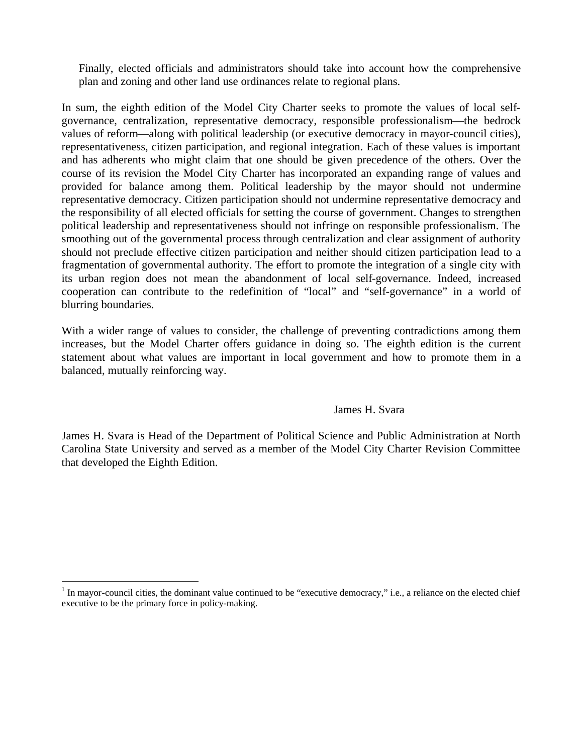Finally, elected officials and administrators should take into account how the comprehensive plan and zoning and other land use ordinances relate to regional plans.

In sum, the eighth edition of the Model City Charter seeks to promote the values of local self-governance, centralization, representative democracy, responsible professionalism—the bedrock values of reform—along with political leadership (or executive democracy in mayor-council cities), representativeness, citizen participation, and regional integration. Each of these values is important and has adherents who might claim that one should be given precedence of the others. Over the course of its revision the Model City Charter has incorporated an expanding range of values and provided for balance among them. Political leadership by the mayor should not undermine representative democracy. Citizen participation should not undermine representative democracy and the responsibility of all elected officials for setting the course of government. Changes to strengthen political leadership and representativeness should not infringe on responsible professionalism. The smoothing out of the governmental process through centralization and clear assignment of authority should not preclude effective citizen participation and neither should citizen participation lead to a fragmentation of governmental authority. The effort to promote the integration of a single city with its urban region does not mean the abandonment of local self-governance. Indeed, increased cooperation can contribute to the redefinition of "local" and "self-governance" in a world of blurring boundaries.

With a wider range of values to consider, the challenge of preventing contradictions among them increases, but the Model Charter offers guidance in doing so. The eighth edition is the current statement about what values are important in local government and how to promote them in a balanced, mutually reinforcing way.

James H. Svara

James H. Svara is Head of the Department of Political Science and Public Administration at North Carolina State University and served as a member of the Model City Charter Revision Committee that developed the Eighth Edition.

---

[1] In mayor-council cities, the dominant value continued to be "executive democracy," i.e., a reliance on the elected chief executive to be the primary force in policy-making.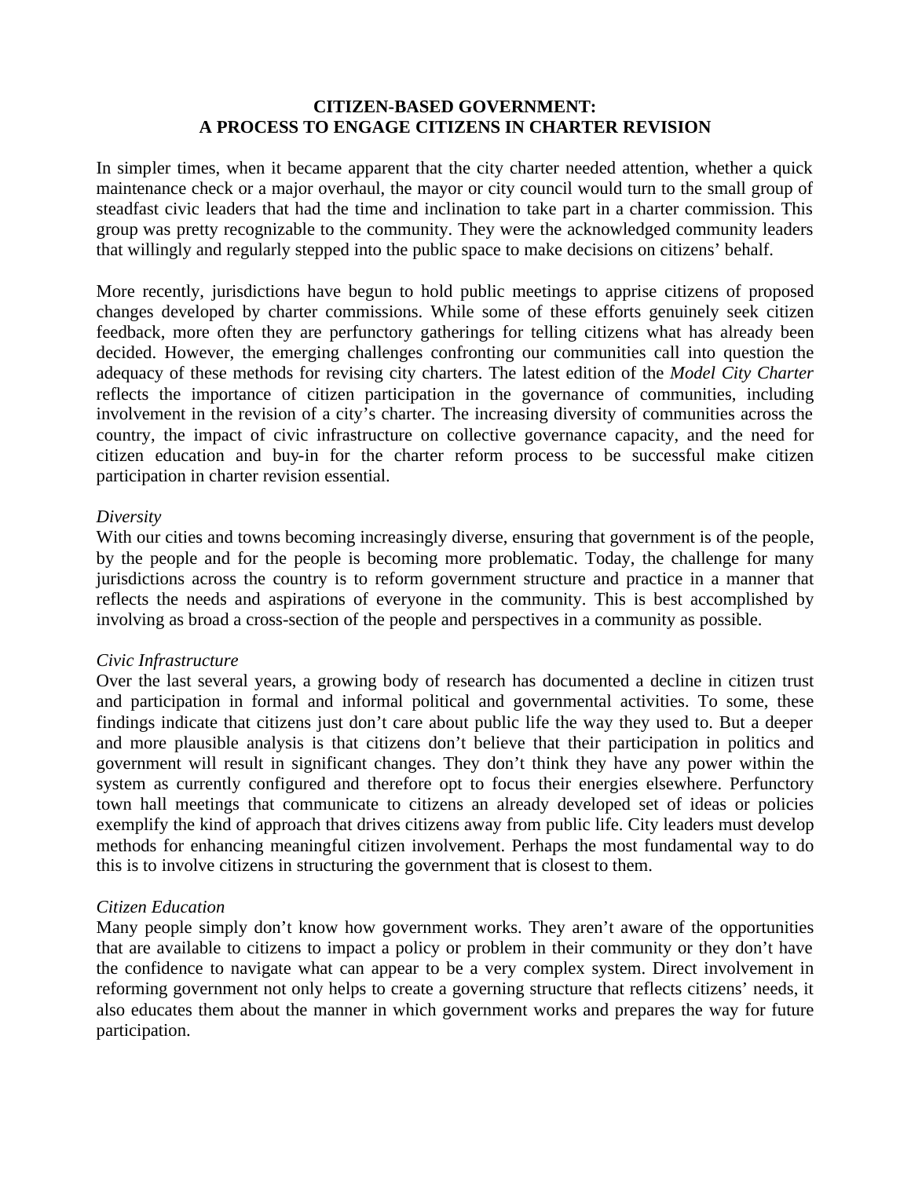# CITIZEN-BASED GOVERNMENT:
# A PROCESS TO ENGAGE CITIZENS IN CHARTER REVISION

In simpler times, when it became apparent that the city charter needed attention, whether a quick maintenance check or a major overhaul, the mayor or city council would turn to the small group of steadfast civic leaders that had the time and inclination to take part in a charter commission. This group was pretty recognizable to the community. They were the acknowledged community leaders that willingly and regularly stepped into the public space to make decisions on citizens' behalf.

More recently, jurisdictions have begun to hold public meetings to apprise citizens of proposed changes developed by charter commissions. While some of these efforts genuinely seek citizen feedback, more often they are perfunctory gatherings for telling citizens what has already been decided. However, the emerging challenges confronting our communities call into question the adequacy of these methods for revising city charters. The latest edition of the *Model City Charter* reflects the importance of citizen participation in the governance of communities, including involvement in the revision of a city's charter. The increasing diversity of communities across the country, the impact of civic infrastructure on collective governance capacity, and the need for citizen education and buy-in for the charter reform process to be successful make citizen participation in charter revision essential.

*Diversity*

With our cities and towns becoming increasingly diverse, ensuring that government is of the people, by the people and for the people is becoming more problematic. Today, the challenge for many jurisdictions across the country is to reform government structure and practice in a manner that reflects the needs and aspirations of everyone in the community. This is best accomplished by involving as broad a cross-section of the people and perspectives in a community as possible.

*Civic Infrastructure*

Over the last several years, a growing body of research has documented a decline in citizen trust and participation in formal and informal political and governmental activities. To some, these findings indicate that citizens just don't care about public life the way they used to. But a deeper and more plausible analysis is that citizens don't believe that their participation in politics and government will result in significant changes. They don't think they have any power within the system as currently configured and therefore opt to focus their energies elsewhere. Perfunctory town hall meetings that communicate to citizens an already developed set of ideas or policies exemplify the kind of approach that drives citizens away from public life. City leaders must develop methods for enhancing meaningful citizen involvement. Perhaps the most fundamental way to do this is to involve citizens in structuring the government that is closest to them.

*Citizen Education*

Many people simply don't know how government works. They aren't aware of the opportunities that are available to citizens to impact a policy or problem in their community or they don't have the confidence to navigate what can appear to be a very complex system. Direct involvement in reforming government not only helps to create a governing structure that reflects citizens' needs, it also educates them about the manner in which government works and prepares the way for future participation.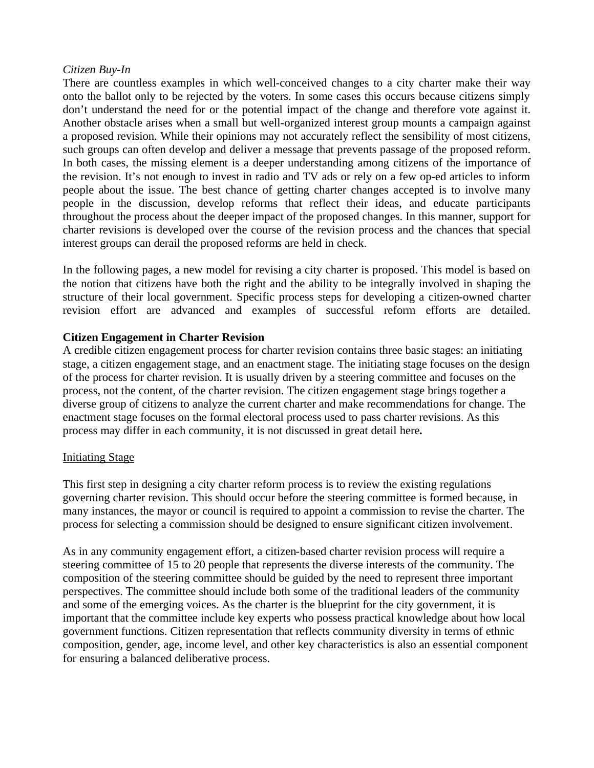*Citizen Buy-In*

There are countless examples in which well-conceived changes to a city charter make their way onto the ballot only to be rejected by the voters. In some cases this occurs because citizens simply don't understand the need for or the potential impact of the change and therefore vote against it. Another obstacle arises when a small but well-organized interest group mounts a campaign against a proposed revision. While their opinions may not accurately reflect the sensibility of most citizens, such groups can often develop and deliver a message that prevents passage of the proposed reform. In both cases, the missing element is a deeper understanding among citizens of the importance of the revision. It's not enough to invest in radio and TV ads or rely on a few op-ed articles to inform people about the issue. The best chance of getting charter changes accepted is to involve many people in the discussion, develop reforms that reflect their ideas, and educate participants throughout the process about the deeper impact of the proposed changes. In this manner, support for charter revisions is developed over the course of the revision process and the chances that special interest groups can derail the proposed reforms are held in check.

In the following pages, a new model for revising a city charter is proposed. This model is based on the notion that citizens have both the right and the ability to be integrally involved in shaping the structure of their local government. Specific process steps for developing a citizen-owned charter revision effort are advanced and examples of successful reform efforts are detailed.

**Citizen Engagement in Charter Revision**

A credible citizen engagement process for charter revision contains three basic stages: an initiating stage, a citizen engagement stage, and an enactment stage. The initiating stage focuses on the design of the process for charter revision. It is usually driven by a steering committee and focuses on the process, not the content, of the charter revision. The citizen engagement stage brings together a diverse group of citizens to analyze the current charter and make recommendations for change. The enactment stage focuses on the formal electoral process used to pass charter revisions. As this process may differ in each community, it is not discussed in great detail here.

<u>Initiating Stage</u>

This first step in designing a city charter reform process is to review the existing regulations governing charter revision. This should occur before the steering committee is formed because, in many instances, the mayor or council is required to appoint a commission to revise the charter. The process for selecting a commission should be designed to ensure significant citizen involvement.

As in any community engagement effort, a citizen-based charter revision process will require a steering committee of 15 to 20 people that represents the diverse interests of the community. The composition of the steering committee should be guided by the need to represent three important perspectives. The committee should include both some of the traditional leaders of the community and some of the emerging voices. As the charter is the blueprint for the city government, it is important that the committee include key experts who possess practical knowledge about how local government functions. Citizen representation that reflects community diversity in terms of ethnic composition, gender, age, income level, and other key characteristics is also an essential component for ensuring a balanced deliberative process.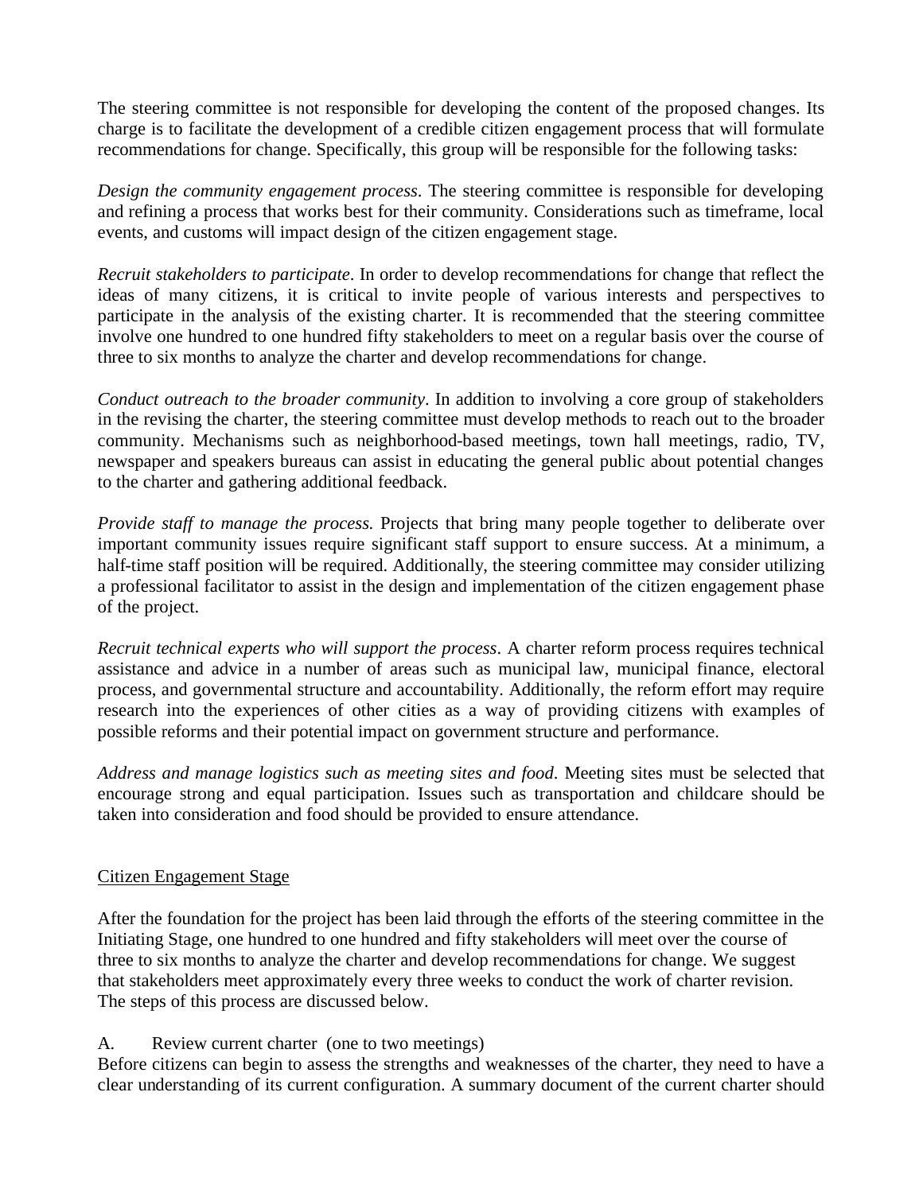The steering committee is not responsible for developing the content of the proposed changes. Its charge is to facilitate the development of a credible citizen engagement process that will formulate recommendations for change. Specifically, this group will be responsible for the following tasks:

*Design the community engagement process*. The steering committee is responsible for developing and refining a process that works best for their community. Considerations such as timeframe, local events, and customs will impact design of the citizen engagement stage.

*Recruit stakeholders to participate*. In order to develop recommendations for change that reflect the ideas of many citizens, it is critical to invite people of various interests and perspectives to participate in the analysis of the existing charter. It is recommended that the steering committee involve one hundred to one hundred fifty stakeholders to meet on a regular basis over the course of three to six months to analyze the charter and develop recommendations for change.

*Conduct outreach to the broader community*. In addition to involving a core group of stakeholders in the revising the charter, the steering committee must develop methods to reach out to the broader community. Mechanisms such as neighborhood-based meetings, town hall meetings, radio, TV, newspaper and speakers bureaus can assist in educating the general public about potential changes to the charter and gathering additional feedback.

*Provide staff to manage the process.* Projects that bring many people together to deliberate over important community issues require significant staff support to ensure success. At a minimum, a half-time staff position will be required. Additionally, the steering committee may consider utilizing a professional facilitator to assist in the design and implementation of the citizen engagement phase of the project.

*Recruit technical experts who will support the process*. A charter reform process requires technical assistance and advice in a number of areas such as municipal law, municipal finance, electoral process, and governmental structure and accountability. Additionally, the reform effort may require research into the experiences of other cities as a way of providing citizens with examples of possible reforms and their potential impact on government structure and performance.

*Address and manage logistics such as meeting sites and food*. Meeting sites must be selected that encourage strong and equal participation. Issues such as transportation and childcare should be taken into consideration and food should be provided to ensure attendance.

<u>Citizen Engagement Stage</u>

After the foundation for the project has been laid through the efforts of the steering committee in the Initiating Stage, one hundred to one hundred and fifty stakeholders will meet over the course of three to six months to analyze the charter and develop recommendations for change. We suggest that stakeholders meet approximately every three weeks to conduct the work of charter revision. The steps of this process are discussed below.

A. Review current charter (one to two meetings)

Before citizens can begin to assess the strengths and weaknesses of the charter, they need to have a clear understanding of its current configuration. A summary document of the current charter should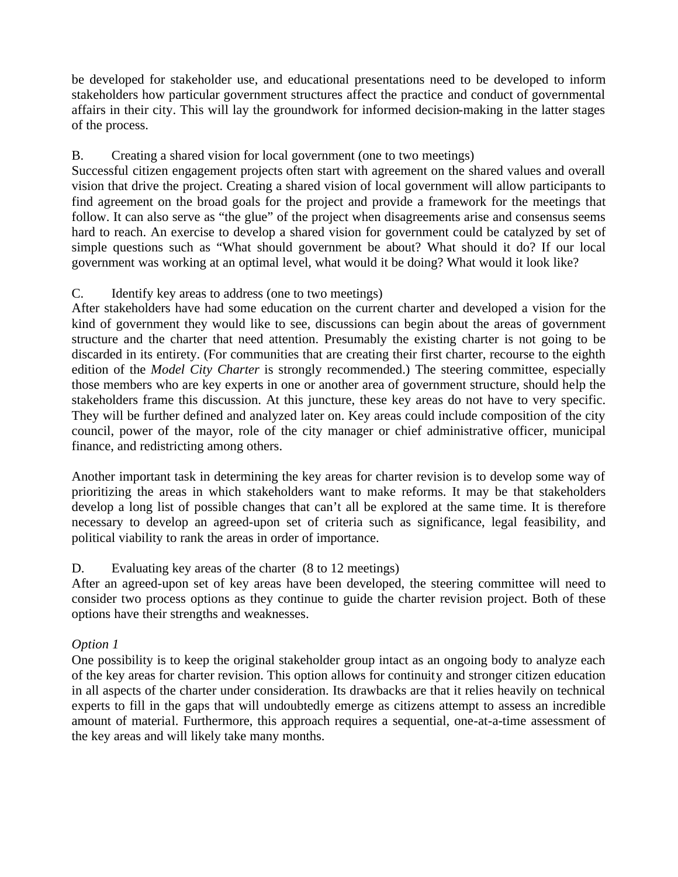be developed for stakeholder use, and educational presentations need to be developed to inform stakeholders how particular government structures affect the practice and conduct of governmental affairs in their city. This will lay the groundwork for informed decision-making in the latter stages of the process.

B. Creating a shared vision for local government (one to two meetings)

Successful citizen engagement projects often start with agreement on the shared values and overall vision that drive the project. Creating a shared vision of local government will allow participants to find agreement on the broad goals for the project and provide a framework for the meetings that follow. It can also serve as "the glue" of the project when disagreements arise and consensus seems hard to reach. An exercise to develop a shared vision for government could be catalyzed by set of simple questions such as "What should government be about? What should it do? If our local government was working at an optimal level, what would it be doing? What would it look like?

C. Identify key areas to address (one to two meetings)

After stakeholders have had some education on the current charter and developed a vision for the kind of government they would like to see, discussions can begin about the areas of government structure and the charter that need attention. Presumably the existing charter is not going to be discarded in its entirety. (For communities that are creating their first charter, recourse to the eighth edition of the *Model City Charter* is strongly recommended.) The steering committee, especially those members who are key experts in one or another area of government structure, should help the stakeholders frame this discussion. At this juncture, these key areas do not have to very specific. They will be further defined and analyzed later on. Key areas could include composition of the city council, power of the mayor, role of the city manager or chief administrative officer, municipal finance, and redistricting among others.

Another important task in determining the key areas for charter revision is to develop some way of prioritizing the areas in which stakeholders want to make reforms. It may be that stakeholders develop a long list of possible changes that can't all be explored at the same time. It is therefore necessary to develop an agreed-upon set of criteria such as significance, legal feasibility, and political viability to rank the areas in order of importance.

D. Evaluating key areas of the charter (8 to 12 meetings)

After an agreed-upon set of key areas have been developed, the steering committee will need to consider two process options as they continue to guide the charter revision project. Both of these options have their strengths and weaknesses.

*Option 1*

One possibility is to keep the original stakeholder group intact as an ongoing body to analyze each of the key areas for charter revision. This option allows for continuity and stronger citizen education in all aspects of the charter under consideration. Its drawbacks are that it relies heavily on technical experts to fill in the gaps that will undoubtedly emerge as citizens attempt to assess an incredible amount of material. Furthermore, this approach requires a sequential, one-at-a-time assessment of the key areas and will likely take many months.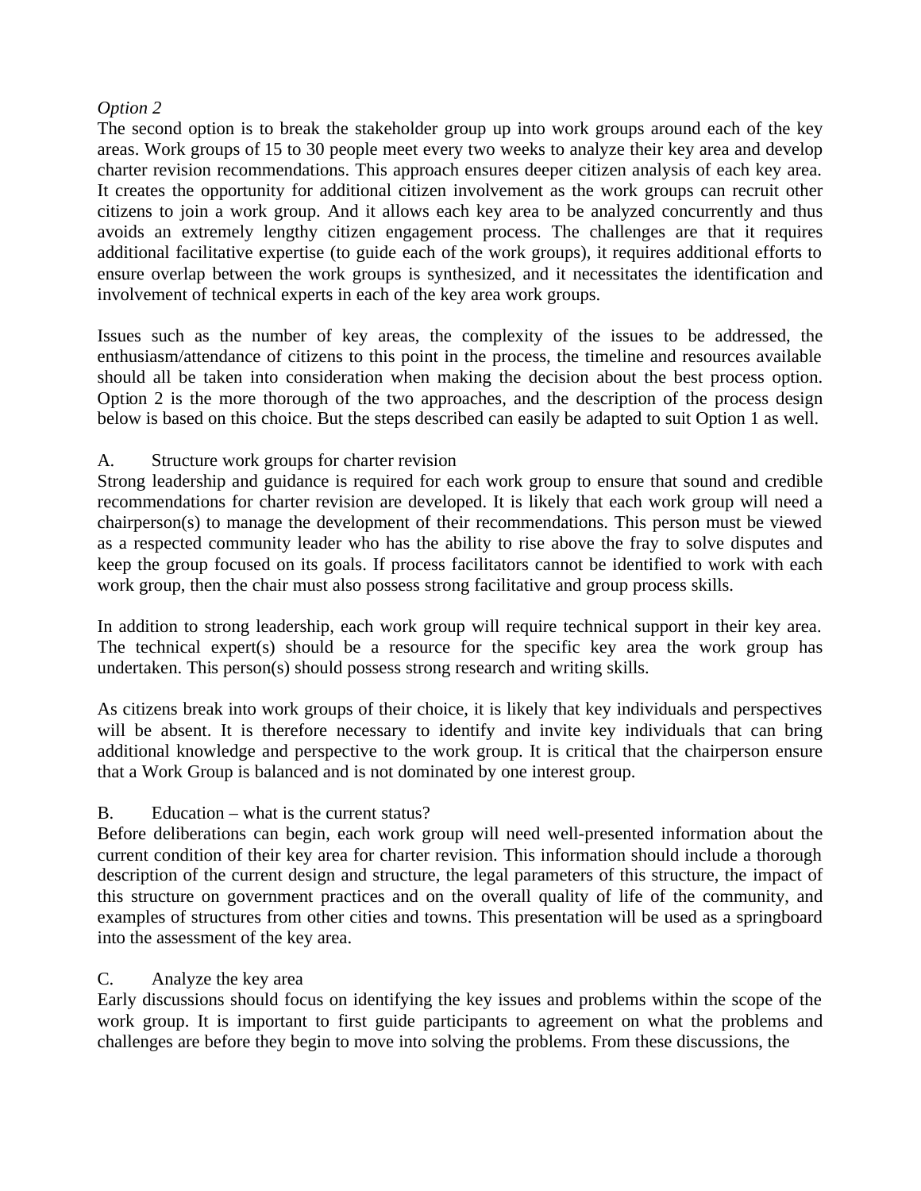*Option 2*

The second option is to break the stakeholder group up into work groups around each of the key areas. Work groups of 15 to 30 people meet every two weeks to analyze their key area and develop charter revision recommendations. This approach ensures deeper citizen analysis of each key area. It creates the opportunity for additional citizen involvement as the work groups can recruit other citizens to join a work group. And it allows each key area to be analyzed concurrently and thus avoids an extremely lengthy citizen engagement process. The challenges are that it requires additional facilitative expertise (to guide each of the work groups), it requires additional efforts to ensure overlap between the work groups is synthesized, and it necessitates the identification and involvement of technical experts in each of the key area work groups.

Issues such as the number of key areas, the complexity of the issues to be addressed, the enthusiasm/attendance of citizens to this point in the process, the timeline and resources available should all be taken into consideration when making the decision about the best process option. Option 2 is the more thorough of the two approaches, and the description of the process design below is based on this choice. But the steps described can easily be adapted to suit Option 1 as well.

A. Structure work groups for charter revision

Strong leadership and guidance is required for each work group to ensure that sound and credible recommendations for charter revision are developed. It is likely that each work group will need a chairperson(s) to manage the development of their recommendations. This person must be viewed as a respected community leader who has the ability to rise above the fray to solve disputes and keep the group focused on its goals. If process facilitators cannot be identified to work with each work group, then the chair must also possess strong facilitative and group process skills.

In addition to strong leadership, each work group will require technical support in their key area. The technical expert(s) should be a resource for the specific key area the work group has undertaken. This person(s) should possess strong research and writing skills.

As citizens break into work groups of their choice, it is likely that key individuals and perspectives will be absent. It is therefore necessary to identify and invite key individuals that can bring additional knowledge and perspective to the work group. It is critical that the chairperson ensure that a Work Group is balanced and is not dominated by one interest group.

B. Education – what is the current status?

Before deliberations can begin, each work group will need well-presented information about the current condition of their key area for charter revision. This information should include a thorough description of the current design and structure, the legal parameters of this structure, the impact of this structure on government practices and on the overall quality of life of the community, and examples of structures from other cities and towns. This presentation will be used as a springboard into the assessment of the key area.

C. Analyze the key area

Early discussions should focus on identifying the key issues and problems within the scope of the work group. It is important to first guide participants to agreement on what the problems and challenges are before they begin to move into solving the problems. From these discussions, the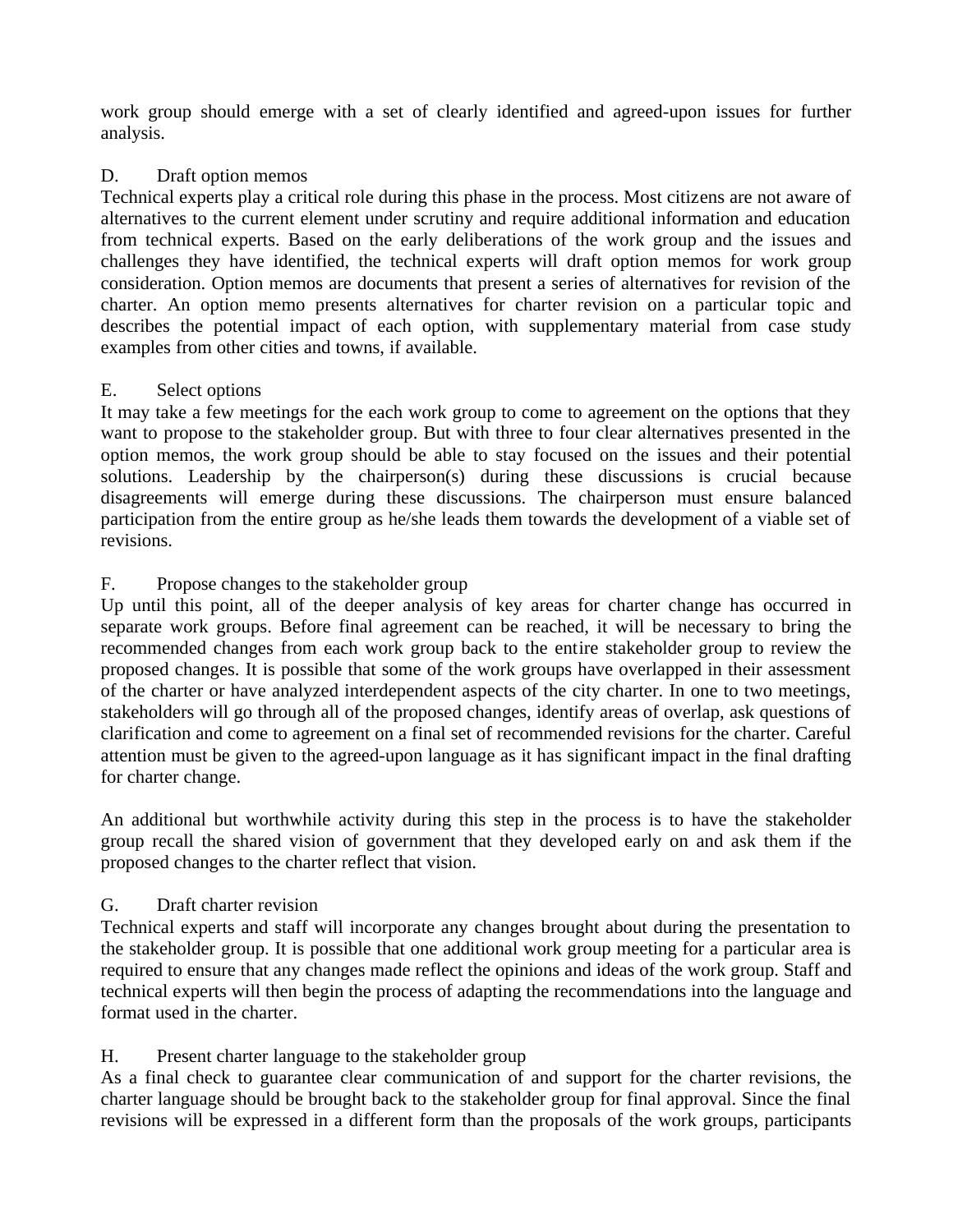work group should emerge with a set of clearly identified and agreed-upon issues for further analysis.

D. Draft option memos

Technical experts play a critical role during this phase in the process. Most citizens are not aware of alternatives to the current element under scrutiny and require additional information and education from technical experts. Based on the early deliberations of the work group and the issues and challenges they have identified, the technical experts will draft option memos for work group consideration. Option memos are documents that present a series of alternatives for revision of the charter. An option memo presents alternatives for charter revision on a particular topic and describes the potential impact of each option, with supplementary material from case study examples from other cities and towns, if available.

E. Select options

It may take a few meetings for the each work group to come to agreement on the options that they want to propose to the stakeholder group. But with three to four clear alternatives presented in the option memos, the work group should be able to stay focused on the issues and their potential solutions. Leadership by the chairperson(s) during these discussions is crucial because disagreements will emerge during these discussions. The chairperson must ensure balanced participation from the entire group as he/she leads them towards the development of a viable set of revisions.

F. Propose changes to the stakeholder group

Up until this point, all of the deeper analysis of key areas for charter change has occurred in separate work groups. Before final agreement can be reached, it will be necessary to bring the recommended changes from each work group back to the entire stakeholder group to review the proposed changes. It is possible that some of the work groups have overlapped in their assessment of the charter or have analyzed interdependent aspects of the city charter. In one to two meetings, stakeholders will go through all of the proposed changes, identify areas of overlap, ask questions of clarification and come to agreement on a final set of recommended revisions for the charter. Careful attention must be given to the agreed-upon language as it has significant impact in the final drafting for charter change.

An additional but worthwhile activity during this step in the process is to have the stakeholder group recall the shared vision of government that they developed early on and ask them if the proposed changes to the charter reflect that vision.

G. Draft charter revision

Technical experts and staff will incorporate any changes brought about during the presentation to the stakeholder group. It is possible that one additional work group meeting for a particular area is required to ensure that any changes made reflect the opinions and ideas of the work group. Staff and technical experts will then begin the process of adapting the recommendations into the language and format used in the charter.

H. Present charter language to the stakeholder group

As a final check to guarantee clear communication of and support for the charter revisions, the charter language should be brought back to the stakeholder group for final approval. Since the final revisions will be expressed in a different form than the proposals of the work groups, participants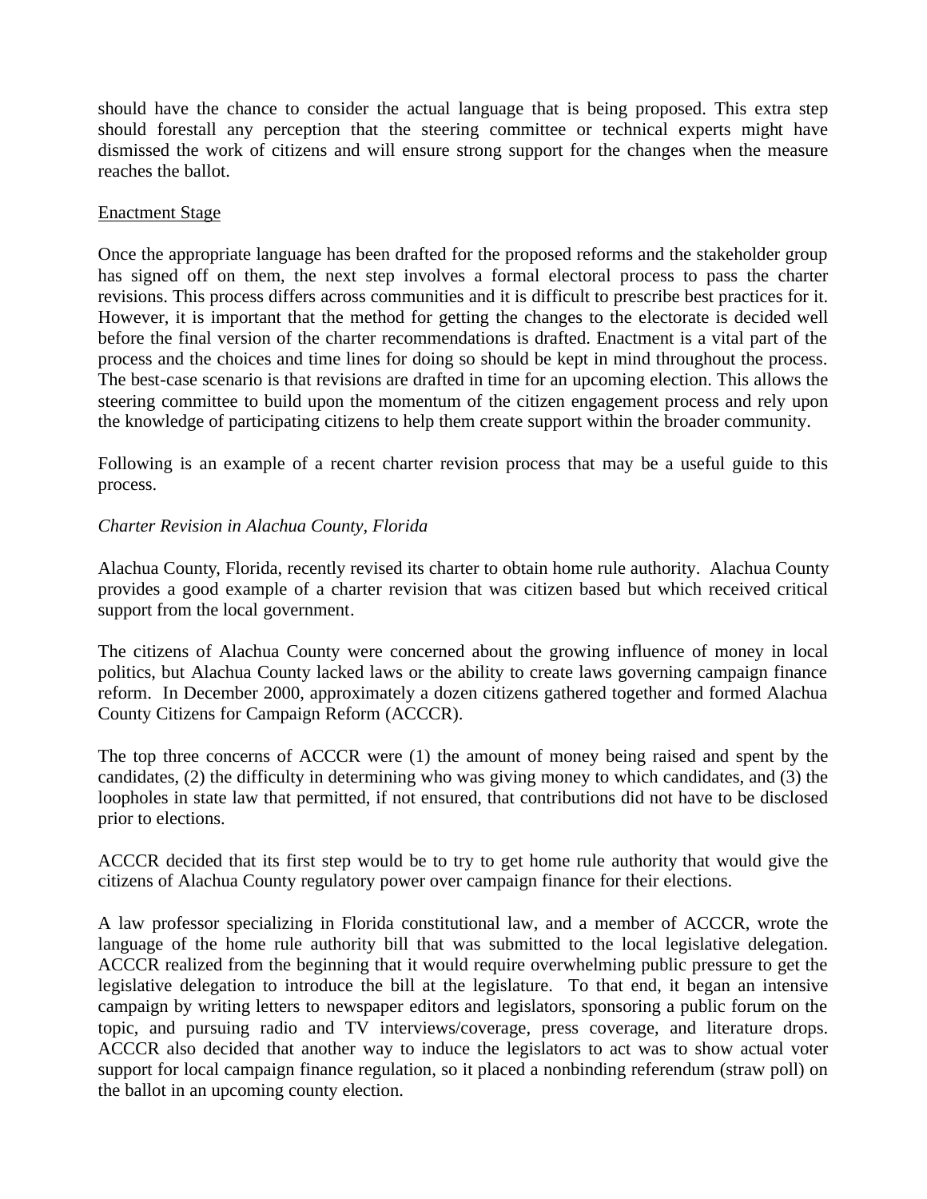should have the chance to consider the actual language that is being proposed. This extra step should forestall any perception that the steering committee or technical experts might have dismissed the work of citizens and will ensure strong support for the changes when the measure reaches the ballot.

<u>Enactment Stage</u>

Once the appropriate language has been drafted for the proposed reforms and the stakeholder group has signed off on them, the next step involves a formal electoral process to pass the charter revisions. This process differs across communities and it is difficult to prescribe best practices for it. However, it is important that the method for getting the changes to the electorate is decided well before the final version of the charter recommendations is drafted. Enactment is a vital part of the process and the choices and time lines for doing so should be kept in mind throughout the process. The best-case scenario is that revisions are drafted in time for an upcoming election. This allows the steering committee to build upon the momentum of the citizen engagement process and rely upon the knowledge of participating citizens to help them create support within the broader community.

Following is an example of a recent charter revision process that may be a useful guide to this process.

*Charter Revision in Alachua County, Florida*

Alachua County, Florida, recently revised its charter to obtain home rule authority. Alachua County provides a good example of a charter revision that was citizen based but which received critical support from the local government.

The citizens of Alachua County were concerned about the growing influence of money in local politics, but Alachua County lacked laws or the ability to create laws governing campaign finance reform. In December 2000, approximately a dozen citizens gathered together and formed Alachua County Citizens for Campaign Reform (ACCCR).

The top three concerns of ACCCR were (1) the amount of money being raised and spent by the candidates, (2) the difficulty in determining who was giving money to which candidates, and (3) the loopholes in state law that permitted, if not ensured, that contributions did not have to be disclosed prior to elections.

ACCCR decided that its first step would be to try to get home rule authority that would give the citizens of Alachua County regulatory power over campaign finance for their elections.

A law professor specializing in Florida constitutional law, and a member of ACCCR, wrote the language of the home rule authority bill that was submitted to the local legislative delegation. ACCCR realized from the beginning that it would require overwhelming public pressure to get the legislative delegation to introduce the bill at the legislature. To that end, it began an intensive campaign by writing letters to newspaper editors and legislators, sponsoring a public forum on the topic, and pursuing radio and TV interviews/coverage, press coverage, and literature drops. ACCCR also decided that another way to induce the legislators to act was to show actual voter support for local campaign finance regulation, so it placed a nonbinding referendum (straw poll) on the ballot in an upcoming county election.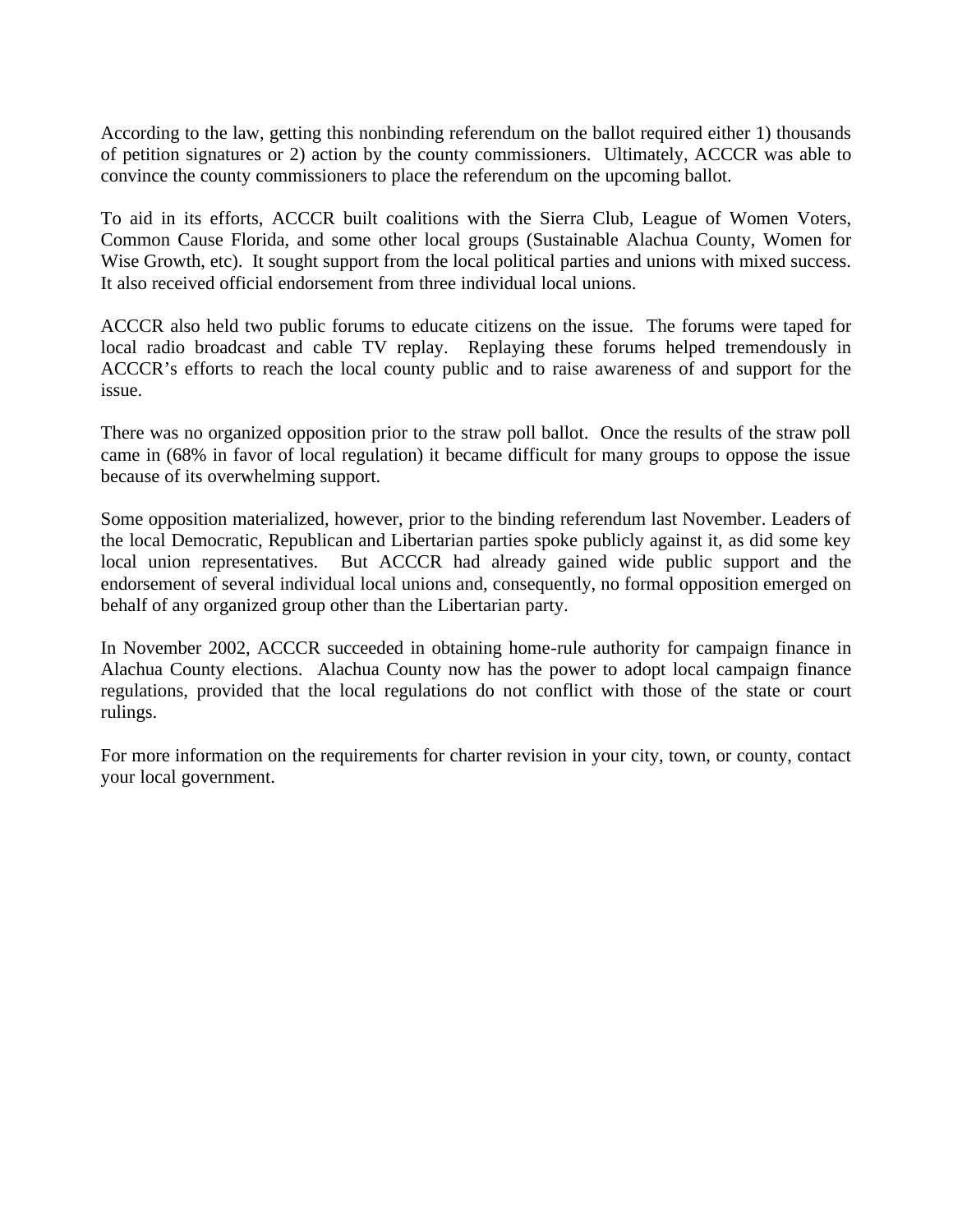According to the law, getting this nonbinding referendum on the ballot required either 1) thousands of petition signatures or 2) action by the county commissioners. Ultimately, ACCCR was able to convince the county commissioners to place the referendum on the upcoming ballot.

To aid in its efforts, ACCCR built coalitions with the Sierra Club, League of Women Voters, Common Cause Florida, and some other local groups (Sustainable Alachua County, Women for Wise Growth, etc). It sought support from the local political parties and unions with mixed success. It also received official endorsement from three individual local unions.

ACCCR also held two public forums to educate citizens on the issue. The forums were taped for local radio broadcast and cable TV replay. Replaying these forums helped tremendously in ACCCR's efforts to reach the local county public and to raise awareness of and support for the issue.

There was no organized opposition prior to the straw poll ballot. Once the results of the straw poll came in (68% in favor of local regulation) it became difficult for many groups to oppose the issue because of its overwhelming support.

Some opposition materialized, however, prior to the binding referendum last November. Leaders of the local Democratic, Republican and Libertarian parties spoke publicly against it, as did some key local union representatives. But ACCCR had already gained wide public support and the endorsement of several individual local unions and, consequently, no formal opposition emerged on behalf of any organized group other than the Libertarian party.

In November 2002, ACCCR succeeded in obtaining home-rule authority for campaign finance in Alachua County elections. Alachua County now has the power to adopt local campaign finance regulations, provided that the local regulations do not conflict with those of the state or court rulings.

For more information on the requirements for charter revision in your city, town, or county, contact your local government.